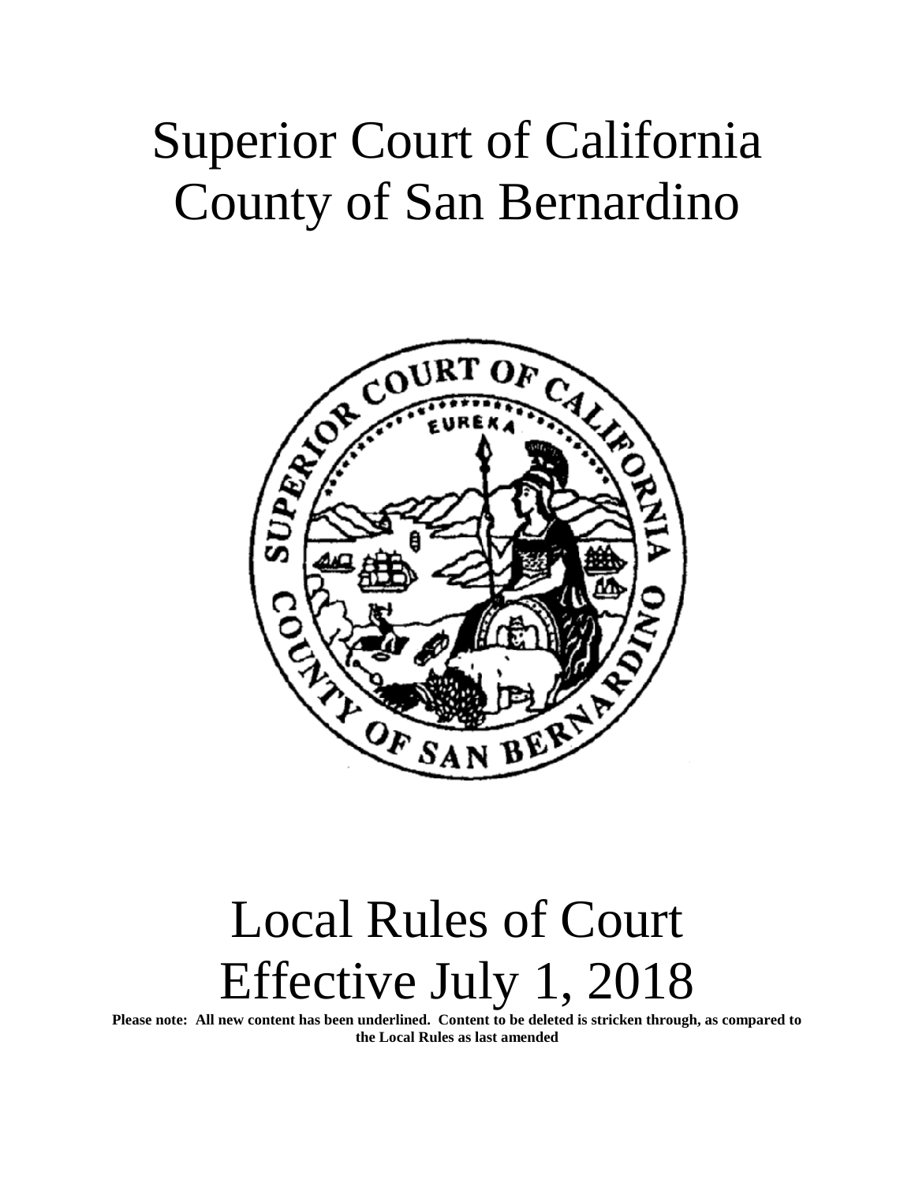# Superior Court of California
# County of San Bernardino

# Local Rules of Court
# Effective July 1, 2018

**Please note: All new content has been underlined. Content to be deleted is stricken through, as compared to the Local Rules as last amended**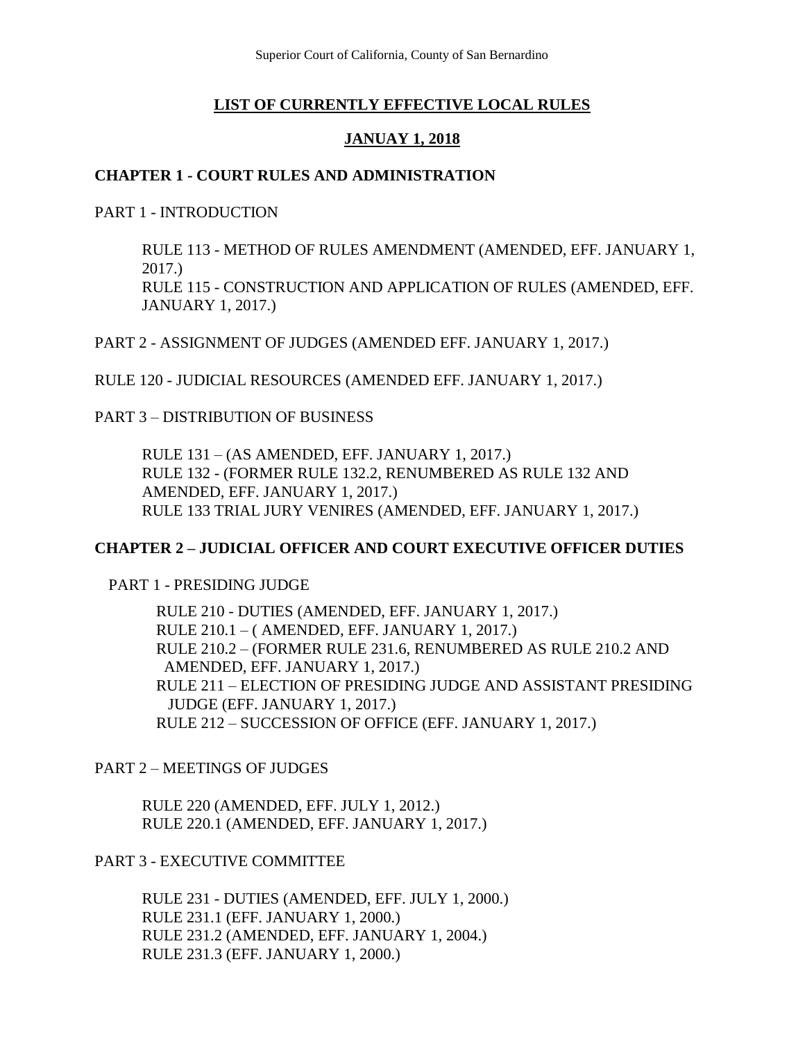## LIST OF CURRENTLY EFFECTIVE LOCAL RULES

## JANUAY 1, 2018

### CHAPTER 1 - COURT RULES AND ADMINISTRATION

PART 1 - INTRODUCTION

RULE 113 - METHOD OF RULES AMENDMENT (AMENDED, EFF. JANUARY 1, 2017.)
RULE 115 - CONSTRUCTION AND APPLICATION OF RULES (AMENDED, EFF. JANUARY 1, 2017.)

PART 2 - ASSIGNMENT OF JUDGES (AMENDED EFF. JANUARY 1, 2017.)

RULE 120 - JUDICIAL RESOURCES (AMENDED EFF. JANUARY 1, 2017.)

PART 3 – DISTRIBUTION OF BUSINESS

RULE 131 – (AS AMENDED, EFF. JANUARY 1, 2017.)
RULE 132 - (FORMER RULE 132.2, RENUMBERED AS RULE 132 AND AMENDED, EFF. JANUARY 1, 2017.)
RULE 133 TRIAL JURY VENIRES (AMENDED, EFF. JANUARY 1, 2017.)

### CHAPTER 2 – JUDICIAL OFFICER AND COURT EXECUTIVE OFFICER DUTIES

PART 1 - PRESIDING JUDGE

RULE 210 - DUTIES (AMENDED, EFF. JANUARY 1, 2017.)
RULE 210.1 – ( AMENDED, EFF. JANUARY 1, 2017.)
RULE 210.2 – (FORMER RULE 231.6, RENUMBERED AS RULE 210.2 AND AMENDED, EFF. JANUARY 1, 2017.)
RULE 211 – ELECTION OF PRESIDING JUDGE AND ASSISTANT PRESIDING JUDGE (EFF. JANUARY 1, 2017.)
RULE 212 – SUCCESSION OF OFFICE (EFF. JANUARY 1, 2017.)

PART 2 – MEETINGS OF JUDGES

RULE 220 (AMENDED, EFF. JULY 1, 2012.)
RULE 220.1 (AMENDED, EFF. JANUARY 1, 2017.)

PART 3 - EXECUTIVE COMMITTEE

RULE 231 - DUTIES (AMENDED, EFF. JULY 1, 2000.)
RULE 231.1 (EFF. JANUARY 1, 2000.)
RULE 231.2 (AMENDED, EFF. JANUARY 1, 2004.)
RULE 231.3 (EFF. JANUARY 1, 2000.)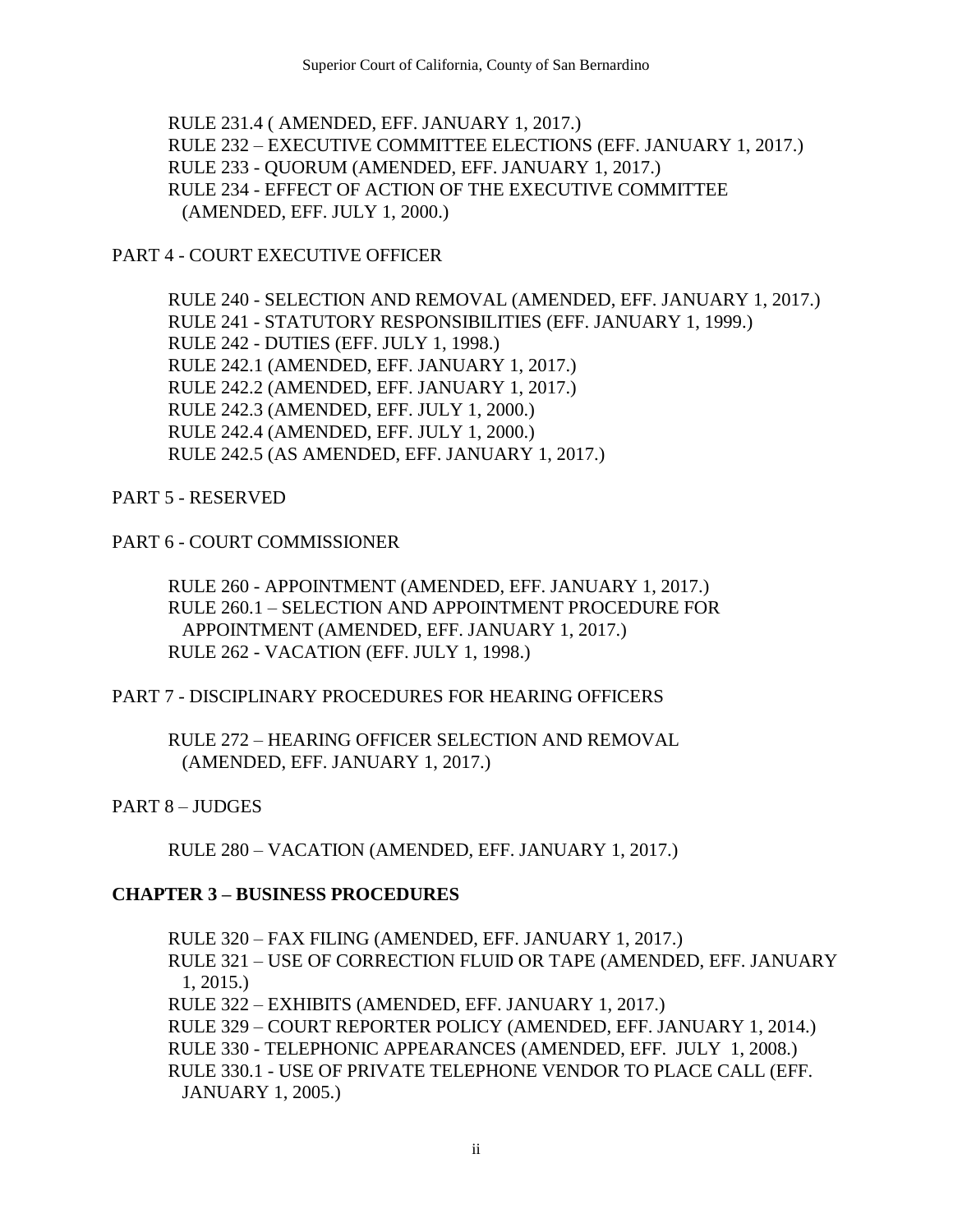RULE 231.4 ( AMENDED, EFF. JANUARY 1, 2017.)
RULE 232 – EXECUTIVE COMMITTEE ELECTIONS (EFF. JANUARY 1, 2017.)
RULE 233 - QUORUM (AMENDED, EFF. JANUARY 1, 2017.)
RULE 234 - EFFECT OF ACTION OF THE EXECUTIVE COMMITTEE (AMENDED, EFF. JULY 1, 2000.)

PART 4 - COURT EXECUTIVE OFFICER

RULE 240 - SELECTION AND REMOVAL (AMENDED, EFF. JANUARY 1, 2017.)
RULE 241 - STATUTORY RESPONSIBILITIES (EFF. JANUARY 1, 1999.)
RULE 242 - DUTIES (EFF. JULY 1, 1998.)
RULE 242.1 (AMENDED, EFF. JANUARY 1, 2017.)
RULE 242.2 (AMENDED, EFF. JANUARY 1, 2017.)
RULE 242.3 (AMENDED, EFF. JULY 1, 2000.)
RULE 242.4 (AMENDED, EFF. JULY 1, 2000.)
RULE 242.5 (AS AMENDED, EFF. JANUARY 1, 2017.)

PART 5 - RESERVED

PART 6 - COURT COMMISSIONER

RULE 260 - APPOINTMENT (AMENDED, EFF. JANUARY 1, 2017.)
RULE 260.1 – SELECTION AND APPOINTMENT PROCEDURE FOR APPOINTMENT (AMENDED, EFF. JANUARY 1, 2017.)
RULE 262 - VACATION (EFF. JULY 1, 1998.)

PART 7 - DISCIPLINARY PROCEDURES FOR HEARING OFFICERS

RULE 272 – HEARING OFFICER SELECTION AND REMOVAL (AMENDED, EFF. JANUARY 1, 2017.)

PART 8 – JUDGES

RULE 280 – VACATION (AMENDED, EFF. JANUARY 1, 2017.)

**CHAPTER 3 – BUSINESS PROCEDURES**

RULE 320 – FAX FILING (AMENDED, EFF. JANUARY 1, 2017.)
RULE 321 – USE OF CORRECTION FLUID OR TAPE (AMENDED, EFF. JANUARY 1, 2015.)
RULE 322 – EXHIBITS (AMENDED, EFF. JANUARY 1, 2017.)
RULE 329 – COURT REPORTER POLICY (AMENDED, EFF. JANUARY 1, 2014.)
RULE 330 - TELEPHONIC APPEARANCES (AMENDED, EFF. JULY 1, 2008.)
RULE 330.1 - USE OF PRIVATE TELEPHONE VENDOR TO PLACE CALL (EFF. JANUARY 1, 2005.)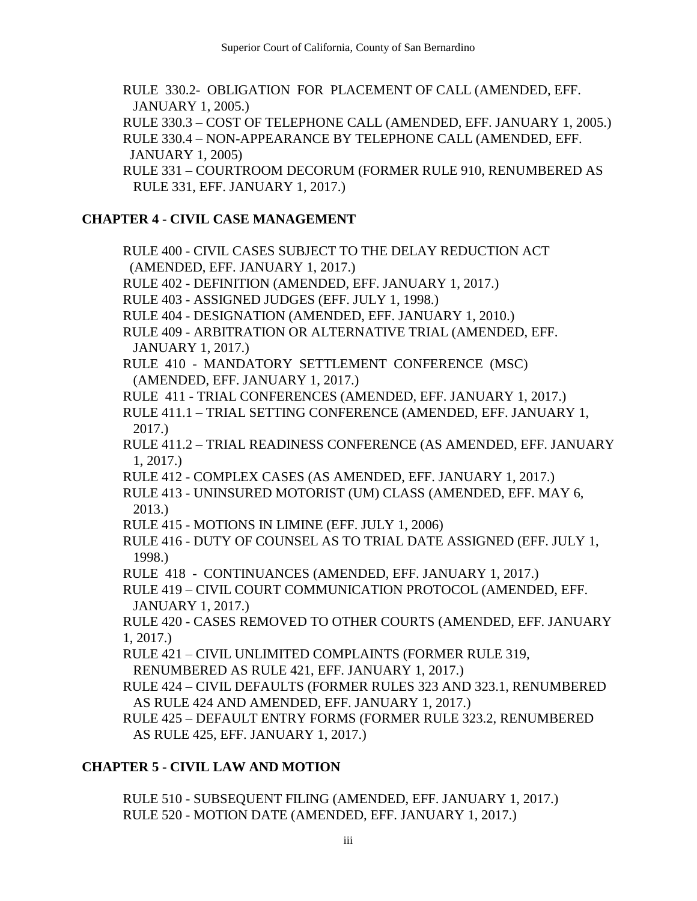RULE 330.2- OBLIGATION FOR PLACEMENT OF CALL (AMENDED, EFF. JANUARY 1, 2005.)

RULE 330.3 – COST OF TELEPHONE CALL (AMENDED, EFF. JANUARY 1, 2005.)

RULE 330.4 – NON-APPEARANCE BY TELEPHONE CALL (AMENDED, EFF. JANUARY 1, 2005)

RULE 331 – COURTROOM DECORUM (FORMER RULE 910, RENUMBERED AS RULE 331, EFF. JANUARY 1, 2017.)

**CHAPTER 4 - CIVIL CASE MANAGEMENT**

RULE 400 - CIVIL CASES SUBJECT TO THE DELAY REDUCTION ACT (AMENDED, EFF. JANUARY 1, 2017.)

RULE 402 - DEFINITION (AMENDED, EFF. JANUARY 1, 2017.)

RULE 403 - ASSIGNED JUDGES (EFF. JULY 1, 1998.)

RULE 404 - DESIGNATION (AMENDED, EFF. JANUARY 1, 2010.)

RULE 409 - ARBITRATION OR ALTERNATIVE TRIAL (AMENDED, EFF. JANUARY 1, 2017.)

RULE 410 - MANDATORY SETTLEMENT CONFERENCE (MSC) (AMENDED, EFF. JANUARY 1, 2017.)

RULE 411 - TRIAL CONFERENCES (AMENDED, EFF. JANUARY 1, 2017.)

RULE 411.1 – TRIAL SETTING CONFERENCE (AMENDED, EFF. JANUARY 1, 2017.)

RULE 411.2 – TRIAL READINESS CONFERENCE (AS AMENDED, EFF. JANUARY 1, 2017.)

RULE 412 - COMPLEX CASES (AS AMENDED, EFF. JANUARY 1, 2017.)

RULE 413 - UNINSURED MOTORIST (UM) CLASS (AMENDED, EFF. MAY 6, 2013.)

RULE 415 - MOTIONS IN LIMINE (EFF. JULY 1, 2006)

RULE 416 - DUTY OF COUNSEL AS TO TRIAL DATE ASSIGNED (EFF. JULY 1, 1998.)

RULE 418 - CONTINUANCES (AMENDED, EFF. JANUARY 1, 2017.)

RULE 419 – CIVIL COURT COMMUNICATION PROTOCOL (AMENDED, EFF. JANUARY 1, 2017.)

RULE 420 - CASES REMOVED TO OTHER COURTS (AMENDED, EFF. JANUARY 1, 2017.)

RULE 421 – CIVIL UNLIMITED COMPLAINTS (FORMER RULE 319, RENUMBERED AS RULE 421, EFF. JANUARY 1, 2017.)

RULE 424 – CIVIL DEFAULTS (FORMER RULES 323 AND 323.1, RENUMBERED AS RULE 424 AND AMENDED, EFF. JANUARY 1, 2017.)

RULE 425 – DEFAULT ENTRY FORMS (FORMER RULE 323.2, RENUMBERED AS RULE 425, EFF. JANUARY 1, 2017.)

**CHAPTER 5 - CIVIL LAW AND MOTION**

RULE 510 - SUBSEQUENT FILING (AMENDED, EFF. JANUARY 1, 2017.)

RULE 520 - MOTION DATE (AMENDED, EFF. JANUARY 1, 2017.)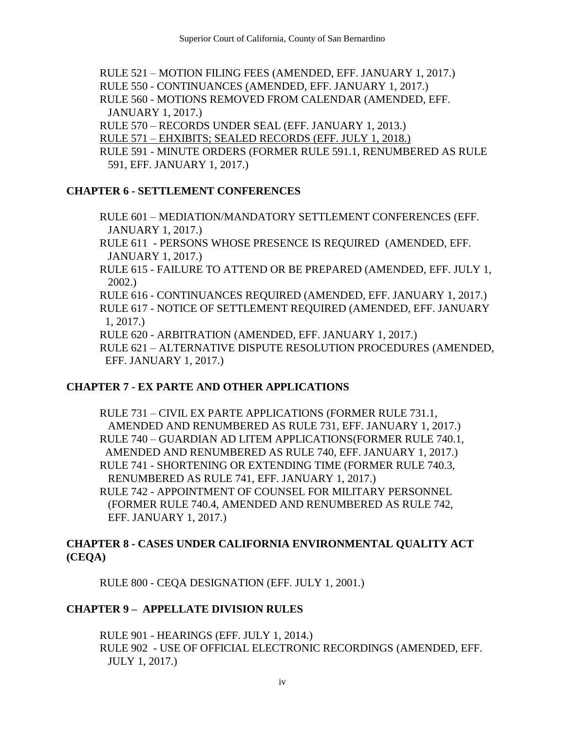RULE 521 – MOTION FILING FEES (AMENDED, EFF. JANUARY 1, 2017.)
RULE 550 - CONTINUANCES (AMENDED, EFF. JANUARY 1, 2017.)
RULE 560 - MOTIONS REMOVED FROM CALENDAR (AMENDED, EFF. JANUARY 1, 2017.)
RULE 570 – RECORDS UNDER SEAL (EFF. JANUARY 1, 2013.)
<u>RULE 571 – EHXIBITS; SEALED RECORDS (EFF. JULY 1, 2018.)</u>
RULE 591 - MINUTE ORDERS (FORMER RULE 591.1, RENUMBERED AS RULE 591, EFF. JANUARY 1, 2017.)

**CHAPTER 6 - SETTLEMENT CONFERENCES**

RULE 601 – MEDIATION/MANDATORY SETTLEMENT CONFERENCES (EFF. JANUARY 1, 2017.)
RULE 611 - PERSONS WHOSE PRESENCE IS REQUIRED (AMENDED, EFF. JANUARY 1, 2017.)
RULE 615 - FAILURE TO ATTEND OR BE PREPARED (AMENDED, EFF. JULY 1, 2002.)
RULE 616 - CONTINUANCES REQUIRED (AMENDED, EFF. JANUARY 1, 2017.)
RULE 617 - NOTICE OF SETTLEMENT REQUIRED (AMENDED, EFF. JANUARY 1, 2017.)
RULE 620 - ARBITRATION (AMENDED, EFF. JANUARY 1, 2017.)
RULE 621 – ALTERNATIVE DISPUTE RESOLUTION PROCEDURES (AMENDED, EFF. JANUARY 1, 2017.)

**CHAPTER 7 - EX PARTE AND OTHER APPLICATIONS**

RULE 731 – CIVIL EX PARTE APPLICATIONS (FORMER RULE 731.1, AMENDED AND RENUMBERED AS RULE 731, EFF. JANUARY 1, 2017.)
RULE 740 – GUARDIAN AD LITEM APPLICATIONS(FORMER RULE 740.1, AMENDED AND RENUMBERED AS RULE 740, EFF. JANUARY 1, 2017.)
RULE 741 - SHORTENING OR EXTENDING TIME (FORMER RULE 740.3, RENUMBERED AS RULE 741, EFF. JANUARY 1, 2017.)
RULE 742 - APPOINTMENT OF COUNSEL FOR MILITARY PERSONNEL (FORMER RULE 740.4, AMENDED AND RENUMBERED AS RULE 742, EFF. JANUARY 1, 2017.)

**CHAPTER 8 - CASES UNDER CALIFORNIA ENVIRONMENTAL QUALITY ACT (CEQA)**

RULE 800 - CEQA DESIGNATION (EFF. JULY 1, 2001.)

**CHAPTER 9 – APPELLATE DIVISION RULES**

RULE 901 - HEARINGS (EFF. JULY 1, 2014.)
RULE 902 - USE OF OFFICIAL ELECTRONIC RECORDINGS (AMENDED, EFF. JULY 1, 2017.)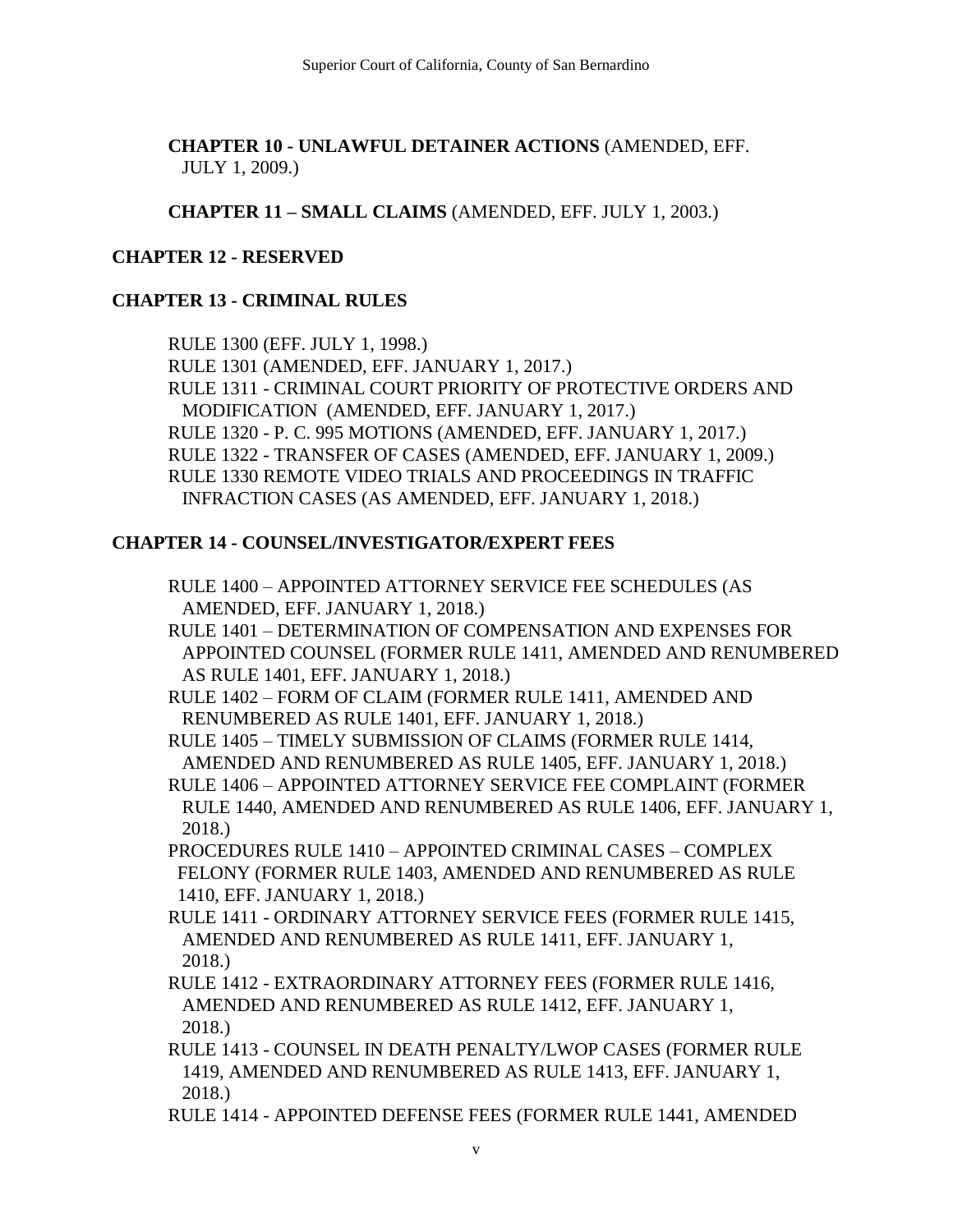**CHAPTER 10 - UNLAWFUL DETAINER ACTIONS** (AMENDED, EFF. JULY 1, 2009.)

**CHAPTER 11 – SMALL CLAIMS** (AMENDED, EFF. JULY 1, 2003.)

**CHAPTER 12 - RESERVED**

**CHAPTER 13 - CRIMINAL RULES**

RULE 1300 (EFF. JULY 1, 1998.)
RULE 1301 (AMENDED, EFF. JANUARY 1, 2017.)
RULE 1311 - CRIMINAL COURT PRIORITY OF PROTECTIVE ORDERS AND MODIFICATION (AMENDED, EFF. JANUARY 1, 2017.)
RULE 1320 - P. C. 995 MOTIONS (AMENDED, EFF. JANUARY 1, 2017.)
RULE 1322 - TRANSFER OF CASES (AMENDED, EFF. JANUARY 1, 2009.)
RULE 1330 REMOTE VIDEO TRIALS AND PROCEEDINGS IN TRAFFIC INFRACTION CASES (AS AMENDED, EFF. JANUARY 1, 2018.)

**CHAPTER 14 - COUNSEL/INVESTIGATOR/EXPERT FEES**

RULE 1400 – APPOINTED ATTORNEY SERVICE FEE SCHEDULES (AS AMENDED, EFF. JANUARY 1, 2018.)
RULE 1401 – DETERMINATION OF COMPENSATION AND EXPENSES FOR APPOINTED COUNSEL (FORMER RULE 1411, AMENDED AND RENUMBERED AS RULE 1401, EFF. JANUARY 1, 2018.)
RULE 1402 – FORM OF CLAIM (FORMER RULE 1411, AMENDED AND RENUMBERED AS RULE 1401, EFF. JANUARY 1, 2018.)
RULE 1405 – TIMELY SUBMISSION OF CLAIMS (FORMER RULE 1414, AMENDED AND RENUMBERED AS RULE 1405, EFF. JANUARY 1, 2018.)
RULE 1406 – APPOINTED ATTORNEY SERVICE FEE COMPLAINT (FORMER RULE 1440, AMENDED AND RENUMBERED AS RULE 1406, EFF. JANUARY 1, 2018.)
PROCEDURES RULE 1410 – APPOINTED CRIMINAL CASES – COMPLEX FELONY (FORMER RULE 1403, AMENDED AND RENUMBERED AS RULE 1410, EFF. JANUARY 1, 2018.)
RULE 1411 - ORDINARY ATTORNEY SERVICE FEES (FORMER RULE 1415, AMENDED AND RENUMBERED AS RULE 1411, EFF. JANUARY 1, 2018.)
RULE 1412 - EXTRAORDINARY ATTORNEY FEES (FORMER RULE 1416, AMENDED AND RENUMBERED AS RULE 1412, EFF. JANUARY 1, 2018.)
RULE 1413 - COUNSEL IN DEATH PENALTY/LWOP CASES (FORMER RULE 1419, AMENDED AND RENUMBERED AS RULE 1413, EFF. JANUARY 1, 2018.)
RULE 1414 - APPOINTED DEFENSE FEES (FORMER RULE 1441, AMENDED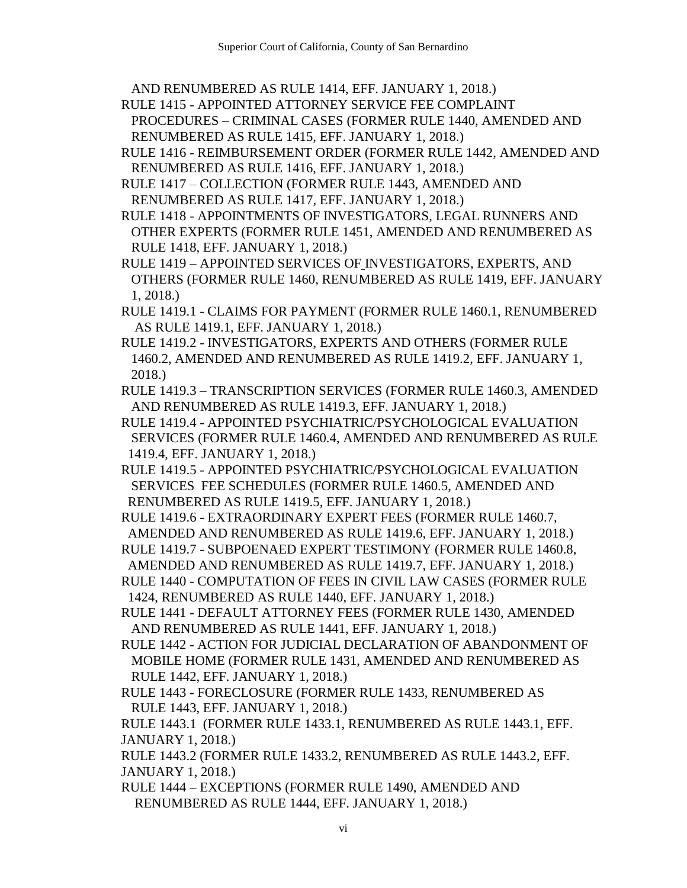AND RENUMBERED AS RULE 1414, EFF. JANUARY 1, 2018.)

RULE 1415 - APPOINTED ATTORNEY SERVICE FEE COMPLAINT PROCEDURES – CRIMINAL CASES (FORMER RULE 1440, AMENDED AND RENUMBERED AS RULE 1415, EFF. JANUARY 1, 2018.)

RULE 1416 - REIMBURSEMENT ORDER (FORMER RULE 1442, AMENDED AND RENUMBERED AS RULE 1416, EFF. JANUARY 1, 2018.)

RULE 1417 – COLLECTION (FORMER RULE 1443, AMENDED AND RENUMBERED AS RULE 1417, EFF. JANUARY 1, 2018.)

RULE 1418 - APPOINTMENTS OF INVESTIGATORS, LEGAL RUNNERS AND OTHER EXPERTS (FORMER RULE 1451, AMENDED AND RENUMBERED AS RULE 1418, EFF. JANUARY 1, 2018.)

RULE 1419 – APPOINTED SERVICES OF INVESTIGATORS, EXPERTS, AND OTHERS (FORMER RULE 1460, RENUMBERED AS RULE 1419, EFF. JANUARY 1, 2018.)

RULE 1419.1 - CLAIMS FOR PAYMENT (FORMER RULE 1460.1, RENUMBERED AS RULE 1419.1, EFF. JANUARY 1, 2018.)

RULE 1419.2 - INVESTIGATORS, EXPERTS AND OTHERS (FORMER RULE 1460.2, AMENDED AND RENUMBERED AS RULE 1419.2, EFF. JANUARY 1, 2018.)

RULE 1419.3 – TRANSCRIPTION SERVICES (FORMER RULE 1460.3, AMENDED AND RENUMBERED AS RULE 1419.3, EFF. JANUARY 1, 2018.)

RULE 1419.4 - APPOINTED PSYCHIATRIC/PSYCHOLOGICAL EVALUATION SERVICES (FORMER RULE 1460.4, AMENDED AND RENUMBERED AS RULE 1419.4, EFF. JANUARY 1, 2018.)

RULE 1419.5 - APPOINTED PSYCHIATRIC/PSYCHOLOGICAL EVALUATION SERVICES FEE SCHEDULES (FORMER RULE 1460.5, AMENDED AND RENUMBERED AS RULE 1419.5, EFF. JANUARY 1, 2018.)

RULE 1419.6 - EXTRAORDINARY EXPERT FEES (FORMER RULE 1460.7, AMENDED AND RENUMBERED AS RULE 1419.6, EFF. JANUARY 1, 2018.)

RULE 1419.7 - SUBPOENAED EXPERT TESTIMONY (FORMER RULE 1460.8, AMENDED AND RENUMBERED AS RULE 1419.7, EFF. JANUARY 1, 2018.)

RULE 1440 - COMPUTATION OF FEES IN CIVIL LAW CASES (FORMER RULE 1424, RENUMBERED AS RULE 1440, EFF. JANUARY 1, 2018.)

RULE 1441 - DEFAULT ATTORNEY FEES (FORMER RULE 1430, AMENDED AND RENUMBERED AS RULE 1441, EFF. JANUARY 1, 2018.)

RULE 1442 - ACTION FOR JUDICIAL DECLARATION OF ABANDONMENT OF MOBILE HOME (FORMER RULE 1431, AMENDED AND RENUMBERED AS RULE 1442, EFF. JANUARY 1, 2018.)

RULE 1443 - FORECLOSURE (FORMER RULE 1433, RENUMBERED AS RULE 1443, EFF. JANUARY 1, 2018.)

RULE 1443.1 (FORMER RULE 1433.1, RENUMBERED AS RULE 1443.1, EFF. JANUARY 1, 2018.)

RULE 1443.2 (FORMER RULE 1433.2, RENUMBERED AS RULE 1443.2, EFF. JANUARY 1, 2018.)

RULE 1444 – EXCEPTIONS (FORMER RULE 1490, AMENDED AND RENUMBERED AS RULE 1444, EFF. JANUARY 1, 2018.)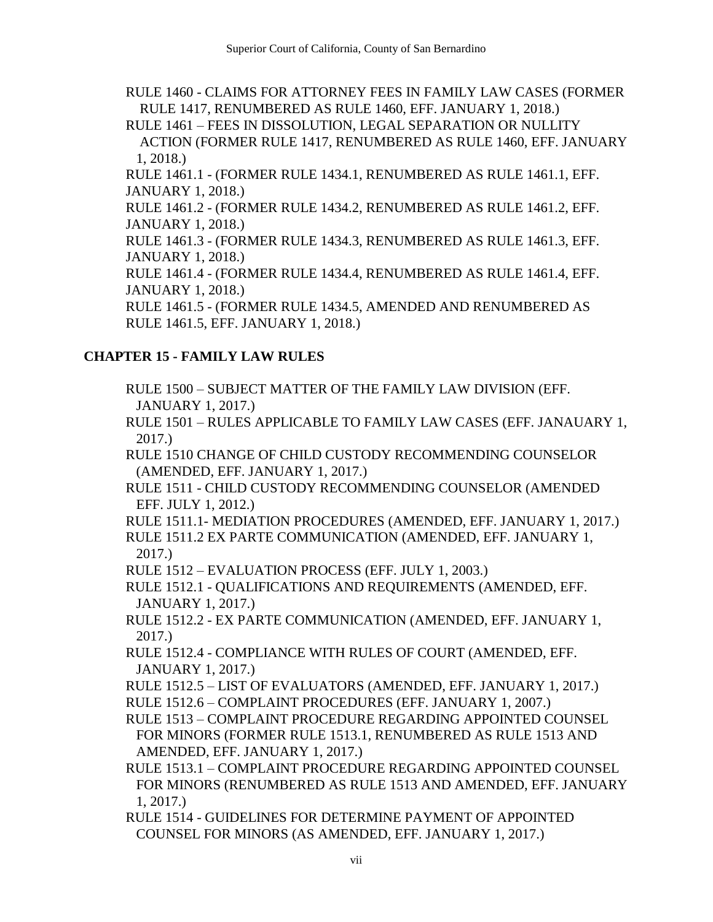RULE 1460 - CLAIMS FOR ATTORNEY FEES IN FAMILY LAW CASES (FORMER RULE 1417, RENUMBERED AS RULE 1460, EFF. JANUARY 1, 2018.)

RULE 1461 – FEES IN DISSOLUTION, LEGAL SEPARATION OR NULLITY ACTION (FORMER RULE 1417, RENUMBERED AS RULE 1460, EFF. JANUARY 1, 2018.)

RULE 1461.1 - (FORMER RULE 1434.1, RENUMBERED AS RULE 1461.1, EFF. JANUARY 1, 2018.)

RULE 1461.2 - (FORMER RULE 1434.2, RENUMBERED AS RULE 1461.2, EFF. JANUARY 1, 2018.)

RULE 1461.3 - (FORMER RULE 1434.3, RENUMBERED AS RULE 1461.3, EFF. JANUARY 1, 2018.)

RULE 1461.4 - (FORMER RULE 1434.4, RENUMBERED AS RULE 1461.4, EFF. JANUARY 1, 2018.)

RULE 1461.5 - (FORMER RULE 1434.5, AMENDED AND RENUMBERED AS RULE 1461.5, EFF. JANUARY 1, 2018.)

## CHAPTER 15 - FAMILY LAW RULES

RULE 1500 – SUBJECT MATTER OF THE FAMILY LAW DIVISION (EFF. JANUARY 1, 2017.)

RULE 1501 – RULES APPLICABLE TO FAMILY LAW CASES (EFF. JANAUARY 1, 2017.)

RULE 1510 CHANGE OF CHILD CUSTODY RECOMMENDING COUNSELOR (AMENDED, EFF. JANUARY 1, 2017.)

RULE 1511 - CHILD CUSTODY RECOMMENDING COUNSELOR (AMENDED EFF. JULY 1, 2012.)

RULE 1511.1- MEDIATION PROCEDURES (AMENDED, EFF. JANUARY 1, 2017.)

RULE 1511.2 EX PARTE COMMUNICATION (AMENDED, EFF. JANUARY 1, 2017.)

RULE 1512 – EVALUATION PROCESS (EFF. JULY 1, 2003.)

RULE 1512.1 - QUALIFICATIONS AND REQUIREMENTS (AMENDED, EFF. JANUARY 1, 2017.)

RULE 1512.2 - EX PARTE COMMUNICATION (AMENDED, EFF. JANUARY 1, 2017.)

RULE 1512.4 - COMPLIANCE WITH RULES OF COURT (AMENDED, EFF. JANUARY 1, 2017.)

RULE 1512.5 – LIST OF EVALUATORS (AMENDED, EFF. JANUARY 1, 2017.)

RULE 1512.6 – COMPLAINT PROCEDURES (EFF. JANUARY 1, 2007.)

RULE 1513 – COMPLAINT PROCEDURE REGARDING APPOINTED COUNSEL FOR MINORS (FORMER RULE 1513.1, RENUMBERED AS RULE 1513 AND AMENDED, EFF. JANUARY 1, 2017.)

RULE 1513.1 – COMPLAINT PROCEDURE REGARDING APPOINTED COUNSEL FOR MINORS (RENUMBERED AS RULE 1513 AND AMENDED, EFF. JANUARY 1, 2017.)

RULE 1514 - GUIDELINES FOR DETERMINE PAYMENT OF APPOINTED COUNSEL FOR MINORS (AS AMENDED, EFF. JANUARY 1, 2017.)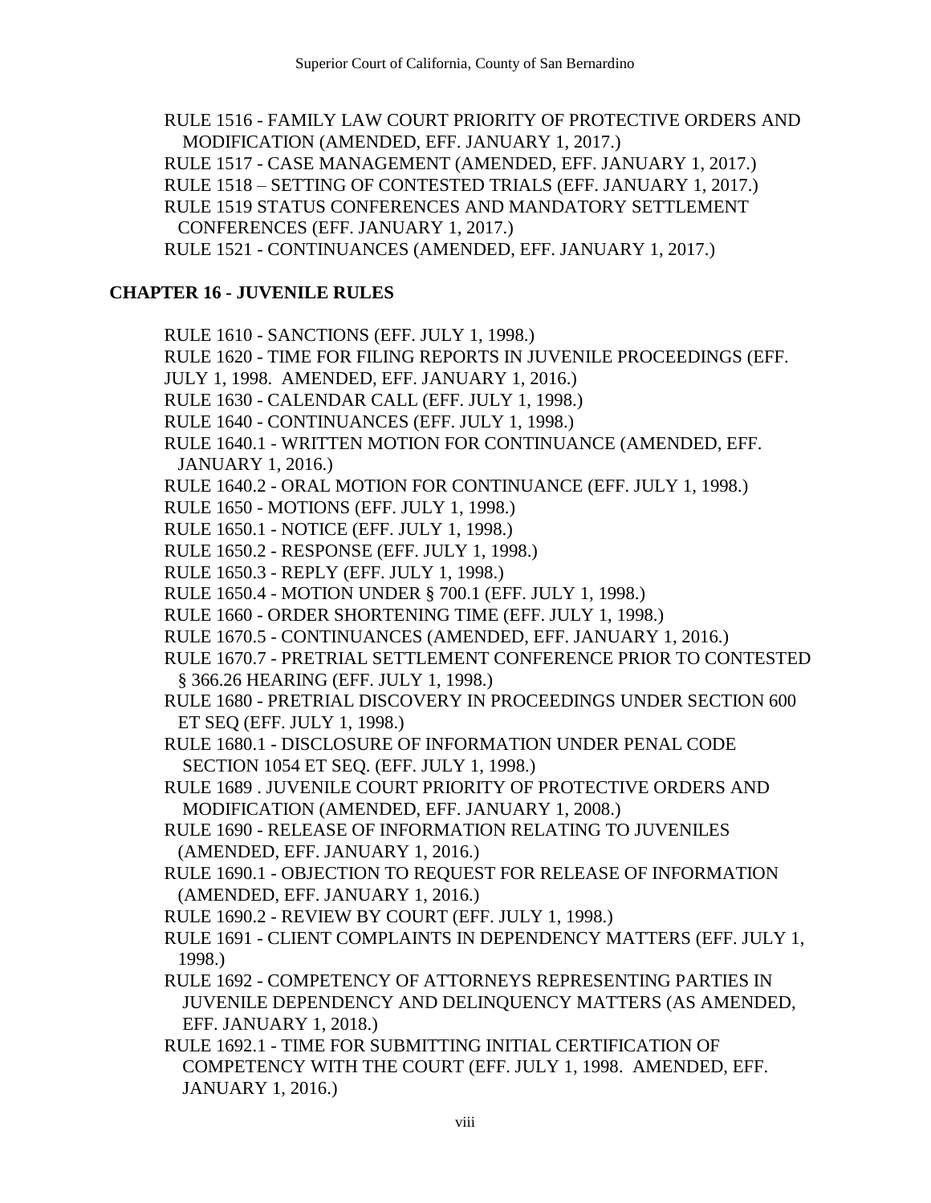RULE 1516 - FAMILY LAW COURT PRIORITY OF PROTECTIVE ORDERS AND MODIFICATION (AMENDED, EFF. JANUARY 1, 2017.)
RULE 1517 - CASE MANAGEMENT (AMENDED, EFF. JANUARY 1, 2017.)
RULE 1518 – SETTING OF CONTESTED TRIALS (EFF. JANUARY 1, 2017.)
RULE 1519 STATUS CONFERENCES AND MANDATORY SETTLEMENT CONFERENCES (EFF. JANUARY 1, 2017.)
RULE 1521 - CONTINUANCES (AMENDED, EFF. JANUARY 1, 2017.)

**CHAPTER 16 - JUVENILE RULES**

RULE 1610 - SANCTIONS (EFF. JULY 1, 1998.)
RULE 1620 - TIME FOR FILING REPORTS IN JUVENILE PROCEEDINGS (EFF. JULY 1, 1998. AMENDED, EFF. JANUARY 1, 2016.)
RULE 1630 - CALENDAR CALL (EFF. JULY 1, 1998.)
RULE 1640 - CONTINUANCES (EFF. JULY 1, 1998.)
RULE 1640.1 - WRITTEN MOTION FOR CONTINUANCE (AMENDED, EFF. JANUARY 1, 2016.)
RULE 1640.2 - ORAL MOTION FOR CONTINUANCE (EFF. JULY 1, 1998.)
RULE 1650 - MOTIONS (EFF. JULY 1, 1998.)
RULE 1650.1 - NOTICE (EFF. JULY 1, 1998.)
RULE 1650.2 - RESPONSE (EFF. JULY 1, 1998.)
RULE 1650.3 - REPLY (EFF. JULY 1, 1998.)
RULE 1650.4 - MOTION UNDER § 700.1 (EFF. JULY 1, 1998.)
RULE 1660 - ORDER SHORTENING TIME (EFF. JULY 1, 1998.)
RULE 1670.5 - CONTINUANCES (AMENDED, EFF. JANUARY 1, 2016.)
RULE 1670.7 - PRETRIAL SETTLEMENT CONFERENCE PRIOR TO CONTESTED § 366.26 HEARING (EFF. JULY 1, 1998.)
RULE 1680 - PRETRIAL DISCOVERY IN PROCEEDINGS UNDER SECTION 600 ET SEQ (EFF. JULY 1, 1998.)
RULE 1680.1 - DISCLOSURE OF INFORMATION UNDER PENAL CODE SECTION 1054 ET SEQ. (EFF. JULY 1, 1998.)
RULE 1689 . JUVENILE COURT PRIORITY OF PROTECTIVE ORDERS AND MODIFICATION (AMENDED, EFF. JANUARY 1, 2008.)
RULE 1690 - RELEASE OF INFORMATION RELATING TO JUVENILES (AMENDED, EFF. JANUARY 1, 2016.)
RULE 1690.1 - OBJECTION TO REQUEST FOR RELEASE OF INFORMATION (AMENDED, EFF. JANUARY 1, 2016.)
RULE 1690.2 - REVIEW BY COURT (EFF. JULY 1, 1998.)
RULE 1691 - CLIENT COMPLAINTS IN DEPENDENCY MATTERS (EFF. JULY 1, 1998.)
RULE 1692 - COMPETENCY OF ATTORNEYS REPRESENTING PARTIES IN JUVENILE DEPENDENCY AND DELINQUENCY MATTERS (AS AMENDED, EFF. JANUARY 1, 2018.)
RULE 1692.1 - TIME FOR SUBMITTING INITIAL CERTIFICATION OF COMPETENCY WITH THE COURT (EFF. JULY 1, 1998. AMENDED, EFF. JANUARY 1, 2016.)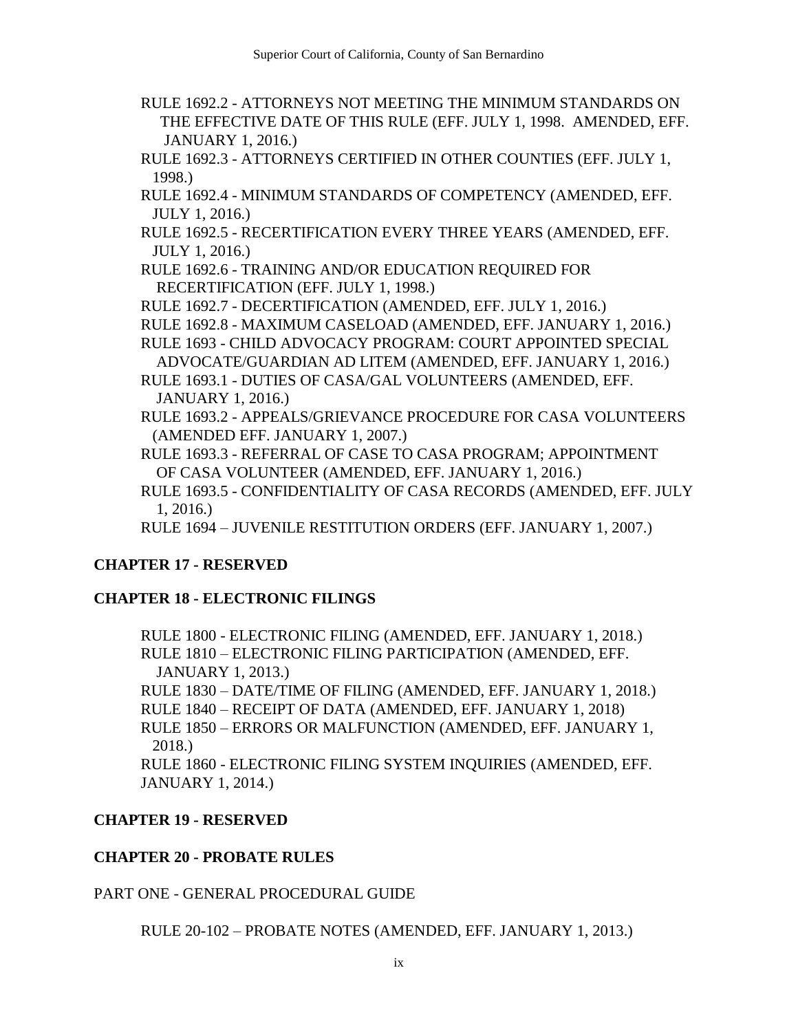RULE 1692.2 - ATTORNEYS NOT MEETING THE MINIMUM STANDARDS ON THE EFFECTIVE DATE OF THIS RULE (EFF. JULY 1, 1998. AMENDED, EFF. JANUARY 1, 2016.)

RULE 1692.3 - ATTORNEYS CERTIFIED IN OTHER COUNTIES (EFF. JULY 1, 1998.)

RULE 1692.4 - MINIMUM STANDARDS OF COMPETENCY (AMENDED, EFF. JULY 1, 2016.)

RULE 1692.5 - RECERTIFICATION EVERY THREE YEARS (AMENDED, EFF. JULY 1, 2016.)

RULE 1692.6 - TRAINING AND/OR EDUCATION REQUIRED FOR RECERTIFICATION (EFF. JULY 1, 1998.)

RULE 1692.7 - DECERTIFICATION (AMENDED, EFF. JULY 1, 2016.)

RULE 1692.8 - MAXIMUM CASELOAD (AMENDED, EFF. JANUARY 1, 2016.)

RULE 1693 - CHILD ADVOCACY PROGRAM: COURT APPOINTED SPECIAL ADVOCATE/GUARDIAN AD LITEM (AMENDED, EFF. JANUARY 1, 2016.)

RULE 1693.1 - DUTIES OF CASA/GAL VOLUNTEERS (AMENDED, EFF. JANUARY 1, 2016.)

RULE 1693.2 - APPEALS/GRIEVANCE PROCEDURE FOR CASA VOLUNTEERS (AMENDED EFF. JANUARY 1, 2007.)

RULE 1693.3 - REFERRAL OF CASE TO CASA PROGRAM; APPOINTMENT OF CASA VOLUNTEER (AMENDED, EFF. JANUARY 1, 2016.)

RULE 1693.5 - CONFIDENTIALITY OF CASA RECORDS (AMENDED, EFF. JULY 1, 2016.)

RULE 1694 – JUVENILE RESTITUTION ORDERS (EFF. JANUARY 1, 2007.)

**CHAPTER 17 - RESERVED**

**CHAPTER 18 - ELECTRONIC FILINGS**

RULE 1800 - ELECTRONIC FILING (AMENDED, EFF. JANUARY 1, 2018.)

RULE 1810 – ELECTRONIC FILING PARTICIPATION (AMENDED, EFF. JANUARY 1, 2013.)

RULE 1830 – DATE/TIME OF FILING (AMENDED, EFF. JANUARY 1, 2018.)

RULE 1840 – RECEIPT OF DATA (AMENDED, EFF. JANUARY 1, 2018)

RULE 1850 – ERRORS OR MALFUNCTION (AMENDED, EFF. JANUARY 1, 2018.)

RULE 1860 - ELECTRONIC FILING SYSTEM INQUIRIES (AMENDED, EFF. JANUARY 1, 2014.)

**CHAPTER 19 - RESERVED**

**CHAPTER 20 - PROBATE RULES**

PART ONE - GENERAL PROCEDURAL GUIDE

RULE 20-102 – PROBATE NOTES (AMENDED, EFF. JANUARY 1, 2013.)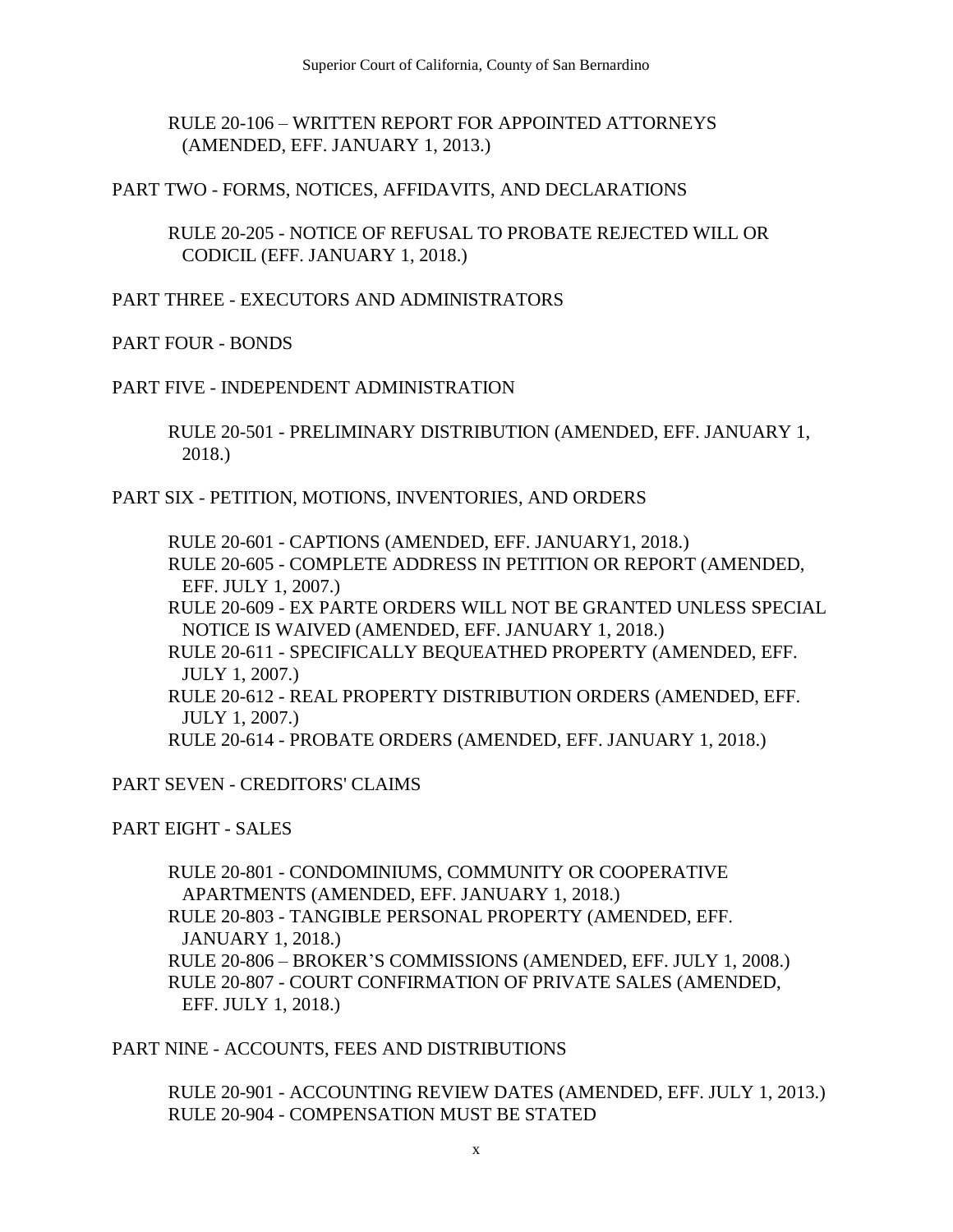RULE 20-106 – WRITTEN REPORT FOR APPOINTED ATTORNEYS (AMENDED, EFF. JANUARY 1, 2013.)

PART TWO - FORMS, NOTICES, AFFIDAVITS, AND DECLARATIONS

RULE 20-205 - NOTICE OF REFUSAL TO PROBATE REJECTED WILL OR CODICIL (EFF. JANUARY 1, 2018.)

PART THREE - EXECUTORS AND ADMINISTRATORS

PART FOUR - BONDS

PART FIVE - INDEPENDENT ADMINISTRATION

RULE 20-501 - PRELIMINARY DISTRIBUTION (AMENDED, EFF. JANUARY 1, 2018.)

PART SIX - PETITION, MOTIONS, INVENTORIES, AND ORDERS

RULE 20-601 - CAPTIONS (AMENDED, EFF. JANUARY1, 2018.)
RULE 20-605 - COMPLETE ADDRESS IN PETITION OR REPORT (AMENDED, EFF. JULY 1, 2007.)
RULE 20-609 - EX PARTE ORDERS WILL NOT BE GRANTED UNLESS SPECIAL NOTICE IS WAIVED (AMENDED, EFF. JANUARY 1, 2018.)
RULE 20-611 - SPECIFICALLY BEQUEATHED PROPERTY (AMENDED, EFF. JULY 1, 2007.)
RULE 20-612 - REAL PROPERTY DISTRIBUTION ORDERS (AMENDED, EFF. JULY 1, 2007.)
RULE 20-614 - PROBATE ORDERS (AMENDED, EFF. JANUARY 1, 2018.)

PART SEVEN - CREDITORS' CLAIMS

PART EIGHT - SALES

RULE 20-801 - CONDOMINIUMS, COMMUNITY OR COOPERATIVE APARTMENTS (AMENDED, EFF. JANUARY 1, 2018.)
RULE 20-803 - TANGIBLE PERSONAL PROPERTY (AMENDED, EFF. JANUARY 1, 2018.)
RULE 20-806 – BROKER'S COMMISSIONS (AMENDED, EFF. JULY 1, 2008.)
RULE 20-807 - COURT CONFIRMATION OF PRIVATE SALES (AMENDED, EFF. JULY 1, 2018.)

PART NINE - ACCOUNTS, FEES AND DISTRIBUTIONS

RULE 20-901 - ACCOUNTING REVIEW DATES (AMENDED, EFF. JULY 1, 2013.)
RULE 20-904 - COMPENSATION MUST BE STATED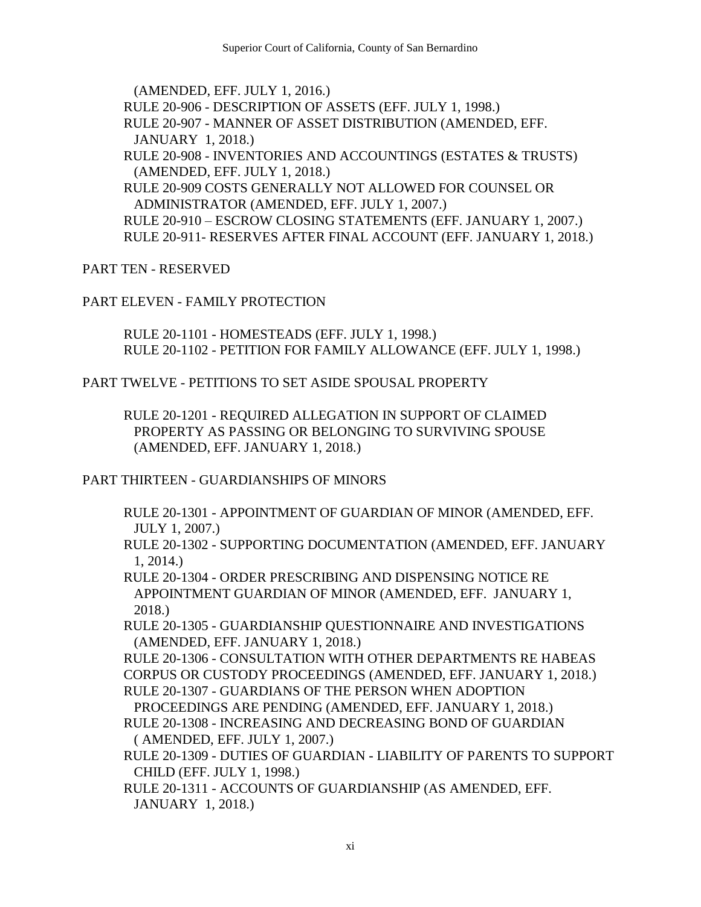(AMENDED, EFF. JULY 1, 2016.)

RULE 20-906 - DESCRIPTION OF ASSETS (EFF. JULY 1, 1998.)

RULE 20-907 - MANNER OF ASSET DISTRIBUTION (AMENDED, EFF. JANUARY 1, 2018.)

RULE 20-908 - INVENTORIES AND ACCOUNTINGS (ESTATES & TRUSTS) (AMENDED, EFF. JULY 1, 2018.)

RULE 20-909 COSTS GENERALLY NOT ALLOWED FOR COUNSEL OR ADMINISTRATOR (AMENDED, EFF. JULY 1, 2007.)

RULE 20-910 – ESCROW CLOSING STATEMENTS (EFF. JANUARY 1, 2007.)

RULE 20-911- RESERVES AFTER FINAL ACCOUNT (EFF. JANUARY 1, 2018.)

PART TEN - RESERVED

PART ELEVEN - FAMILY PROTECTION

RULE 20-1101 - HOMESTEADS (EFF. JULY 1, 1998.)

RULE 20-1102 - PETITION FOR FAMILY ALLOWANCE (EFF. JULY 1, 1998.)

PART TWELVE - PETITIONS TO SET ASIDE SPOUSAL PROPERTY

RULE 20-1201 - REQUIRED ALLEGATION IN SUPPORT OF CLAIMED PROPERTY AS PASSING OR BELONGING TO SURVIVING SPOUSE (AMENDED, EFF. JANUARY 1, 2018.)

PART THIRTEEN - GUARDIANSHIPS OF MINORS

RULE 20-1301 - APPOINTMENT OF GUARDIAN OF MINOR (AMENDED, EFF. JULY 1, 2007.)

RULE 20-1302 - SUPPORTING DOCUMENTATION (AMENDED, EFF. JANUARY 1, 2014.)

RULE 20-1304 - ORDER PRESCRIBING AND DISPENSING NOTICE RE APPOINTMENT GUARDIAN OF MINOR (AMENDED, EFF. JANUARY 1, 2018.)

RULE 20-1305 - GUARDIANSHIP QUESTIONNAIRE AND INVESTIGATIONS (AMENDED, EFF. JANUARY 1, 2018.)

RULE 20-1306 - CONSULTATION WITH OTHER DEPARTMENTS RE HABEAS CORPUS OR CUSTODY PROCEEDINGS (AMENDED, EFF. JANUARY 1, 2018.)

RULE 20-1307 - GUARDIANS OF THE PERSON WHEN ADOPTION PROCEEDINGS ARE PENDING (AMENDED, EFF. JANUARY 1, 2018.)

RULE 20-1308 - INCREASING AND DECREASING BOND OF GUARDIAN ( AMENDED, EFF. JULY 1, 2007.)

RULE 20-1309 - DUTIES OF GUARDIAN - LIABILITY OF PARENTS TO SUPPORT CHILD (EFF. JULY 1, 1998.)

RULE 20-1311 - ACCOUNTS OF GUARDIANSHIP (AS AMENDED, EFF. JANUARY 1, 2018.)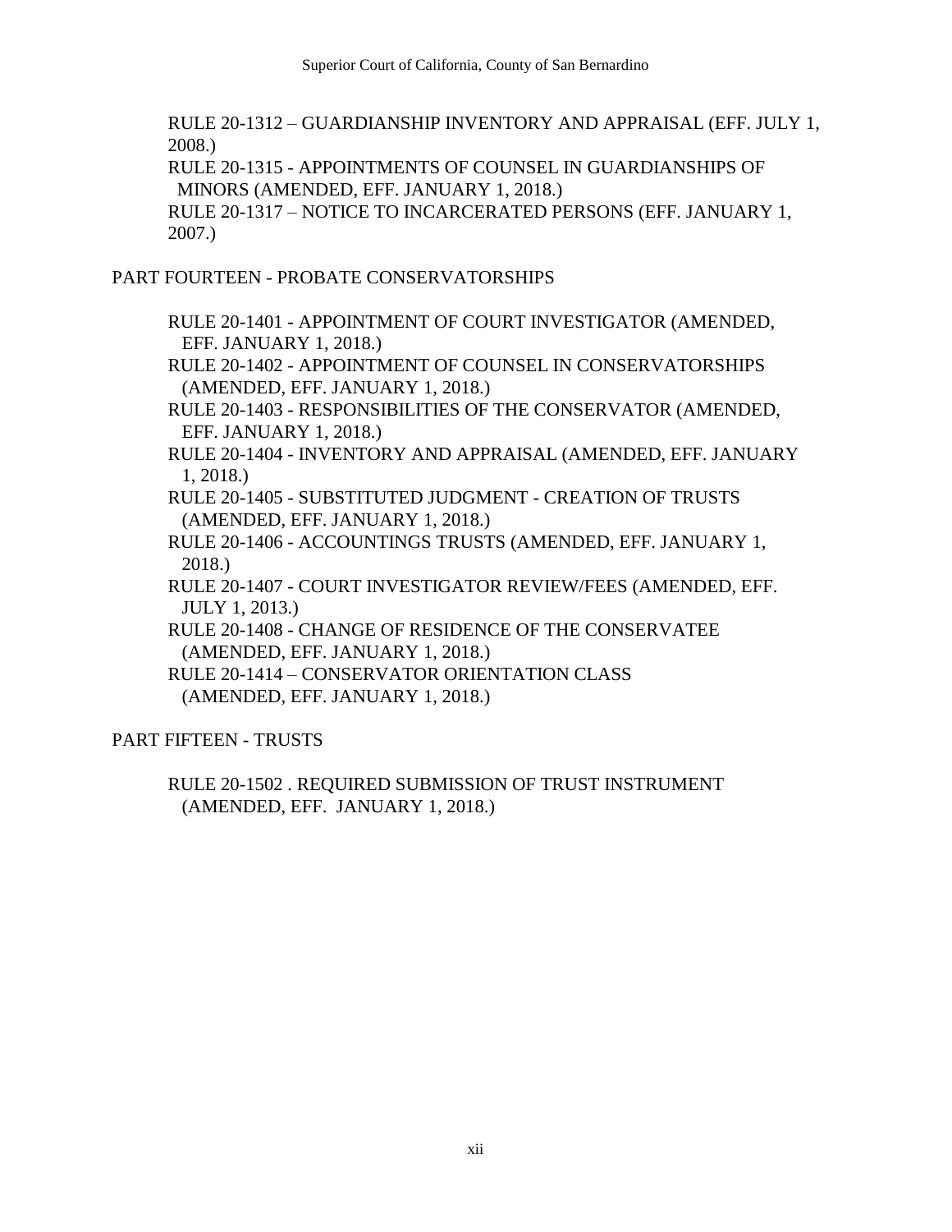RULE 20-1312 – GUARDIANSHIP INVENTORY AND APPRAISAL (EFF. JULY 1, 2008.)

RULE 20-1315 - APPOINTMENTS OF COUNSEL IN GUARDIANSHIPS OF MINORS (AMENDED, EFF. JANUARY 1, 2018.)

RULE 20-1317 – NOTICE TO INCARCERATED PERSONS (EFF. JANUARY 1, 2007.)

PART FOURTEEN - PROBATE CONSERVATORSHIPS

RULE 20-1401 - APPOINTMENT OF COURT INVESTIGATOR (AMENDED, EFF. JANUARY 1, 2018.)

RULE 20-1402 - APPOINTMENT OF COUNSEL IN CONSERVATORSHIPS (AMENDED, EFF. JANUARY 1, 2018.)

RULE 20-1403 - RESPONSIBILITIES OF THE CONSERVATOR (AMENDED, EFF. JANUARY 1, 2018.)

RULE 20-1404 - INVENTORY AND APPRAISAL (AMENDED, EFF. JANUARY 1, 2018.)

RULE 20-1405 - SUBSTITUTED JUDGMENT - CREATION OF TRUSTS (AMENDED, EFF. JANUARY 1, 2018.)

RULE 20-1406 - ACCOUNTINGS TRUSTS (AMENDED, EFF. JANUARY 1, 2018.)

RULE 20-1407 - COURT INVESTIGATOR REVIEW/FEES (AMENDED, EFF. JULY 1, 2013.)

RULE 20-1408 - CHANGE OF RESIDENCE OF THE CONSERVATEE (AMENDED, EFF. JANUARY 1, 2018.)

RULE 20-1414 – CONSERVATOR ORIENTATION CLASS (AMENDED, EFF. JANUARY 1, 2018.)

PART FIFTEEN - TRUSTS

RULE 20-1502 . REQUIRED SUBMISSION OF TRUST INSTRUMENT (AMENDED, EFF. JANUARY 1, 2018.)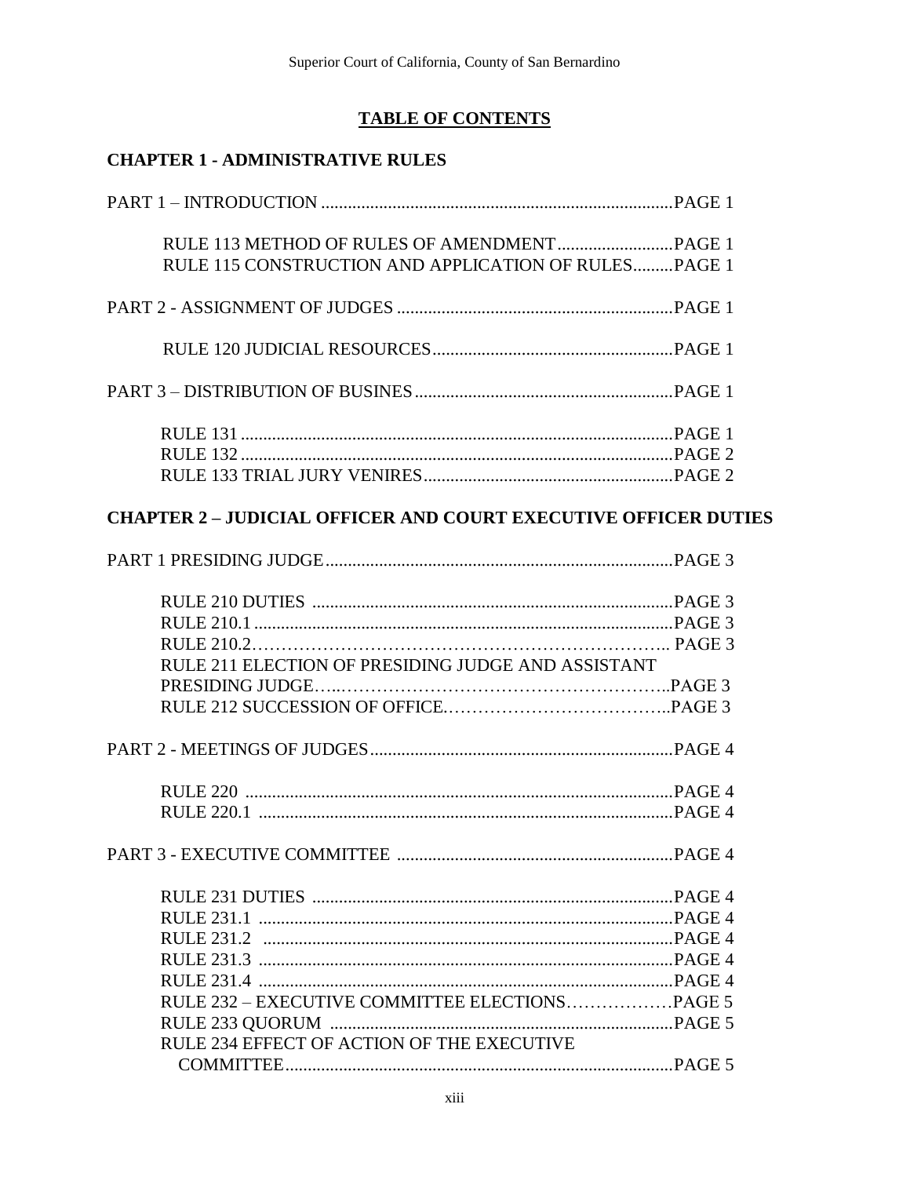## TABLE OF CONTENTS

### CHAPTER 1 - ADMINISTRATIVE RULES

PART 1 – INTRODUCTION ....................................................................PAGE 1

- RULE 113 METHOD OF RULES OF AMENDMENT ..........................PAGE 1
- RULE 115 CONSTRUCTION AND APPLICATION OF RULES.........PAGE 1

PART 2 - ASSIGNMENT OF JUDGES ....................................................PAGE 1

- RULE 120 JUDICIAL RESOURCES.....................................................PAGE 1

PART 3 – DISTRIBUTION OF BUSINES...................................................PAGE 1

- RULE 131 ..............................................................................................PAGE 1
- RULE 132 ..............................................................................................PAGE 2
- RULE 133 TRIAL JURY VENIRES......................................................PAGE 2

### CHAPTER 2 – JUDICIAL OFFICER AND COURT EXECUTIVE OFFICER DUTIES

PART 1 PRESIDING JUDGE....................................................................PAGE 3

- RULE 210 DUTIES ................................................................................PAGE 3
- RULE 210.1 ............................................................................................PAGE 3
- RULE 210.2………………………………………………………….. PAGE 3
- RULE 211 ELECTION OF PRESIDING JUDGE AND ASSISTANT PRESIDING JUDGE…..……………………………………………..PAGE 3
- RULE 212 SUCCESSION OF OFFICE.………………………………..PAGE 3

PART 2 - MEETINGS OF JUDGES..........................................................PAGE 4

- RULE 220 ...............................................................................................PAGE 4
- RULE 220.1 ............................................................................................PAGE 4

PART 3 - EXECUTIVE COMMITTEE .......................................................PAGE 4

- RULE 231 DUTIES ................................................................................PAGE 4
- RULE 231.1 ............................................................................................PAGE 4
- RULE 231.2 ...........................................................................................PAGE 4
- RULE 231.3 ............................................................................................PAGE 4
- RULE 231.4 ............................................................................................PAGE 4
- RULE 232 – EXECUTIVE COMMITTEE ELECTIONS………………PAGE 5
- RULE 233 QUORUM ............................................................................PAGE 5
- RULE 234 EFFECT OF ACTION OF THE EXECUTIVE COMMITTEE.......................................................................................PAGE 5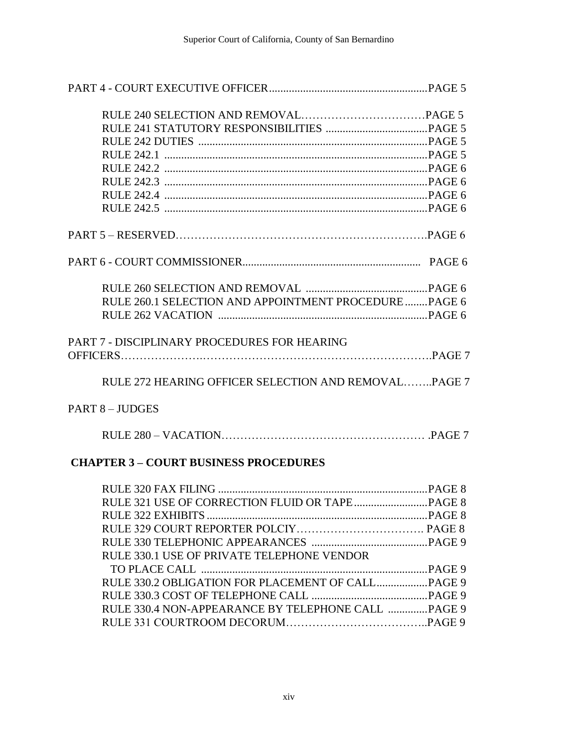PART 4 - COURT EXECUTIVE OFFICER........................................................PAGE 5

RULE 240 SELECTION AND REMOVAL……………………………PAGE 5
RULE 241 STATUTORY RESPONSIBILITIES ....................................PAGE 5
RULE 242 DUTIES ..................................................................................PAGE 5
RULE 242.1 .............................................................................................PAGE 5
RULE 242.2 .............................................................................................PAGE 6
RULE 242.3 .............................................................................................PAGE 6
RULE 242.4 .............................................................................................PAGE 6
RULE 242.5 .............................................................................................PAGE 6

PART 5 – RESERVED……………………………………………………….PAGE 6

PART 6 - COURT COMMISSIONER.............................................................. PAGE 6

RULE 260 SELECTION AND REMOVAL ...........................................PAGE 6
RULE 260.1 SELECTION AND APPOINTMENT PROCEDURE........PAGE 6
RULE 262 VACATION ..........................................................................PAGE 6

PART 7 - DISCIPLINARY PROCEDURES FOR HEARING OFFICERS………………….……………………………………………………….PAGE 7

RULE 272 HEARING OFFICER SELECTION AND REMOVAL……..PAGE 7

PART 8 – JUDGES

RULE 280 – VACATION……………………………………………… .PAGE 7

**CHAPTER 3 – COURT BUSINESS PROCEDURES**

RULE 320 FAX FILING ..........................................................................PAGE 8
RULE 321 USE OF CORRECTION FLUID OR TAPE..........................PAGE 8
RULE 322 EXHIBITS..............................................................................PAGE 8
RULE 329 COURT REPORTER POLCIY……………………………. PAGE 8
RULE 330 TELEPHONIC APPEARANCES .........................................PAGE 9
RULE 330.1 USE OF PRIVATE TELEPHONE VENDOR TO PLACE CALL ................................................................................PAGE 9
RULE 330.2 OBLIGATION FOR PLACEMENT OF CALL..................PAGE 9
RULE 330.3 COST OF TELEPHONE CALL .........................................PAGE 9
RULE 330.4 NON-APPEARANCE BY TELEPHONE CALL ..............PAGE 9
RULE 331 COURTROOM DECORUM………………………………..PAGE 9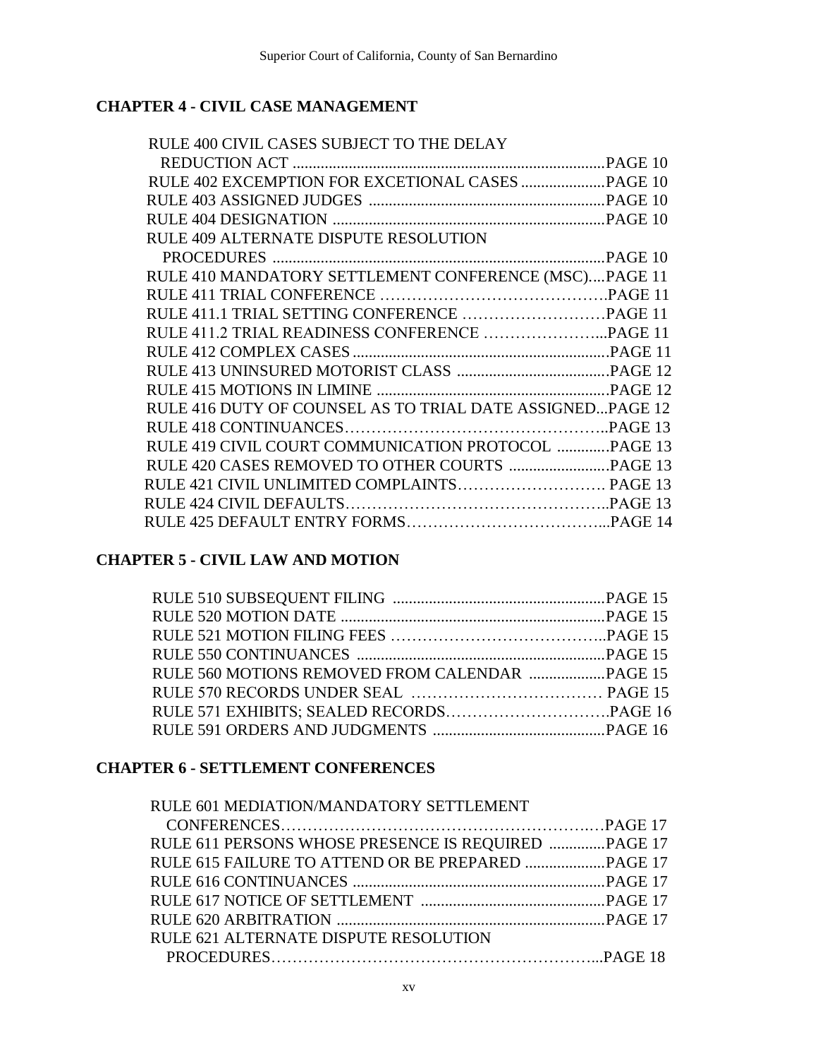## CHAPTER 4 - CIVIL CASE MANAGEMENT

RULE 400 CIVIL CASES SUBJECT TO THE DELAY REDUCTION ACT ............ PAGE 10
RULE 402 EXCEMPTION FOR EXCETIONAL CASES ............ PAGE 10
RULE 403 ASSIGNED JUDGES ............ PAGE 10
RULE 404 DESIGNATION ............ PAGE 10
RULE 409 ALTERNATE DISPUTE RESOLUTION PROCEDURES ............ PAGE 10
RULE 410 MANDATORY SETTLEMENT CONFERENCE (MSC).... PAGE 11
RULE 411 TRIAL CONFERENCE ............ PAGE 11
RULE 411.1 TRIAL SETTING CONFERENCE ............ PAGE 11
RULE 411.2 TRIAL READINESS CONFERENCE ............ PAGE 11
RULE 412 COMPLEX CASES ............ PAGE 11
RULE 413 UNINSURED MOTORIST CLASS ............ PAGE 12
RULE 415 MOTIONS IN LIMINE ............ PAGE 12
RULE 416 DUTY OF COUNSEL AS TO TRIAL DATE ASSIGNED... PAGE 12
RULE 418 CONTINUANCES ............ PAGE 13
RULE 419 CIVIL COURT COMMUNICATION PROTOCOL ............ PAGE 13
RULE 420 CASES REMOVED TO OTHER COURTS ............ PAGE 13
RULE 421 CIVIL UNLIMITED COMPLAINTS ............ PAGE 13
RULE 424 CIVIL DEFAULTS ............ PAGE 13
RULE 425 DEFAULT ENTRY FORMS ............ PAGE 14

## CHAPTER 5 - CIVIL LAW AND MOTION

RULE 510 SUBSEQUENT FILING ............ PAGE 15
RULE 520 MOTION DATE ............ PAGE 15
RULE 521 MOTION FILING FEES ............ PAGE 15
RULE 550 CONTINUANCES ............ PAGE 15
RULE 560 MOTIONS REMOVED FROM CALENDAR ............ PAGE 15
RULE 570 RECORDS UNDER SEAL ............ PAGE 15
RULE 571 EXHIBITS; SEALED RECORDS ............ PAGE 16
RULE 591 ORDERS AND JUDGMENTS ............ PAGE 16

## CHAPTER 6 - SETTLEMENT CONFERENCES

RULE 601 MEDIATION/MANDATORY SETTLEMENT CONFERENCES ............ PAGE 17
RULE 611 PERSONS WHOSE PRESENCE IS REQUIRED ............ PAGE 17
RULE 615 FAILURE TO ATTEND OR BE PREPARED ............ PAGE 17
RULE 616 CONTINUANCES ............ PAGE 17
RULE 617 NOTICE OF SETTLEMENT ............ PAGE 17
RULE 620 ARBITRATION ............ PAGE 17
RULE 621 ALTERNATE DISPUTE RESOLUTION PROCEDURES ............ PAGE 18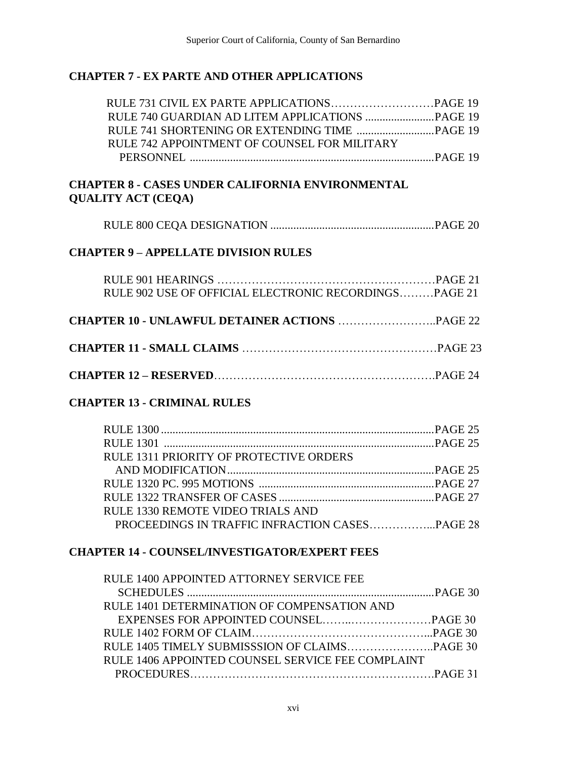## CHAPTER 7 - EX PARTE AND OTHER APPLICATIONS

RULE 731 CIVIL EX PARTE APPLICATIONS……………………….PAGE 19
RULE 740 GUARDIAN AD LITEM APPLICATIONS ........................PAGE 19
RULE 741 SHORTENING OR EXTENDING TIME ...........................PAGE 19
RULE 742 APPOINTMENT OF COUNSEL FOR MILITARY PERSONNEL .....................................................................................PAGE 19

## CHAPTER 8 - CASES UNDER CALIFORNIA ENVIRONMENTAL QUALITY ACT (CEQA)

RULE 800 CEQA DESIGNATION .........................................................PAGE 20

## CHAPTER 9 – APPELLATE DIVISION RULES

RULE 901 HEARINGS ………………………………………………PAGE 21
RULE 902 USE OF OFFICIAL ELECTRONIC RECORDINGS………PAGE 21

## CHAPTER 10 - UNLAWFUL DETAINER ACTIONS ……………………..PAGE 22

## CHAPTER 11 - SMALL CLAIMS ……………………………………………PAGE 23

## CHAPTER 12 – RESERVED……………………………………………….PAGE 24

## CHAPTER 13 - CRIMINAL RULES

RULE 1300 ...............................................................................................PAGE 25
RULE 1301 ..............................................................................................PAGE 25
RULE 1311 PRIORITY OF PROTECTIVE ORDERS AND MODIFICATION........................................................................PAGE 25
RULE 1320 PC. 995 MOTIONS .............................................................PAGE 27
RULE 1322 TRANSFER OF CASES......................................................PAGE 27
RULE 1330 REMOTE VIDEO TRIALS AND PROCEEDINGS IN TRAFFIC INFRACTION CASES……………...PAGE 28

## CHAPTER 14 - COUNSEL/INVESTIGATOR/EXPERT FEES

RULE 1400 APPOINTED ATTORNEY SERVICE FEE SCHEDULES .......................................................................................PAGE 30
RULE 1401 DETERMINATION OF COMPENSATION AND EXPENSES FOR APPOINTED COUNSEL……..…………………PAGE 30
RULE 1402 FORM OF CLAIM……………………………………...PAGE 30
RULE 1405 TIMELY SUBMISSSION OF CLAIMS…………………..PAGE 30
RULE 1406 APPOINTED COUNSEL SERVICE FEE COMPLAINT PROCEDURES…………………………………………………….PAGE 31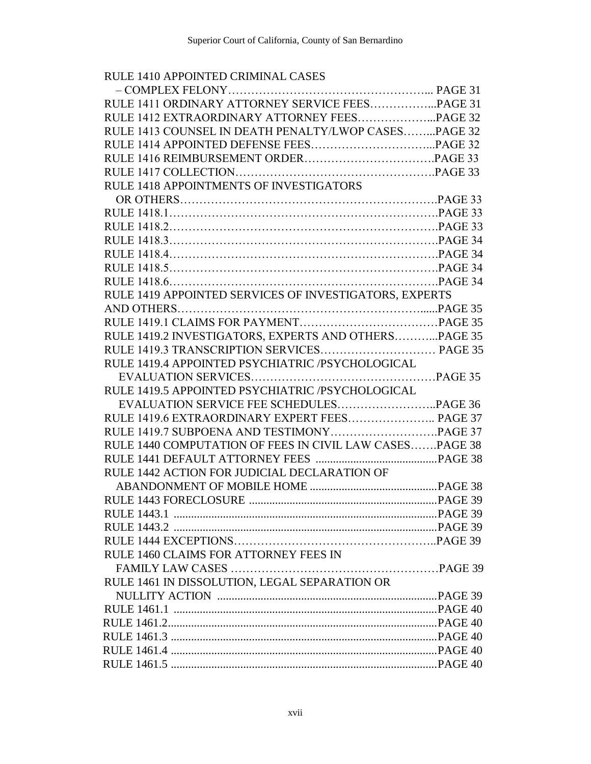RULE 1410 APPOINTED CRIMINAL CASES
– COMPLEX FELONY…………………………………………….... PAGE 31
RULE 1411 ORDINARY ATTORNEY SERVICE FEES……………...PAGE 31
RULE 1412 EXTRAORDINARY ATTORNEY FEES………………...PAGE 32
RULE 1413 COUNSEL IN DEATH PENALTY/LWOP CASES……...PAGE 32
RULE 1414 APPOINTED DEFENSE FEES…………………………...PAGE 32
RULE 1416 REIMBURSEMENT ORDER…………………………….PAGE 33
RULE 1417 COLLECTION…………………………………………….PAGE 33
RULE 1418 APPOINTMENTS OF INVESTIGATORS
OR OTHERS……………………………………………………….PAGE 33
RULE 1418.1……………………………………………………………PAGE 33
RULE 1418.2……………………………………………………………PAGE 33
RULE 1418.3……………………………………………………………PAGE 34
RULE 1418.4……………………………………………………………PAGE 34
RULE 1418.5……………………………………………………………PAGE 34
RULE 1418.6……………………………………………………………PAGE 34
RULE 1419 APPOINTED SERVICES OF INVESTIGATORS, EXPERTS
AND OTHERS…………………………………………………......PAGE 35
RULE 1419.1 CLAIMS FOR PAYMENT………………………………PAGE 35
RULE 1419.2 INVESTIGATORS, EXPERTS AND OTHERS………...PAGE 35
RULE 1419.3 TRANSCRIPTION SERVICES………………………… PAGE 35
RULE 1419.4 APPOINTED PSYCHIATRIC /PSYCHOLOGICAL
EVALUATION SERVICES…………………………………………PAGE 35
RULE 1419.5 APPOINTED PSYCHIATRIC /PSYCHOLOGICAL
EVALUATION SERVICE FEE SCHEDULES……………………..PAGE 36
RULE 1419.6 EXTRAORDINARY EXPERT FEES………………….. PAGE 37
RULE 1419.7 SUBPOENA AND TESTIMONY……………………….PAGE 37
RULE 1440 COMPUTATION OF FEES IN CIVIL LAW CASES…….PAGE 38
RULE 1441 DEFAULT ATTORNEY FEES ..........................................PAGE 38
RULE 1442 ACTION FOR JUDICIAL DECLARATION OF
ABANDONMENT OF MOBILE HOME ............................................PAGE 38
RULE 1443 FORECLOSURE ................................................................PAGE 39
RULE 1443.1 ..........................................................................................PAGE 39
RULE 1443.2 ..........................................................................................PAGE 39
RULE 1444 EXCEPTIONS……………………………………………..PAGE 39
RULE 1460 CLAIMS FOR ATTORNEY FEES IN
FAMILY LAW CASES ………………………………………………PAGE 39
RULE 1461 IN DISSOLUTION, LEGAL SEPARATION OR
NULLITY ACTION ............................................................................PAGE 39
RULE 1461.1 ..........................................................................................PAGE 40
RULE 1461.2............................................................................................PAGE 40
RULE 1461.3 ...........................................................................................PAGE 40
RULE 1461.4 ...........................................................................................PAGE 40
RULE 1461.5 ...........................................................................................PAGE 40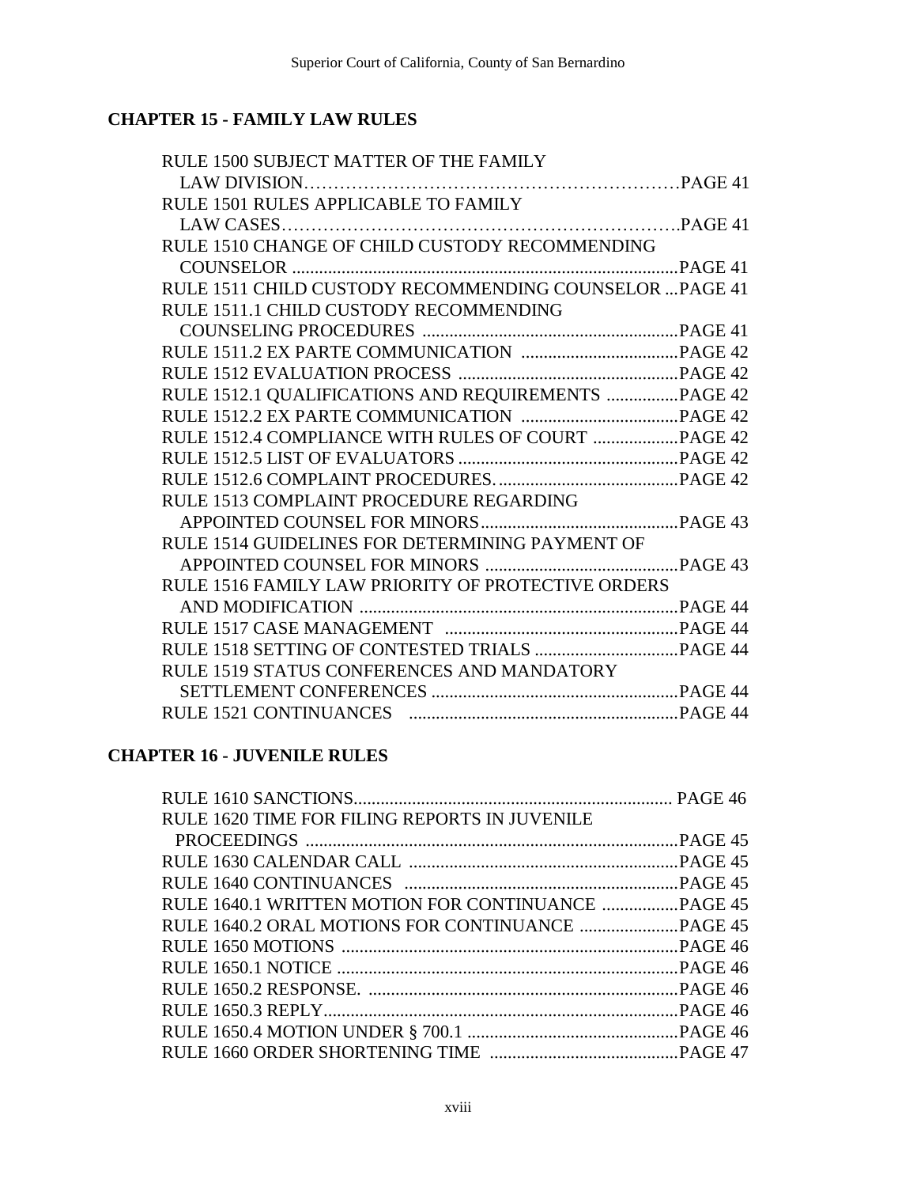## CHAPTER 15 - FAMILY LAW RULES

RULE 1500 SUBJECT MATTER OF THE FAMILY LAW DIVISION…………………………………………………………PAGE 41
RULE 1501 RULES APPLICABLE TO FAMILY LAW CASES……………………………………………………………….PAGE 41
RULE 1510 CHANGE OF CHILD CUSTODY RECOMMENDING COUNSELOR ......................................................................................PAGE 41
RULE 1511 CHILD CUSTODY RECOMMENDING COUNSELOR ...PAGE 41
RULE 1511.1 CHILD CUSTODY RECOMMENDING COUNSELING PROCEDURES .........................................................PAGE 41
RULE 1511.2 EX PARTE COMMUNICATION ...................................PAGE 42
RULE 1512 EVALUATION PROCESS .................................................PAGE 42
RULE 1512.1 QUALIFICATIONS AND REQUIREMENTS ................PAGE 42
RULE 1512.2 EX PARTE COMMUNICATION ...................................PAGE 42
RULE 1512.4 COMPLIANCE WITH RULES OF COURT ...................PAGE 42
RULE 1512.5 LIST OF EVALUATORS .................................................PAGE 42
RULE 1512.6 COMPLAINT PROCEDURES.........................................PAGE 42
RULE 1513 COMPLAINT PROCEDURE REGARDING APPOINTED COUNSEL FOR MINORS............................................PAGE 43
RULE 1514 GUIDELINES FOR DETERMINING PAYMENT OF APPOINTED COUNSEL FOR MINORS ...........................................PAGE 43
RULE 1516 FAMILY LAW PRIORITY OF PROTECTIVE ORDERS AND MODIFICATION .......................................................................PAGE 44
RULE 1517 CASE MANAGEMENT ....................................................PAGE 44
RULE 1518 SETTING OF CONTESTED TRIALS ................................PAGE 44
RULE 1519 STATUS CONFERENCES AND MANDATORY SETTLEMENT CONFERENCES .......................................................PAGE 44
RULE 1521 CONTINUANCES ............................................................PAGE 44

## CHAPTER 16 - JUVENILE RULES

RULE 1610 SANCTIONS....................................................................... PAGE 46
RULE 1620 TIME FOR FILING REPORTS IN JUVENILE PROCEEDINGS ...................................................................................PAGE 45
RULE 1630 CALENDAR CALL ............................................................PAGE 45
RULE 1640 CONTINUANCES .............................................................PAGE 45
RULE 1640.1 WRITTEN MOTION FOR CONTINUANCE .................PAGE 45
RULE 1640.2 ORAL MOTIONS FOR CONTINUANCE ......................PAGE 45
RULE 1650 MOTIONS ...........................................................................PAGE 46
RULE 1650.1 NOTICE ............................................................................PAGE 46
RULE 1650.2 RESPONSE. .....................................................................PAGE 46
RULE 1650.3 REPLY...............................................................................PAGE 46
RULE 1650.4 MOTION UNDER § 700.1 ...............................................PAGE 46
RULE 1660 ORDER SHORTENING TIME ..........................................PAGE 47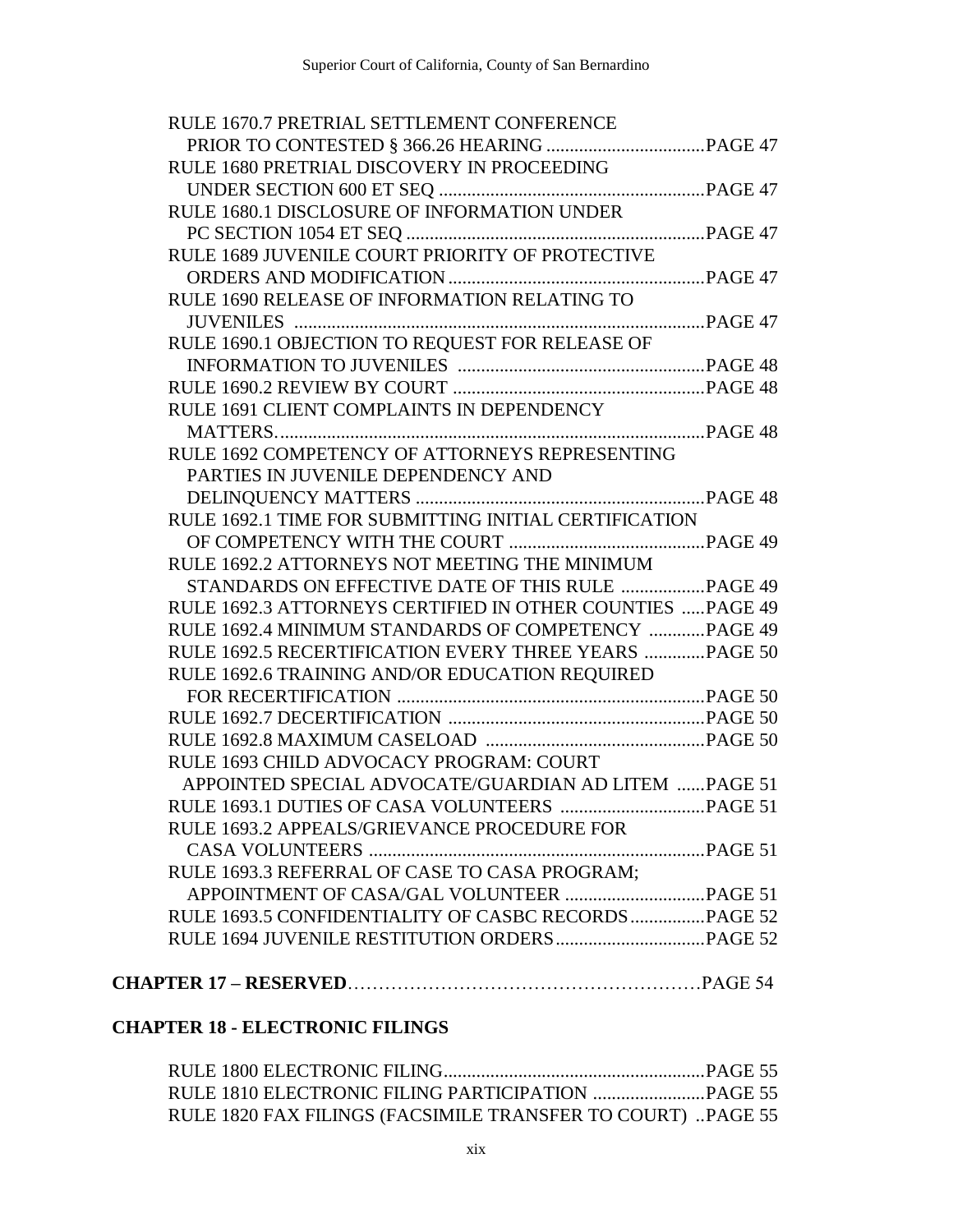RULE 1670.7 PRETRIAL SETTLEMENT CONFERENCE PRIOR TO CONTESTED § 366.26 HEARING .................................PAGE 47
RULE 1680 PRETRIAL DISCOVERY IN PROCEEDING UNDER SECTION 600 ET SEQ .........................................................PAGE 47
RULE 1680.1 DISCLOSURE OF INFORMATION UNDER PC SECTION 1054 ET SEQ ................................................................PAGE 47
RULE 1689 JUVENILE COURT PRIORITY OF PROTECTIVE ORDERS AND MODIFICATION .......................................................PAGE 47
RULE 1690 RELEASE OF INFORMATION RELATING TO JUVENILES ........................................................................................PAGE 47
RULE 1690.1 OBJECTION TO REQUEST FOR RELEASE OF INFORMATION TO JUVENILES .....................................................PAGE 48
RULE 1690.2 REVIEW BY COURT ......................................................PAGE 48
RULE 1691 CLIENT COMPLAINTS IN DEPENDENCY MATTERS............................................................................................PAGE 48
RULE 1692 COMPETENCY OF ATTORNEYS REPRESENTING PARTIES IN JUVENILE DEPENDENCY AND DELINQUENCY MATTERS ..............................................................PAGE 48
RULE 1692.1 TIME FOR SUBMITTING INITIAL CERTIFICATION OF COMPETENCY WITH THE COURT ..........................................PAGE 49
RULE 1692.2 ATTORNEYS NOT MEETING THE MINIMUM STANDARDS ON EFFECTIVE DATE OF THIS RULE ..................PAGE 49
RULE 1692.3 ATTORNEYS CERTIFIED IN OTHER COUNTIES .....PAGE 49
RULE 1692.4 MINIMUM STANDARDS OF COMPETENCY ............PAGE 49
RULE 1692.5 RECERTIFICATION EVERY THREE YEARS .............PAGE 50
RULE 1692.6 TRAINING AND/OR EDUCATION REQUIRED FOR RECERTIFICATION ..................................................................PAGE 50
RULE 1692.7 DECERTIFICATION .......................................................PAGE 50
RULE 1692.8 MAXIMUM CASELOAD ...............................................PAGE 50
RULE 1693 CHILD ADVOCACY PROGRAM: COURT APPOINTED SPECIAL ADVOCATE/GUARDIAN AD LITEM ......PAGE 51
RULE 1693.1 DUTIES OF CASA VOLUNTEERS ...............................PAGE 51
RULE 1693.2 APPEALS/GRIEVANCE PROCEDURE FOR CASA VOLUNTEERS ........................................................................PAGE 51
RULE 1693.3 REFERRAL OF CASE TO CASA PROGRAM; APPOINTMENT OF CASA/GAL VOLUNTEER .............................PAGE 51
RULE 1693.5 CONFIDENTIALITY OF CASBC RECORDS................PAGE 52
RULE 1694 JUVENILE RESTITUTION ORDERS................................PAGE 52

**CHAPTER 17 – RESERVED**………………………………………………PAGE 54

**CHAPTER 18 - ELECTRONIC FILINGS**

RULE 1800 ELECTRONIC FILING........................................................PAGE 55
RULE 1810 ELECTRONIC FILING PARTICIPATION ........................PAGE 55
RULE 1820 FAX FILINGS (FACSIMILE TRANSFER TO COURT) ..PAGE 55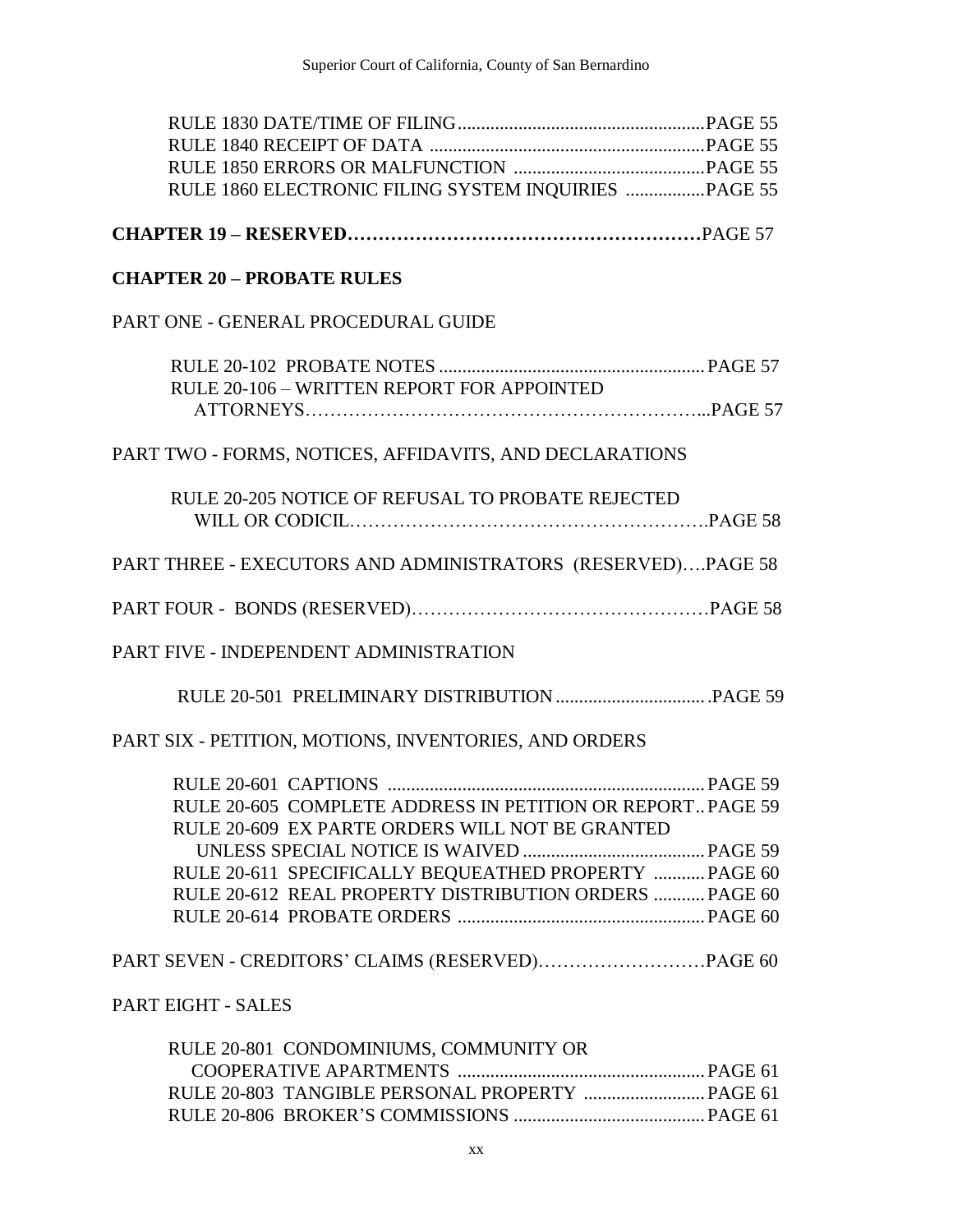RULE 1830 DATE/TIME OF FILING ..................................................... PAGE 55
RULE 1840 RECEIPT OF DATA ........................................................... PAGE 55
RULE 1850 ERRORS OR MALFUNCTION ......................................... PAGE 55
RULE 1860 ELECTRONIC FILING SYSTEM INQUIRIES ................. PAGE 55

**CHAPTER 19 – RESERVED…………………………………………………**PAGE 57

**CHAPTER 20 – PROBATE RULES**

PART ONE - GENERAL PROCEDURAL GUIDE

RULE 20-102 PROBATE NOTES ......................................................... PAGE 57
RULE 20-106 – WRITTEN REPORT FOR APPOINTED ATTORNEYS………………………………………………………...PAGE 57

PART TWO - FORMS, NOTICES, AFFIDAVITS, AND DECLARATIONS

RULE 20-205 NOTICE OF REFUSAL TO PROBATE REJECTED WILL OR CODICIL………………………………………………….PAGE 58

PART THREE - EXECUTORS AND ADMINISTRATORS (RESERVED)….PAGE 58

PART FOUR - BONDS (RESERVED)…………………………………………PAGE 58

PART FIVE - INDEPENDENT ADMINISTRATION

RULE 20-501 PRELIMINARY DISTRIBUTION ................................ .PAGE 59

PART SIX - PETITION, MOTIONS, INVENTORIES, AND ORDERS

RULE 20-601 CAPTIONS .................................................................... PAGE 59
RULE 20-605 COMPLETE ADDRESS IN PETITION OR REPORT.. PAGE 59
RULE 20-609 EX PARTE ORDERS WILL NOT BE GRANTED UNLESS SPECIAL NOTICE IS WAIVED ....................................... PAGE 59
RULE 20-611 SPECIFICALLY BEQUEATHED PROPERTY ........... PAGE 60
RULE 20-612 REAL PROPERTY DISTRIBUTION ORDERS ........... PAGE 60
RULE 20-614 PROBATE ORDERS ..................................................... PAGE 60

PART SEVEN - CREDITORS' CLAIMS (RESERVED)………………………PAGE 60

PART EIGHT - SALES

RULE 20-801 CONDOMINIUMS, COMMUNITY OR COOPERATIVE APARTMENTS ..................................................... PAGE 61
RULE 20-803 TANGIBLE PERSONAL PROPERTY .......................... PAGE 61
RULE 20-806 BROKER'S COMMISSIONS ......................................... PAGE 61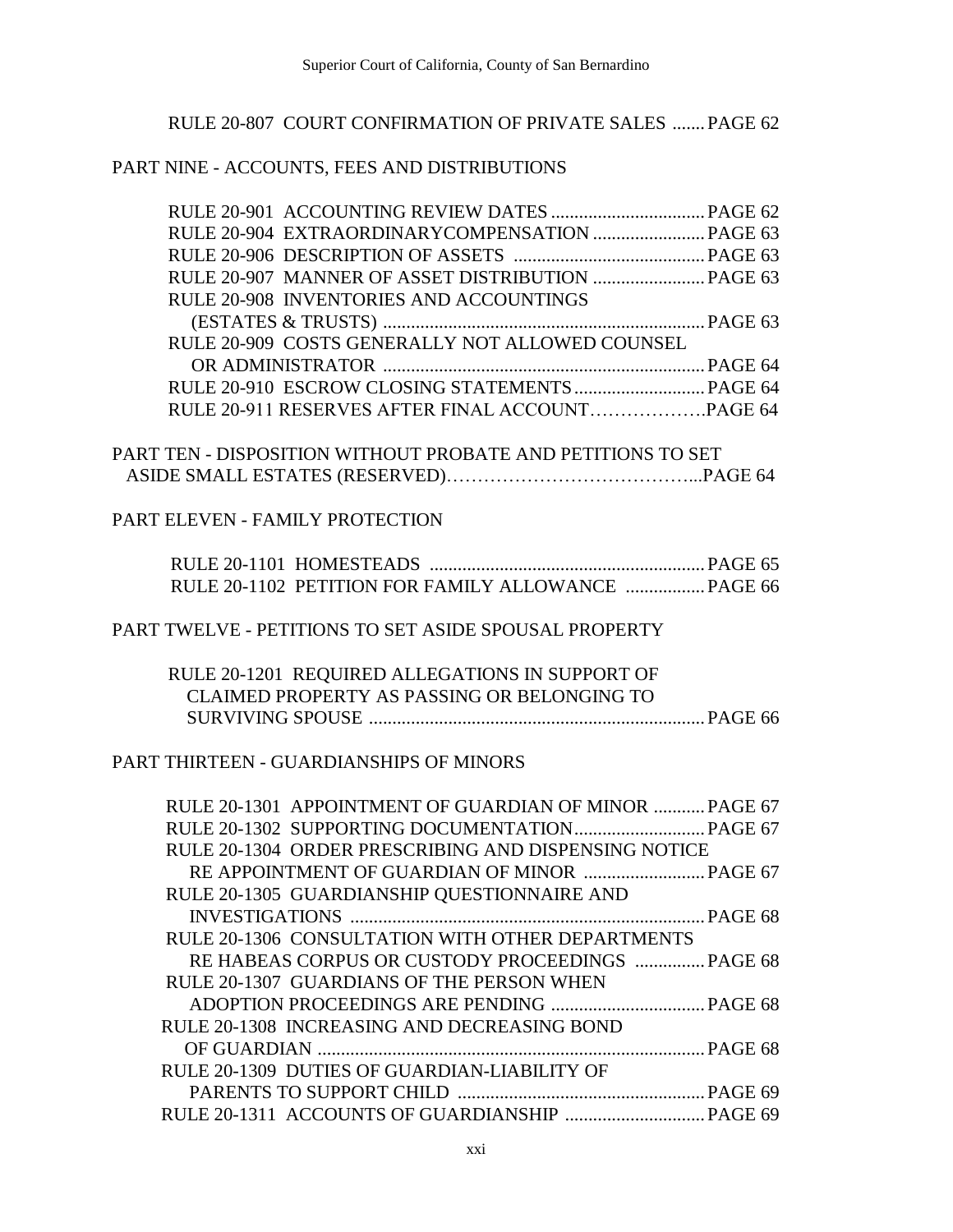RULE 20-807 COURT CONFIRMATION OF PRIVATE SALES ....... PAGE 62

PART NINE - ACCOUNTS, FEES AND DISTRIBUTIONS

RULE 20-901 ACCOUNTING REVIEW DATES ................................. PAGE 62
RULE 20-904 EXTRAORDINARYCOMPENSATION ........................ PAGE 63
RULE 20-906 DESCRIPTION OF ASSETS ......................................... PAGE 63
RULE 20-907 MANNER OF ASSET DISTRIBUTION ........................ PAGE 63
RULE 20-908 INVENTORIES AND ACCOUNTINGS (ESTATES & TRUSTS) ..................................................................... PAGE 63
RULE 20-909 COSTS GENERALLY NOT ALLOWED COUNSEL OR ADMINISTRATOR ..................................................................... PAGE 64
RULE 20-910 ESCROW CLOSING STATEMENTS ............................ PAGE 64
RULE 20-911 RESERVES AFTER FINAL ACCOUNT………………PAGE 64

PART TEN - DISPOSITION WITHOUT PROBATE AND PETITIONS TO SET ASIDE SMALL ESTATES (RESERVED)…………………………………...PAGE 64

PART ELEVEN - FAMILY PROTECTION

RULE 20-1101 HOMESTEADS ........................................................... PAGE 65
RULE 20-1102 PETITION FOR FAMILY ALLOWANCE ................. PAGE 66

PART TWELVE - PETITIONS TO SET ASIDE SPOUSAL PROPERTY

RULE 20-1201 REQUIRED ALLEGATIONS IN SUPPORT OF CLAIMED PROPERTY AS PASSING OR BELONGING TO SURVIVING SPOUSE ....................................................................... PAGE 66

PART THIRTEEN - GUARDIANSHIPS OF MINORS

RULE 20-1301 APPOINTMENT OF GUARDIAN OF MINOR ........... PAGE 67
RULE 20-1302 SUPPORTING DOCUMENTATION............................ PAGE 67
RULE 20-1304 ORDER PRESCRIBING AND DISPENSING NOTICE RE APPOINTMENT OF GUARDIAN OF MINOR .......................... PAGE 67
RULE 20-1305 GUARDIANSHIP QUESTIONNAIRE AND INVESTIGATIONS ............................................................................ PAGE 68
RULE 20-1306 CONSULTATION WITH OTHER DEPARTMENTS RE HABEAS CORPUS OR CUSTODY PROCEEDINGS ............... PAGE 68
RULE 20-1307 GUARDIANS OF THE PERSON WHEN ADOPTION PROCEEDINGS ARE PENDING ................................. PAGE 68
RULE 20-1308 INCREASING AND DECREASING BOND OF GUARDIAN .................................................................................. PAGE 68
RULE 20-1309 DUTIES OF GUARDIAN-LIABILITY OF PARENTS TO SUPPORT CHILD ..................................................... PAGE 69
RULE 20-1311 ACCOUNTS OF GUARDIANSHIP .............................. PAGE 69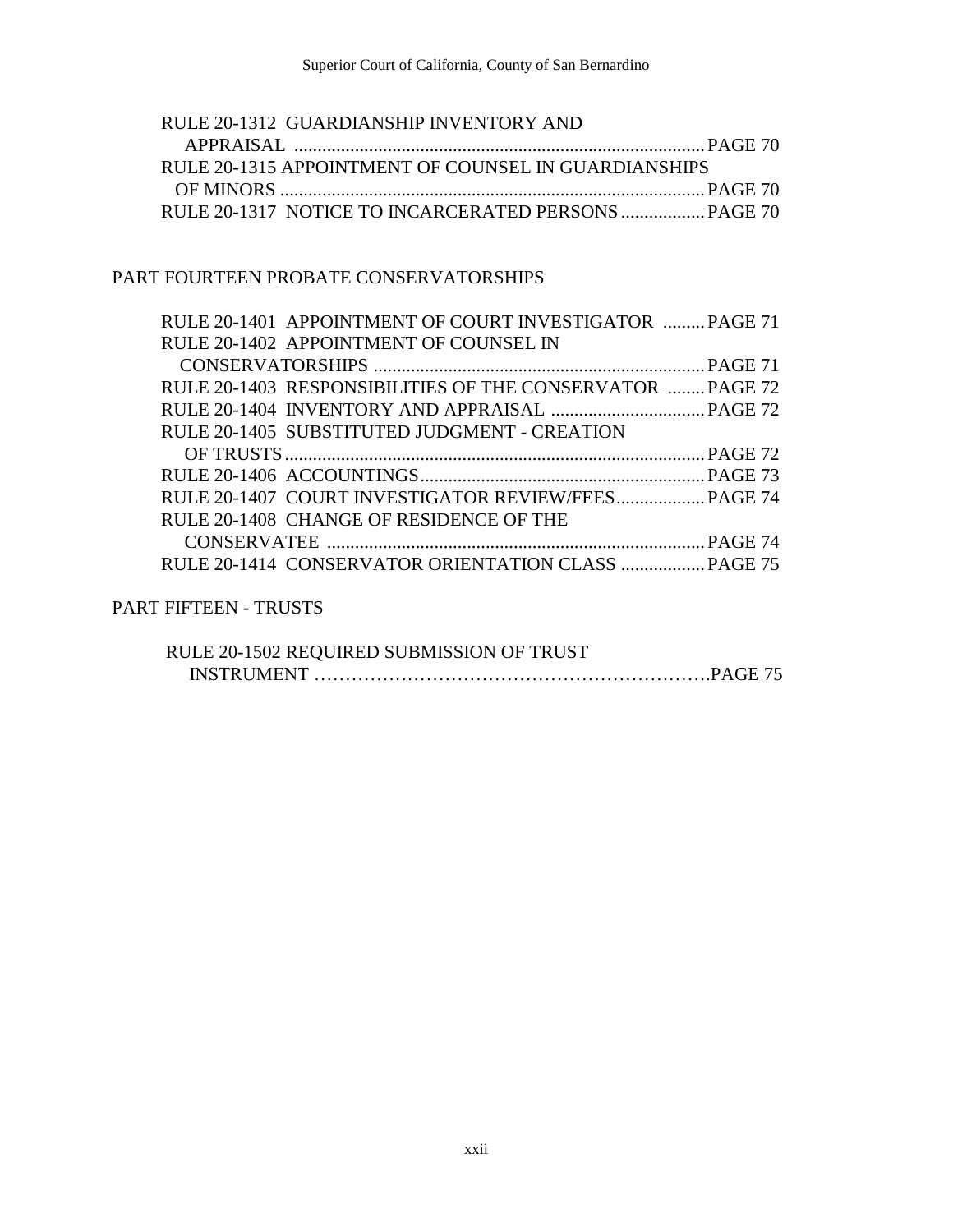RULE 20-1312 GUARDIANSHIP INVENTORY AND APPRAISAL ........................................................................................ PAGE 70
RULE 20-1315 APPOINTMENT OF COUNSEL IN GUARDIANSHIPS OF MINORS ........................................................................................... PAGE 70
RULE 20-1317 NOTICE TO INCARCERATED PERSONS .................. PAGE 70

PART FOURTEEN PROBATE CONSERVATORSHIPS

RULE 20-1401 APPOINTMENT OF COURT INVESTIGATOR ......... PAGE 71
RULE 20-1402 APPOINTMENT OF COUNSEL IN CONSERVATORSHIPS ....................................................................... PAGE 71
RULE 20-1403 RESPONSIBILITIES OF THE CONSERVATOR ........ PAGE 72
RULE 20-1404 INVENTORY AND APPRAISAL ................................. PAGE 72
RULE 20-1405 SUBSTITUTED JUDGMENT - CREATION OF TRUSTS .......................................................................................... PAGE 72
RULE 20-1406 ACCOUNTINGS ............................................................. PAGE 73
RULE 20-1407 COURT INVESTIGATOR REVIEW/FEES ................... PAGE 74
RULE 20-1408 CHANGE OF RESIDENCE OF THE CONSERVATEE ................................................................................. PAGE 74
RULE 20-1414 CONSERVATOR ORIENTATION CLASS .................. PAGE 75

PART FIFTEEN - TRUSTS

RULE 20-1502 REQUIRED SUBMISSION OF TRUST INSTRUMENT ……………………………………………………….PAGE 75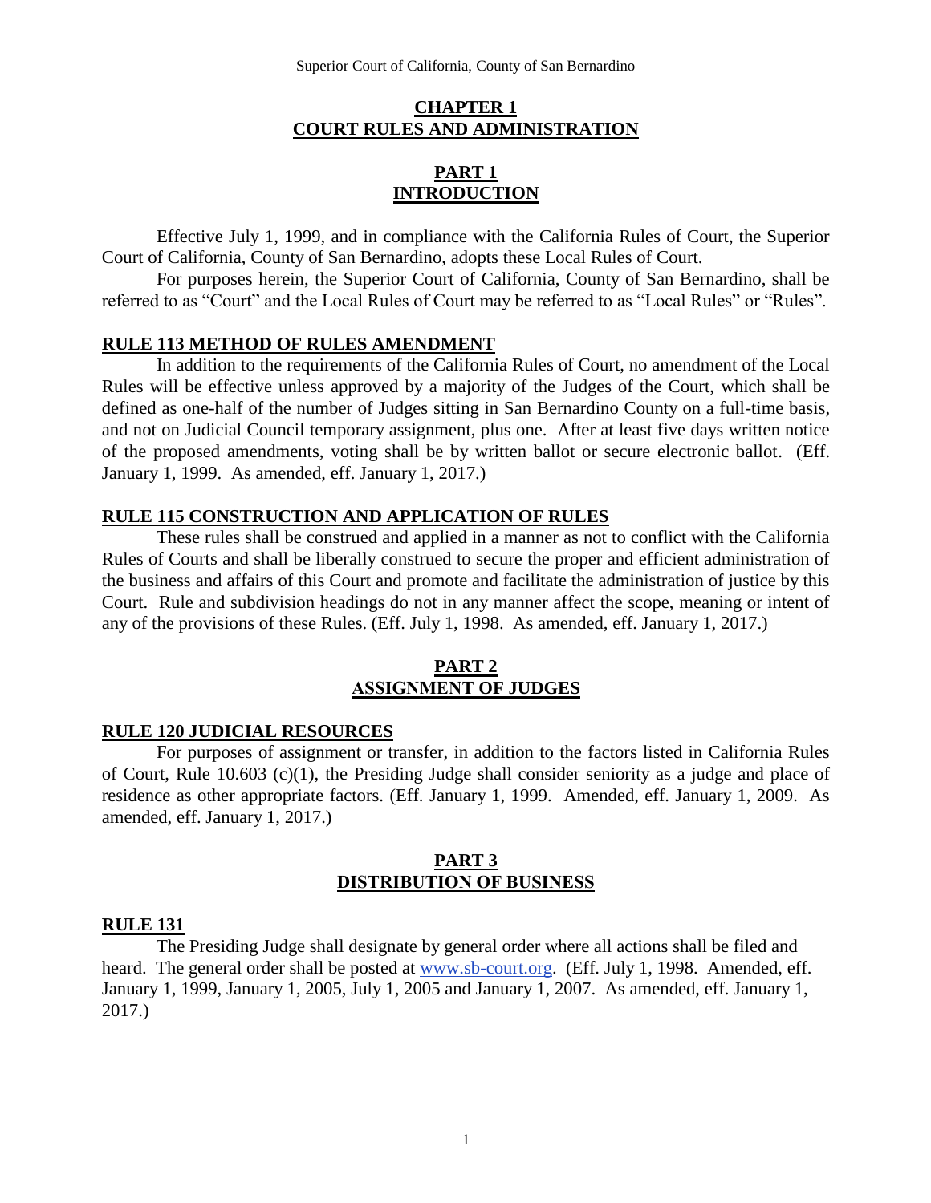# CHAPTER 1
# COURT RULES AND ADMINISTRATION

## PART 1
## INTRODUCTION

Effective July 1, 1999, and in compliance with the California Rules of Court, the Superior Court of California, County of San Bernardino, adopts these Local Rules of Court.

For purposes herein, the Superior Court of California, County of San Bernardino, shall be referred to as "Court" and the Local Rules of Court may be referred to as "Local Rules" or "Rules".

### RULE 113 METHOD OF RULES AMENDMENT

In addition to the requirements of the California Rules of Court, no amendment of the Local Rules will be effective unless approved by a majority of the Judges of the Court, which shall be defined as one-half of the number of Judges sitting in San Bernardino County on a full-time basis, and not on Judicial Council temporary assignment, plus one. After at least five days written notice of the proposed amendments, voting shall be by written ballot or secure electronic ballot. (Eff. January 1, 1999. As amended, eff. January 1, 2017.)

### RULE 115 CONSTRUCTION AND APPLICATION OF RULES

These rules shall be construed and applied in a manner as not to conflict with the California Rules of Courts and shall be liberally construed to secure the proper and efficient administration of the business and affairs of this Court and promote and facilitate the administration of justice by this Court. Rule and subdivision headings do not in any manner affect the scope, meaning or intent of any of the provisions of these Rules. (Eff. July 1, 1998. As amended, eff. January 1, 2017.)

## PART 2
## ASSIGNMENT OF JUDGES

### RULE 120 JUDICIAL RESOURCES

For purposes of assignment or transfer, in addition to the factors listed in California Rules of Court, Rule 10.603 (c)(1), the Presiding Judge shall consider seniority as a judge and place of residence as other appropriate factors. (Eff. January 1, 1999. Amended, eff. January 1, 2009. As amended, eff. January 1, 2017.)

## PART 3
## DISTRIBUTION OF BUSINESS

### RULE 131

The Presiding Judge shall designate by general order where all actions shall be filed and heard. The general order shall be posted at www.sb-court.org. (Eff. July 1, 1998. Amended, eff. January 1, 1999, January 1, 2005, July 1, 2005 and January 1, 2007. As amended, eff. January 1, 2017.)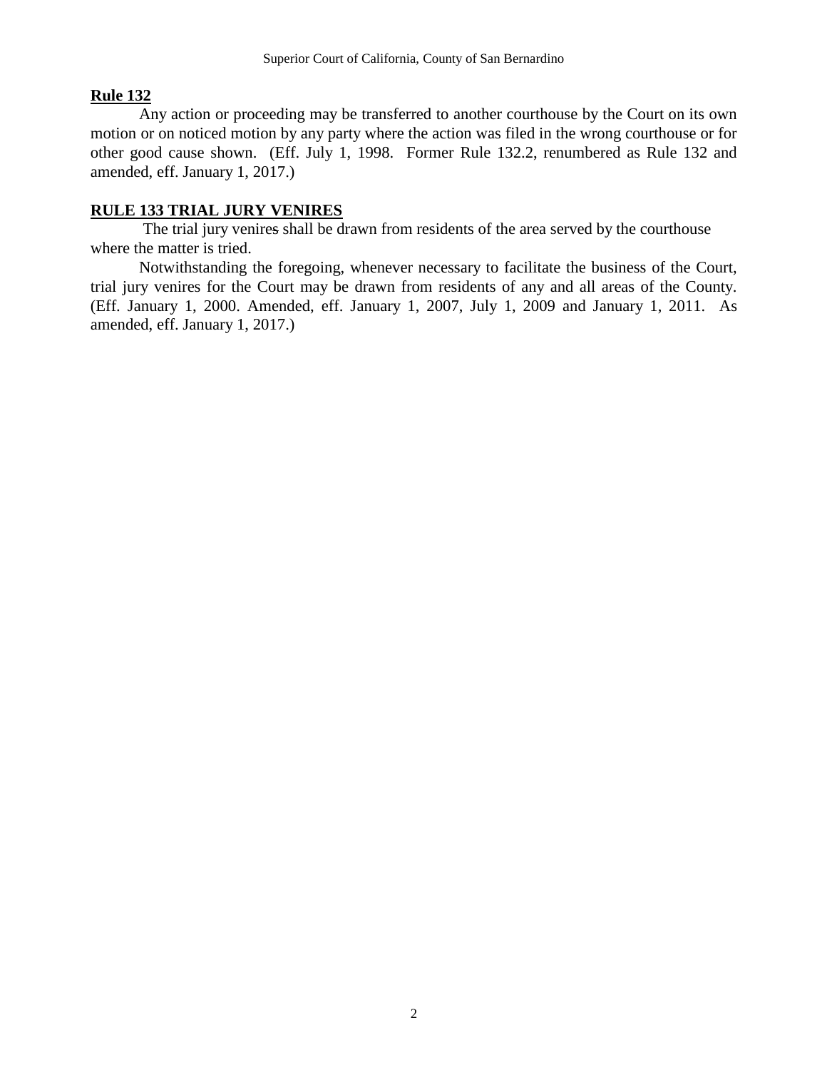**Rule 132**

Any action or proceeding may be transferred to another courthouse by the Court on its own motion or on noticed motion by any party where the action was filed in the wrong courthouse or for other good cause shown. (Eff. July 1, 1998. Former Rule 132.2, renumbered as Rule 132 and amended, eff. January 1, 2017.)

**RULE 133 TRIAL JURY VENIRES**

The trial jury venires shall be drawn from residents of the area served by the courthouse where the matter is tried.

Notwithstanding the foregoing, whenever necessary to facilitate the business of the Court, trial jury venires for the Court may be drawn from residents of any and all areas of the County. (Eff. January 1, 2000. Amended, eff. January 1, 2007, July 1, 2009 and January 1, 2011. As amended, eff. January 1, 2017.)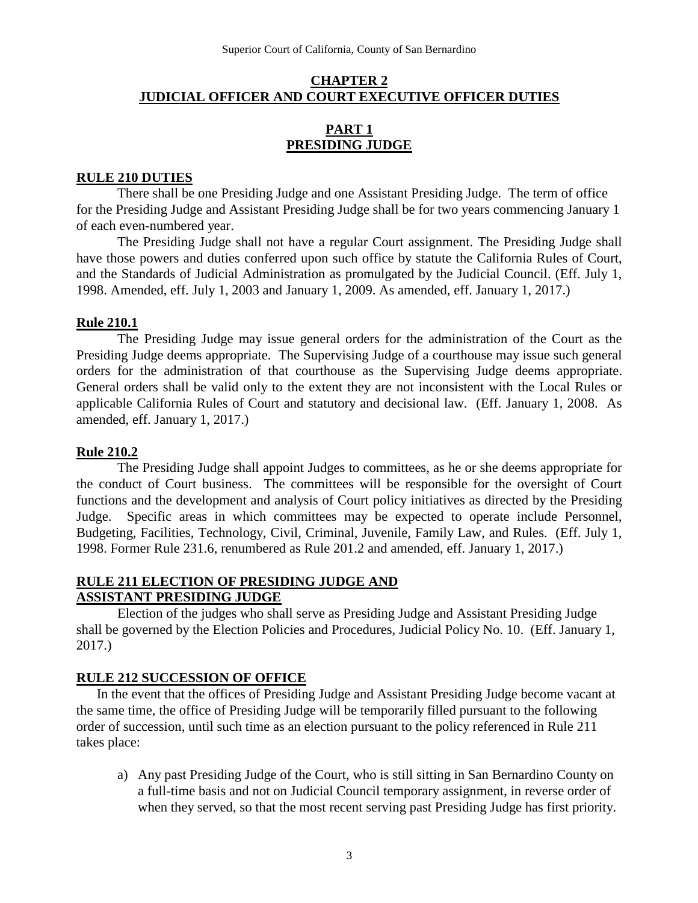# CHAPTER 2
# JUDICIAL OFFICER AND COURT EXECUTIVE OFFICER DUTIES

## PART 1
## PRESIDING JUDGE

### RULE 210 DUTIES

There shall be one Presiding Judge and one Assistant Presiding Judge. The term of office for the Presiding Judge and Assistant Presiding Judge shall be for two years commencing January 1 of each even-numbered year.

The Presiding Judge shall not have a regular Court assignment. The Presiding Judge shall have those powers and duties conferred upon such office by statute the California Rules of Court, and the Standards of Judicial Administration as promulgated by the Judicial Council. (Eff. July 1, 1998. Amended, eff. July 1, 2003 and January 1, 2009. As amended, eff. January 1, 2017.)

### Rule 210.1

The Presiding Judge may issue general orders for the administration of the Court as the Presiding Judge deems appropriate. The Supervising Judge of a courthouse may issue such general orders for the administration of that courthouse as the Supervising Judge deems appropriate. General orders shall be valid only to the extent they are not inconsistent with the Local Rules or applicable California Rules of Court and statutory and decisional law. (Eff. January 1, 2008. As amended, eff. January 1, 2017.)

### Rule 210.2

The Presiding Judge shall appoint Judges to committees, as he or she deems appropriate for the conduct of Court business. The committees will be responsible for the oversight of Court functions and the development and analysis of Court policy initiatives as directed by the Presiding Judge. Specific areas in which committees may be expected to operate include Personnel, Budgeting, Facilities, Technology, Civil, Criminal, Juvenile, Family Law, and Rules. (Eff. July 1, 1998. Former Rule 231.6, renumbered as Rule 201.2 and amended, eff. January 1, 2017.)

### RULE 211 ELECTION OF PRESIDING JUDGE AND ASSISTANT PRESIDING JUDGE

Election of the judges who shall serve as Presiding Judge and Assistant Presiding Judge shall be governed by the Election Policies and Procedures, Judicial Policy No. 10. (Eff. January 1, 2017.)

### RULE 212 SUCCESSION OF OFFICE

In the event that the offices of Presiding Judge and Assistant Presiding Judge become vacant at the same time, the office of Presiding Judge will be temporarily filled pursuant to the following order of succession, until such time as an election pursuant to the policy referenced in Rule 211 takes place:

a) Any past Presiding Judge of the Court, who is still sitting in San Bernardino County on a full-time basis and not on Judicial Council temporary assignment, in reverse order of when they served, so that the most recent serving past Presiding Judge has first priority.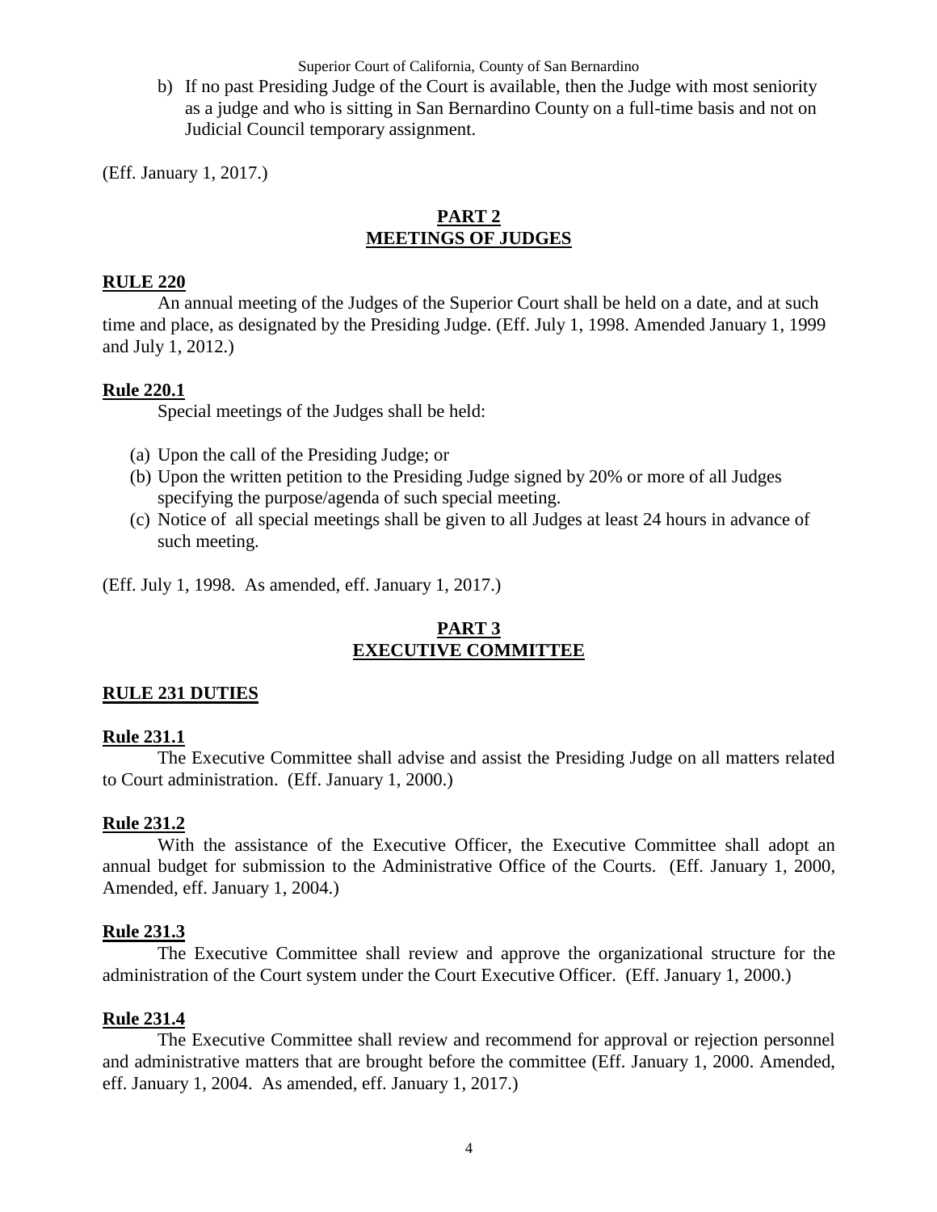b) If no past Presiding Judge of the Court is available, then the Judge with most seniority as a judge and who is sitting in San Bernardino County on a full-time basis and not on Judicial Council temporary assignment.

(Eff. January 1, 2017.)

## PART 2
## MEETINGS OF JUDGES

**RULE 220**

An annual meeting of the Judges of the Superior Court shall be held on a date, and at such time and place, as designated by the Presiding Judge. (Eff. July 1, 1998. Amended January 1, 1999 and July 1, 2012.)

**Rule 220.1**

Special meetings of the Judges shall be held:

(a) Upon the call of the Presiding Judge; or
(b) Upon the written petition to the Presiding Judge signed by 20% or more of all Judges specifying the purpose/agenda of such special meeting.
(c) Notice of all special meetings shall be given to all Judges at least 24 hours in advance of such meeting.

(Eff. July 1, 1998. As amended, eff. January 1, 2017.)

## PART 3
## EXECUTIVE COMMITTEE

**RULE 231 DUTIES**

**Rule 231.1**

The Executive Committee shall advise and assist the Presiding Judge on all matters related to Court administration. (Eff. January 1, 2000.)

**Rule 231.2**

With the assistance of the Executive Officer, the Executive Committee shall adopt an annual budget for submission to the Administrative Office of the Courts. (Eff. January 1, 2000, Amended, eff. January 1, 2004.)

**Rule 231.3**

The Executive Committee shall review and approve the organizational structure for the administration of the Court system under the Court Executive Officer. (Eff. January 1, 2000.)

**Rule 231.4**

The Executive Committee shall review and recommend for approval or rejection personnel and administrative matters that are brought before the committee (Eff. January 1, 2000. Amended, eff. January 1, 2004. As amended, eff. January 1, 2017.)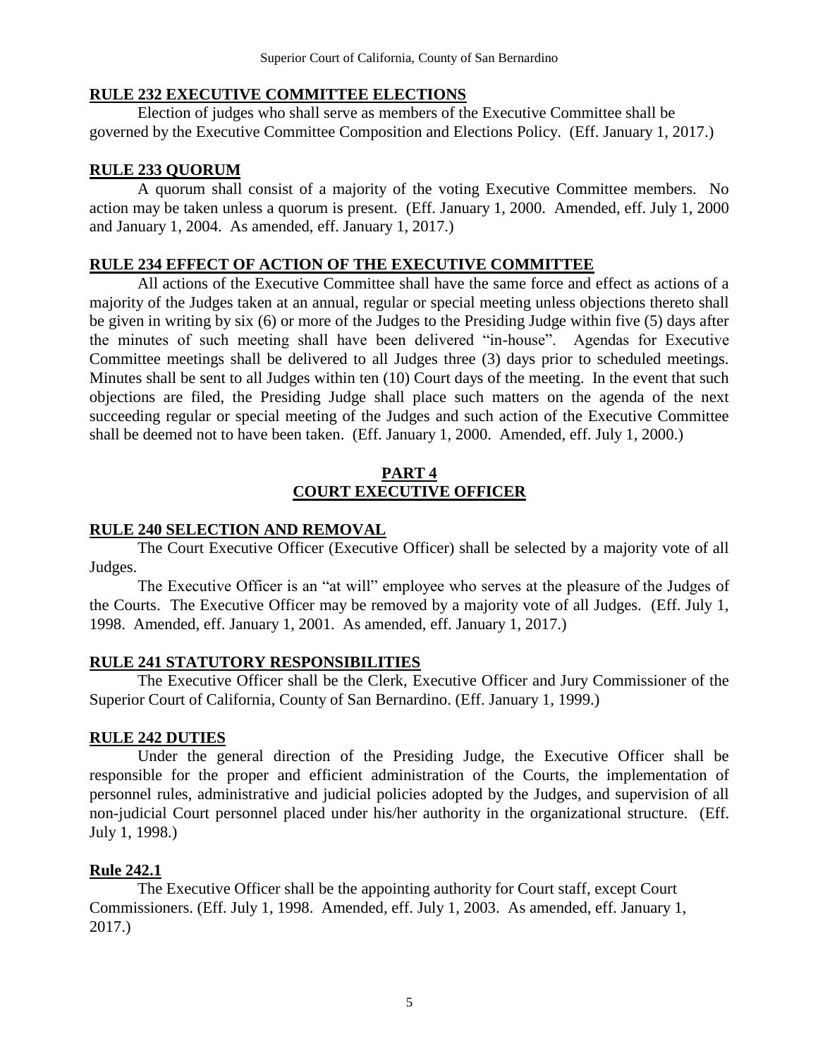**RULE 232 EXECUTIVE COMMITTEE ELECTIONS**

Election of judges who shall serve as members of the Executive Committee shall be governed by the Executive Committee Composition and Elections Policy. (Eff. January 1, 2017.)

**RULE 233 QUORUM**

A quorum shall consist of a majority of the voting Executive Committee members. No action may be taken unless a quorum is present. (Eff. January 1, 2000. Amended, eff. July 1, 2000 and January 1, 2004. As amended, eff. January 1, 2017.)

**RULE 234 EFFECT OF ACTION OF THE EXECUTIVE COMMITTEE**

All actions of the Executive Committee shall have the same force and effect as actions of a majority of the Judges taken at an annual, regular or special meeting unless objections thereto shall be given in writing by six (6) or more of the Judges to the Presiding Judge within five (5) days after the minutes of such meeting shall have been delivered "in-house". Agendas for Executive Committee meetings shall be delivered to all Judges three (3) days prior to scheduled meetings. Minutes shall be sent to all Judges within ten (10) Court days of the meeting. In the event that such objections are filed, the Presiding Judge shall place such matters on the agenda of the next succeeding regular or special meeting of the Judges and such action of the Executive Committee shall be deemed not to have been taken. (Eff. January 1, 2000. Amended, eff. July 1, 2000.)

## PART 4
## COURT EXECUTIVE OFFICER

**RULE 240 SELECTION AND REMOVAL**

The Court Executive Officer (Executive Officer) shall be selected by a majority vote of all Judges.

The Executive Officer is an "at will" employee who serves at the pleasure of the Judges of the Courts. The Executive Officer may be removed by a majority vote of all Judges. (Eff. July 1, 1998. Amended, eff. January 1, 2001. As amended, eff. January 1, 2017.)

**RULE 241 STATUTORY RESPONSIBILITIES**

The Executive Officer shall be the Clerk, Executive Officer and Jury Commissioner of the Superior Court of California, County of San Bernardino. (Eff. January 1, 1999.)

**RULE 242 DUTIES**

Under the general direction of the Presiding Judge, the Executive Officer shall be responsible for the proper and efficient administration of the Courts, the implementation of personnel rules, administrative and judicial policies adopted by the Judges, and supervision of all non-judicial Court personnel placed under his/her authority in the organizational structure. (Eff. July 1, 1998.)

**Rule 242.1**

The Executive Officer shall be the appointing authority for Court staff, except Court Commissioners. (Eff. July 1, 1998. Amended, eff. July 1, 2003. As amended, eff. January 1, 2017.)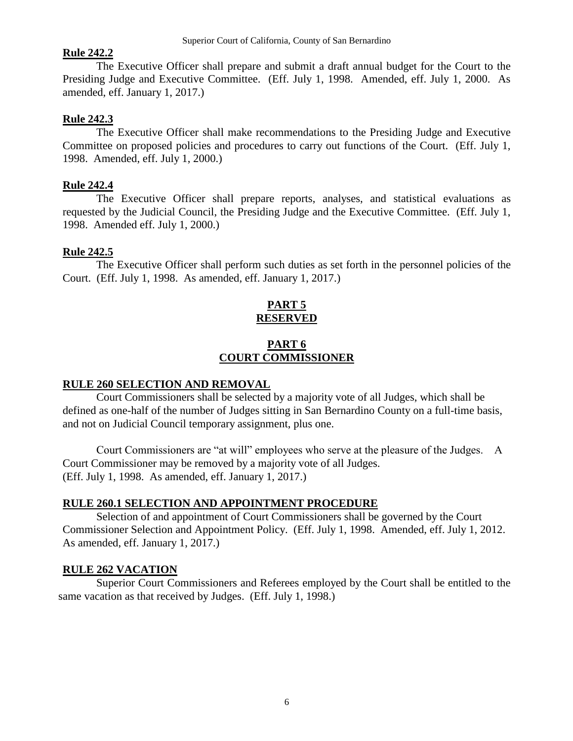**Rule 242.2**

The Executive Officer shall prepare and submit a draft annual budget for the Court to the Presiding Judge and Executive Committee. (Eff. July 1, 1998. Amended, eff. July 1, 2000. As amended, eff. January 1, 2017.)

**Rule 242.3**

The Executive Officer shall make recommendations to the Presiding Judge and Executive Committee on proposed policies and procedures to carry out functions of the Court. (Eff. July 1, 1998. Amended, eff. July 1, 2000.)

**Rule 242.4**

The Executive Officer shall prepare reports, analyses, and statistical evaluations as requested by the Judicial Council, the Presiding Judge and the Executive Committee. (Eff. July 1, 1998. Amended eff. July 1, 2000.)

**Rule 242.5**

The Executive Officer shall perform such duties as set forth in the personnel policies of the Court. (Eff. July 1, 1998. As amended, eff. January 1, 2017.)

## PART 5
## RESERVED

## PART 6
## COURT COMMISSIONER

**RULE 260 SELECTION AND REMOVAL**

Court Commissioners shall be selected by a majority vote of all Judges, which shall be defined as one-half of the number of Judges sitting in San Bernardino County on a full-time basis, and not on Judicial Council temporary assignment, plus one.

Court Commissioners are "at will" employees who serve at the pleasure of the Judges. A Court Commissioner may be removed by a majority vote of all Judges.
(Eff. July 1, 1998. As amended, eff. January 1, 2017.)

**RULE 260.1 SELECTION AND APPOINTMENT PROCEDURE**

Selection of and appointment of Court Commissioners shall be governed by the Court Commissioner Selection and Appointment Policy. (Eff. July 1, 1998. Amended, eff. July 1, 2012. As amended, eff. January 1, 2017.)

**RULE 262 VACATION**

Superior Court Commissioners and Referees employed by the Court shall be entitled to the same vacation as that received by Judges. (Eff. July 1, 1998.)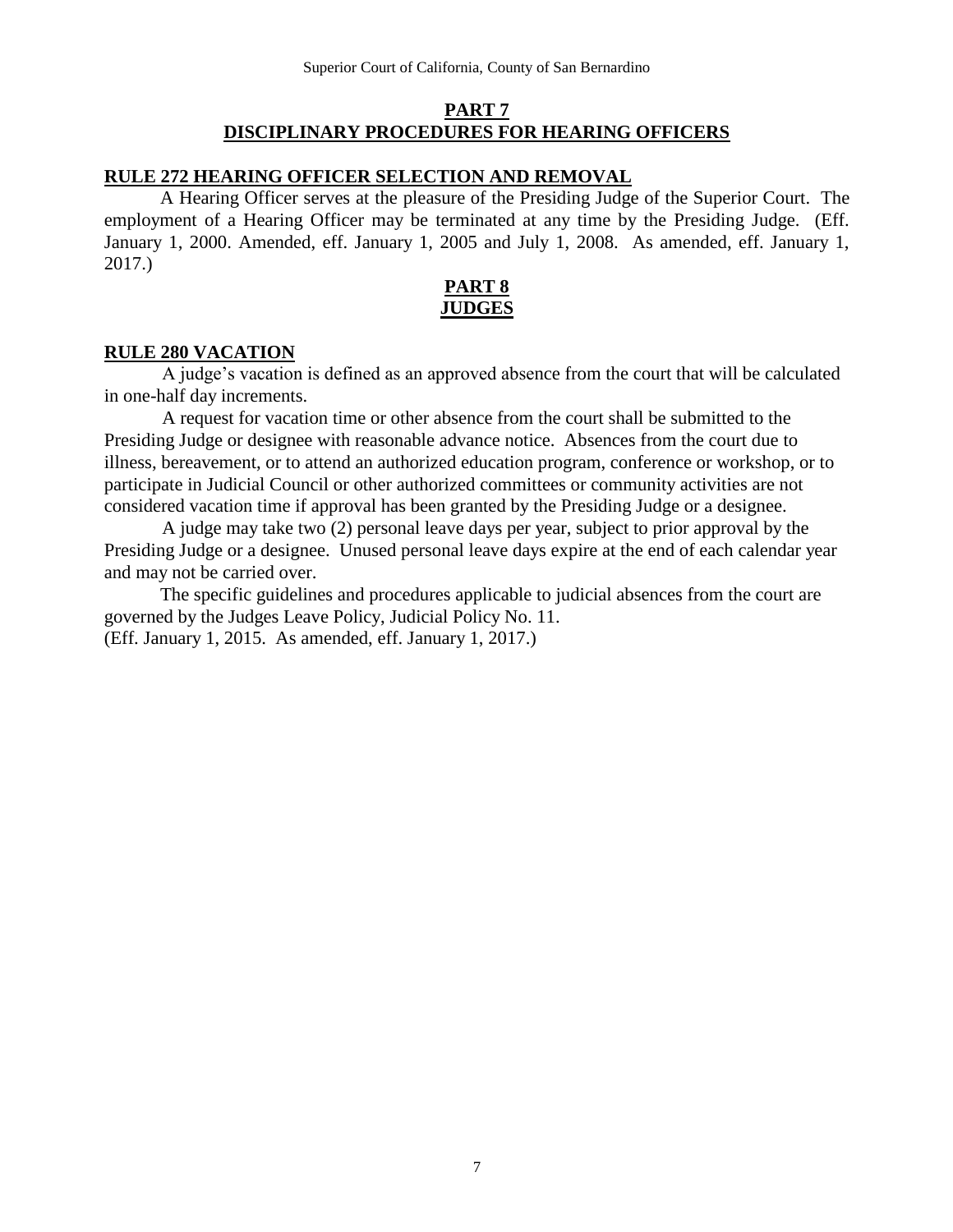## PART 7
## DISCIPLINARY PROCEDURES FOR HEARING OFFICERS

### RULE 272 HEARING OFFICER SELECTION AND REMOVAL

A Hearing Officer serves at the pleasure of the Presiding Judge of the Superior Court. The employment of a Hearing Officer may be terminated at any time by the Presiding Judge. (Eff. January 1, 2000. Amended, eff. January 1, 2005 and July 1, 2008. As amended, eff. January 1, 2017.)

## PART 8
## JUDGES

### RULE 280 VACATION

A judge's vacation is defined as an approved absence from the court that will be calculated in one-half day increments.

A request for vacation time or other absence from the court shall be submitted to the Presiding Judge or designee with reasonable advance notice. Absences from the court due to illness, bereavement, or to attend an authorized education program, conference or workshop, or to participate in Judicial Council or other authorized committees or community activities are not considered vacation time if approval has been granted by the Presiding Judge or a designee.

A judge may take two (2) personal leave days per year, subject to prior approval by the Presiding Judge or a designee. Unused personal leave days expire at the end of each calendar year and may not be carried over.

The specific guidelines and procedures applicable to judicial absences from the court are governed by the Judges Leave Policy, Judicial Policy No. 11.
(Eff. January 1, 2015. As amended, eff. January 1, 2017.)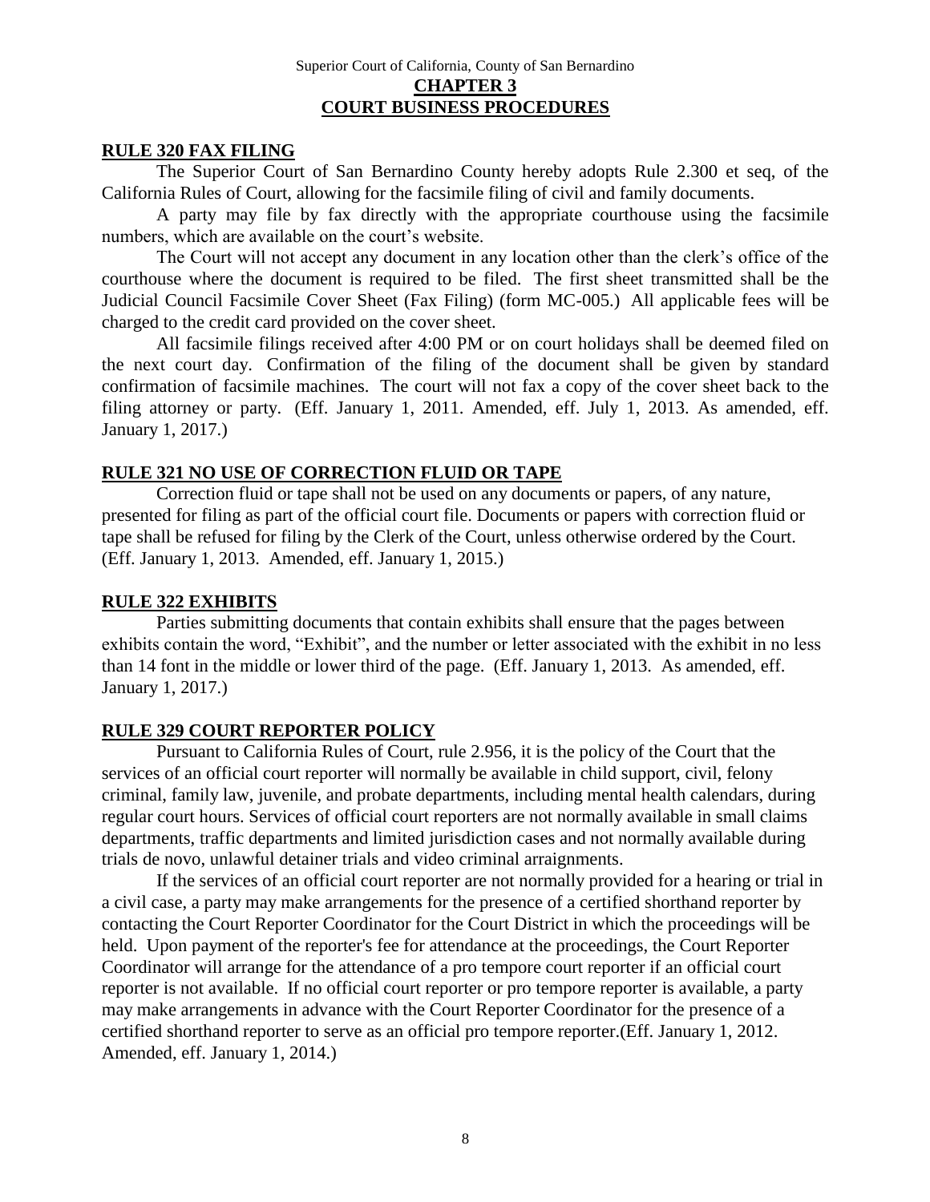Superior Court of California, County of San Bernardino

# CHAPTER 3
# COURT BUSINESS PROCEDURES

## RULE 320 FAX FILING

The Superior Court of San Bernardino County hereby adopts Rule 2.300 et seq, of the California Rules of Court, allowing for the facsimile filing of civil and family documents.

A party may file by fax directly with the appropriate courthouse using the facsimile numbers, which are available on the court's website.

The Court will not accept any document in any location other than the clerk's office of the courthouse where the document is required to be filed. The first sheet transmitted shall be the Judicial Council Facsimile Cover Sheet (Fax Filing) (form MC-005.) All applicable fees will be charged to the credit card provided on the cover sheet.

All facsimile filings received after 4:00 PM or on court holidays shall be deemed filed on the next court day. Confirmation of the filing of the document shall be given by standard confirmation of facsimile machines. The court will not fax a copy of the cover sheet back to the filing attorney or party. (Eff. January 1, 2011. Amended, eff. July 1, 2013. As amended, eff. January 1, 2017.)

## RULE 321 NO USE OF CORRECTION FLUID OR TAPE

Correction fluid or tape shall not be used on any documents or papers, of any nature, presented for filing as part of the official court file. Documents or papers with correction fluid or tape shall be refused for filing by the Clerk of the Court, unless otherwise ordered by the Court. (Eff. January 1, 2013. Amended, eff. January 1, 2015.)

## RULE 322 EXHIBITS

Parties submitting documents that contain exhibits shall ensure that the pages between exhibits contain the word, "Exhibit", and the number or letter associated with the exhibit in no less than 14 font in the middle or lower third of the page. (Eff. January 1, 2013. As amended, eff. January 1, 2017.)

## RULE 329 COURT REPORTER POLICY

Pursuant to California Rules of Court, rule 2.956, it is the policy of the Court that the services of an official court reporter will normally be available in child support, civil, felony criminal, family law, juvenile, and probate departments, including mental health calendars, during regular court hours. Services of official court reporters are not normally available in small claims departments, traffic departments and limited jurisdiction cases and not normally available during trials de novo, unlawful detainer trials and video criminal arraignments.

If the services of an official court reporter are not normally provided for a hearing or trial in a civil case, a party may make arrangements for the presence of a certified shorthand reporter by contacting the Court Reporter Coordinator for the Court District in which the proceedings will be held. Upon payment of the reporter's fee for attendance at the proceedings, the Court Reporter Coordinator will arrange for the attendance of a pro tempore court reporter if an official court reporter is not available. If no official court reporter or pro tempore reporter is available, a party may make arrangements in advance with the Court Reporter Coordinator for the presence of a certified shorthand reporter to serve as an official pro tempore reporter.(Eff. January 1, 2012. Amended, eff. January 1, 2014.)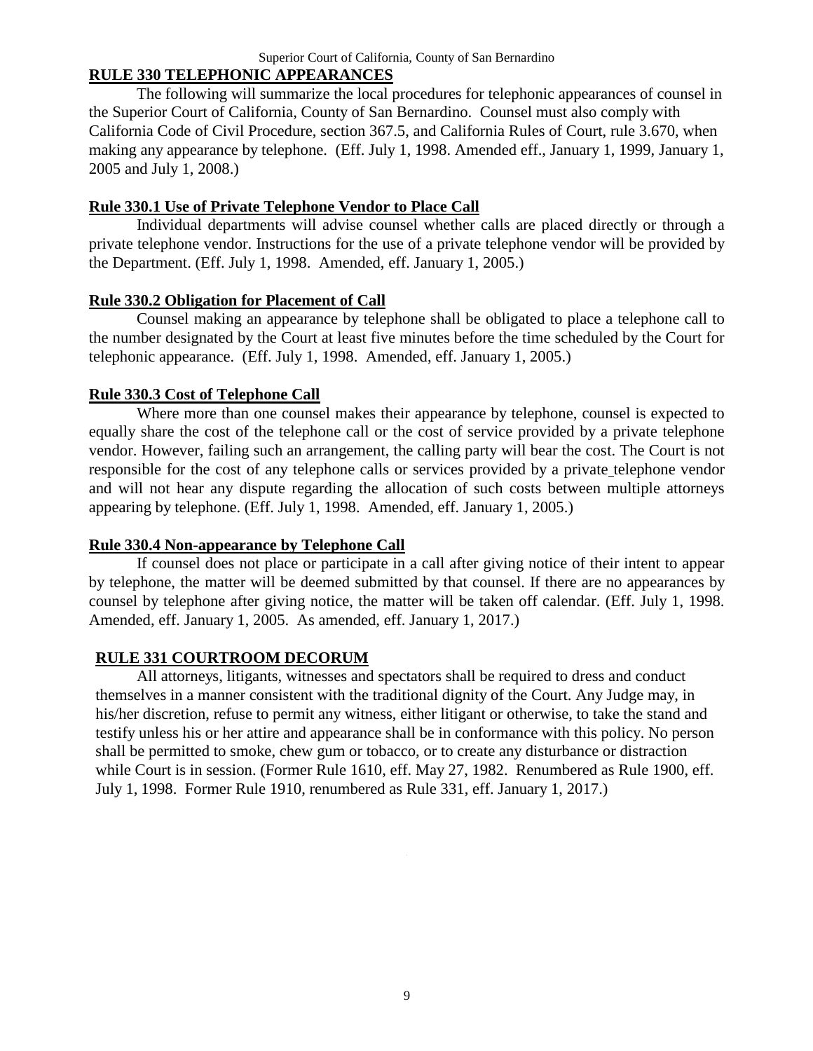## RULE 330 TELEPHONIC APPEARANCES

The following will summarize the local procedures for telephonic appearances of counsel in the Superior Court of California, County of San Bernardino. Counsel must also comply with California Code of Civil Procedure, section 367.5, and California Rules of Court, rule 3.670, when making any appearance by telephone. (Eff. July 1, 1998. Amended eff., January 1, 1999, January 1, 2005 and July 1, 2008.)

### Rule 330.1 Use of Private Telephone Vendor to Place Call

Individual departments will advise counsel whether calls are placed directly or through a private telephone vendor. Instructions for the use of a private telephone vendor will be provided by the Department. (Eff. July 1, 1998. Amended, eff. January 1, 2005.)

### Rule 330.2 Obligation for Placement of Call

Counsel making an appearance by telephone shall be obligated to place a telephone call to the number designated by the Court at least five minutes before the time scheduled by the Court for telephonic appearance. (Eff. July 1, 1998. Amended, eff. January 1, 2005.)

### Rule 330.3 Cost of Telephone Call

Where more than one counsel makes their appearance by telephone, counsel is expected to equally share the cost of the telephone call or the cost of service provided by a private telephone vendor. However, failing such an arrangement, the calling party will bear the cost. The Court is not responsible for the cost of any telephone calls or services provided by a private telephone vendor and will not hear any dispute regarding the allocation of such costs between multiple attorneys appearing by telephone. (Eff. July 1, 1998. Amended, eff. January 1, 2005.)

### Rule 330.4 Non-appearance by Telephone Call

If counsel does not place or participate in a call after giving notice of their intent to appear by telephone, the matter will be deemed submitted by that counsel. If there are no appearances by counsel by telephone after giving notice, the matter will be taken off calendar. (Eff. July 1, 1998. Amended, eff. January 1, 2005. As amended, eff. January 1, 2017.)

## RULE 331 COURTROOM DECORUM

All attorneys, litigants, witnesses and spectators shall be required to dress and conduct themselves in a manner consistent with the traditional dignity of the Court. Any Judge may, in his/her discretion, refuse to permit any witness, either litigant or otherwise, to take the stand and testify unless his or her attire and appearance shall be in conformance with this policy. No person shall be permitted to smoke, chew gum or tobacco, or to create any disturbance or distraction while Court is in session. (Former Rule 1610, eff. May 27, 1982. Renumbered as Rule 1900, eff. July 1, 1998. Former Rule 1910, renumbered as Rule 331, eff. January 1, 2017.)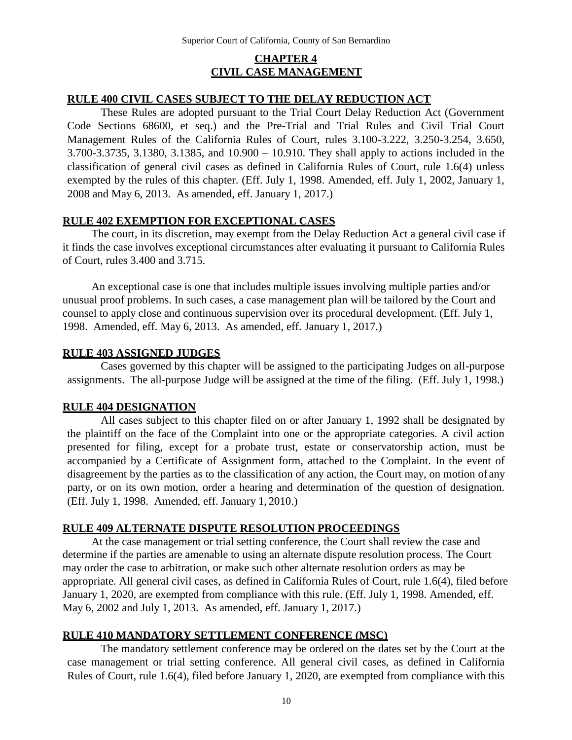## CHAPTER 4
## CIVIL CASE MANAGEMENT

### RULE 400 CIVIL CASES SUBJECT TO THE DELAY REDUCTION ACT

These Rules are adopted pursuant to the Trial Court Delay Reduction Act (Government Code Sections 68600, et seq.) and the Pre-Trial and Trial Rules and Civil Trial Court Management Rules of the California Rules of Court, rules 3.100-3.222, 3.250-3.254, 3.650, 3.700-3.3735, 3.1380, 3.1385, and 10.900 – 10.910. They shall apply to actions included in the classification of general civil cases as defined in California Rules of Court, rule 1.6(4) unless exempted by the rules of this chapter. (Eff. July 1, 1998. Amended, eff. July 1, 2002, January 1, 2008 and May 6, 2013. As amended, eff. January 1, 2017.)

### RULE 402 EXEMPTION FOR EXCEPTIONAL CASES

The court, in its discretion, may exempt from the Delay Reduction Act a general civil case if it finds the case involves exceptional circumstances after evaluating it pursuant to California Rules of Court, rules 3.400 and 3.715.

An exceptional case is one that includes multiple issues involving multiple parties and/or unusual proof problems. In such cases, a case management plan will be tailored by the Court and counsel to apply close and continuous supervision over its procedural development. (Eff. July 1, 1998. Amended, eff. May 6, 2013. As amended, eff. January 1, 2017.)

### RULE 403 ASSIGNED JUDGES

Cases governed by this chapter will be assigned to the participating Judges on all-purpose assignments. The all-purpose Judge will be assigned at the time of the filing. (Eff. July 1, 1998.)

### RULE 404 DESIGNATION

All cases subject to this chapter filed on or after January 1, 1992 shall be designated by the plaintiff on the face of the Complaint into one or the appropriate categories. A civil action presented for filing, except for a probate trust, estate or conservatorship action, must be accompanied by a Certificate of Assignment form, attached to the Complaint. In the event of disagreement by the parties as to the classification of any action, the Court may, on motion of any party, or on its own motion, order a hearing and determination of the question of designation. (Eff. July 1, 1998. Amended, eff. January 1, 2010.)

### RULE 409 ALTERNATE DISPUTE RESOLUTION PROCEEDINGS

At the case management or trial setting conference, the Court shall review the case and determine if the parties are amenable to using an alternate dispute resolution process. The Court may order the case to arbitration, or make such other alternate resolution orders as may be appropriate. All general civil cases, as defined in California Rules of Court, rule 1.6(4), filed before January 1, 2020, are exempted from compliance with this rule. (Eff. July 1, 1998. Amended, eff. May 6, 2002 and July 1, 2013. As amended, eff. January 1, 2017.)

### RULE 410 MANDATORY SETTLEMENT CONFERENCE (MSC)

The mandatory settlement conference may be ordered on the dates set by the Court at the case management or trial setting conference. All general civil cases, as defined in California Rules of Court, rule 1.6(4), filed before January 1, 2020, are exempted from compliance with this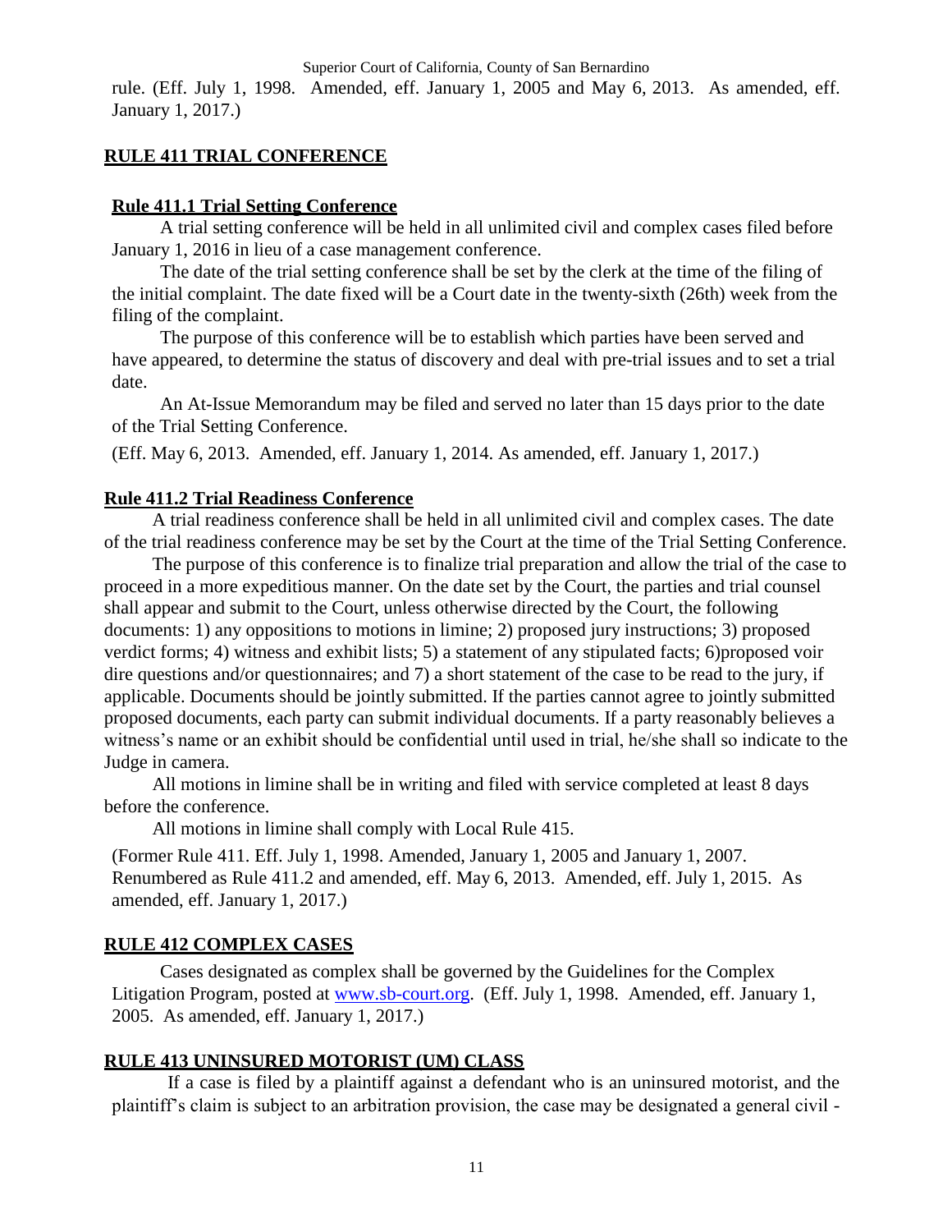rule. (Eff. July 1, 1998. Amended, eff. January 1, 2005 and May 6, 2013. As amended, eff. January 1, 2017.)

## RULE 411 TRIAL CONFERENCE

### Rule 411.1 Trial Setting Conference

A trial setting conference will be held in all unlimited civil and complex cases filed before January 1, 2016 in lieu of a case management conference.

The date of the trial setting conference shall be set by the clerk at the time of the filing of the initial complaint. The date fixed will be a Court date in the twenty-sixth (26th) week from the filing of the complaint.

The purpose of this conference will be to establish which parties have been served and have appeared, to determine the status of discovery and deal with pre-trial issues and to set a trial date.

An At-Issue Memorandum may be filed and served no later than 15 days prior to the date of the Trial Setting Conference.

(Eff. May 6, 2013. Amended, eff. January 1, 2014. As amended, eff. January 1, 2017.)

### Rule 411.2 Trial Readiness Conference

A trial readiness conference shall be held in all unlimited civil and complex cases. The date of the trial readiness conference may be set by the Court at the time of the Trial Setting Conference.

The purpose of this conference is to finalize trial preparation and allow the trial of the case to proceed in a more expeditious manner. On the date set by the Court, the parties and trial counsel shall appear and submit to the Court, unless otherwise directed by the Court, the following documents: 1) any oppositions to motions in limine; 2) proposed jury instructions; 3) proposed verdict forms; 4) witness and exhibit lists; 5) a statement of any stipulated facts; 6)proposed voir dire questions and/or questionnaires; and 7) a short statement of the case to be read to the jury, if applicable. Documents should be jointly submitted. If the parties cannot agree to jointly submitted proposed documents, each party can submit individual documents. If a party reasonably believes a witness's name or an exhibit should be confidential until used in trial, he/she shall so indicate to the Judge in camera.

All motions in limine shall be in writing and filed with service completed at least 8 days before the conference.

All motions in limine shall comply with Local Rule 415.

(Former Rule 411. Eff. July 1, 1998. Amended, January 1, 2005 and January 1, 2007. Renumbered as Rule 411.2 and amended, eff. May 6, 2013. Amended, eff. July 1, 2015. As amended, eff. January 1, 2017.)

## RULE 412 COMPLEX CASES

Cases designated as complex shall be governed by the Guidelines for the Complex Litigation Program, posted at www.sb-court.org. (Eff. July 1, 1998. Amended, eff. January 1, 2005. As amended, eff. January 1, 2017.)

## RULE 413 UNINSURED MOTORIST (UM) CLASS

If a case is filed by a plaintiff against a defendant who is an uninsured motorist, and the plaintiff's claim is subject to an arbitration provision, the case may be designated a general civil -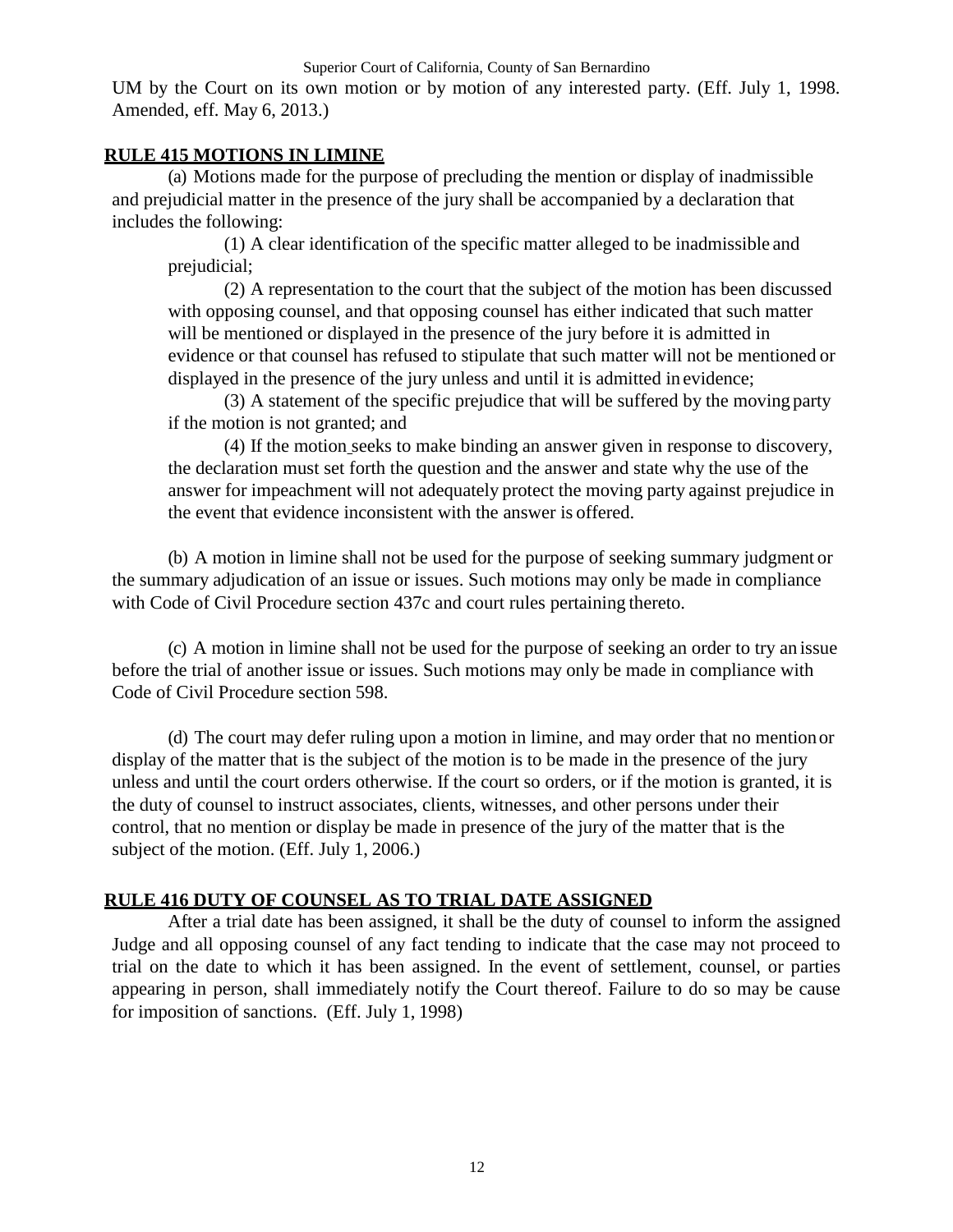UM by the Court on its own motion or by motion of any interested party. (Eff. July 1, 1998. Amended, eff. May 6, 2013.)

## RULE 415 MOTIONS IN LIMINE

(a) Motions made for the purpose of precluding the mention or display of inadmissible and prejudicial matter in the presence of the jury shall be accompanied by a declaration that includes the following:

(1) A clear identification of the specific matter alleged to be inadmissible and prejudicial;

(2) A representation to the court that the subject of the motion has been discussed with opposing counsel, and that opposing counsel has either indicated that such matter will be mentioned or displayed in the presence of the jury before it is admitted in evidence or that counsel has refused to stipulate that such matter will not be mentioned or displayed in the presence of the jury unless and until it is admitted in evidence;

(3) A statement of the specific prejudice that will be suffered by the moving party if the motion is not granted; and

(4) If the motion seeks to make binding an answer given in response to discovery, the declaration must set forth the question and the answer and state why the use of the answer for impeachment will not adequately protect the moving party against prejudice in the event that evidence inconsistent with the answer is offered.

(b) A motion in limine shall not be used for the purpose of seeking summary judgment or the summary adjudication of an issue or issues. Such motions may only be made in compliance with Code of Civil Procedure section 437c and court rules pertaining thereto.

(c) A motion in limine shall not be used for the purpose of seeking an order to try an issue before the trial of another issue or issues. Such motions may only be made in compliance with Code of Civil Procedure section 598.

(d) The court may defer ruling upon a motion in limine, and may order that no mention or display of the matter that is the subject of the motion is to be made in the presence of the jury unless and until the court orders otherwise. If the court so orders, or if the motion is granted, it is the duty of counsel to instruct associates, clients, witnesses, and other persons under their control, that no mention or display be made in presence of the jury of the matter that is the subject of the motion. (Eff. July 1, 2006.)

## RULE 416 DUTY OF COUNSEL AS TO TRIAL DATE ASSIGNED

After a trial date has been assigned, it shall be the duty of counsel to inform the assigned Judge and all opposing counsel of any fact tending to indicate that the case may not proceed to trial on the date to which it has been assigned. In the event of settlement, counsel, or parties appearing in person, shall immediately notify the Court thereof. Failure to do so may be cause for imposition of sanctions. (Eff. July 1, 1998)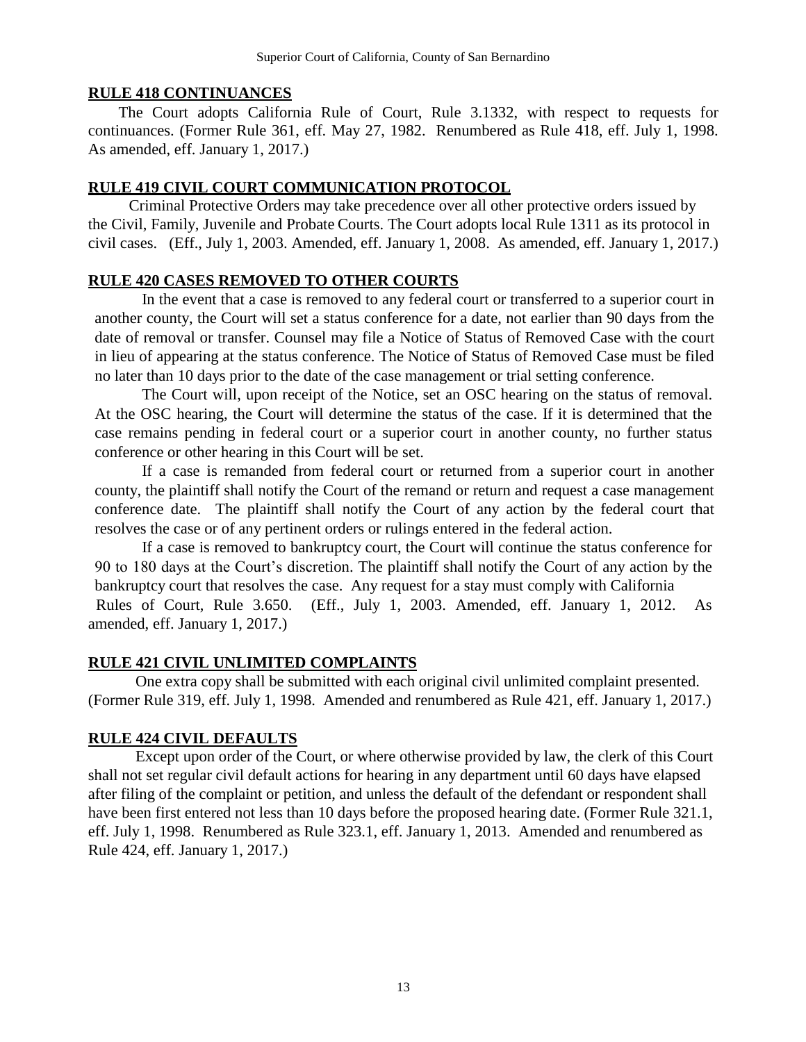## RULE 418 CONTINUANCES

The Court adopts California Rule of Court, Rule 3.1332, with respect to requests for continuances. (Former Rule 361, eff. May 27, 1982. Renumbered as Rule 418, eff. July 1, 1998. As amended, eff. January 1, 2017.)

## RULE 419 CIVIL COURT COMMUNICATION PROTOCOL

Criminal Protective Orders may take precedence over all other protective orders issued by the Civil, Family, Juvenile and Probate Courts. The Court adopts local Rule 1311 as its protocol in civil cases. (Eff., July 1, 2003. Amended, eff. January 1, 2008. As amended, eff. January 1, 2017.)

## RULE 420 CASES REMOVED TO OTHER COURTS

In the event that a case is removed to any federal court or transferred to a superior court in another county, the Court will set a status conference for a date, not earlier than 90 days from the date of removal or transfer. Counsel may file a Notice of Status of Removed Case with the court in lieu of appearing at the status conference. The Notice of Status of Removed Case must be filed no later than 10 days prior to the date of the case management or trial setting conference.

The Court will, upon receipt of the Notice, set an OSC hearing on the status of removal. At the OSC hearing, the Court will determine the status of the case. If it is determined that the case remains pending in federal court or a superior court in another county, no further status conference or other hearing in this Court will be set.

If a case is remanded from federal court or returned from a superior court in another county, the plaintiff shall notify the Court of the remand or return and request a case management conference date. The plaintiff shall notify the Court of any action by the federal court that resolves the case or of any pertinent orders or rulings entered in the federal action.

If a case is removed to bankruptcy court, the Court will continue the status conference for 90 to 180 days at the Court's discretion. The plaintiff shall notify the Court of any action by the bankruptcy court that resolves the case. Any request for a stay must comply with California Rules of Court, Rule 3.650. (Eff., July 1, 2003. Amended, eff. January 1, 2012. As amended, eff. January 1, 2017.)

## RULE 421 CIVIL UNLIMITED COMPLAINTS

One extra copy shall be submitted with each original civil unlimited complaint presented. (Former Rule 319, eff. July 1, 1998. Amended and renumbered as Rule 421, eff. January 1, 2017.)

## RULE 424 CIVIL DEFAULTS

Except upon order of the Court, or where otherwise provided by law, the clerk of this Court shall not set regular civil default actions for hearing in any department until 60 days have elapsed after filing of the complaint or petition, and unless the default of the defendant or respondent shall have been first entered not less than 10 days before the proposed hearing date. (Former Rule 321.1, eff. July 1, 1998. Renumbered as Rule 323.1, eff. January 1, 2013. Amended and renumbered as Rule 424, eff. January 1, 2017.)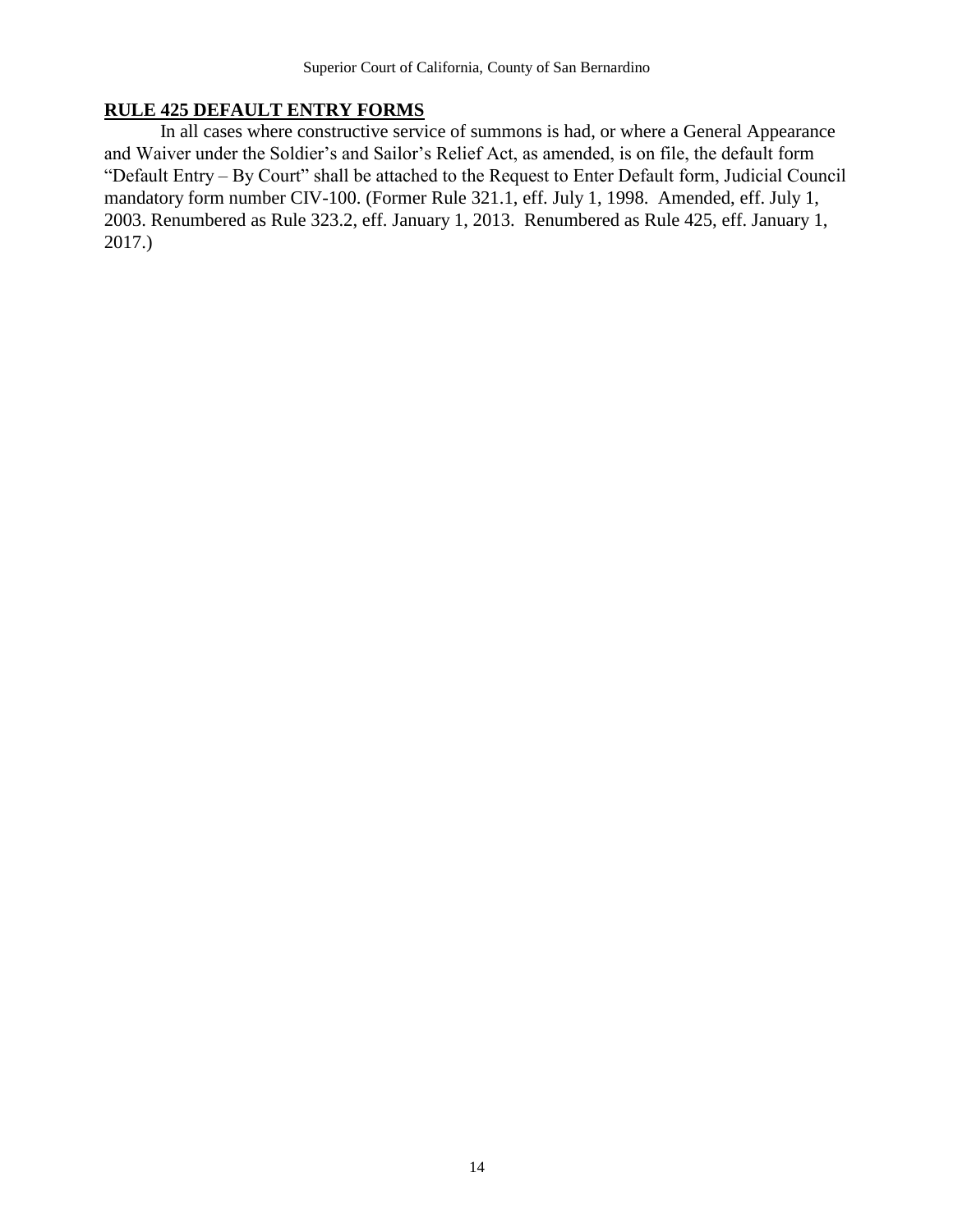## **RULE 425 DEFAULT ENTRY FORMS**

In all cases where constructive service of summons is had, or where a General Appearance and Waiver under the Soldier's and Sailor's Relief Act, as amended, is on file, the default form "Default Entry – By Court" shall be attached to the Request to Enter Default form, Judicial Council mandatory form number CIV-100. (Former Rule 321.1, eff. July 1, 1998. Amended, eff. July 1, 2003. Renumbered as Rule 323.2, eff. January 1, 2013. Renumbered as Rule 425, eff. January 1, 2017.)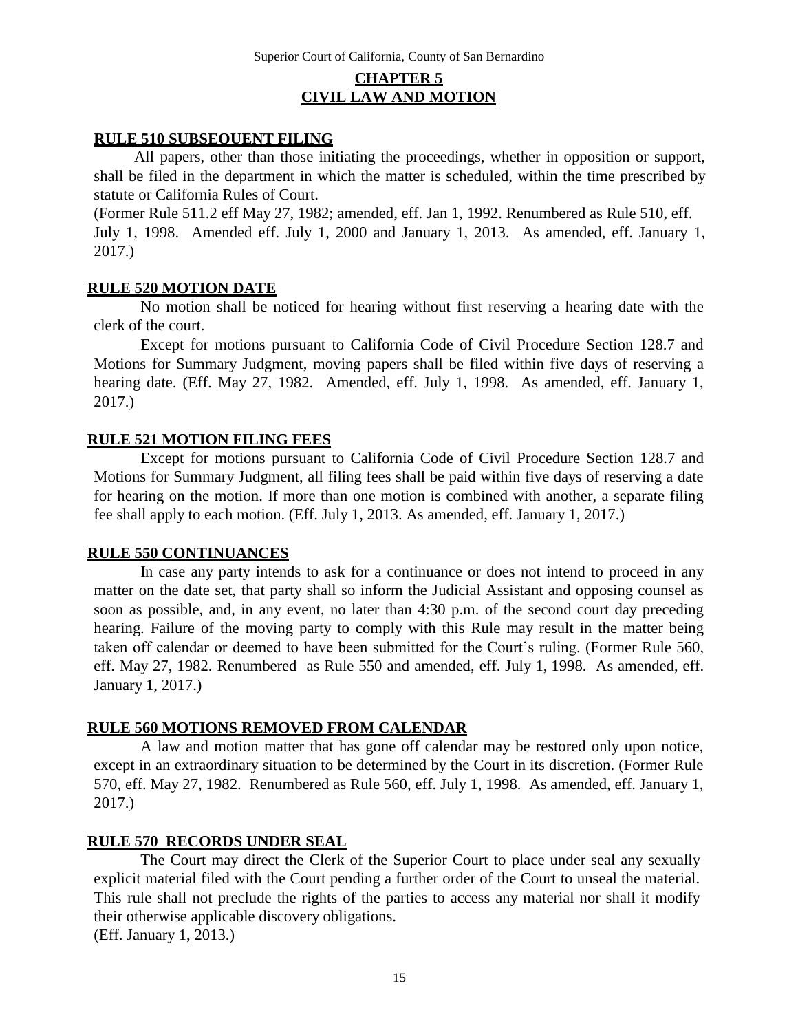# CHAPTER 5
# CIVIL LAW AND MOTION

## RULE 510 SUBSEQUENT FILING

All papers, other than those initiating the proceedings, whether in opposition or support, shall be filed in the department in which the matter is scheduled, within the time prescribed by statute or California Rules of Court.

(Former Rule 511.2 eff May 27, 1982; amended, eff. Jan 1, 1992. Renumbered as Rule 510, eff. July 1, 1998. Amended eff. July 1, 2000 and January 1, 2013. As amended, eff. January 1, 2017.)

## RULE 520 MOTION DATE

No motion shall be noticed for hearing without first reserving a hearing date with the clerk of the court.

Except for motions pursuant to California Code of Civil Procedure Section 128.7 and Motions for Summary Judgment, moving papers shall be filed within five days of reserving a hearing date. (Eff. May 27, 1982. Amended, eff. July 1, 1998. As amended, eff. January 1, 2017.)

## RULE 521 MOTION FILING FEES

Except for motions pursuant to California Code of Civil Procedure Section 128.7 and Motions for Summary Judgment, all filing fees shall be paid within five days of reserving a date for hearing on the motion. If more than one motion is combined with another, a separate filing fee shall apply to each motion. (Eff. July 1, 2013. As amended, eff. January 1, 2017.)

## RULE 550 CONTINUANCES

In case any party intends to ask for a continuance or does not intend to proceed in any matter on the date set, that party shall so inform the Judicial Assistant and opposing counsel as soon as possible, and, in any event, no later than 4:30 p.m. of the second court day preceding hearing. Failure of the moving party to comply with this Rule may result in the matter being taken off calendar or deemed to have been submitted for the Court's ruling. (Former Rule 560, eff. May 27, 1982. Renumbered as Rule 550 and amended, eff. July 1, 1998. As amended, eff. January 1, 2017.)

## RULE 560 MOTIONS REMOVED FROM CALENDAR

A law and motion matter that has gone off calendar may be restored only upon notice, except in an extraordinary situation to be determined by the Court in its discretion. (Former Rule 570, eff. May 27, 1982. Renumbered as Rule 560, eff. July 1, 1998. As amended, eff. January 1, 2017.)

## RULE 570 RECORDS UNDER SEAL

The Court may direct the Clerk of the Superior Court to place under seal any sexually explicit material filed with the Court pending a further order of the Court to unseal the material. This rule shall not preclude the rights of the parties to access any material nor shall it modify their otherwise applicable discovery obligations.

(Eff. January 1, 2013.)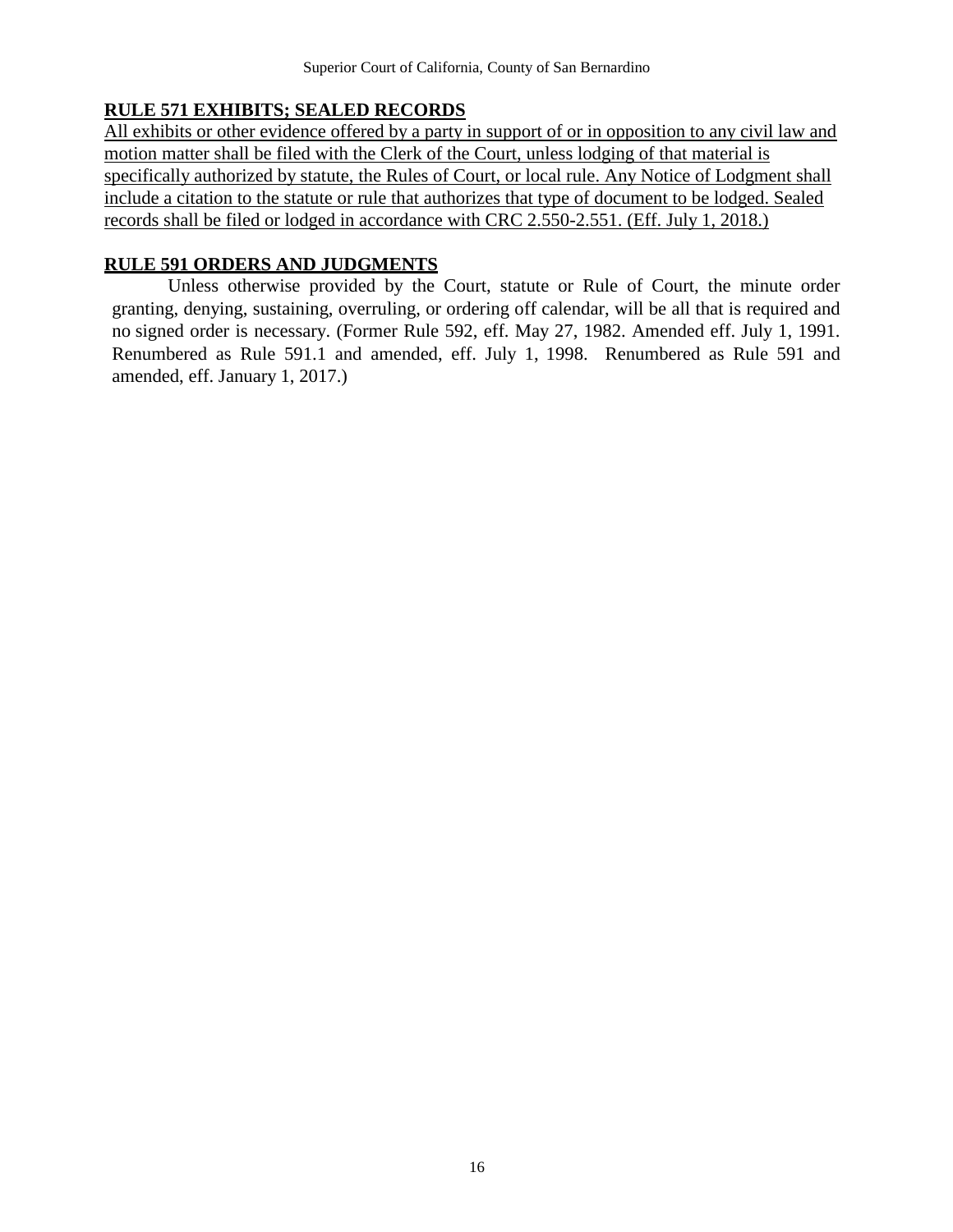**RULE 571 EXHIBITS; SEALED RECORDS**

All exhibits or other evidence offered by a party in support of or in opposition to any civil law and motion matter shall be filed with the Clerk of the Court, unless lodging of that material is specifically authorized by statute, the Rules of Court, or local rule. Any Notice of Lodgment shall include a citation to the statute or rule that authorizes that type of document to be lodged. Sealed records shall be filed or lodged in accordance with CRC 2.550-2.551. (Eff. July 1, 2018.)

**RULE 591 ORDERS AND JUDGMENTS**

Unless otherwise provided by the Court, statute or Rule of Court, the minute order granting, denying, sustaining, overruling, or ordering off calendar, will be all that is required and no signed order is necessary. (Former Rule 592, eff. May 27, 1982. Amended eff. July 1, 1991. Renumbered as Rule 591.1 and amended, eff. July 1, 1998. Renumbered as Rule 591 and amended, eff. January 1, 2017.)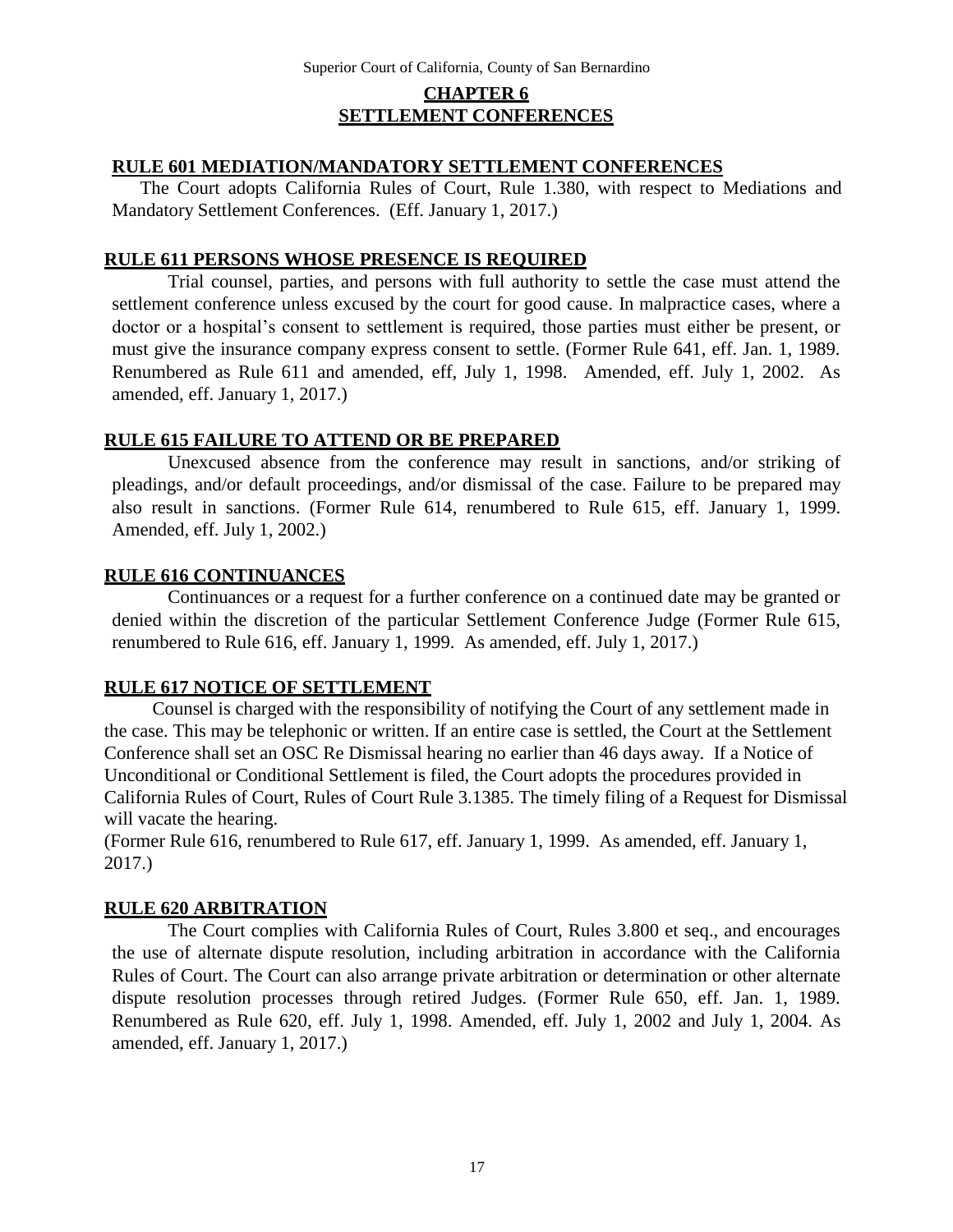# CHAPTER 6
# SETTLEMENT CONFERENCES

## RULE 601 MEDIATION/MANDATORY SETTLEMENT CONFERENCES

The Court adopts California Rules of Court, Rule 1.380, with respect to Mediations and Mandatory Settlement Conferences. (Eff. January 1, 2017.)

## RULE 611 PERSONS WHOSE PRESENCE IS REQUIRED

Trial counsel, parties, and persons with full authority to settle the case must attend the settlement conference unless excused by the court for good cause. In malpractice cases, where a doctor or a hospital's consent to settlement is required, those parties must either be present, or must give the insurance company express consent to settle. (Former Rule 641, eff. Jan. 1, 1989. Renumbered as Rule 611 and amended, eff, July 1, 1998. Amended, eff. July 1, 2002. As amended, eff. January 1, 2017.)

## RULE 615 FAILURE TO ATTEND OR BE PREPARED

Unexcused absence from the conference may result in sanctions, and/or striking of pleadings, and/or default proceedings, and/or dismissal of the case. Failure to be prepared may also result in sanctions. (Former Rule 614, renumbered to Rule 615, eff. January 1, 1999. Amended, eff. July 1, 2002.)

## RULE 616 CONTINUANCES

Continuances or a request for a further conference on a continued date may be granted or denied within the discretion of the particular Settlement Conference Judge (Former Rule 615, renumbered to Rule 616, eff. January 1, 1999. As amended, eff. July 1, 2017.)

## RULE 617 NOTICE OF SETTLEMENT

Counsel is charged with the responsibility of notifying the Court of any settlement made in the case. This may be telephonic or written. If an entire case is settled, the Court at the Settlement Conference shall set an OSC Re Dismissal hearing no earlier than 46 days away. If a Notice of Unconditional or Conditional Settlement is filed, the Court adopts the procedures provided in California Rules of Court, Rules of Court Rule 3.1385. The timely filing of a Request for Dismissal will vacate the hearing.

(Former Rule 616, renumbered to Rule 617, eff. January 1, 1999. As amended, eff. January 1, 2017.)

## RULE 620 ARBITRATION

The Court complies with California Rules of Court, Rules 3.800 et seq., and encourages the use of alternate dispute resolution, including arbitration in accordance with the California Rules of Court. The Court can also arrange private arbitration or determination or other alternate dispute resolution processes through retired Judges. (Former Rule 650, eff. Jan. 1, 1989. Renumbered as Rule 620, eff. July 1, 1998. Amended, eff. July 1, 2002 and July 1, 2004. As amended, eff. January 1, 2017.)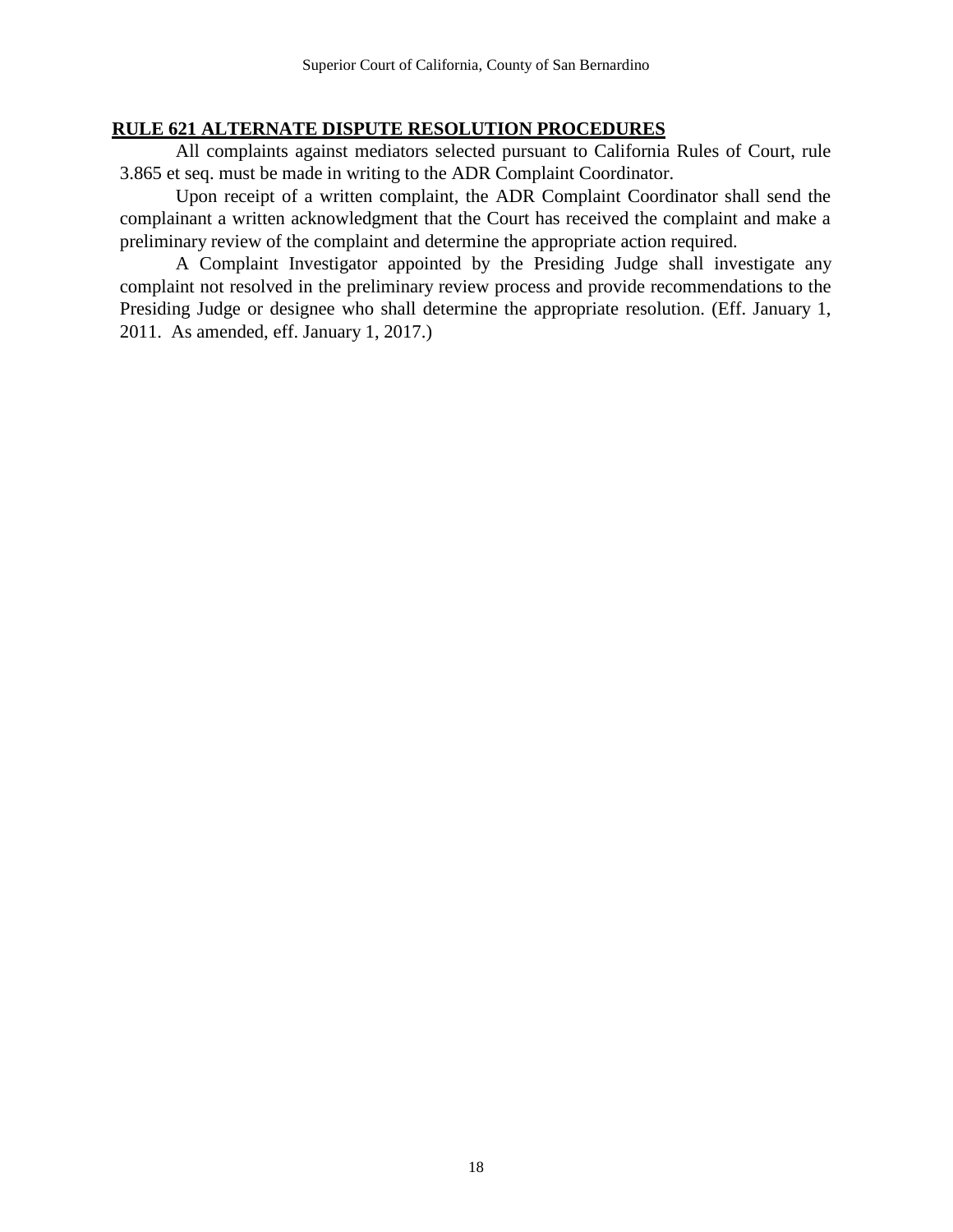## RULE 621 ALTERNATE DISPUTE RESOLUTION PROCEDURES

All complaints against mediators selected pursuant to California Rules of Court, rule 3.865 et seq. must be made in writing to the ADR Complaint Coordinator.

Upon receipt of a written complaint, the ADR Complaint Coordinator shall send the complainant a written acknowledgment that the Court has received the complaint and make a preliminary review of the complaint and determine the appropriate action required.

A Complaint Investigator appointed by the Presiding Judge shall investigate any complaint not resolved in the preliminary review process and provide recommendations to the Presiding Judge or designee who shall determine the appropriate resolution. (Eff. January 1, 2011. As amended, eff. January 1, 2017.)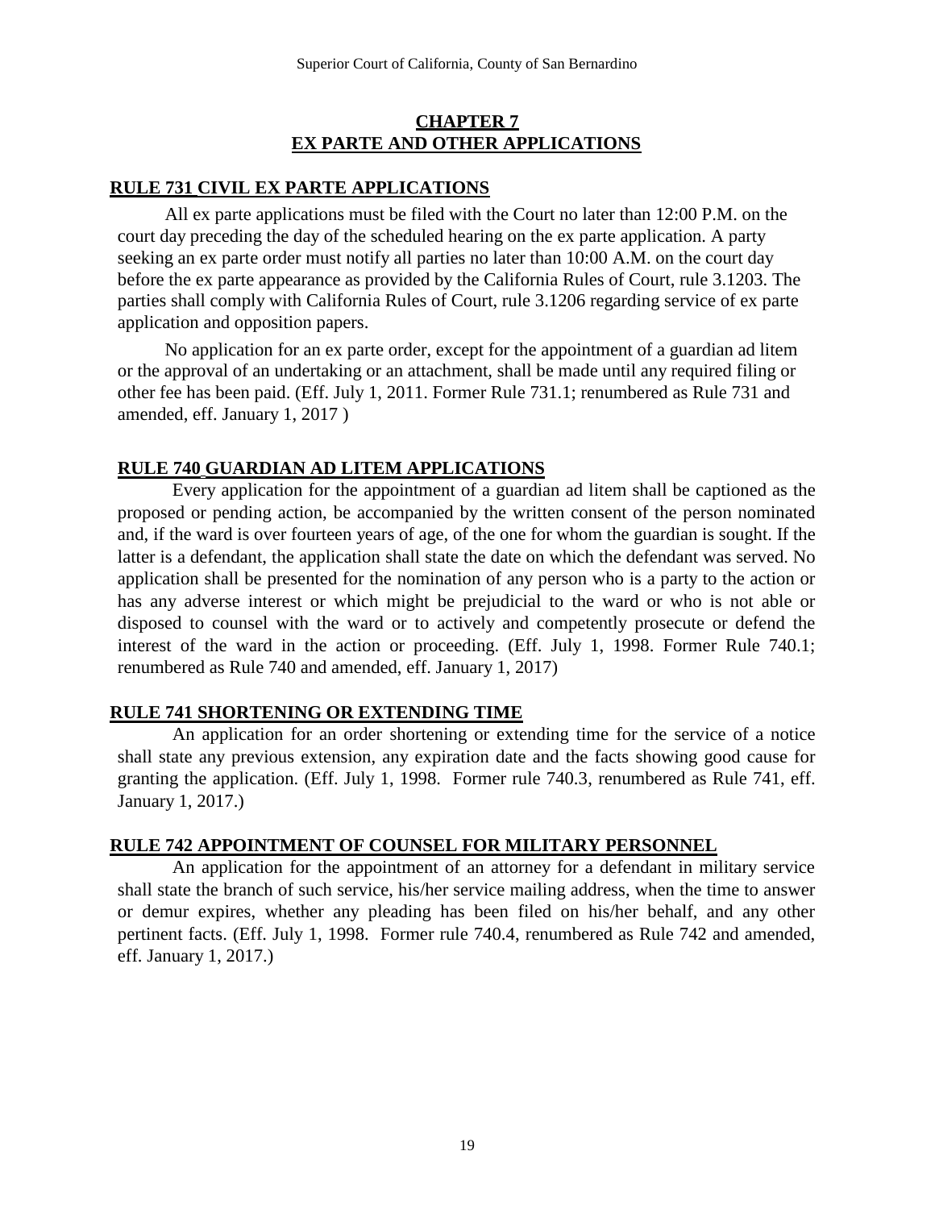## CHAPTER 7
## EX PARTE AND OTHER APPLICATIONS

### RULE 731 CIVIL EX PARTE APPLICATIONS

All ex parte applications must be filed with the Court no later than 12:00 P.M. on the court day preceding the day of the scheduled hearing on the ex parte application. A party seeking an ex parte order must notify all parties no later than 10:00 A.M. on the court day before the ex parte appearance as provided by the California Rules of Court, rule 3.1203. The parties shall comply with California Rules of Court, rule 3.1206 regarding service of ex parte application and opposition papers.

No application for an ex parte order, except for the appointment of a guardian ad litem or the approval of an undertaking or an attachment, shall be made until any required filing or other fee has been paid. (Eff. July 1, 2011. Former Rule 731.1; renumbered as Rule 731 and amended, eff. January 1, 2017 )

### RULE 740 GUARDIAN AD LITEM APPLICATIONS

Every application for the appointment of a guardian ad litem shall be captioned as the proposed or pending action, be accompanied by the written consent of the person nominated and, if the ward is over fourteen years of age, of the one for whom the guardian is sought. If the latter is a defendant, the application shall state the date on which the defendant was served. No application shall be presented for the nomination of any person who is a party to the action or has any adverse interest or which might be prejudicial to the ward or who is not able or disposed to counsel with the ward or to actively and competently prosecute or defend the interest of the ward in the action or proceeding. (Eff. July 1, 1998. Former Rule 740.1; renumbered as Rule 740 and amended, eff. January 1, 2017)

### RULE 741 SHORTENING OR EXTENDING TIME

An application for an order shortening or extending time for the service of a notice shall state any previous extension, any expiration date and the facts showing good cause for granting the application. (Eff. July 1, 1998. Former rule 740.3, renumbered as Rule 741, eff. January 1, 2017.)

### RULE 742 APPOINTMENT OF COUNSEL FOR MILITARY PERSONNEL

An application for the appointment of an attorney for a defendant in military service shall state the branch of such service, his/her service mailing address, when the time to answer or demur expires, whether any pleading has been filed on his/her behalf, and any other pertinent facts. (Eff. July 1, 1998. Former rule 740.4, renumbered as Rule 742 and amended, eff. January 1, 2017.)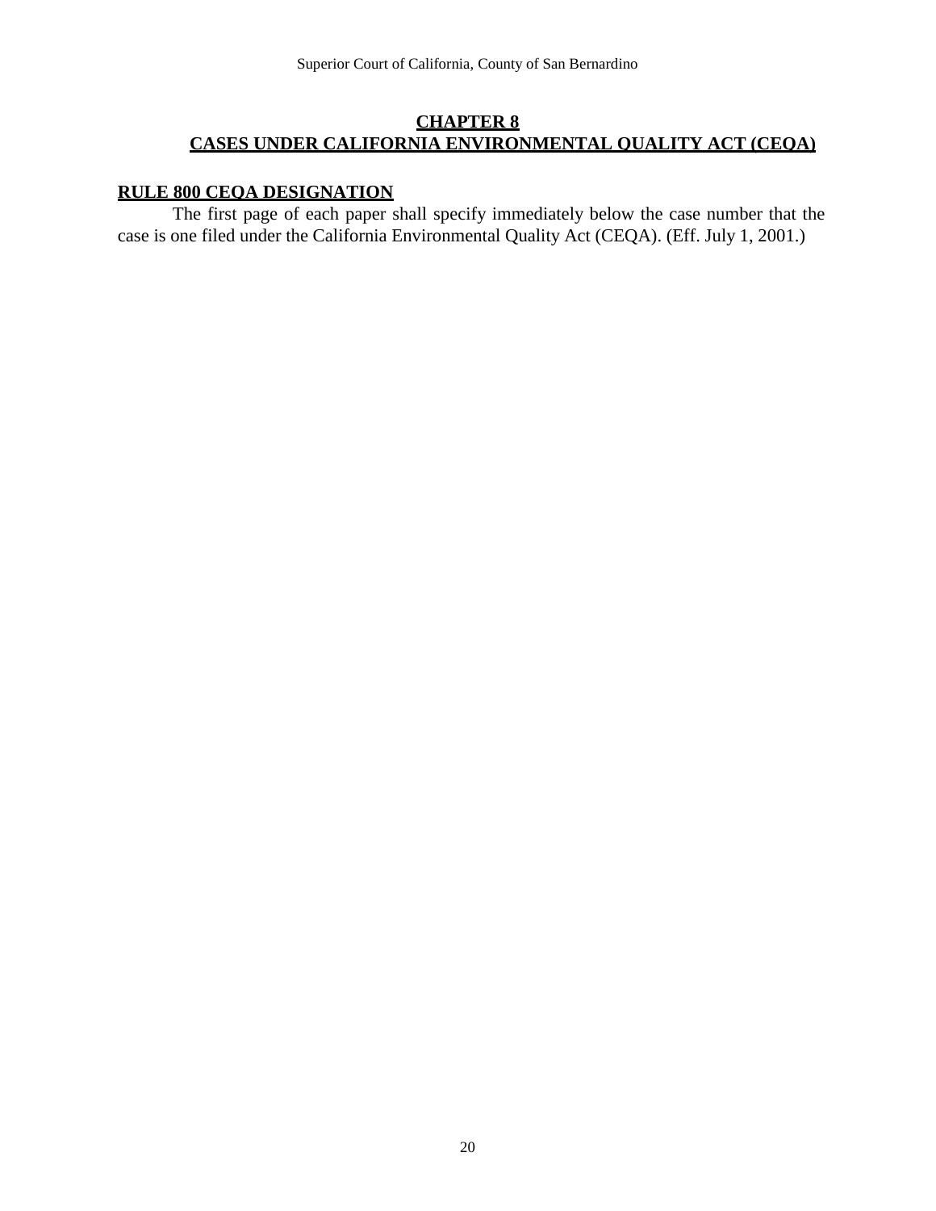# CHAPTER 8
# CASES UNDER CALIFORNIA ENVIRONMENTAL QUALITY ACT (CEQA)

## RULE 800 CEQA DESIGNATION

The first page of each paper shall specify immediately below the case number that the case is one filed under the California Environmental Quality Act (CEQA). (Eff. July 1, 2001.)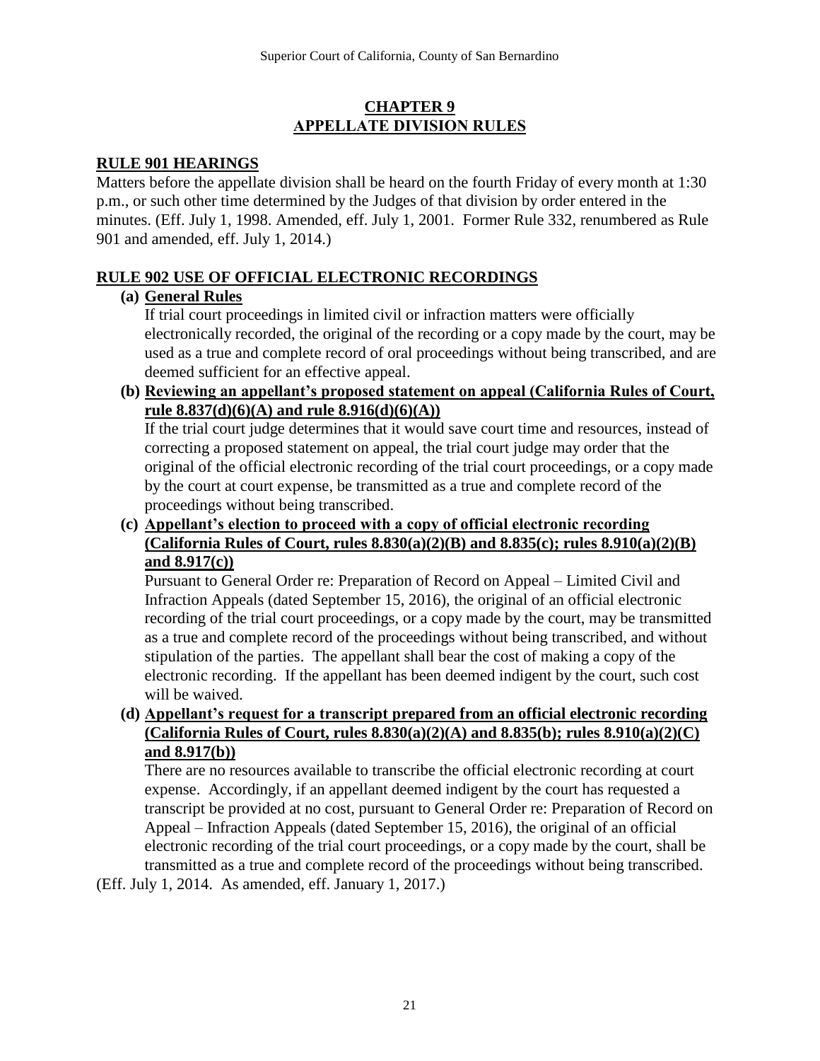# CHAPTER 9
# APPELLATE DIVISION RULES

## RULE 901 HEARINGS

Matters before the appellate division shall be heard on the fourth Friday of every month at 1:30 p.m., or such other time determined by the Judges of that division by order entered in the minutes. (Eff. July 1, 1998. Amended, eff. July 1, 2001. Former Rule 332, renumbered as Rule 901 and amended, eff. July 1, 2014.)

## RULE 902 USE OF OFFICIAL ELECTRONIC RECORDINGS

**(a) General Rules**

If trial court proceedings in limited civil or infraction matters were officially electronically recorded, the original of the recording or a copy made by the court, may be used as a true and complete record of oral proceedings without being transcribed, and are deemed sufficient for an effective appeal.

**(b) Reviewing an appellant's proposed statement on appeal (California Rules of Court, rule 8.837(d)(6)(A) and rule 8.916(d)(6)(A))**

If the trial court judge determines that it would save court time and resources, instead of correcting a proposed statement on appeal, the trial court judge may order that the original of the official electronic recording of the trial court proceedings, or a copy made by the court at court expense, be transmitted as a true and complete record of the proceedings without being transcribed.

**(c) Appellant's election to proceed with a copy of official electronic recording (California Rules of Court, rules 8.830(a)(2)(B) and 8.835(c); rules 8.910(a)(2)(B) and 8.917(c))**

Pursuant to General Order re: Preparation of Record on Appeal – Limited Civil and Infraction Appeals (dated September 15, 2016), the original of an official electronic recording of the trial court proceedings, or a copy made by the court, may be transmitted as a true and complete record of the proceedings without being transcribed, and without stipulation of the parties. The appellant shall bear the cost of making a copy of the electronic recording. If the appellant has been deemed indigent by the court, such cost will be waived.

**(d) Appellant's request for a transcript prepared from an official electronic recording (California Rules of Court, rules 8.830(a)(2)(A) and 8.835(b); rules 8.910(a)(2)(C) and 8.917(b))**

There are no resources available to transcribe the official electronic recording at court expense. Accordingly, if an appellant deemed indigent by the court has requested a transcript be provided at no cost, pursuant to General Order re: Preparation of Record on Appeal – Infraction Appeals (dated September 15, 2016), the original of an official electronic recording of the trial court proceedings, or a copy made by the court, shall be transmitted as a true and complete record of the proceedings without being transcribed.

(Eff. July 1, 2014. As amended, eff. January 1, 2017.)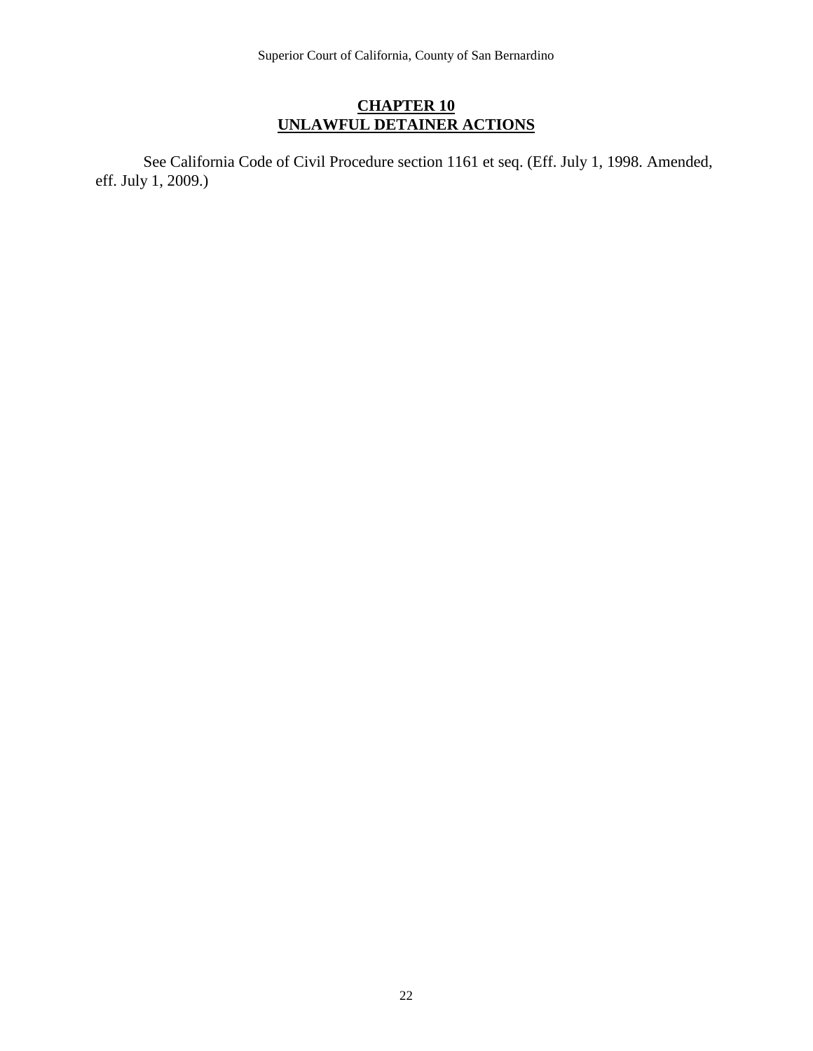## CHAPTER 10
## UNLAWFUL DETAINER ACTIONS

See California Code of Civil Procedure section 1161 et seq. (Eff. July 1, 1998. Amended, eff. July 1, 2009.)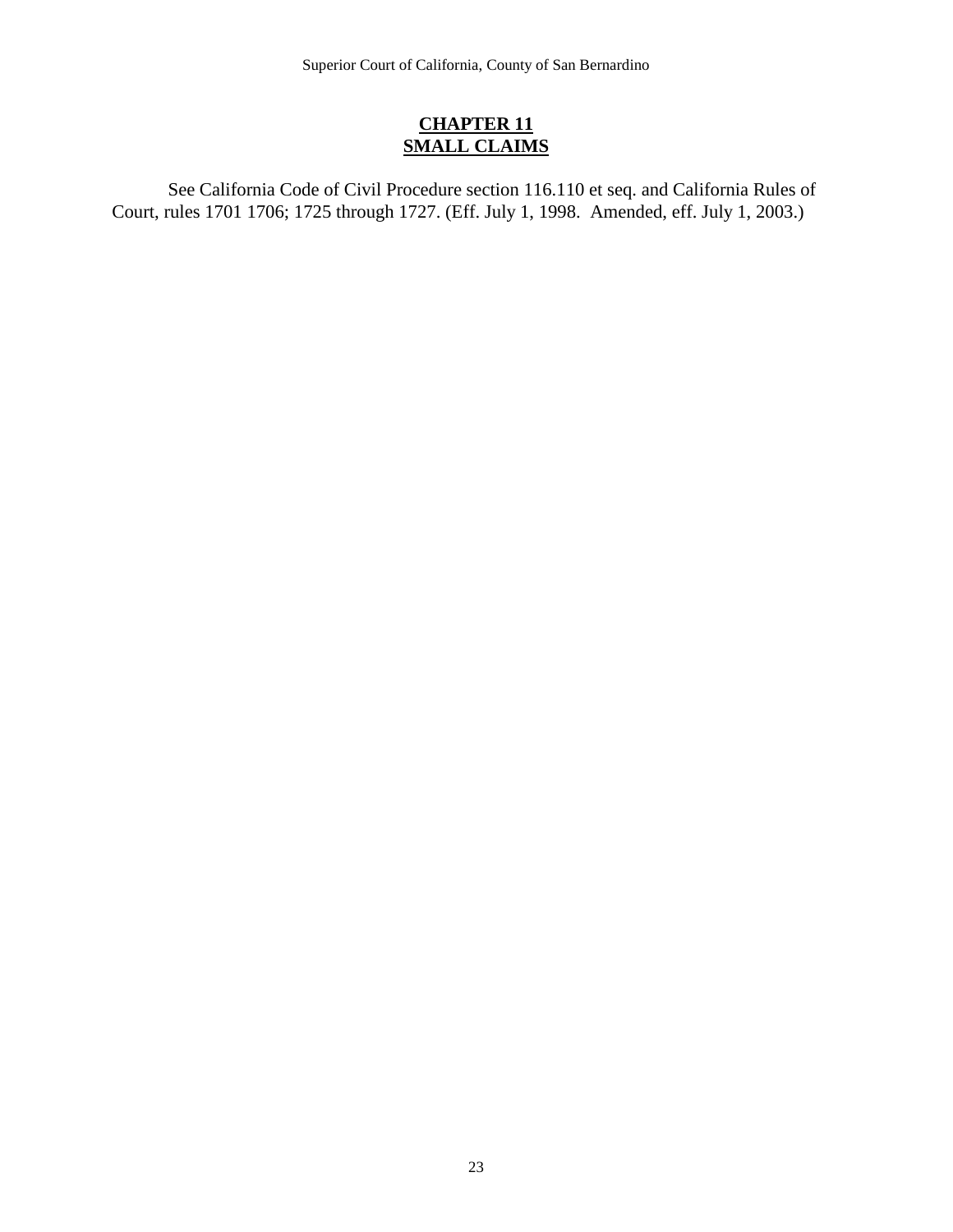# CHAPTER 11
# SMALL CLAIMS

See California Code of Civil Procedure section 116.110 et seq. and California Rules of Court, rules 1701 1706; 1725 through 1727. (Eff. July 1, 1998. Amended, eff. July 1, 2003.)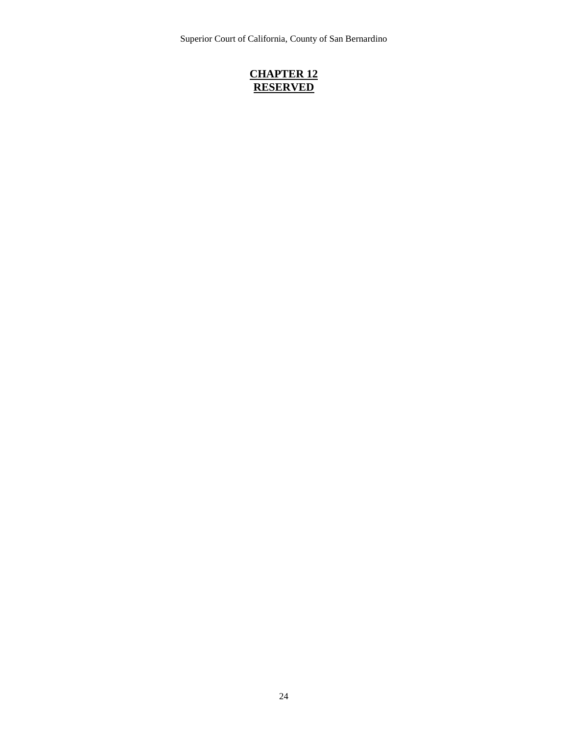# CHAPTER 12
# RESERVED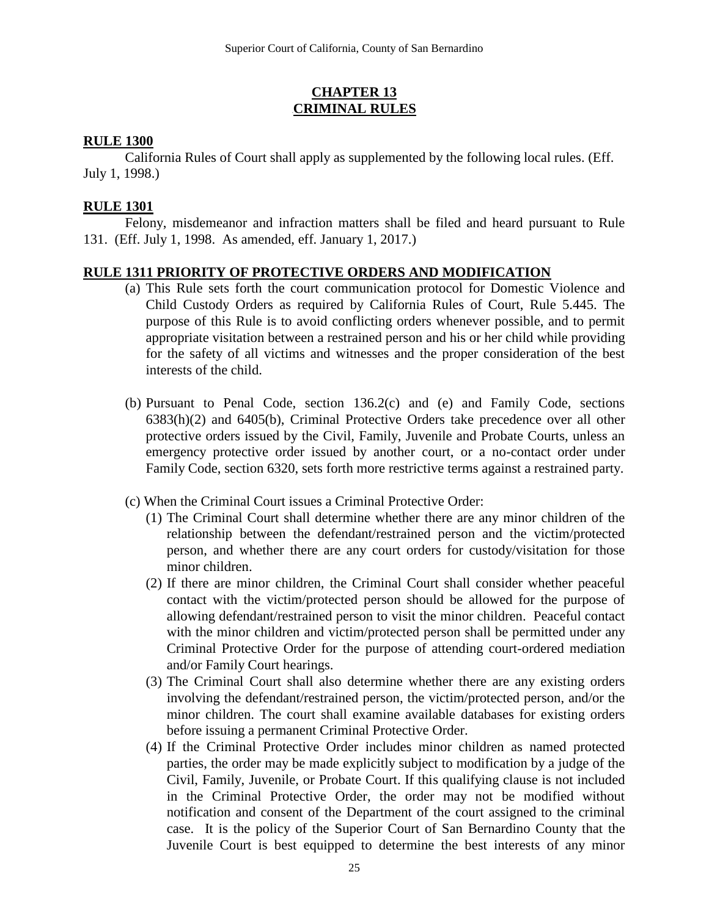# CHAPTER 13
# CRIMINAL RULES

**RULE 1300**

California Rules of Court shall apply as supplemented by the following local rules. (Eff. July 1, 1998.)

**RULE 1301**

Felony, misdemeanor and infraction matters shall be filed and heard pursuant to Rule 131. (Eff. July 1, 1998. As amended, eff. January 1, 2017.)

**RULE 1311 PRIORITY OF PROTECTIVE ORDERS AND MODIFICATION**

(a) This Rule sets forth the court communication protocol for Domestic Violence and Child Custody Orders as required by California Rules of Court, Rule 5.445. The purpose of this Rule is to avoid conflicting orders whenever possible, and to permit appropriate visitation between a restrained person and his or her child while providing for the safety of all victims and witnesses and the proper consideration of the best interests of the child.

(b) Pursuant to Penal Code, section 136.2(c) and (e) and Family Code, sections 6383(h)(2) and 6405(b), Criminal Protective Orders take precedence over all other protective orders issued by the Civil, Family, Juvenile and Probate Courts, unless an emergency protective order issued by another court, or a no-contact order under Family Code, section 6320, sets forth more restrictive terms against a restrained party.

(c) When the Criminal Court issues a Criminal Protective Order:

(1) The Criminal Court shall determine whether there are any minor children of the relationship between the defendant/restrained person and the victim/protected person, and whether there are any court orders for custody/visitation for those minor children.

(2) If there are minor children, the Criminal Court shall consider whether peaceful contact with the victim/protected person should be allowed for the purpose of allowing defendant/restrained person to visit the minor children. Peaceful contact with the minor children and victim/protected person shall be permitted under any Criminal Protective Order for the purpose of attending court-ordered mediation and/or Family Court hearings.

(3) The Criminal Court shall also determine whether there are any existing orders involving the defendant/restrained person, the victim/protected person, and/or the minor children. The court shall examine available databases for existing orders before issuing a permanent Criminal Protective Order.

(4) If the Criminal Protective Order includes minor children as named protected parties, the order may be made explicitly subject to modification by a judge of the Civil, Family, Juvenile, or Probate Court. If this qualifying clause is not included in the Criminal Protective Order, the order may not be modified without notification and consent of the Department of the court assigned to the criminal case. It is the policy of the Superior Court of San Bernardino County that the Juvenile Court is best equipped to determine the best interests of any minor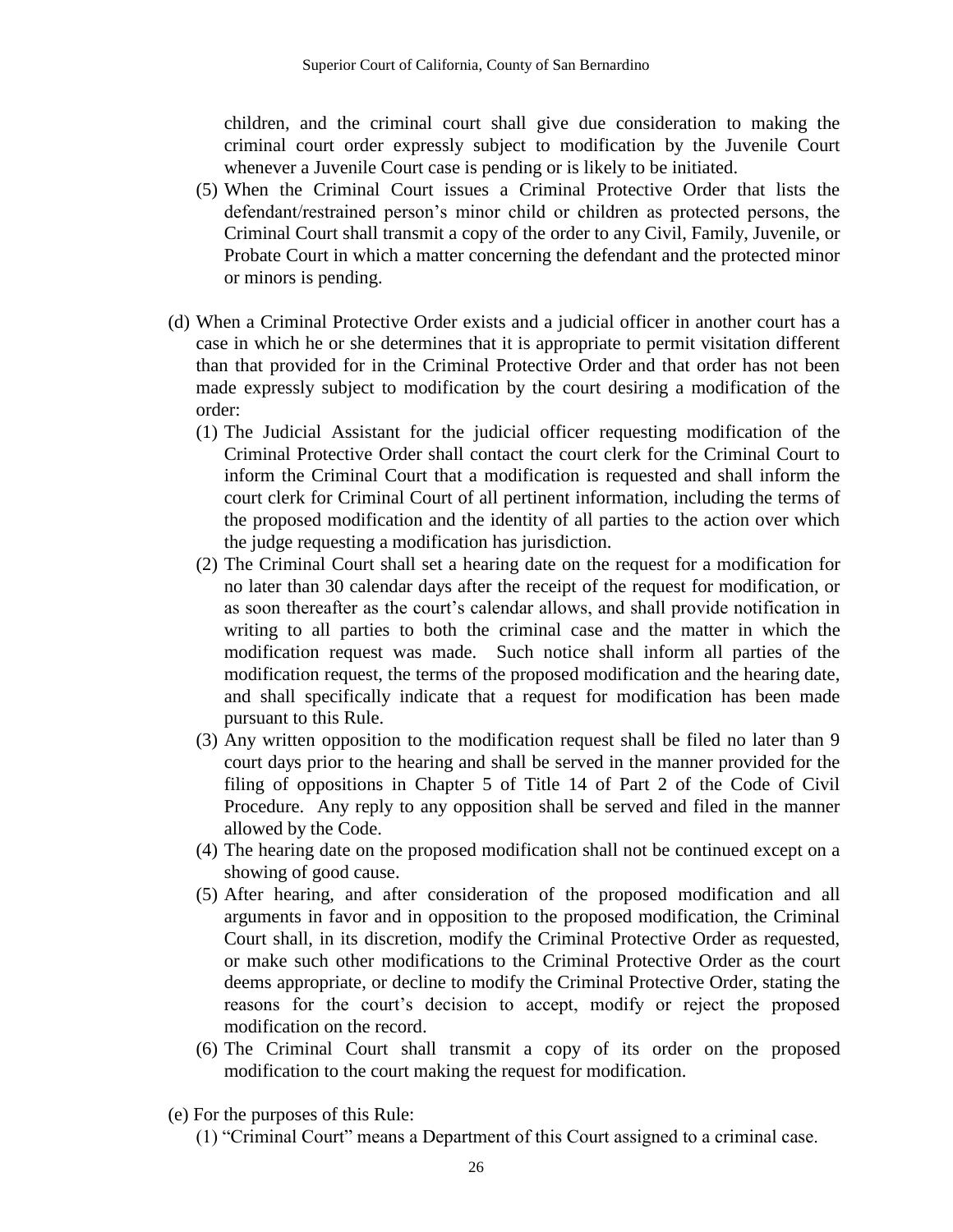children, and the criminal court shall give due consideration to making the criminal court order expressly subject to modification by the Juvenile Court whenever a Juvenile Court case is pending or is likely to be initiated.

(5) When the Criminal Court issues a Criminal Protective Order that lists the defendant/restrained person's minor child or children as protected persons, the Criminal Court shall transmit a copy of the order to any Civil, Family, Juvenile, or Probate Court in which a matter concerning the defendant and the protected minor or minors is pending.

(d) When a Criminal Protective Order exists and a judicial officer in another court has a case in which he or she determines that it is appropriate to permit visitation different than that provided for in the Criminal Protective Order and that order has not been made expressly subject to modification by the court desiring a modification of the order:

(1) The Judicial Assistant for the judicial officer requesting modification of the Criminal Protective Order shall contact the court clerk for the Criminal Court to inform the Criminal Court that a modification is requested and shall inform the court clerk for Criminal Court of all pertinent information, including the terms of the proposed modification and the identity of all parties to the action over which the judge requesting a modification has jurisdiction.

(2) The Criminal Court shall set a hearing date on the request for a modification for no later than 30 calendar days after the receipt of the request for modification, or as soon thereafter as the court's calendar allows, and shall provide notification in writing to all parties to both the criminal case and the matter in which the modification request was made. Such notice shall inform all parties of the modification request, the terms of the proposed modification and the hearing date, and shall specifically indicate that a request for modification has been made pursuant to this Rule.

(3) Any written opposition to the modification request shall be filed no later than 9 court days prior to the hearing and shall be served in the manner provided for the filing of oppositions in Chapter 5 of Title 14 of Part 2 of the Code of Civil Procedure. Any reply to any opposition shall be served and filed in the manner allowed by the Code.

(4) The hearing date on the proposed modification shall not be continued except on a showing of good cause.

(5) After hearing, and after consideration of the proposed modification and all arguments in favor and in opposition to the proposed modification, the Criminal Court shall, in its discretion, modify the Criminal Protective Order as requested, or make such other modifications to the Criminal Protective Order as the court deems appropriate, or decline to modify the Criminal Protective Order, stating the reasons for the court's decision to accept, modify or reject the proposed modification on the record.

(6) The Criminal Court shall transmit a copy of its order on the proposed modification to the court making the request for modification.

(e) For the purposes of this Rule:

(1) "Criminal Court" means a Department of this Court assigned to a criminal case.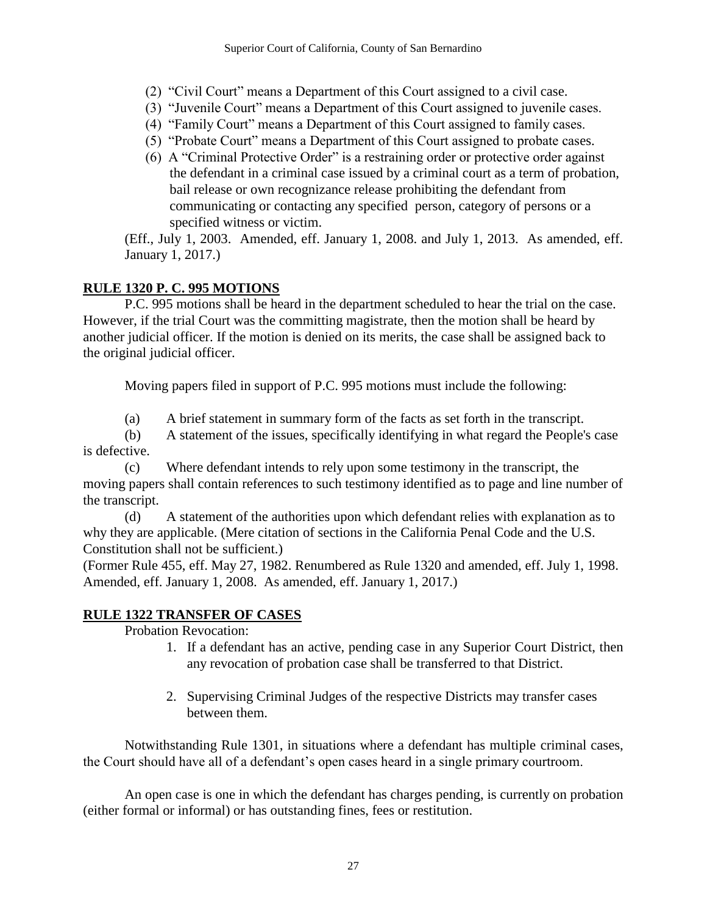(2) "Civil Court" means a Department of this Court assigned to a civil case.
(3) "Juvenile Court" means a Department of this Court assigned to juvenile cases.
(4) "Family Court" means a Department of this Court assigned to family cases.
(5) "Probate Court" means a Department of this Court assigned to probate cases.
(6) A "Criminal Protective Order" is a restraining order or protective order against the defendant in a criminal case issued by a criminal court as a term of probation, bail release or own recognizance release prohibiting the defendant from communicating or contacting any specified person, category of persons or a specified witness or victim.

(Eff., July 1, 2003. Amended, eff. January 1, 2008. and July 1, 2013. As amended, eff. January 1, 2017.)

## **RULE 1320 P. C. 995 MOTIONS**

P.C. 995 motions shall be heard in the department scheduled to hear the trial on the case. However, if the trial Court was the committing magistrate, then the motion shall be heard by another judicial officer. If the motion is denied on its merits, the case shall be assigned back to the original judicial officer.

Moving papers filed in support of P.C. 995 motions must include the following:

(a) A brief statement in summary form of the facts as set forth in the transcript.

(b) A statement of the issues, specifically identifying in what regard the People's case is defective.

(c) Where defendant intends to rely upon some testimony in the transcript, the moving papers shall contain references to such testimony identified as to page and line number of the transcript.

(d) A statement of the authorities upon which defendant relies with explanation as to why they are applicable. (Mere citation of sections in the California Penal Code and the U.S. Constitution shall not be sufficient.)

(Former Rule 455, eff. May 27, 1982. Renumbered as Rule 1320 and amended, eff. July 1, 1998. Amended, eff. January 1, 2008. As amended, eff. January 1, 2017.)

## **RULE 1322 TRANSFER OF CASES**

Probation Revocation:

1. If a defendant has an active, pending case in any Superior Court District, then any revocation of probation case shall be transferred to that District.

2. Supervising Criminal Judges of the respective Districts may transfer cases between them.

Notwithstanding Rule 1301, in situations where a defendant has multiple criminal cases, the Court should have all of a defendant's open cases heard in a single primary courtroom.

An open case is one in which the defendant has charges pending, is currently on probation (either formal or informal) or has outstanding fines, fees or restitution.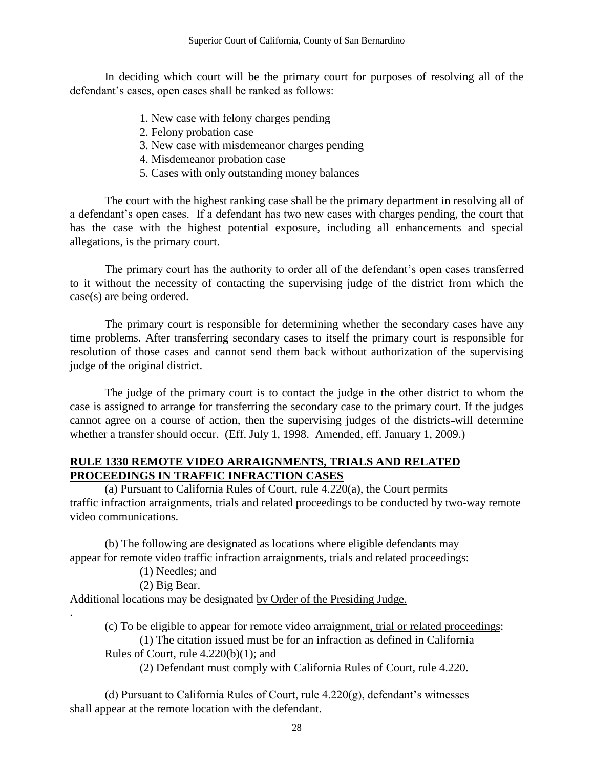In deciding which court will be the primary court for purposes of resolving all of the defendant's cases, open cases shall be ranked as follows:

1. New case with felony charges pending
2. Felony probation case
3. New case with misdemeanor charges pending
4. Misdemeanor probation case
5. Cases with only outstanding money balances

The court with the highest ranking case shall be the primary department in resolving all of a defendant's open cases. If a defendant has two new cases with charges pending, the court that has the case with the highest potential exposure, including all enhancements and special allegations, is the primary court.

The primary court has the authority to order all of the defendant's open cases transferred to it without the necessity of contacting the supervising judge of the district from which the case(s) are being ordered.

The primary court is responsible for determining whether the secondary cases have any time problems. After transferring secondary cases to itself the primary court is responsible for resolution of those cases and cannot send them back without authorization of the supervising judge of the original district.

The judge of the primary court is to contact the judge in the other district to whom the case is assigned to arrange for transferring the secondary case to the primary court. If the judges cannot agree on a course of action, then the supervising judges of the districts will determine whether a transfer should occur. (Eff. July 1, 1998. Amended, eff. January 1, 2009.)

**RULE 1330 REMOTE VIDEO ARRAIGNMENTS, TRIALS AND RELATED PROCEEDINGS IN TRAFFIC INFRACTION CASES**

(a) Pursuant to California Rules of Court, rule 4.220(a), the Court permits traffic infraction arraignments, trials and related proceedings to be conducted by two-way remote video communications.

(b) The following are designated as locations where eligible defendants may appear for remote video traffic infraction arraignments, trials and related proceedings:

(1) Needles; and

(2) Big Bear.

Additional locations may be designated by Order of the Presiding Judge.

(c) To be eligible to appear for remote video arraignment, trial or related proceedings:

(1) The citation issued must be for an infraction as defined in California Rules of Court, rule 4.220(b)(1); and

(2) Defendant must comply with California Rules of Court, rule 4.220.

(d) Pursuant to California Rules of Court, rule 4.220(g), defendant's witnesses shall appear at the remote location with the defendant.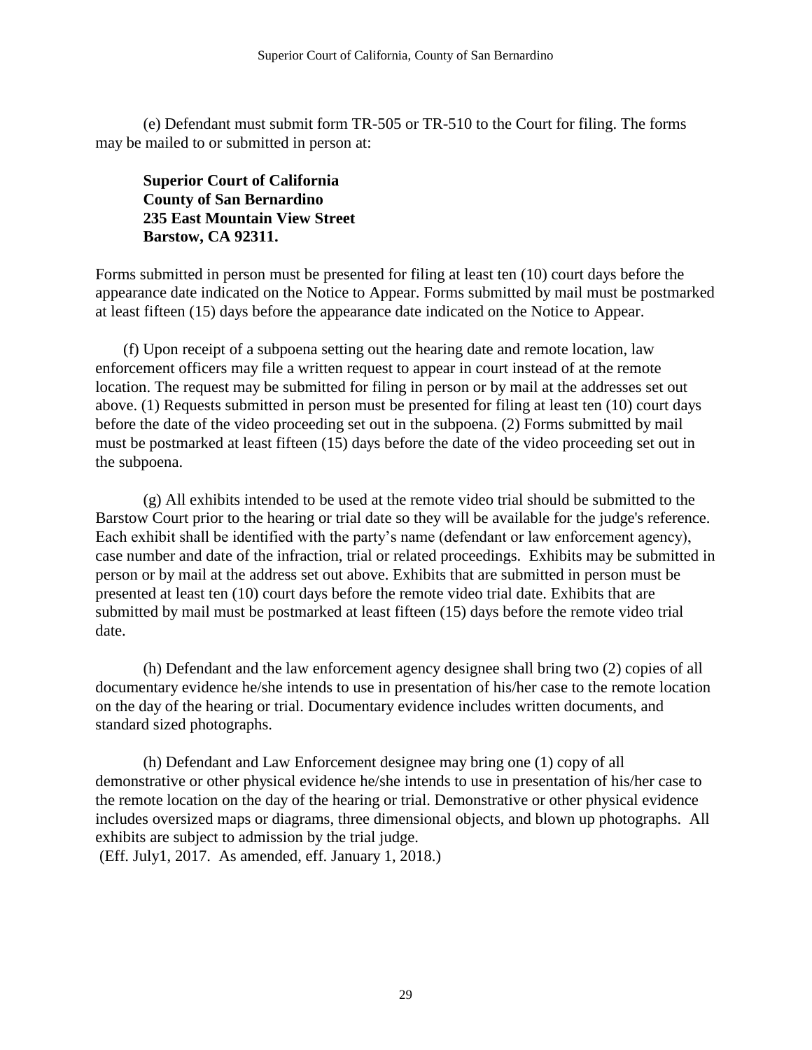(e) Defendant must submit form TR-505 or TR-510 to the Court for filing. The forms may be mailed to or submitted in person at:

**Superior Court of California**
**County of San Bernardino**
**235 East Mountain View Street**
**Barstow, CA 92311.**

Forms submitted in person must be presented for filing at least ten (10) court days before the appearance date indicated on the Notice to Appear. Forms submitted by mail must be postmarked at least fifteen (15) days before the appearance date indicated on the Notice to Appear.

(f) Upon receipt of a subpoena setting out the hearing date and remote location, law enforcement officers may file a written request to appear in court instead of at the remote location. The request may be submitted for filing in person or by mail at the addresses set out above. (1) Requests submitted in person must be presented for filing at least ten (10) court days before the date of the video proceeding set out in the subpoena. (2) Forms submitted by mail must be postmarked at least fifteen (15) days before the date of the video proceeding set out in the subpoena.

(g) All exhibits intended to be used at the remote video trial should be submitted to the Barstow Court prior to the hearing or trial date so they will be available for the judge's reference. Each exhibit shall be identified with the party's name (defendant or law enforcement agency), case number and date of the infraction, trial or related proceedings. Exhibits may be submitted in person or by mail at the address set out above. Exhibits that are submitted in person must be presented at least ten (10) court days before the remote video trial date. Exhibits that are submitted by mail must be postmarked at least fifteen (15) days before the remote video trial date.

(h) Defendant and the law enforcement agency designee shall bring two (2) copies of all documentary evidence he/she intends to use in presentation of his/her case to the remote location on the day of the hearing or trial. Documentary evidence includes written documents, and standard sized photographs.

(h) Defendant and Law Enforcement designee may bring one (1) copy of all demonstrative or other physical evidence he/she intends to use in presentation of his/her case to the remote location on the day of the hearing or trial. Demonstrative or other physical evidence includes oversized maps or diagrams, three dimensional objects, and blown up photographs. All exhibits are subject to admission by the trial judge.
(Eff. July1, 2017. As amended, eff. January 1, 2018.)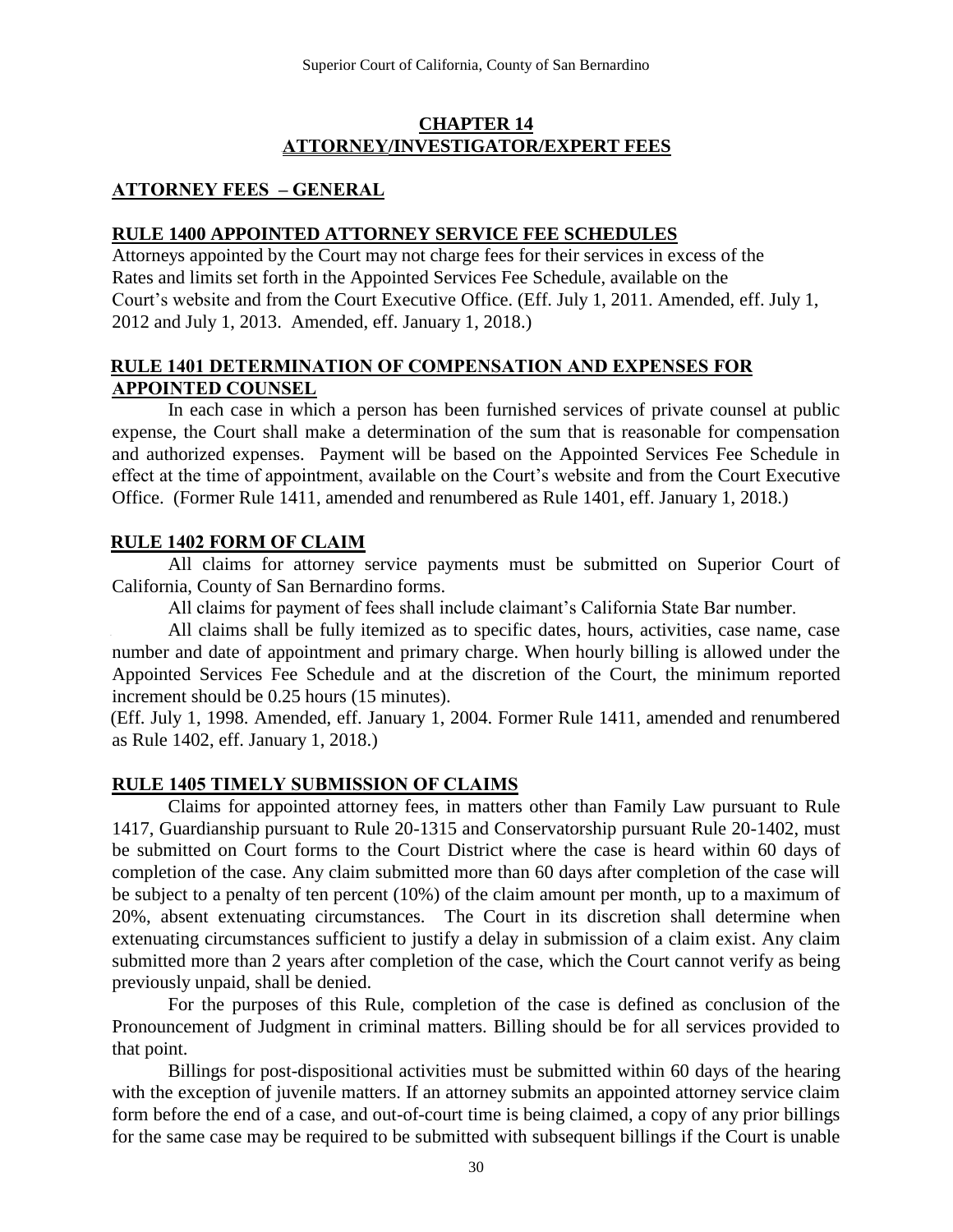## CHAPTER 14
## ATTORNEY/INVESTIGATOR/EXPERT FEES

### ATTORNEY FEES – GENERAL

### RULE 1400 APPOINTED ATTORNEY SERVICE FEE SCHEDULES

Attorneys appointed by the Court may not charge fees for their services in excess of the Rates and limits set forth in the Appointed Services Fee Schedule, available on the Court's website and from the Court Executive Office. (Eff. July 1, 2011. Amended, eff. July 1, 2012 and July 1, 2013. Amended, eff. January 1, 2018.)

### RULE 1401 DETERMINATION OF COMPENSATION AND EXPENSES FOR APPOINTED COUNSEL

In each case in which a person has been furnished services of private counsel at public expense, the Court shall make a determination of the sum that is reasonable for compensation and authorized expenses. Payment will be based on the Appointed Services Fee Schedule in effect at the time of appointment, available on the Court's website and from the Court Executive Office. (Former Rule 1411, amended and renumbered as Rule 1401, eff. January 1, 2018.)

### RULE 1402 FORM OF CLAIM

All claims for attorney service payments must be submitted on Superior Court of California, County of San Bernardino forms.

All claims for payment of fees shall include claimant's California State Bar number.

All claims shall be fully itemized as to specific dates, hours, activities, case name, case number and date of appointment and primary charge. When hourly billing is allowed under the Appointed Services Fee Schedule and at the discretion of the Court, the minimum reported increment should be 0.25 hours (15 minutes).

(Eff. July 1, 1998. Amended, eff. January 1, 2004. Former Rule 1411, amended and renumbered as Rule 1402, eff. January 1, 2018.)

### RULE 1405 TIMELY SUBMISSION OF CLAIMS

Claims for appointed attorney fees, in matters other than Family Law pursuant to Rule 1417, Guardianship pursuant to Rule 20-1315 and Conservatorship pursuant Rule 20-1402, must be submitted on Court forms to the Court District where the case is heard within 60 days of completion of the case. Any claim submitted more than 60 days after completion of the case will be subject to a penalty of ten percent (10%) of the claim amount per month, up to a maximum of 20%, absent extenuating circumstances. The Court in its discretion shall determine when extenuating circumstances sufficient to justify a delay in submission of a claim exist. Any claim submitted more than 2 years after completion of the case, which the Court cannot verify as being previously unpaid, shall be denied.

For the purposes of this Rule, completion of the case is defined as conclusion of the Pronouncement of Judgment in criminal matters. Billing should be for all services provided to that point.

Billings for post-dispositional activities must be submitted within 60 days of the hearing with the exception of juvenile matters. If an attorney submits an appointed attorney service claim form before the end of a case, and out-of-court time is being claimed, a copy of any prior billings for the same case may be required to be submitted with subsequent billings if the Court is unable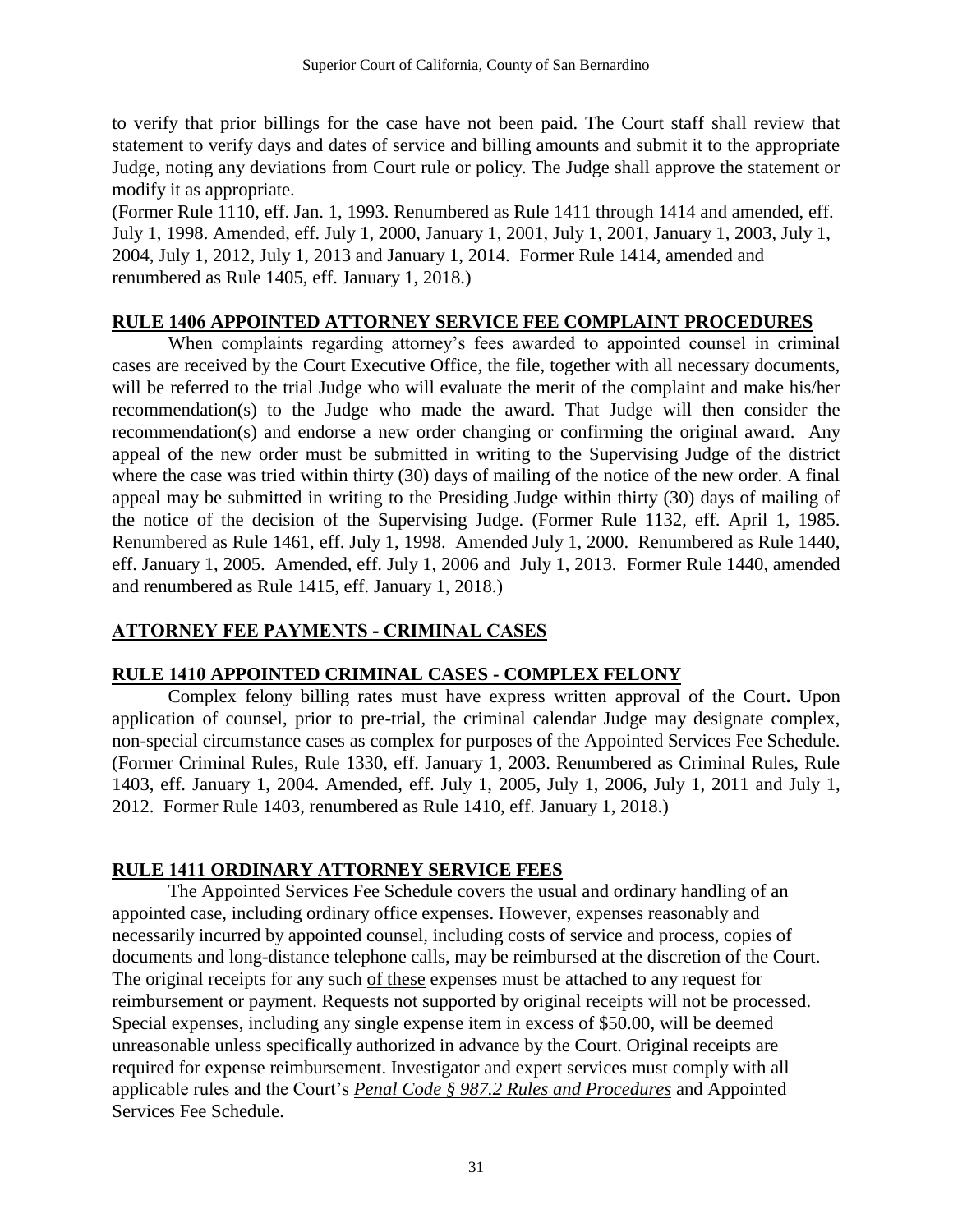to verify that prior billings for the case have not been paid. The Court staff shall review that statement to verify days and dates of service and billing amounts and submit it to the appropriate Judge, noting any deviations from Court rule or policy. The Judge shall approve the statement or modify it as appropriate.

(Former Rule 1110, eff. Jan. 1, 1993. Renumbered as Rule 1411 through 1414 and amended, eff. July 1, 1998. Amended, eff. July 1, 2000, January 1, 2001, July 1, 2001, January 1, 2003, July 1, 2004, July 1, 2012, July 1, 2013 and January 1, 2014. Former Rule 1414, amended and renumbered as Rule 1405, eff. January 1, 2018.)

## RULE 1406 APPOINTED ATTORNEY SERVICE FEE COMPLAINT PROCEDURES

When complaints regarding attorney's fees awarded to appointed counsel in criminal cases are received by the Court Executive Office, the file, together with all necessary documents, will be referred to the trial Judge who will evaluate the merit of the complaint and make his/her recommendation(s) to the Judge who made the award. That Judge will then consider the recommendation(s) and endorse a new order changing or confirming the original award. Any appeal of the new order must be submitted in writing to the Supervising Judge of the district where the case was tried within thirty (30) days of mailing of the notice of the new order. A final appeal may be submitted in writing to the Presiding Judge within thirty (30) days of mailing of the notice of the decision of the Supervising Judge. (Former Rule 1132, eff. April 1, 1985. Renumbered as Rule 1461, eff. July 1, 1998. Amended July 1, 2000. Renumbered as Rule 1440, eff. January 1, 2005. Amended, eff. July 1, 2006 and July 1, 2013. Former Rule 1440, amended and renumbered as Rule 1415, eff. January 1, 2018.)

## ATTORNEY FEE PAYMENTS - CRIMINAL CASES

## RULE 1410 APPOINTED CRIMINAL CASES - COMPLEX FELONY

Complex felony billing rates must have express written approval of the Court**.** Upon application of counsel, prior to pre-trial, the criminal calendar Judge may designate complex, non-special circumstance cases as complex for purposes of the Appointed Services Fee Schedule. (Former Criminal Rules, Rule 1330, eff. January 1, 2003. Renumbered as Criminal Rules, Rule 1403, eff. January 1, 2004. Amended, eff. July 1, 2005, July 1, 2006, July 1, 2011 and July 1, 2012. Former Rule 1403, renumbered as Rule 1410, eff. January 1, 2018.)

## RULE 1411 ORDINARY ATTORNEY SERVICE FEES

The Appointed Services Fee Schedule covers the usual and ordinary handling of an appointed case, including ordinary office expenses. However, expenses reasonably and necessarily incurred by appointed counsel, including costs of service and process, copies of documents and long-distance telephone calls, may be reimbursed at the discretion of the Court. The original receipts for any ~~such~~ <u>of these</u> expenses must be attached to any request for reimbursement or payment. Requests not supported by original receipts will not be processed. Special expenses, including any single expense item in excess of $50.00, will be deemed unreasonable unless specifically authorized in advance by the Court. Original receipts are required for expense reimbursement. Investigator and expert services must comply with all applicable rules and the Court's <u>*Penal Code § 987.2 Rules and Procedures*</u> and Appointed Services Fee Schedule.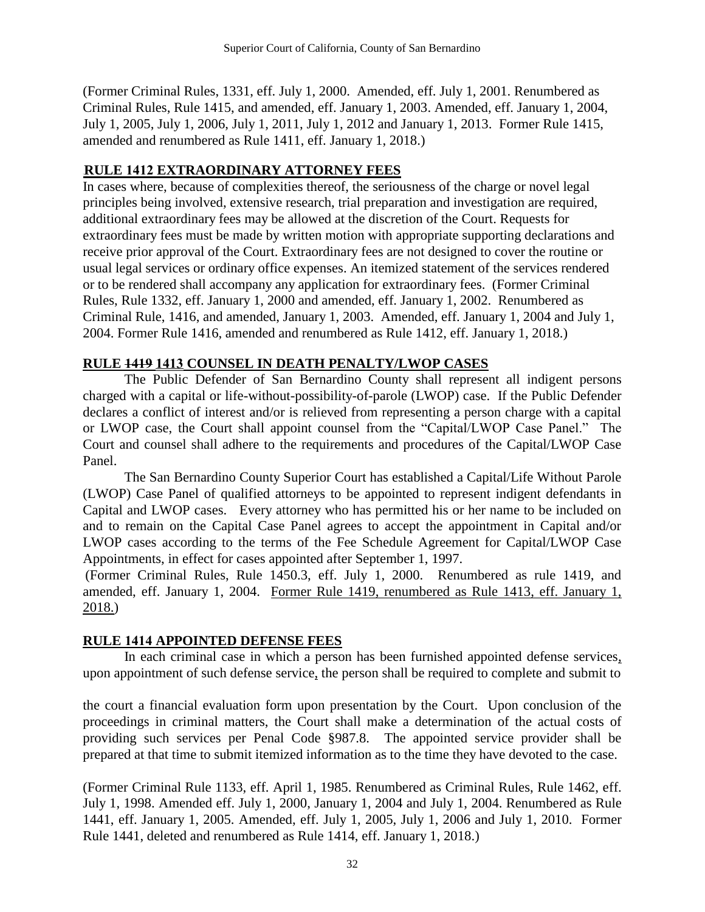(Former Criminal Rules, 1331, eff. July 1, 2000. Amended, eff. July 1, 2001. Renumbered as Criminal Rules, Rule 1415, and amended, eff. January 1, 2003. Amended, eff. January 1, 2004, July 1, 2005, July 1, 2006, July 1, 2011, July 1, 2012 and January 1, 2013. Former Rule 1415, amended and renumbered as Rule 1411, eff. January 1, 2018.)

**RULE 1412 EXTRAORDINARY ATTORNEY FEES**

In cases where, because of complexities thereof, the seriousness of the charge or novel legal principles being involved, extensive research, trial preparation and investigation are required, additional extraordinary fees may be allowed at the discretion of the Court. Requests for extraordinary fees must be made by written motion with appropriate supporting declarations and receive prior approval of the Court. Extraordinary fees are not designed to cover the routine or usual legal services or ordinary office expenses. An itemized statement of the services rendered or to be rendered shall accompany any application for extraordinary fees. (Former Criminal Rules, Rule 1332, eff. January 1, 2000 and amended, eff. January 1, 2002. Renumbered as Criminal Rule, 1416, and amended, January 1, 2003. Amended, eff. January 1, 2004 and July 1, 2004. Former Rule 1416, amended and renumbered as Rule 1412, eff. January 1, 2018.)

**RULE ~~1419~~ 1413 COUNSEL IN DEATH PENALTY/LWOP CASES**

The Public Defender of San Bernardino County shall represent all indigent persons charged with a capital or life-without-possibility-of-parole (LWOP) case. If the Public Defender declares a conflict of interest and/or is relieved from representing a person charge with a capital or LWOP case, the Court shall appoint counsel from the "Capital/LWOP Case Panel." The Court and counsel shall adhere to the requirements and procedures of the Capital/LWOP Case Panel.

The San Bernardino County Superior Court has established a Capital/Life Without Parole (LWOP) Case Panel of qualified attorneys to be appointed to represent indigent defendants in Capital and LWOP cases. Every attorney who has permitted his or her name to be included on and to remain on the Capital Case Panel agrees to accept the appointment in Capital and/or LWOP cases according to the terms of the Fee Schedule Agreement for Capital/LWOP Case Appointments, in effect for cases appointed after September 1, 1997.

(Former Criminal Rules, Rule 1450.3, eff. July 1, 2000. Renumbered as rule 1419, and amended, eff. January 1, 2004. Former Rule 1419, renumbered as Rule 1413, eff. January 1, 2018.)

**RULE 1414 APPOINTED DEFENSE FEES**

In each criminal case in which a person has been furnished appointed defense services, upon appointment of such defense service, the person shall be required to complete and submit to the court a financial evaluation form upon presentation by the Court. Upon conclusion of the proceedings in criminal matters, the Court shall make a determination of the actual costs of providing such services per Penal Code §987.8. The appointed service provider shall be prepared at that time to submit itemized information as to the time they have devoted to the case.

(Former Criminal Rule 1133, eff. April 1, 1985. Renumbered as Criminal Rules, Rule 1462, eff. July 1, 1998. Amended eff. July 1, 2000, January 1, 2004 and July 1, 2004. Renumbered as Rule 1441, eff. January 1, 2005. Amended, eff. July 1, 2005, July 1, 2006 and July 1, 2010. Former Rule 1441, deleted and renumbered as Rule 1414, eff. January 1, 2018.)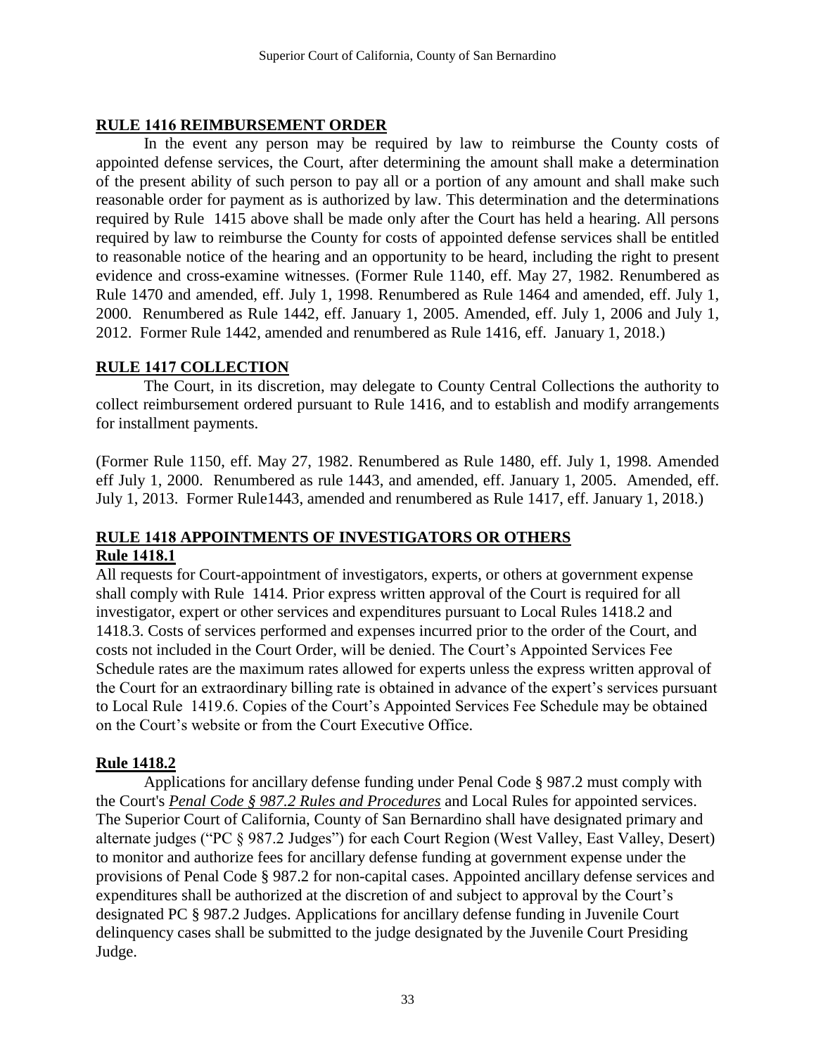## RULE 1416 REIMBURSEMENT ORDER

In the event any person may be required by law to reimburse the County costs of appointed defense services, the Court, after determining the amount shall make a determination of the present ability of such person to pay all or a portion of any amount and shall make such reasonable order for payment as is authorized by law. This determination and the determinations required by Rule 1415 above shall be made only after the Court has held a hearing. All persons required by law to reimburse the County for costs of appointed defense services shall be entitled to reasonable notice of the hearing and an opportunity to be heard, including the right to present evidence and cross-examine witnesses. (Former Rule 1140, eff. May 27, 1982. Renumbered as Rule 1470 and amended, eff. July 1, 1998. Renumbered as Rule 1464 and amended, eff. July 1, 2000. Renumbered as Rule 1442, eff. January 1, 2005. Amended, eff. July 1, 2006 and July 1, 2012. Former Rule 1442, amended and renumbered as Rule 1416, eff. January 1, 2018.)

## RULE 1417 COLLECTION

The Court, in its discretion, may delegate to County Central Collections the authority to collect reimbursement ordered pursuant to Rule 1416, and to establish and modify arrangements for installment payments.

(Former Rule 1150, eff. May 27, 1982. Renumbered as Rule 1480, eff. July 1, 1998. Amended eff July 1, 2000. Renumbered as rule 1443, and amended, eff. January 1, 2005. Amended, eff. July 1, 2013. Former Rule1443, amended and renumbered as Rule 1417, eff. January 1, 2018.)

## RULE 1418 APPOINTMENTS OF INVESTIGATORS OR OTHERS

### Rule 1418.1

All requests for Court-appointment of investigators, experts, or others at government expense shall comply with Rule 1414. Prior express written approval of the Court is required for all investigator, expert or other services and expenditures pursuant to Local Rules 1418.2 and 1418.3. Costs of services performed and expenses incurred prior to the order of the Court, and costs not included in the Court Order, will be denied. The Court's Appointed Services Fee Schedule rates are the maximum rates allowed for experts unless the express written approval of the Court for an extraordinary billing rate is obtained in advance of the expert's services pursuant to Local Rule 1419.6. Copies of the Court's Appointed Services Fee Schedule may be obtained on the Court's website or from the Court Executive Office.

### Rule 1418.2

Applications for ancillary defense funding under Penal Code § 987.2 must comply with the Court's ***Penal Code § 987.2 Rules and Procedures*** and Local Rules for appointed services. The Superior Court of California, County of San Bernardino shall have designated primary and alternate judges ("PC § 987.2 Judges") for each Court Region (West Valley, East Valley, Desert) to monitor and authorize fees for ancillary defense funding at government expense under the provisions of Penal Code § 987.2 for non-capital cases. Appointed ancillary defense services and expenditures shall be authorized at the discretion of and subject to approval by the Court's designated PC § 987.2 Judges. Applications for ancillary defense funding in Juvenile Court delinquency cases shall be submitted to the judge designated by the Juvenile Court Presiding Judge.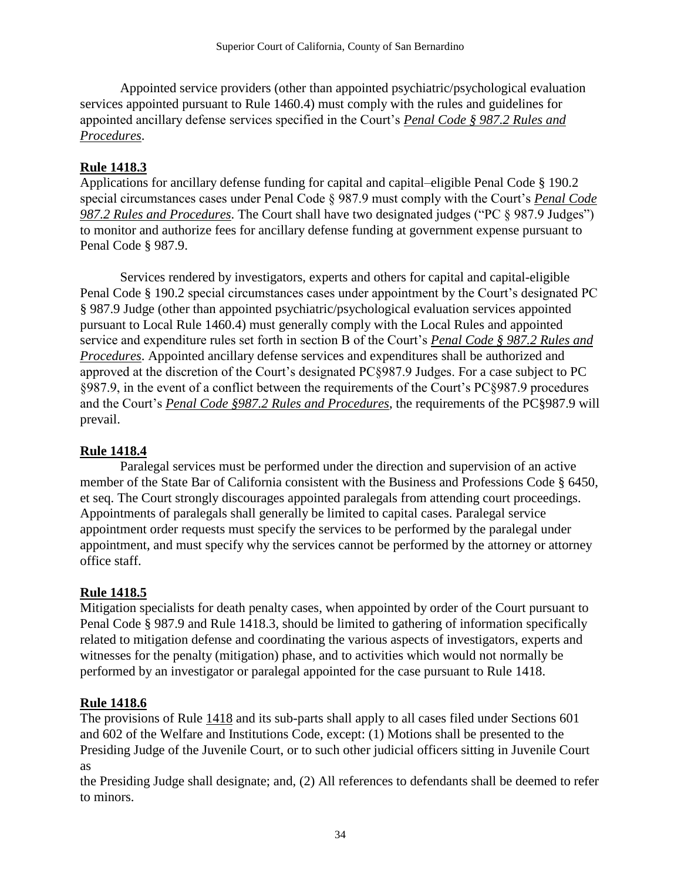Appointed service providers (other than appointed psychiatric/psychological evaluation services appointed pursuant to Rule 1460.4) must comply with the rules and guidelines for appointed ancillary defense services specified in the Court's ***Penal Code § 987.2 Rules and Procedures***.

**Rule 1418.3**

Applications for ancillary defense funding for capital and capital–eligible Penal Code § 190.2 special circumstances cases under Penal Code § 987.9 must comply with the Court's ***Penal Code 987.2 Rules and Procedures***. The Court shall have two designated judges ("PC § 987.9 Judges") to monitor and authorize fees for ancillary defense funding at government expense pursuant to Penal Code § 987.9.

Services rendered by investigators, experts and others for capital and capital-eligible Penal Code § 190.2 special circumstances cases under appointment by the Court's designated PC § 987.9 Judge (other than appointed psychiatric/psychological evaluation services appointed pursuant to Local Rule 1460.4) must generally comply with the Local Rules and appointed service and expenditure rules set forth in section B of the Court's ***Penal Code § 987.2 Rules and Procedures***. Appointed ancillary defense services and expenditures shall be authorized and approved at the discretion of the Court's designated PC§987.9 Judges. For a case subject to PC §987.9, in the event of a conflict between the requirements of the Court's PC§987.9 procedures and the Court's ***Penal Code §987.2 Rules and Procedures***, the requirements of the PC§987.9 will prevail.

**Rule 1418.4**

Paralegal services must be performed under the direction and supervision of an active member of the State Bar of California consistent with the Business and Professions Code § 6450, et seq. The Court strongly discourages appointed paralegals from attending court proceedings. Appointments of paralegals shall generally be limited to capital cases. Paralegal service appointment order requests must specify the services to be performed by the paralegal under appointment, and must specify why the services cannot be performed by the attorney or attorney office staff.

**Rule 1418.5**

Mitigation specialists for death penalty cases, when appointed by order of the Court pursuant to Penal Code § 987.9 and Rule 1418.3, should be limited to gathering of information specifically related to mitigation defense and coordinating the various aspects of investigators, experts and witnesses for the penalty (mitigation) phase, and to activities which would not normally be performed by an investigator or paralegal appointed for the case pursuant to Rule 1418.

**Rule 1418.6**

The provisions of Rule 1418 and its sub-parts shall apply to all cases filed under Sections 601 and 602 of the Welfare and Institutions Code, except: (1) Motions shall be presented to the Presiding Judge of the Juvenile Court, or to such other judicial officers sitting in Juvenile Court as the Presiding Judge shall designate; and, (2) All references to defendants shall be deemed to refer to minors.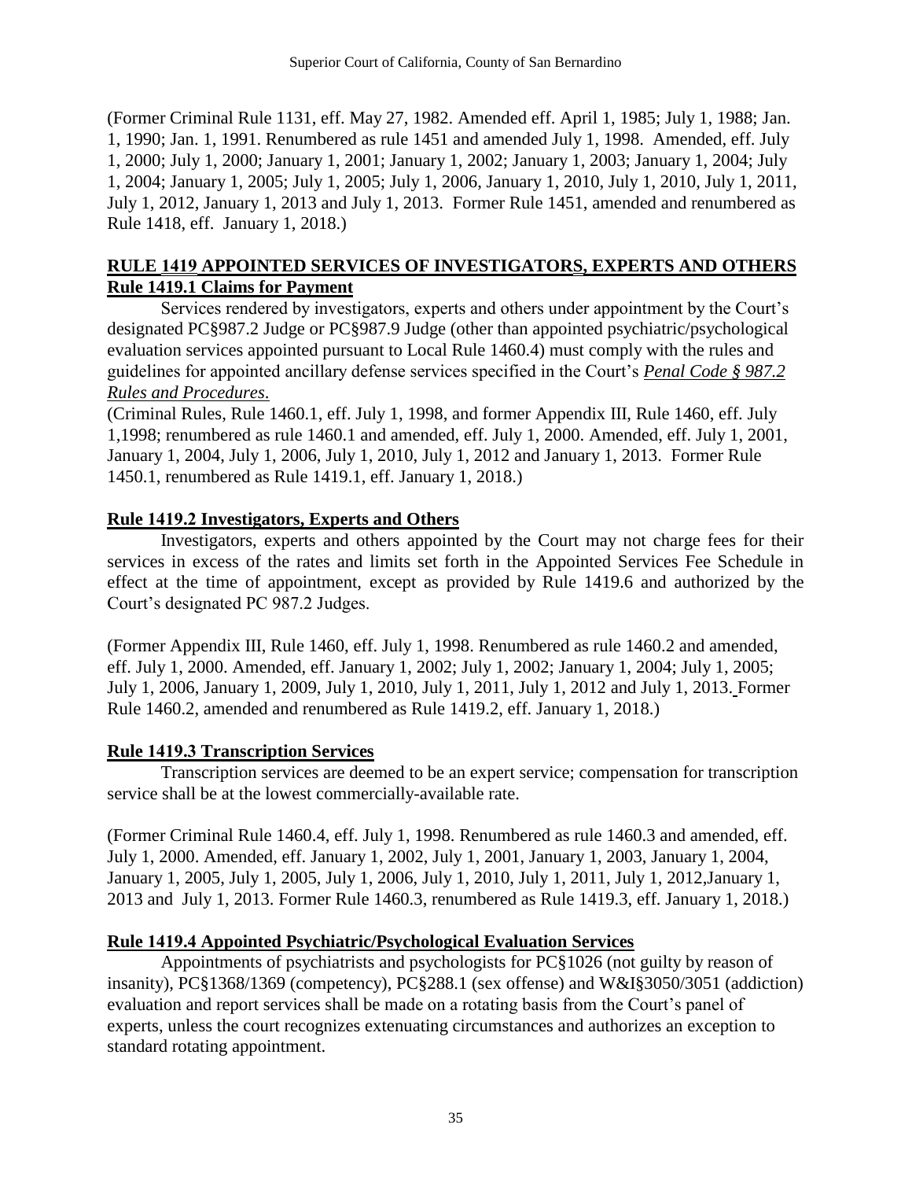(Former Criminal Rule 1131, eff. May 27, 1982. Amended eff. April 1, 1985; July 1, 1988; Jan. 1, 1990; Jan. 1, 1991. Renumbered as rule 1451 and amended July 1, 1998. Amended, eff. July 1, 2000; July 1, 2000; January 1, 2001; January 1, 2002; January 1, 2003; January 1, 2004; July 1, 2004; January 1, 2005; July 1, 2005; July 1, 2006, January 1, 2010, July 1, 2010, July 1, 2011, July 1, 2012, January 1, 2013 and July 1, 2013. Former Rule 1451, amended and renumbered as Rule 1418, eff. January 1, 2018.)

## RULE 1419 APPOINTED SERVICES OF INVESTIGATORS, EXPERTS AND OTHERS

### Rule 1419.1 Claims for Payment

Services rendered by investigators, experts and others under appointment by the Court's designated PC§987.2 Judge or PC§987.9 Judge (other than appointed psychiatric/psychological evaluation services appointed pursuant to Local Rule 1460.4) must comply with the rules and guidelines for appointed ancillary defense services specified in the Court's *Penal Code § 987.2 Rules and Procedures*.

(Criminal Rules, Rule 1460.1, eff. July 1, 1998, and former Appendix III, Rule 1460, eff. July 1,1998; renumbered as rule 1460.1 and amended, eff. July 1, 2000. Amended, eff. July 1, 2001, January 1, 2004, July 1, 2006, July 1, 2010, July 1, 2012 and January 1, 2013. Former Rule 1450.1, renumbered as Rule 1419.1, eff. January 1, 2018.)

### Rule 1419.2 Investigators, Experts and Others

Investigators, experts and others appointed by the Court may not charge fees for their services in excess of the rates and limits set forth in the Appointed Services Fee Schedule in effect at the time of appointment, except as provided by Rule 1419.6 and authorized by the Court's designated PC 987.2 Judges.

(Former Appendix III, Rule 1460, eff. July 1, 1998. Renumbered as rule 1460.2 and amended, eff. July 1, 2000. Amended, eff. January 1, 2002; July 1, 2002; January 1, 2004; July 1, 2005; July 1, 2006, January 1, 2009, July 1, 2010, July 1, 2011, July 1, 2012 and July 1, 2013. Former Rule 1460.2, amended and renumbered as Rule 1419.2, eff. January 1, 2018.)

### Rule 1419.3 Transcription Services

Transcription services are deemed to be an expert service; compensation for transcription service shall be at the lowest commercially-available rate.

(Former Criminal Rule 1460.4, eff. July 1, 1998. Renumbered as rule 1460.3 and amended, eff. July 1, 2000. Amended, eff. January 1, 2002, July 1, 2001, January 1, 2003, January 1, 2004, January 1, 2005, July 1, 2005, July 1, 2006, July 1, 2010, July 1, 2011, July 1, 2012,January 1, 2013 and July 1, 2013. Former Rule 1460.3, renumbered as Rule 1419.3, eff. January 1, 2018.)

### Rule 1419.4 Appointed Psychiatric/Psychological Evaluation Services

Appointments of psychiatrists and psychologists for PC§1026 (not guilty by reason of insanity), PC§1368/1369 (competency), PC§288.1 (sex offense) and W&I§3050/3051 (addiction) evaluation and report services shall be made on a rotating basis from the Court's panel of experts, unless the court recognizes extenuating circumstances and authorizes an exception to standard rotating appointment.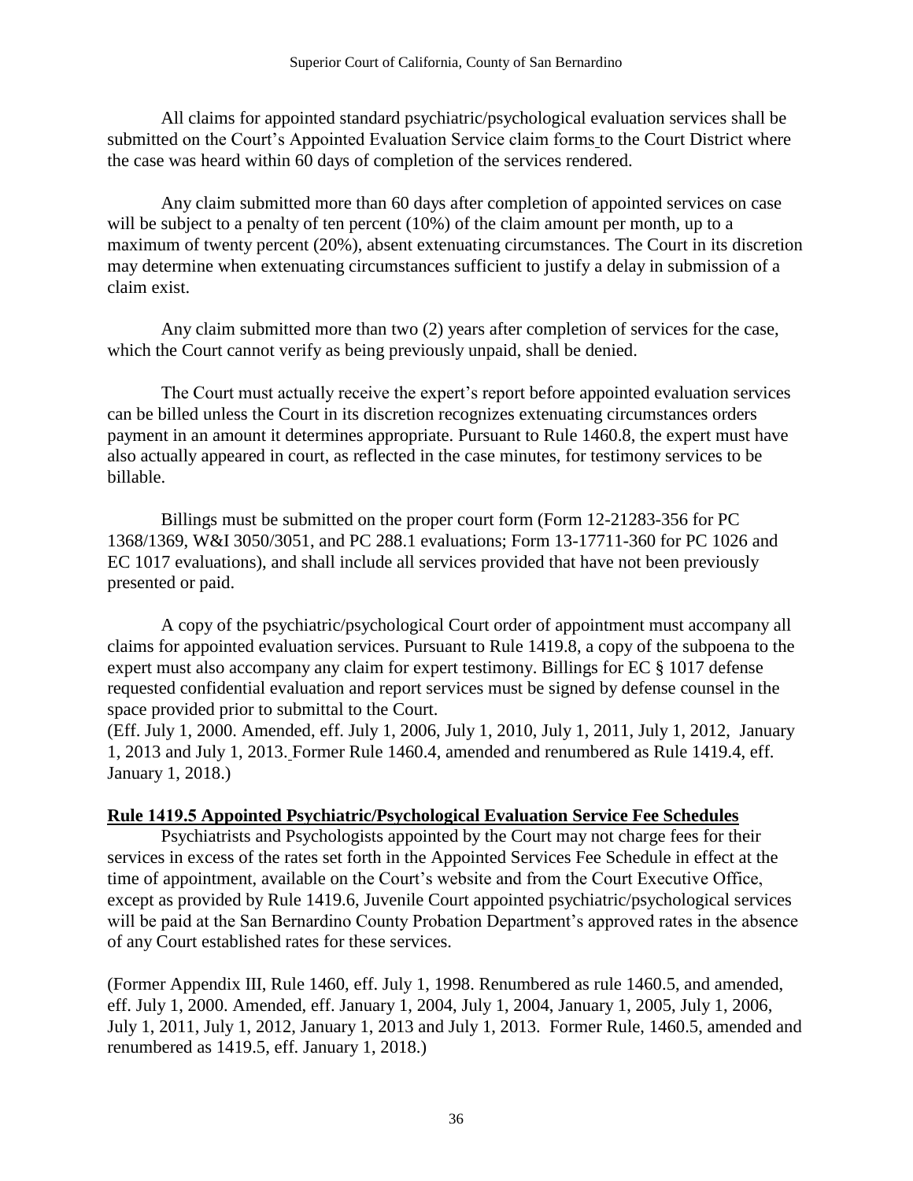All claims for appointed standard psychiatric/psychological evaluation services shall be submitted on the Court's Appointed Evaluation Service claim forms to the Court District where the case was heard within 60 days of completion of the services rendered.

Any claim submitted more than 60 days after completion of appointed services on case will be subject to a penalty of ten percent (10%) of the claim amount per month, up to a maximum of twenty percent (20%), absent extenuating circumstances. The Court in its discretion may determine when extenuating circumstances sufficient to justify a delay in submission of a claim exist.

Any claim submitted more than two (2) years after completion of services for the case, which the Court cannot verify as being previously unpaid, shall be denied.

The Court must actually receive the expert's report before appointed evaluation services can be billed unless the Court in its discretion recognizes extenuating circumstances orders payment in an amount it determines appropriate. Pursuant to Rule 1460.8, the expert must have also actually appeared in court, as reflected in the case minutes, for testimony services to be billable.

Billings must be submitted on the proper court form (Form 12-21283-356 for PC 1368/1369, W&I 3050/3051, and PC 288.1 evaluations; Form 13-17711-360 for PC 1026 and EC 1017 evaluations), and shall include all services provided that have not been previously presented or paid.

A copy of the psychiatric/psychological Court order of appointment must accompany all claims for appointed evaluation services. Pursuant to Rule 1419.8, a copy of the subpoena to the expert must also accompany any claim for expert testimony. Billings for EC § 1017 defense requested confidential evaluation and report services must be signed by defense counsel in the space provided prior to submittal to the Court.
(Eff. July 1, 2000. Amended, eff. July 1, 2006, July 1, 2010, July 1, 2011, July 1, 2012, January 1, 2013 and July 1, 2013. Former Rule 1460.4, amended and renumbered as Rule 1419.4, eff. January 1, 2018.)

**Rule 1419.5 Appointed Psychiatric/Psychological Evaluation Service Fee Schedules**

Psychiatrists and Psychologists appointed by the Court may not charge fees for their services in excess of the rates set forth in the Appointed Services Fee Schedule in effect at the time of appointment, available on the Court's website and from the Court Executive Office, except as provided by Rule 1419.6, Juvenile Court appointed psychiatric/psychological services will be paid at the San Bernardino County Probation Department's approved rates in the absence of any Court established rates for these services.

(Former Appendix III, Rule 1460, eff. July 1, 1998. Renumbered as rule 1460.5, and amended, eff. July 1, 2000. Amended, eff. January 1, 2004, July 1, 2004, January 1, 2005, July 1, 2006, July 1, 2011, July 1, 2012, January 1, 2013 and July 1, 2013. Former Rule, 1460.5, amended and renumbered as 1419.5, eff. January 1, 2018.)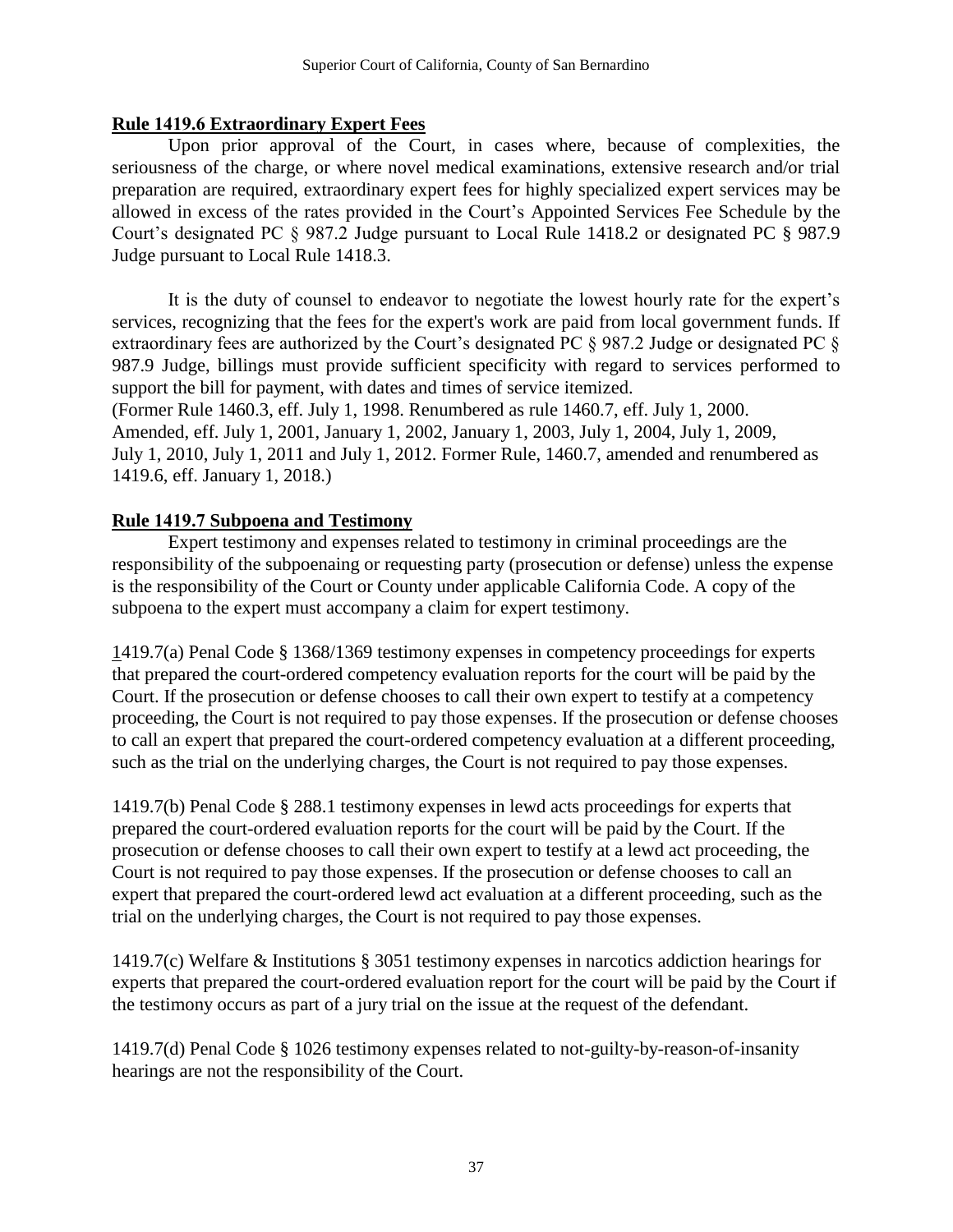**Rule 1419.6 Extraordinary Expert Fees**

Upon prior approval of the Court, in cases where, because of complexities, the seriousness of the charge, or where novel medical examinations, extensive research and/or trial preparation are required, extraordinary expert fees for highly specialized expert services may be allowed in excess of the rates provided in the Court's Appointed Services Fee Schedule by the Court's designated PC § 987.2 Judge pursuant to Local Rule 1418.2 or designated PC § 987.9 Judge pursuant to Local Rule 1418.3.

It is the duty of counsel to endeavor to negotiate the lowest hourly rate for the expert's services, recognizing that the fees for the expert's work are paid from local government funds. If extraordinary fees are authorized by the Court's designated PC § 987.2 Judge or designated PC § 987.9 Judge, billings must provide sufficient specificity with regard to services performed to support the bill for payment, with dates and times of service itemized.
(Former Rule 1460.3, eff. July 1, 1998. Renumbered as rule 1460.7, eff. July 1, 2000. Amended, eff. July 1, 2001, January 1, 2002, January 1, 2003, July 1, 2004, July 1, 2009, July 1, 2010, July 1, 2011 and July 1, 2012. Former Rule, 1460.7, amended and renumbered as 1419.6, eff. January 1, 2018.)

**Rule 1419.7 Subpoena and Testimony**

Expert testimony and expenses related to testimony in criminal proceedings are the responsibility of the subpoenaing or requesting party (prosecution or defense) unless the expense is the responsibility of the Court or County under applicable California Code. A copy of the subpoena to the expert must accompany a claim for expert testimony.

1419.7(a) Penal Code § 1368/1369 testimony expenses in competency proceedings for experts that prepared the court-ordered competency evaluation reports for the court will be paid by the Court. If the prosecution or defense chooses to call their own expert to testify at a competency proceeding, the Court is not required to pay those expenses. If the prosecution or defense chooses to call an expert that prepared the court-ordered competency evaluation at a different proceeding, such as the trial on the underlying charges, the Court is not required to pay those expenses.

1419.7(b) Penal Code § 288.1 testimony expenses in lewd acts proceedings for experts that prepared the court-ordered evaluation reports for the court will be paid by the Court. If the prosecution or defense chooses to call their own expert to testify at a lewd act proceeding, the Court is not required to pay those expenses. If the prosecution or defense chooses to call an expert that prepared the court-ordered lewd act evaluation at a different proceeding, such as the trial on the underlying charges, the Court is not required to pay those expenses.

1419.7(c) Welfare & Institutions § 3051 testimony expenses in narcotics addiction hearings for experts that prepared the court-ordered evaluation report for the court will be paid by the Court if the testimony occurs as part of a jury trial on the issue at the request of the defendant.

1419.7(d) Penal Code § 1026 testimony expenses related to not-guilty-by-reason-of-insanity hearings are not the responsibility of the Court.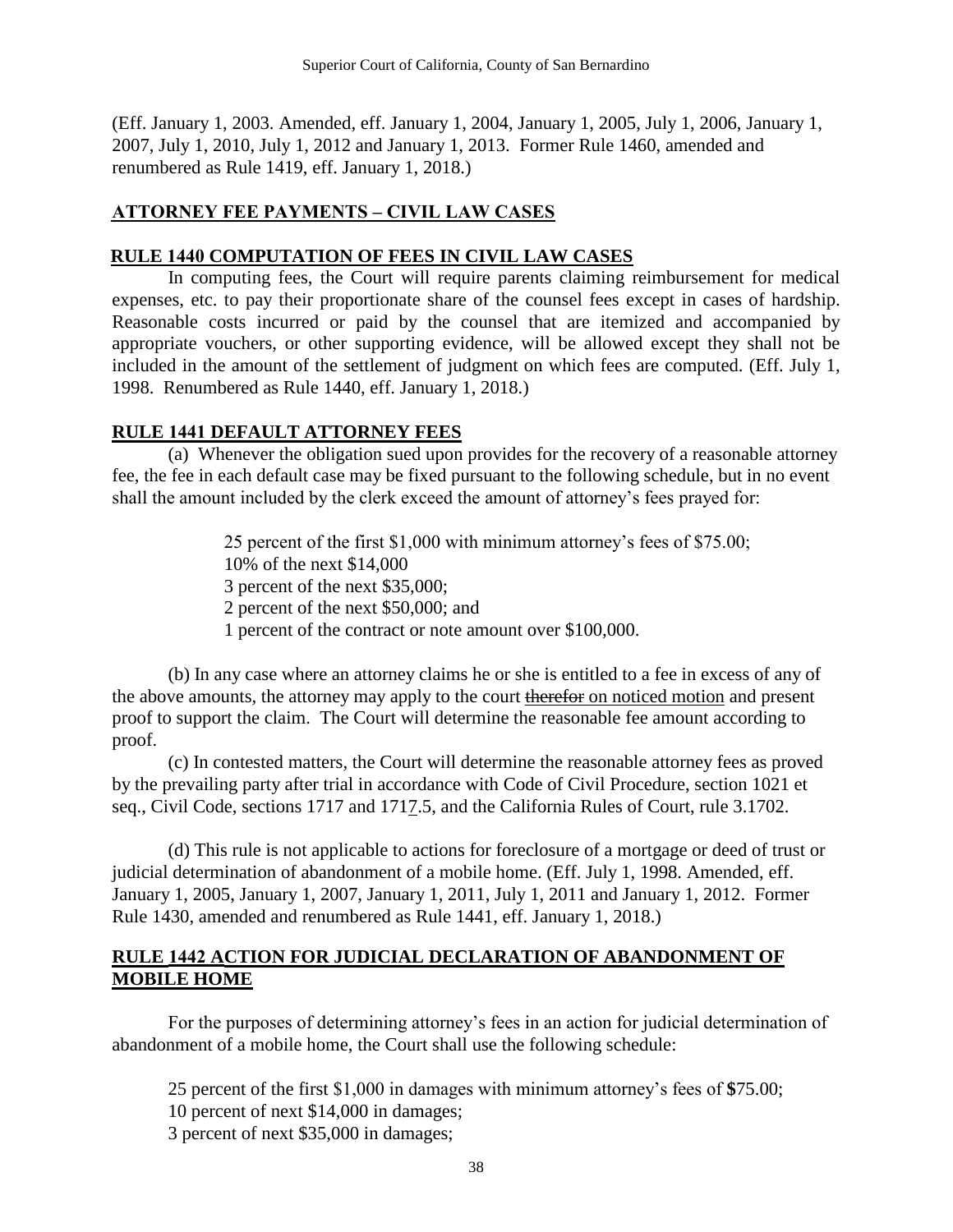(Eff. January 1, 2003. Amended, eff. January 1, 2004, January 1, 2005, July 1, 2006, January 1, 2007, July 1, 2010, July 1, 2012 and January 1, 2013. Former Rule 1460, amended and renumbered as Rule 1419, eff. January 1, 2018.)

## ATTORNEY FEE PAYMENTS – CIVIL LAW CASES

### RULE 1440 COMPUTATION OF FEES IN CIVIL LAW CASES

In computing fees, the Court will require parents claiming reimbursement for medical expenses, etc. to pay their proportionate share of the counsel fees except in cases of hardship. Reasonable costs incurred or paid by the counsel that are itemized and accompanied by appropriate vouchers, or other supporting evidence, will be allowed except they shall not be included in the amount of the settlement of judgment on which fees are computed. (Eff. July 1, 1998. Renumbered as Rule 1440, eff. January 1, 2018.)

### RULE 1441 DEFAULT ATTORNEY FEES

(a) Whenever the obligation sued upon provides for the recovery of a reasonable attorney fee, the fee in each default case may be fixed pursuant to the following schedule, but in no event shall the amount included by the clerk exceed the amount of attorney's fees prayed for:

25 percent of the first $1,000 with minimum attorney's fees of $75.00;
10% of the next $14,000
3 percent of the next $35,000;
2 percent of the next $50,000; and
1 percent of the contract or note amount over $100,000.

(b) In any case where an attorney claims he or she is entitled to a fee in excess of any of the above amounts, the attorney may apply to the court ~~therefor~~ on noticed motion and present proof to support the claim. The Court will determine the reasonable fee amount according to proof.

(c) In contested matters, the Court will determine the reasonable attorney fees as proved by the prevailing party after trial in accordance with Code of Civil Procedure, section 1021 et seq., Civil Code, sections 1717 and 1717.5, and the California Rules of Court, rule 3.1702.

(d) This rule is not applicable to actions for foreclosure of a mortgage or deed of trust or judicial determination of abandonment of a mobile home. (Eff. July 1, 1998. Amended, eff. January 1, 2005, January 1, 2007, January 1, 2011, July 1, 2011 and January 1, 2012. Former Rule 1430, amended and renumbered as Rule 1441, eff. January 1, 2018.)

### RULE 1442 ACTION FOR JUDICIAL DECLARATION OF ABANDONMENT OF MOBILE HOME

For the purposes of determining attorney's fees in an action for judicial determination of abandonment of a mobile home, the Court shall use the following schedule:

25 percent of the first $1,000 in damages with minimum attorney's fees of **$**75.00;
10 percent of next $14,000 in damages;
3 percent of next $35,000 in damages;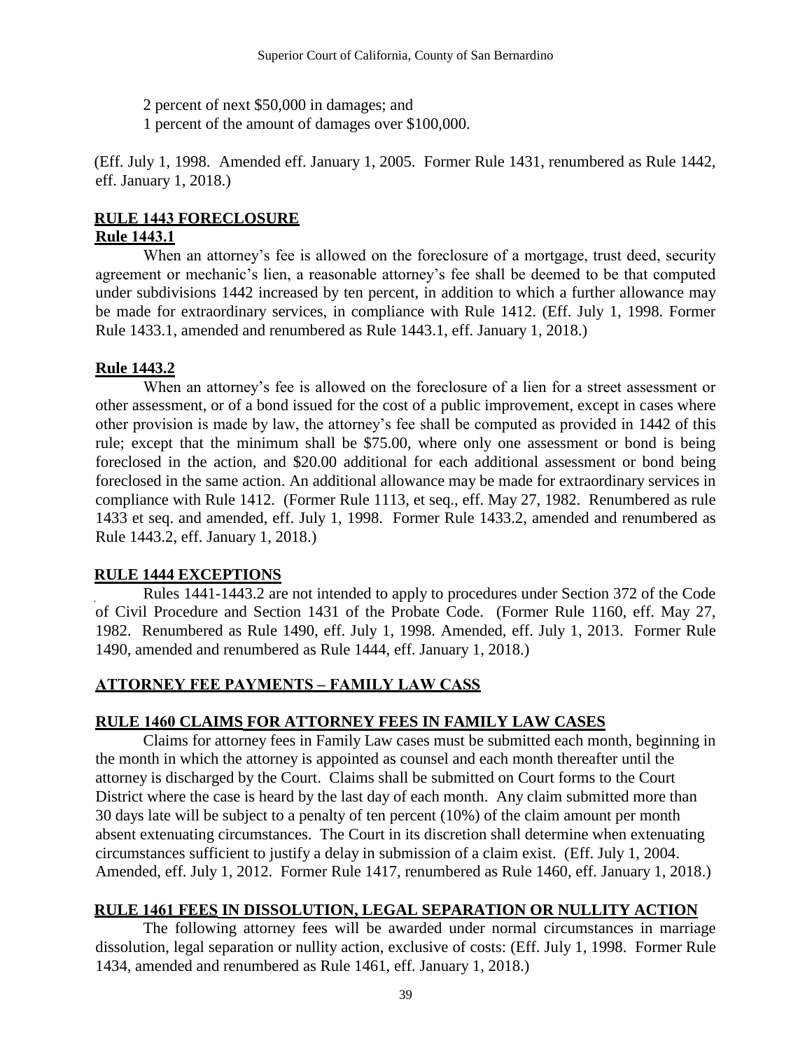2 percent of next $50,000 in damages; and
1 percent of the amount of damages over $100,000.

(Eff. July 1, 1998. Amended eff. January 1, 2005. Former Rule 1431, renumbered as Rule 1442, eff. January 1, 2018.)

## RULE 1443 FORECLOSURE

### Rule 1443.1

When an attorney's fee is allowed on the foreclosure of a mortgage, trust deed, security agreement or mechanic's lien, a reasonable attorney's fee shall be deemed to be that computed under subdivisions 1442 increased by ten percent, in addition to which a further allowance may be made for extraordinary services, in compliance with Rule 1412. (Eff. July 1, 1998. Former Rule 1433.1, amended and renumbered as Rule 1443.1, eff. January 1, 2018.)

### Rule 1443.2

When an attorney's fee is allowed on the foreclosure of a lien for a street assessment or other assessment, or of a bond issued for the cost of a public improvement, except in cases where other provision is made by law, the attorney's fee shall be computed as provided in 1442 of this rule; except that the minimum shall be $75.00, where only one assessment or bond is being foreclosed in the action, and $20.00 additional for each additional assessment or bond being foreclosed in the same action. An additional allowance may be made for extraordinary services in compliance with Rule 1412. (Former Rule 1113, et seq., eff. May 27, 1982. Renumbered as rule 1433 et seq. and amended, eff. July 1, 1998. Former Rule 1433.2, amended and renumbered as Rule 1443.2, eff. January 1, 2018.)

## RULE 1444 EXCEPTIONS

Rules 1441-1443.2 are not intended to apply to procedures under Section 372 of the Code of Civil Procedure and Section 1431 of the Probate Code. (Former Rule 1160, eff. May 27, 1982. Renumbered as Rule 1490, eff. July 1, 1998. Amended, eff. July 1, 2013. Former Rule 1490, amended and renumbered as Rule 1444, eff. January 1, 2018.)

## ATTORNEY FEE PAYMENTS – FAMILY LAW CASS

## RULE 1460 CLAIMS FOR ATTORNEY FEES IN FAMILY LAW CASES

Claims for attorney fees in Family Law cases must be submitted each month, beginning in the month in which the attorney is appointed as counsel and each month thereafter until the attorney is discharged by the Court. Claims shall be submitted on Court forms to the Court District where the case is heard by the last day of each month. Any claim submitted more than 30 days late will be subject to a penalty of ten percent (10%) of the claim amount per month absent extenuating circumstances. The Court in its discretion shall determine when extenuating circumstances sufficient to justify a delay in submission of a claim exist. (Eff. July 1, 2004. Amended, eff. July 1, 2012. Former Rule 1417, renumbered as Rule 1460, eff. January 1, 2018.)

## RULE 1461 FEES IN DISSOLUTION, LEGAL SEPARATION OR NULLITY ACTION

The following attorney fees will be awarded under normal circumstances in marriage dissolution, legal separation or nullity action, exclusive of costs: (Eff. July 1, 1998. Former Rule 1434, amended and renumbered as Rule 1461, eff. January 1, 2018.)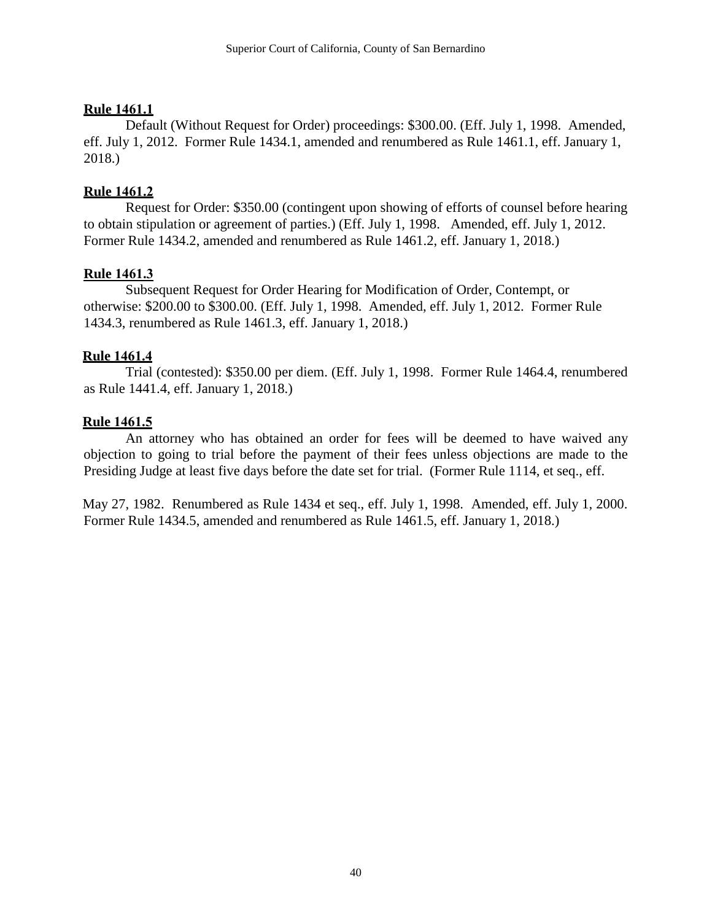**Rule 1461.1**

Default (Without Request for Order) proceedings: $300.00. (Eff. July 1, 1998. Amended, eff. July 1, 2012. Former Rule 1434.1, amended and renumbered as Rule 1461.1, eff. January 1, 2018.)

**Rule 1461.2**

Request for Order: $350.00 (contingent upon showing of efforts of counsel before hearing to obtain stipulation or agreement of parties.) (Eff. July 1, 1998. Amended, eff. July 1, 2012. Former Rule 1434.2, amended and renumbered as Rule 1461.2, eff. January 1, 2018.)

**Rule 1461.3**

Subsequent Request for Order Hearing for Modification of Order, Contempt, or otherwise: $200.00 to $300.00. (Eff. July 1, 1998. Amended, eff. July 1, 2012. Former Rule 1434.3, renumbered as Rule 1461.3, eff. January 1, 2018.)

**Rule 1461.4**

Trial (contested): $350.00 per diem. (Eff. July 1, 1998. Former Rule 1464.4, renumbered as Rule 1441.4, eff. January 1, 2018.)

**Rule 1461.5**

An attorney who has obtained an order for fees will be deemed to have waived any objection to going to trial before the payment of their fees unless objections are made to the Presiding Judge at least five days before the date set for trial. (Former Rule 1114, et seq., eff. May 27, 1982. Renumbered as Rule 1434 et seq., eff. July 1, 1998. Amended, eff. July 1, 2000. Former Rule 1434.5, amended and renumbered as Rule 1461.5, eff. January 1, 2018.)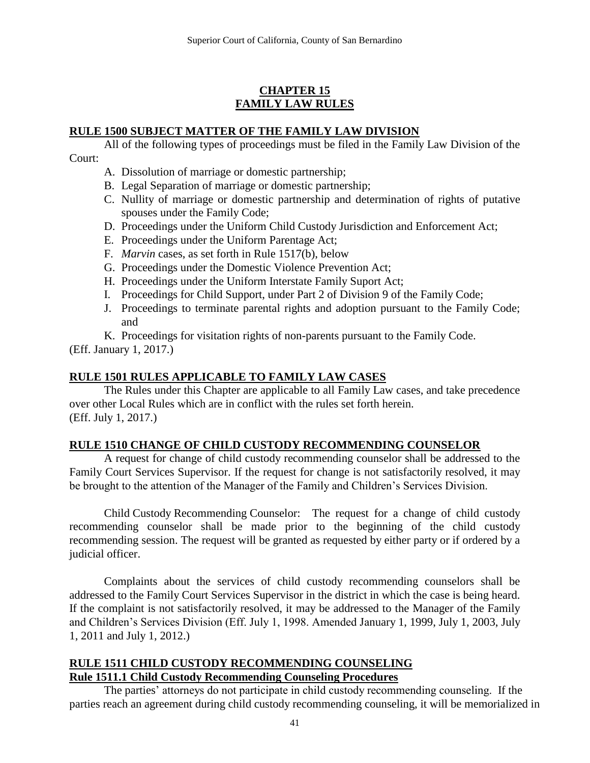## CHAPTER 15
## FAMILY LAW RULES

**RULE 1500 SUBJECT MATTER OF THE FAMILY LAW DIVISION**

All of the following types of proceedings must be filed in the Family Law Division of the Court:

A. Dissolution of marriage or domestic partnership;
B. Legal Separation of marriage or domestic partnership;
C. Nullity of marriage or domestic partnership and determination of rights of putative spouses under the Family Code;
D. Proceedings under the Uniform Child Custody Jurisdiction and Enforcement Act;
E. Proceedings under the Uniform Parentage Act;
F. *Marvin* cases, as set forth in Rule 1517(b), below
G. Proceedings under the Domestic Violence Prevention Act;
H. Proceedings under the Uniform Interstate Family Suport Act;
I. Proceedings for Child Support, under Part 2 of Division 9 of the Family Code;
J. Proceedings to terminate parental rights and adoption pursuant to the Family Code; and
K. Proceedings for visitation rights of non-parents pursuant to the Family Code.

(Eff. January 1, 2017.)

**RULE 1501 RULES APPLICABLE TO FAMILY LAW CASES**

The Rules under this Chapter are applicable to all Family Law cases, and take precedence over other Local Rules which are in conflict with the rules set forth herein.
(Eff. July 1, 2017.)

**RULE 1510 CHANGE OF CHILD CUSTODY RECOMMENDING COUNSELOR**

A request for change of child custody recommending counselor shall be addressed to the Family Court Services Supervisor. If the request for change is not satisfactorily resolved, it may be brought to the attention of the Manager of the Family and Children's Services Division.

Child Custody Recommending Counselor: The request for a change of child custody recommending counselor shall be made prior to the beginning of the child custody recommending session. The request will be granted as requested by either party or if ordered by a judicial officer.

Complaints about the services of child custody recommending counselors shall be addressed to the Family Court Services Supervisor in the district in which the case is being heard. If the complaint is not satisfactorily resolved, it may be addressed to the Manager of the Family and Children's Services Division (Eff. July 1, 1998. Amended January 1, 1999, July 1, 2003, July 1, 2011 and July 1, 2012.)

**RULE 1511 CHILD CUSTODY RECOMMENDING COUNSELING**

**Rule 1511.1 Child Custody Recommending Counseling Procedures**

The parties' attorneys do not participate in child custody recommending counseling. If the parties reach an agreement during child custody recommending counseling, it will be memorialized in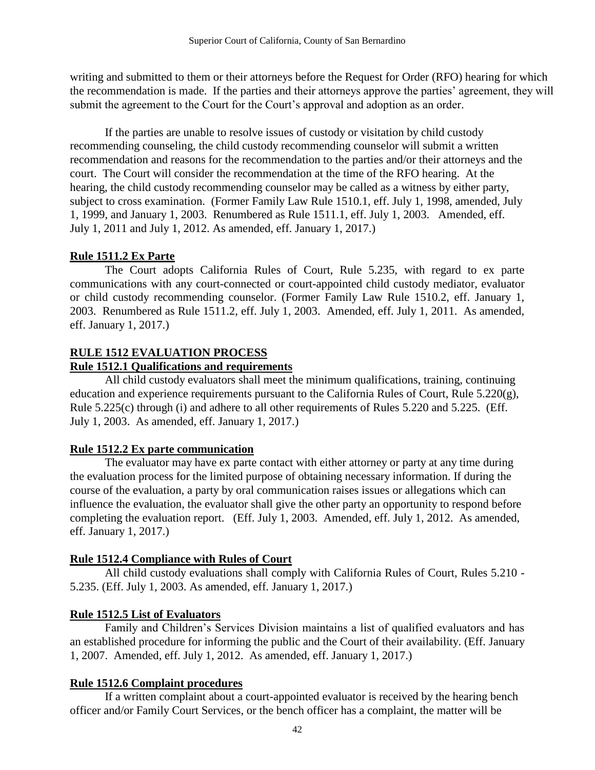writing and submitted to them or their attorneys before the Request for Order (RFO) hearing for which the recommendation is made. If the parties and their attorneys approve the parties' agreement, they will submit the agreement to the Court for the Court's approval and adoption as an order.

If the parties are unable to resolve issues of custody or visitation by child custody recommending counseling, the child custody recommending counselor will submit a written recommendation and reasons for the recommendation to the parties and/or their attorneys and the court. The Court will consider the recommendation at the time of the RFO hearing. At the hearing, the child custody recommending counselor may be called as a witness by either party, subject to cross examination. (Former Family Law Rule 1510.1, eff. July 1, 1998, amended, July 1, 1999, and January 1, 2003. Renumbered as Rule 1511.1, eff. July 1, 2003. Amended, eff. July 1, 2011 and July 1, 2012. As amended, eff. January 1, 2017.)

**Rule 1511.2 Ex Parte**

The Court adopts California Rules of Court, Rule 5.235, with regard to ex parte communications with any court-connected or court-appointed child custody mediator, evaluator or child custody recommending counselor. (Former Family Law Rule 1510.2, eff. January 1, 2003. Renumbered as Rule 1511.2, eff. July 1, 2003. Amended, eff. July 1, 2011. As amended, eff. January 1, 2017.)

**RULE 1512 EVALUATION PROCESS**

**Rule 1512.1 Qualifications and requirements**

All child custody evaluators shall meet the minimum qualifications, training, continuing education and experience requirements pursuant to the California Rules of Court, Rule 5.220(g), Rule 5.225(c) through (i) and adhere to all other requirements of Rules 5.220 and 5.225. (Eff. July 1, 2003. As amended, eff. January 1, 2017.)

**Rule 1512.2 Ex parte communication**

The evaluator may have ex parte contact with either attorney or party at any time during the evaluation process for the limited purpose of obtaining necessary information. If during the course of the evaluation, a party by oral communication raises issues or allegations which can influence the evaluation, the evaluator shall give the other party an opportunity to respond before completing the evaluation report. (Eff. July 1, 2003. Amended, eff. July 1, 2012. As amended, eff. January 1, 2017.)

**Rule 1512.4 Compliance with Rules of Court**

All child custody evaluations shall comply with California Rules of Court, Rules 5.210 - 5.235. (Eff. July 1, 2003. As amended, eff. January 1, 2017.)

**Rule 1512.5 List of Evaluators**

Family and Children's Services Division maintains a list of qualified evaluators and has an established procedure for informing the public and the Court of their availability. (Eff. January 1, 2007. Amended, eff. July 1, 2012. As amended, eff. January 1, 2017.)

**Rule 1512.6 Complaint procedures**

If a written complaint about a court-appointed evaluator is received by the hearing bench officer and/or Family Court Services, or the bench officer has a complaint, the matter will be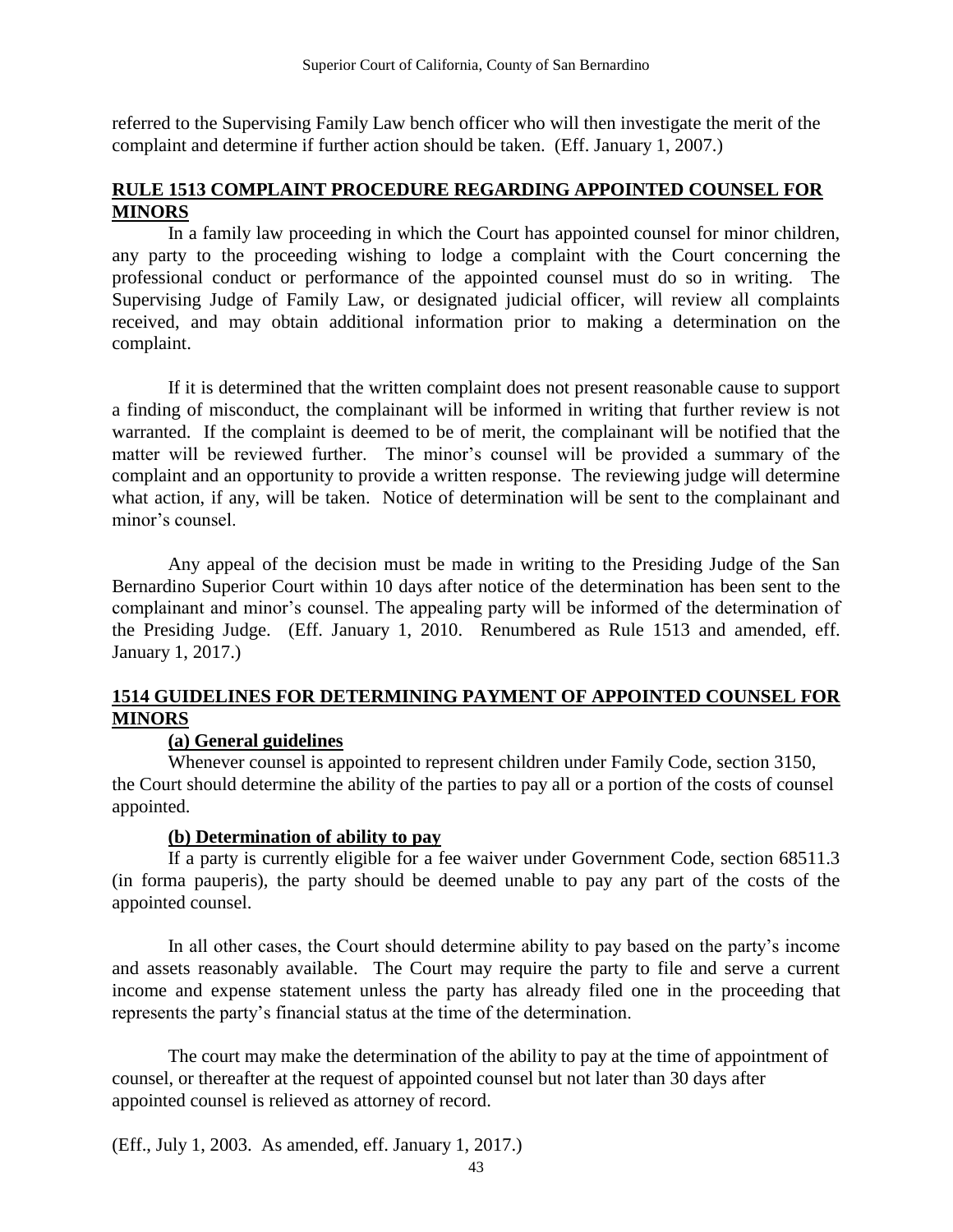referred to the Supervising Family Law bench officer who will then investigate the merit of the complaint and determine if further action should be taken. (Eff. January 1, 2007.)

## RULE 1513 COMPLAINT PROCEDURE REGARDING APPOINTED COUNSEL FOR MINORS

In a family law proceeding in which the Court has appointed counsel for minor children, any party to the proceeding wishing to lodge a complaint with the Court concerning the professional conduct or performance of the appointed counsel must do so in writing. The Supervising Judge of Family Law, or designated judicial officer, will review all complaints received, and may obtain additional information prior to making a determination on the complaint.

If it is determined that the written complaint does not present reasonable cause to support a finding of misconduct, the complainant will be informed in writing that further review is not warranted. If the complaint is deemed to be of merit, the complainant will be notified that the matter will be reviewed further. The minor's counsel will be provided a summary of the complaint and an opportunity to provide a written response. The reviewing judge will determine what action, if any, will be taken. Notice of determination will be sent to the complainant and minor's counsel.

Any appeal of the decision must be made in writing to the Presiding Judge of the San Bernardino Superior Court within 10 days after notice of the determination has been sent to the complainant and minor's counsel. The appealing party will be informed of the determination of the Presiding Judge. (Eff. January 1, 2010. Renumbered as Rule 1513 and amended, eff. January 1, 2017.)

## 1514 GUIDELINES FOR DETERMINING PAYMENT OF APPOINTED COUNSEL FOR MINORS

### (a) General guidelines

Whenever counsel is appointed to represent children under Family Code, section 3150, the Court should determine the ability of the parties to pay all or a portion of the costs of counsel appointed.

### (b) Determination of ability to pay

If a party is currently eligible for a fee waiver under Government Code, section 68511.3 (in forma pauperis), the party should be deemed unable to pay any part of the costs of the appointed counsel.

In all other cases, the Court should determine ability to pay based on the party's income and assets reasonably available. The Court may require the party to file and serve a current income and expense statement unless the party has already filed one in the proceeding that represents the party's financial status at the time of the determination.

The court may make the determination of the ability to pay at the time of appointment of counsel, or thereafter at the request of appointed counsel but not later than 30 days after appointed counsel is relieved as attorney of record.

(Eff., July 1, 2003. As amended, eff. January 1, 2017.)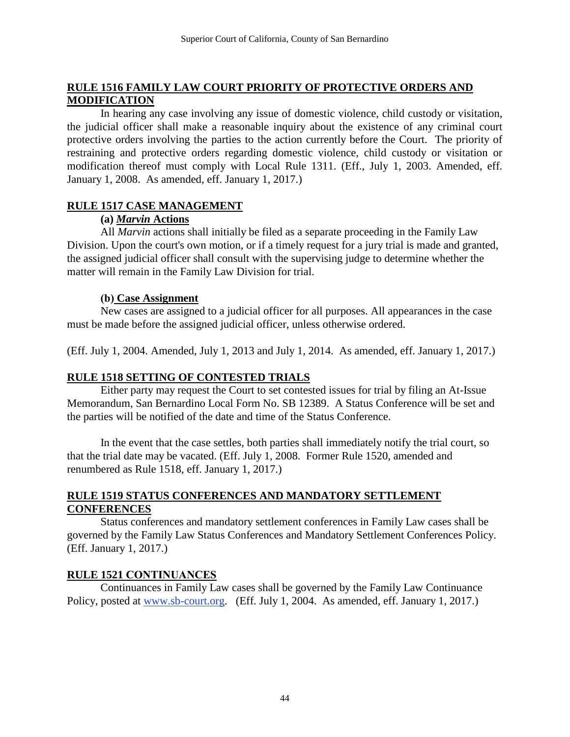## RULE 1516 FAMILY LAW COURT PRIORITY OF PROTECTIVE ORDERS AND MODIFICATION

In hearing any case involving any issue of domestic violence, child custody or visitation, the judicial officer shall make a reasonable inquiry about the existence of any criminal court protective orders involving the parties to the action currently before the Court. The priority of restraining and protective orders regarding domestic violence, child custody or visitation or modification thereof must comply with Local Rule 1311. (Eff., July 1, 2003. Amended, eff. January 1, 2008. As amended, eff. January 1, 2017.)

## RULE 1517 CASE MANAGEMENT

**(a) *Marvin* Actions**

All *Marvin* actions shall initially be filed as a separate proceeding in the Family Law Division. Upon the court's own motion, or if a timely request for a jury trial is made and granted, the assigned judicial officer shall consult with the supervising judge to determine whether the matter will remain in the Family Law Division for trial.

**(b) Case Assignment**

New cases are assigned to a judicial officer for all purposes. All appearances in the case must be made before the assigned judicial officer, unless otherwise ordered.

(Eff. July 1, 2004. Amended, July 1, 2013 and July 1, 2014. As amended, eff. January 1, 2017.)

## RULE 1518 SETTING OF CONTESTED TRIALS

Either party may request the Court to set contested issues for trial by filing an At-Issue Memorandum, San Bernardino Local Form No. SB 12389. A Status Conference will be set and the parties will be notified of the date and time of the Status Conference.

In the event that the case settles, both parties shall immediately notify the trial court, so that the trial date may be vacated. (Eff. July 1, 2008. Former Rule 1520, amended and renumbered as Rule 1518, eff. January 1, 2017.)

## RULE 1519 STATUS CONFERENCES AND MANDATORY SETTLEMENT CONFERENCES

Status conferences and mandatory settlement conferences in Family Law cases shall be governed by the Family Law Status Conferences and Mandatory Settlement Conferences Policy. (Eff. January 1, 2017.)

## RULE 1521 CONTINUANCES

Continuances in Family Law cases shall be governed by the Family Law Continuance Policy, posted at [www.sb-court.org](http://www.sb-court.org). (Eff. July 1, 2004. As amended, eff. January 1, 2017.)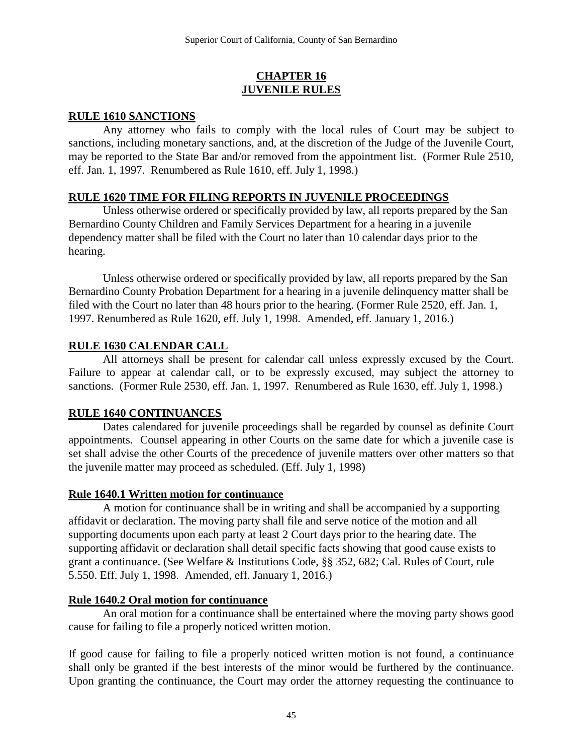# CHAPTER 16
# JUVENILE RULES

## RULE 1610 SANCTIONS

Any attorney who fails to comply with the local rules of Court may be subject to sanctions, including monetary sanctions, and, at the discretion of the Judge of the Juvenile Court, may be reported to the State Bar and/or removed from the appointment list. (Former Rule 2510, eff. Jan. 1, 1997. Renumbered as Rule 1610, eff. July 1, 1998.)

## RULE 1620 TIME FOR FILING REPORTS IN JUVENILE PROCEEDINGS

Unless otherwise ordered or specifically provided by law, all reports prepared by the San Bernardino County Children and Family Services Department for a hearing in a juvenile dependency matter shall be filed with the Court no later than 10 calendar days prior to the hearing.

Unless otherwise ordered or specifically provided by law, all reports prepared by the San Bernardino County Probation Department for a hearing in a juvenile delinquency matter shall be filed with the Court no later than 48 hours prior to the hearing. (Former Rule 2520, eff. Jan. 1, 1997. Renumbered as Rule 1620, eff. July 1, 1998. Amended, eff. January 1, 2016.)

## RULE 1630 CALENDAR CALL

All attorneys shall be present for calendar call unless expressly excused by the Court. Failure to appear at calendar call, or to be expressly excused, may subject the attorney to sanctions. (Former Rule 2530, eff. Jan. 1, 1997. Renumbered as Rule 1630, eff. July 1, 1998.)

## RULE 1640 CONTINUANCES

Dates calendared for juvenile proceedings shall be regarded by counsel as definite Court appointments. Counsel appearing in other Courts on the same date for which a juvenile case is set shall advise the other Courts of the precedence of juvenile matters over other matters so that the juvenile matter may proceed as scheduled. (Eff. July 1, 1998)

### Rule 1640.1 Written motion for continuance

A motion for continuance shall be in writing and shall be accompanied by a supporting affidavit or declaration. The moving party shall file and serve notice of the motion and all supporting documents upon each party at least 2 Court days prior to the hearing date. The supporting affidavit or declaration shall detail specific facts showing that good cause exists to grant a continuance. (See Welfare & Institutions Code, §§ 352, 682; Cal. Rules of Court, rule 5.550. Eff. July 1, 1998. Amended, eff. January 1, 2016.)

### Rule 1640.2 Oral motion for continuance

An oral motion for a continuance shall be entertained where the moving party shows good cause for failing to file a properly noticed written motion.

If good cause for failing to file a properly noticed written motion is not found, a continuance shall only be granted if the best interests of the minor would be furthered by the continuance. Upon granting the continuance, the Court may order the attorney requesting the continuance to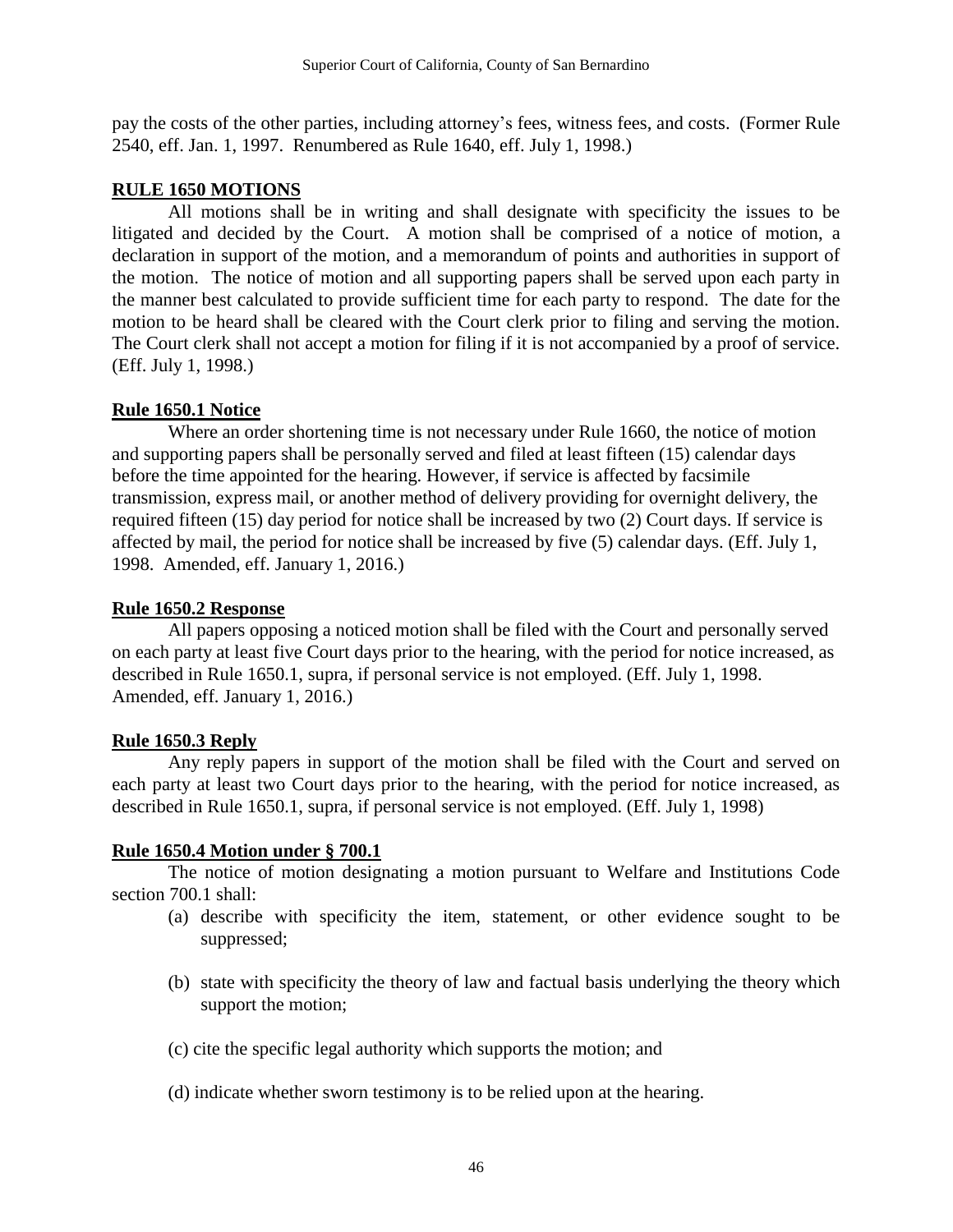pay the costs of the other parties, including attorney's fees, witness fees, and costs. (Former Rule 2540, eff. Jan. 1, 1997. Renumbered as Rule 1640, eff. July 1, 1998.)

## RULE 1650 MOTIONS

All motions shall be in writing and shall designate with specificity the issues to be litigated and decided by the Court. A motion shall be comprised of a notice of motion, a declaration in support of the motion, and a memorandum of points and authorities in support of the motion. The notice of motion and all supporting papers shall be served upon each party in the manner best calculated to provide sufficient time for each party to respond. The date for the motion to be heard shall be cleared with the Court clerk prior to filing and serving the motion. The Court clerk shall not accept a motion for filing if it is not accompanied by a proof of service. (Eff. July 1, 1998.)

### Rule 1650.1 Notice

Where an order shortening time is not necessary under Rule 1660, the notice of motion and supporting papers shall be personally served and filed at least fifteen (15) calendar days before the time appointed for the hearing. However, if service is affected by facsimile transmission, express mail, or another method of delivery providing for overnight delivery, the required fifteen (15) day period for notice shall be increased by two (2) Court days. If service is affected by mail, the period for notice shall be increased by five (5) calendar days. (Eff. July 1, 1998. Amended, eff. January 1, 2016.)

### Rule 1650.2 Response

All papers opposing a noticed motion shall be filed with the Court and personally served on each party at least five Court days prior to the hearing, with the period for notice increased, as described in Rule 1650.1, supra, if personal service is not employed. (Eff. July 1, 1998. Amended, eff. January 1, 2016.)

### Rule 1650.3 Reply

Any reply papers in support of the motion shall be filed with the Court and served on each party at least two Court days prior to the hearing, with the period for notice increased, as described in Rule 1650.1, supra, if personal service is not employed. (Eff. July 1, 1998)

### Rule 1650.4 Motion under § 700.1

The notice of motion designating a motion pursuant to Welfare and Institutions Code section 700.1 shall:

(a) describe with specificity the item, statement, or other evidence sought to be suppressed;

(b) state with specificity the theory of law and factual basis underlying the theory which support the motion;

(c) cite the specific legal authority which supports the motion; and

(d) indicate whether sworn testimony is to be relied upon at the hearing.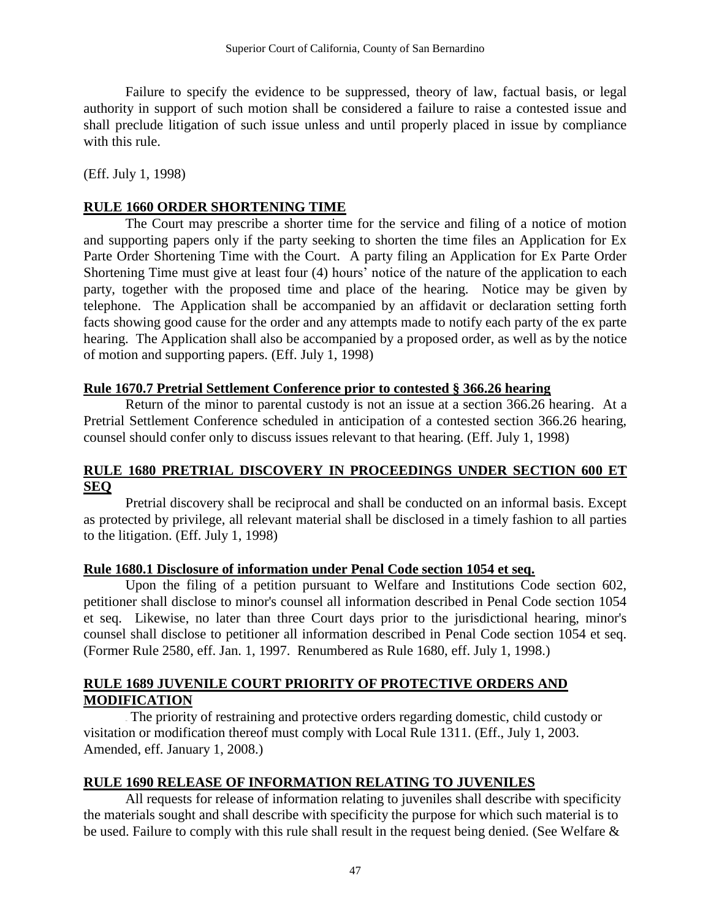Failure to specify the evidence to be suppressed, theory of law, factual basis, or legal authority in support of such motion shall be considered a failure to raise a contested issue and shall preclude litigation of such issue unless and until properly placed in issue by compliance with this rule.

(Eff. July 1, 1998)

## RULE 1660 ORDER SHORTENING TIME

The Court may prescribe a shorter time for the service and filing of a notice of motion and supporting papers only if the party seeking to shorten the time files an Application for Ex Parte Order Shortening Time with the Court. A party filing an Application for Ex Parte Order Shortening Time must give at least four (4) hours' notice of the nature of the application to each party, together with the proposed time and place of the hearing. Notice may be given by telephone. The Application shall be accompanied by an affidavit or declaration setting forth facts showing good cause for the order and any attempts made to notify each party of the ex parte hearing. The Application shall also be accompanied by a proposed order, as well as by the notice of motion and supporting papers. (Eff. July 1, 1998)

## Rule 1670.7 Pretrial Settlement Conference prior to contested § 366.26 hearing

Return of the minor to parental custody is not an issue at a section 366.26 hearing. At a Pretrial Settlement Conference scheduled in anticipation of a contested section 366.26 hearing, counsel should confer only to discuss issues relevant to that hearing. (Eff. July 1, 1998)

## RULE 1680 PRETRIAL DISCOVERY IN PROCEEDINGS UNDER SECTION 600 ET SEQ

Pretrial discovery shall be reciprocal and shall be conducted on an informal basis. Except as protected by privilege, all relevant material shall be disclosed in a timely fashion to all parties to the litigation. (Eff. July 1, 1998)

## Rule 1680.1 Disclosure of information under Penal Code section 1054 et seq.

Upon the filing of a petition pursuant to Welfare and Institutions Code section 602, petitioner shall disclose to minor's counsel all information described in Penal Code section 1054 et seq. Likewise, no later than three Court days prior to the jurisdictional hearing, minor's counsel shall disclose to petitioner all information described in Penal Code section 1054 et seq. (Former Rule 2580, eff. Jan. 1, 1997. Renumbered as Rule 1680, eff. July 1, 1998.)

## RULE 1689 JUVENILE COURT PRIORITY OF PROTECTIVE ORDERS AND MODIFICATION

The priority of restraining and protective orders regarding domestic, child custody or visitation or modification thereof must comply with Local Rule 1311. (Eff., July 1, 2003. Amended, eff. January 1, 2008.)

## RULE 1690 RELEASE OF INFORMATION RELATING TO JUVENILES

All requests for release of information relating to juveniles shall describe with specificity the materials sought and shall describe with specificity the purpose for which such material is to be used. Failure to comply with this rule shall result in the request being denied. (See Welfare &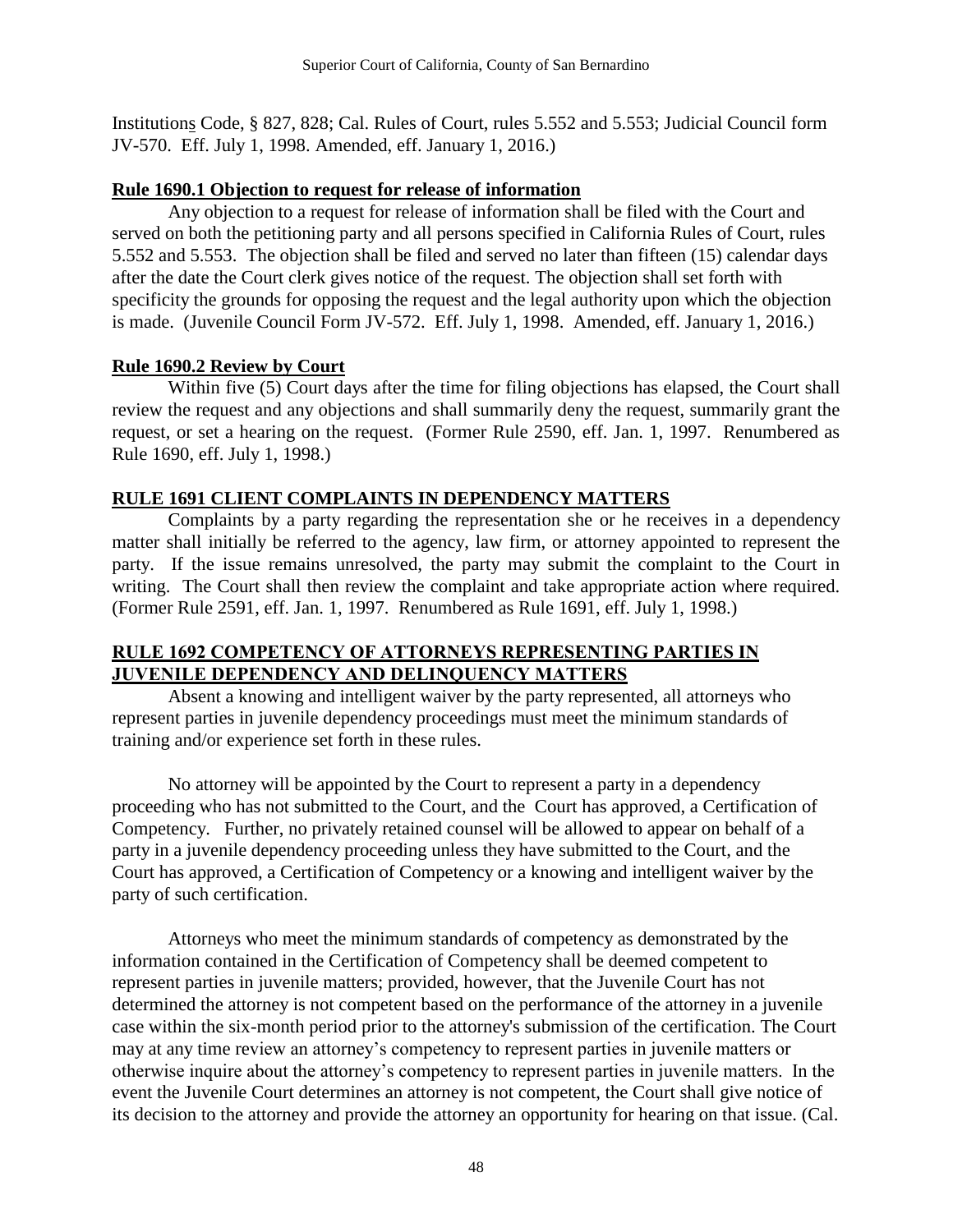Institutions Code, § 827, 828; Cal. Rules of Court, rules 5.552 and 5.553; Judicial Council form JV-570. Eff. July 1, 1998. Amended, eff. January 1, 2016.)

**Rule 1690.1 Objection to request for release of information**

Any objection to a request for release of information shall be filed with the Court and served on both the petitioning party and all persons specified in California Rules of Court, rules 5.552 and 5.553. The objection shall be filed and served no later than fifteen (15) calendar days after the date the Court clerk gives notice of the request. The objection shall set forth with specificity the grounds for opposing the request and the legal authority upon which the objection is made. (Juvenile Council Form JV-572. Eff. July 1, 1998. Amended, eff. January 1, 2016.)

**Rule 1690.2 Review by Court**

Within five (5) Court days after the time for filing objections has elapsed, the Court shall review the request and any objections and shall summarily deny the request, summarily grant the request, or set a hearing on the request. (Former Rule 2590, eff. Jan. 1, 1997. Renumbered as Rule 1690, eff. July 1, 1998.)

**RULE 1691 CLIENT COMPLAINTS IN DEPENDENCY MATTERS**

Complaints by a party regarding the representation she or he receives in a dependency matter shall initially be referred to the agency, law firm, or attorney appointed to represent the party. If the issue remains unresolved, the party may submit the complaint to the Court in writing. The Court shall then review the complaint and take appropriate action where required. (Former Rule 2591, eff. Jan. 1, 1997. Renumbered as Rule 1691, eff. July 1, 1998.)

**RULE 1692 COMPETENCY OF ATTORNEYS REPRESENTING PARTIES IN JUVENILE DEPENDENCY AND DELINQUENCY MATTERS**

Absent a knowing and intelligent waiver by the party represented, all attorneys who represent parties in juvenile dependency proceedings must meet the minimum standards of training and/or experience set forth in these rules.

No attorney will be appointed by the Court to represent a party in a dependency proceeding who has not submitted to the Court, and the Court has approved, a Certification of Competency. Further, no privately retained counsel will be allowed to appear on behalf of a party in a juvenile dependency proceeding unless they have submitted to the Court, and the Court has approved, a Certification of Competency or a knowing and intelligent waiver by the party of such certification.

Attorneys who meet the minimum standards of competency as demonstrated by the information contained in the Certification of Competency shall be deemed competent to represent parties in juvenile matters; provided, however, that the Juvenile Court has not determined the attorney is not competent based on the performance of the attorney in a juvenile case within the six-month period prior to the attorney's submission of the certification. The Court may at any time review an attorney's competency to represent parties in juvenile matters or otherwise inquire about the attorney's competency to represent parties in juvenile matters. In the event the Juvenile Court determines an attorney is not competent, the Court shall give notice of its decision to the attorney and provide the attorney an opportunity for hearing on that issue. (Cal.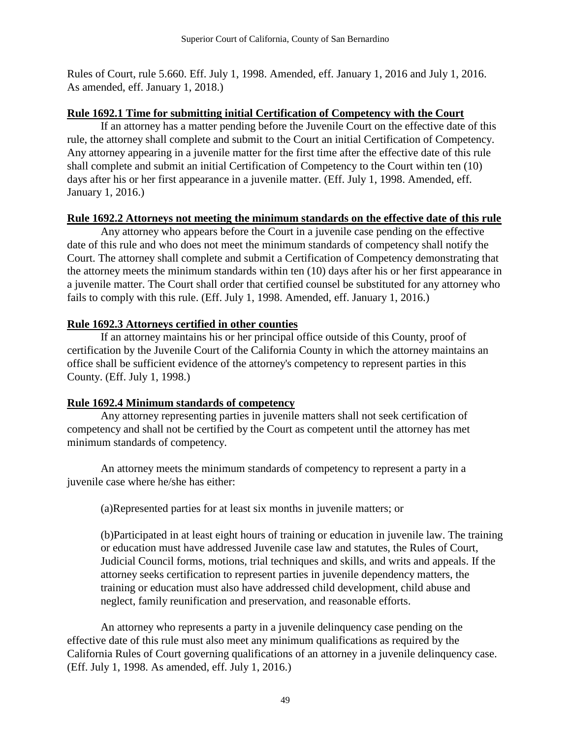Rules of Court, rule 5.660. Eff. July 1, 1998. Amended, eff. January 1, 2016 and July 1, 2016. As amended, eff. January 1, 2018.)

**Rule 1692.1 Time for submitting initial Certification of Competency with the Court**

If an attorney has a matter pending before the Juvenile Court on the effective date of this rule, the attorney shall complete and submit to the Court an initial Certification of Competency. Any attorney appearing in a juvenile matter for the first time after the effective date of this rule shall complete and submit an initial Certification of Competency to the Court within ten (10) days after his or her first appearance in a juvenile matter. (Eff. July 1, 1998. Amended, eff. January 1, 2016.)

**Rule 1692.2 Attorneys not meeting the minimum standards on the effective date of this rule**

Any attorney who appears before the Court in a juvenile case pending on the effective date of this rule and who does not meet the minimum standards of competency shall notify the Court. The attorney shall complete and submit a Certification of Competency demonstrating that the attorney meets the minimum standards within ten (10) days after his or her first appearance in a juvenile matter. The Court shall order that certified counsel be substituted for any attorney who fails to comply with this rule. (Eff. July 1, 1998. Amended, eff. January 1, 2016.)

**Rule 1692.3 Attorneys certified in other counties**

If an attorney maintains his or her principal office outside of this County, proof of certification by the Juvenile Court of the California County in which the attorney maintains an office shall be sufficient evidence of the attorney's competency to represent parties in this County. (Eff. July 1, 1998.)

**Rule 1692.4 Minimum standards of competency**

Any attorney representing parties in juvenile matters shall not seek certification of competency and shall not be certified by the Court as competent until the attorney has met minimum standards of competency.

An attorney meets the minimum standards of competency to represent a party in a juvenile case where he/she has either:

(a)Represented parties for at least six months in juvenile matters; or

(b)Participated in at least eight hours of training or education in juvenile law. The training or education must have addressed Juvenile case law and statutes, the Rules of Court, Judicial Council forms, motions, trial techniques and skills, and writs and appeals. If the attorney seeks certification to represent parties in juvenile dependency matters, the training or education must also have addressed child development, child abuse and neglect, family reunification and preservation, and reasonable efforts.

An attorney who represents a party in a juvenile delinquency case pending on the effective date of this rule must also meet any minimum qualifications as required by the California Rules of Court governing qualifications of an attorney in a juvenile delinquency case. (Eff. July 1, 1998. As amended, eff. July 1, 2016.)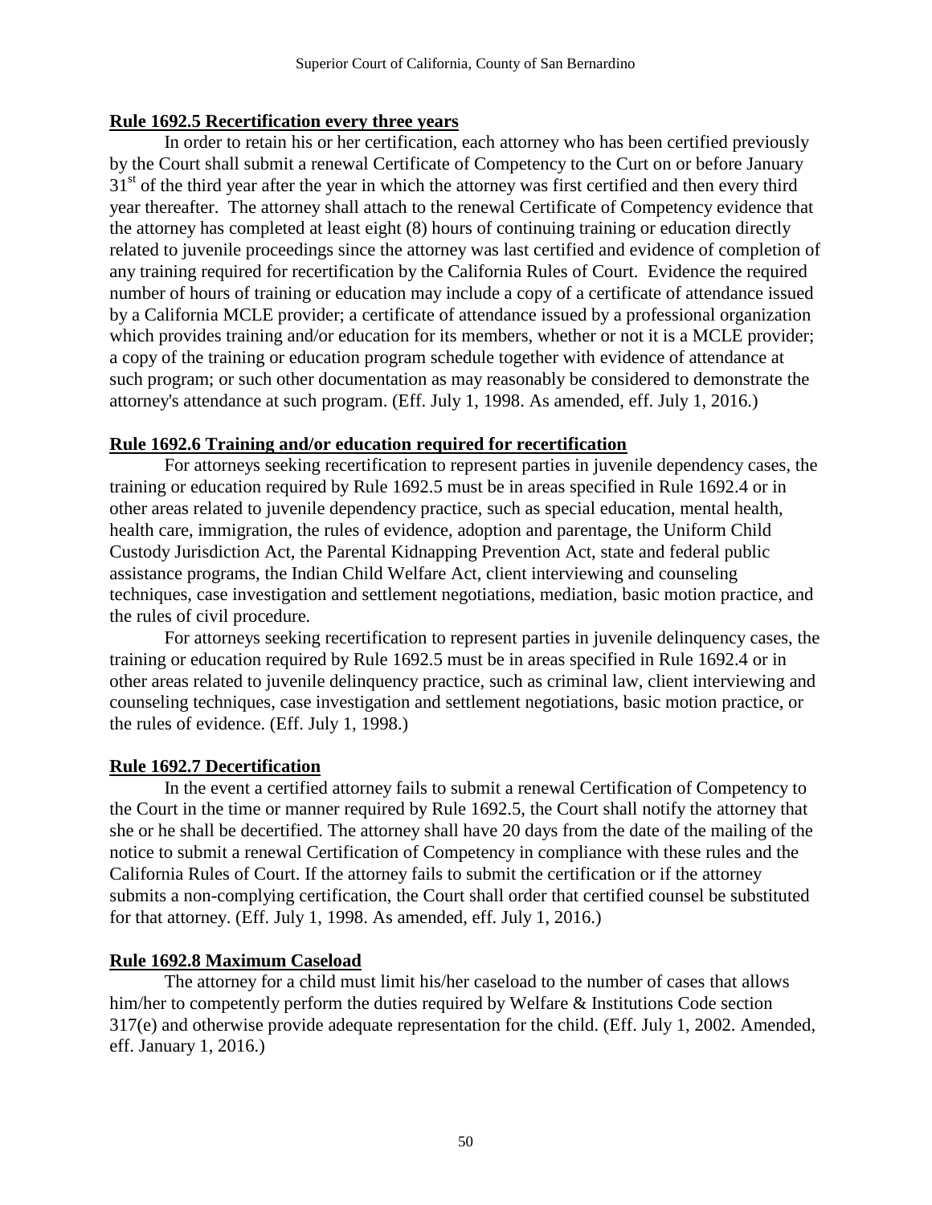**Rule 1692.5 Recertification every three years**

In order to retain his or her certification, each attorney who has been certified previously by the Court shall submit a renewal Certificate of Competency to the Curt on or before January 31st of the third year after the year in which the attorney was first certified and then every third year thereafter. The attorney shall attach to the renewal Certificate of Competency evidence that the attorney has completed at least eight (8) hours of continuing training or education directly related to juvenile proceedings since the attorney was last certified and evidence of completion of any training required for recertification by the California Rules of Court. Evidence the required number of hours of training or education may include a copy of a certificate of attendance issued by a California MCLE provider; a certificate of attendance issued by a professional organization which provides training and/or education for its members, whether or not it is a MCLE provider; a copy of the training or education program schedule together with evidence of attendance at such program; or such other documentation as may reasonably be considered to demonstrate the attorney's attendance at such program. (Eff. July 1, 1998. As amended, eff. July 1, 2016.)

**Rule 1692.6 Training and/or education required for recertification**

For attorneys seeking recertification to represent parties in juvenile dependency cases, the training or education required by Rule 1692.5 must be in areas specified in Rule 1692.4 or in other areas related to juvenile dependency practice, such as special education, mental health, health care, immigration, the rules of evidence, adoption and parentage, the Uniform Child Custody Jurisdiction Act, the Parental Kidnapping Prevention Act, state and federal public assistance programs, the Indian Child Welfare Act, client interviewing and counseling techniques, case investigation and settlement negotiations, mediation, basic motion practice, and the rules of civil procedure.

For attorneys seeking recertification to represent parties in juvenile delinquency cases, the training or education required by Rule 1692.5 must be in areas specified in Rule 1692.4 or in other areas related to juvenile delinquency practice, such as criminal law, client interviewing and counseling techniques, case investigation and settlement negotiations, basic motion practice, or the rules of evidence. (Eff. July 1, 1998.)

**Rule 1692.7 Decertification**

In the event a certified attorney fails to submit a renewal Certification of Competency to the Court in the time or manner required by Rule 1692.5, the Court shall notify the attorney that she or he shall be decertified. The attorney shall have 20 days from the date of the mailing of the notice to submit a renewal Certification of Competency in compliance with these rules and the California Rules of Court. If the attorney fails to submit the certification or if the attorney submits a non-complying certification, the Court shall order that certified counsel be substituted for that attorney. (Eff. July 1, 1998. As amended, eff. July 1, 2016.)

**Rule 1692.8 Maximum Caseload**

The attorney for a child must limit his/her caseload to the number of cases that allows him/her to competently perform the duties required by Welfare & Institutions Code section 317(e) and otherwise provide adequate representation for the child. (Eff. July 1, 2002. Amended, eff. January 1, 2016.)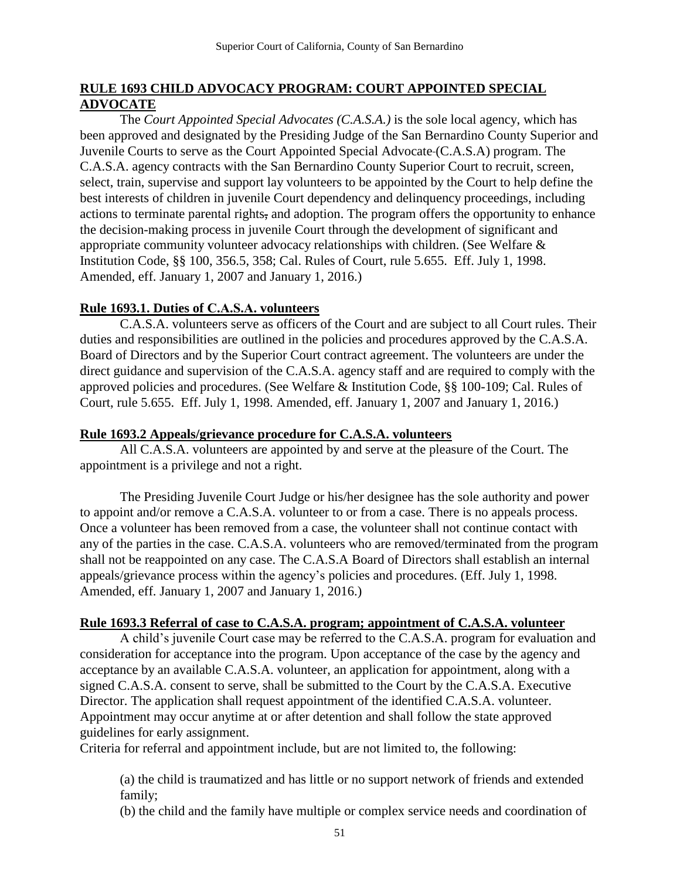## RULE 1693 CHILD ADVOCACY PROGRAM: COURT APPOINTED SPECIAL ADVOCATE

The *Court Appointed Special Advocates (C.A.S.A.)* is the sole local agency, which has been approved and designated by the Presiding Judge of the San Bernardino County Superior and Juvenile Courts to serve as the Court Appointed Special Advocate (C.A.S.A) program. The C.A.S.A. agency contracts with the San Bernardino County Superior Court to recruit, screen, select, train, supervise and support lay volunteers to be appointed by the Court to help define the best interests of children in juvenile Court dependency and delinquency proceedings, including actions to terminate parental rights, and adoption. The program offers the opportunity to enhance the decision-making process in juvenile Court through the development of significant and appropriate community volunteer advocacy relationships with children. (See Welfare & Institution Code, §§ 100, 356.5, 358; Cal. Rules of Court, rule 5.655. Eff. July 1, 1998. Amended, eff. January 1, 2007 and January 1, 2016.)

### Rule 1693.1. Duties of C.A.S.A. volunteers

C.A.S.A. volunteers serve as officers of the Court and are subject to all Court rules. Their duties and responsibilities are outlined in the policies and procedures approved by the C.A.S.A. Board of Directors and by the Superior Court contract agreement. The volunteers are under the direct guidance and supervision of the C.A.S.A. agency staff and are required to comply with the approved policies and procedures. (See Welfare & Institution Code, §§ 100-109; Cal. Rules of Court, rule 5.655. Eff. July 1, 1998. Amended, eff. January 1, 2007 and January 1, 2016.)

### Rule 1693.2 Appeals/grievance procedure for C.A.S.A. volunteers

All C.A.S.A. volunteers are appointed by and serve at the pleasure of the Court. The appointment is a privilege and not a right.

The Presiding Juvenile Court Judge or his/her designee has the sole authority and power to appoint and/or remove a C.A.S.A. volunteer to or from a case. There is no appeals process. Once a volunteer has been removed from a case, the volunteer shall not continue contact with any of the parties in the case. C.A.S.A. volunteers who are removed/terminated from the program shall not be reappointed on any case. The C.A.S.A Board of Directors shall establish an internal appeals/grievance process within the agency's policies and procedures. (Eff. July 1, 1998. Amended, eff. January 1, 2007 and January 1, 2016.)

### Rule 1693.3 Referral of case to C.A.S.A. program; appointment of C.A.S.A. volunteer

A child's juvenile Court case may be referred to the C.A.S.A. program for evaluation and consideration for acceptance into the program. Upon acceptance of the case by the agency and acceptance by an available C.A.S.A. volunteer, an application for appointment, along with a signed C.A.S.A. consent to serve, shall be submitted to the Court by the C.A.S.A. Executive Director. The application shall request appointment of the identified C.A.S.A. volunteer. Appointment may occur anytime at or after detention and shall follow the state approved guidelines for early assignment.

Criteria for referral and appointment include, but are not limited to, the following:

(a) the child is traumatized and has little or no support network of friends and extended family;

(b) the child and the family have multiple or complex service needs and coordination of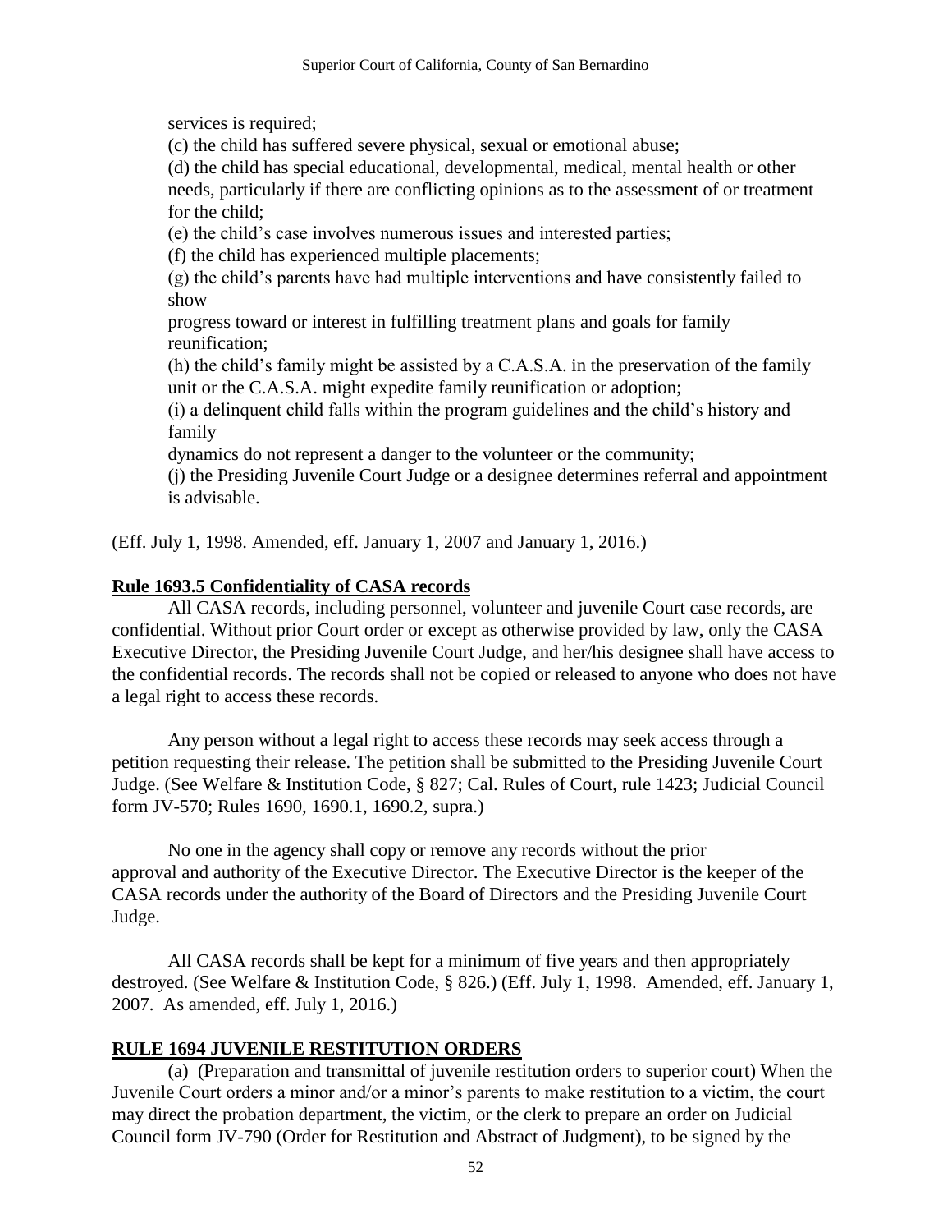services is required;

(c) the child has suffered severe physical, sexual or emotional abuse;

(d) the child has special educational, developmental, medical, mental health or other needs, particularly if there are conflicting opinions as to the assessment of or treatment for the child;

(e) the child's case involves numerous issues and interested parties;

(f) the child has experienced multiple placements;

(g) the child's parents have had multiple interventions and have consistently failed to show

progress toward or interest in fulfilling treatment plans and goals for family reunification;

(h) the child's family might be assisted by a C.A.S.A. in the preservation of the family unit or the C.A.S.A. might expedite family reunification or adoption;

(i) a delinquent child falls within the program guidelines and the child's history and family

dynamics do not represent a danger to the volunteer or the community;

(j) the Presiding Juvenile Court Judge or a designee determines referral and appointment is advisable.

(Eff. July 1, 1998. Amended, eff. January 1, 2007 and January 1, 2016.)

**Rule 1693.5 Confidentiality of CASA records**

All CASA records, including personnel, volunteer and juvenile Court case records, are confidential. Without prior Court order or except as otherwise provided by law, only the CASA Executive Director, the Presiding Juvenile Court Judge, and her/his designee shall have access to the confidential records. The records shall not be copied or released to anyone who does not have a legal right to access these records.

Any person without a legal right to access these records may seek access through a petition requesting their release. The petition shall be submitted to the Presiding Juvenile Court Judge. (See Welfare & Institution Code, § 827; Cal. Rules of Court, rule 1423; Judicial Council form JV-570; Rules 1690, 1690.1, 1690.2, supra.)

No one in the agency shall copy or remove any records without the prior approval and authority of the Executive Director. The Executive Director is the keeper of the CASA records under the authority of the Board of Directors and the Presiding Juvenile Court Judge.

All CASA records shall be kept for a minimum of five years and then appropriately destroyed. (See Welfare & Institution Code, § 826.) (Eff. July 1, 1998. Amended, eff. January 1, 2007. As amended, eff. July 1, 2016.)

**RULE 1694 JUVENILE RESTITUTION ORDERS**

(a) (Preparation and transmittal of juvenile restitution orders to superior court) When the Juvenile Court orders a minor and/or a minor's parents to make restitution to a victim, the court may direct the probation department, the victim, or the clerk to prepare an order on Judicial Council form JV-790 (Order for Restitution and Abstract of Judgment), to be signed by the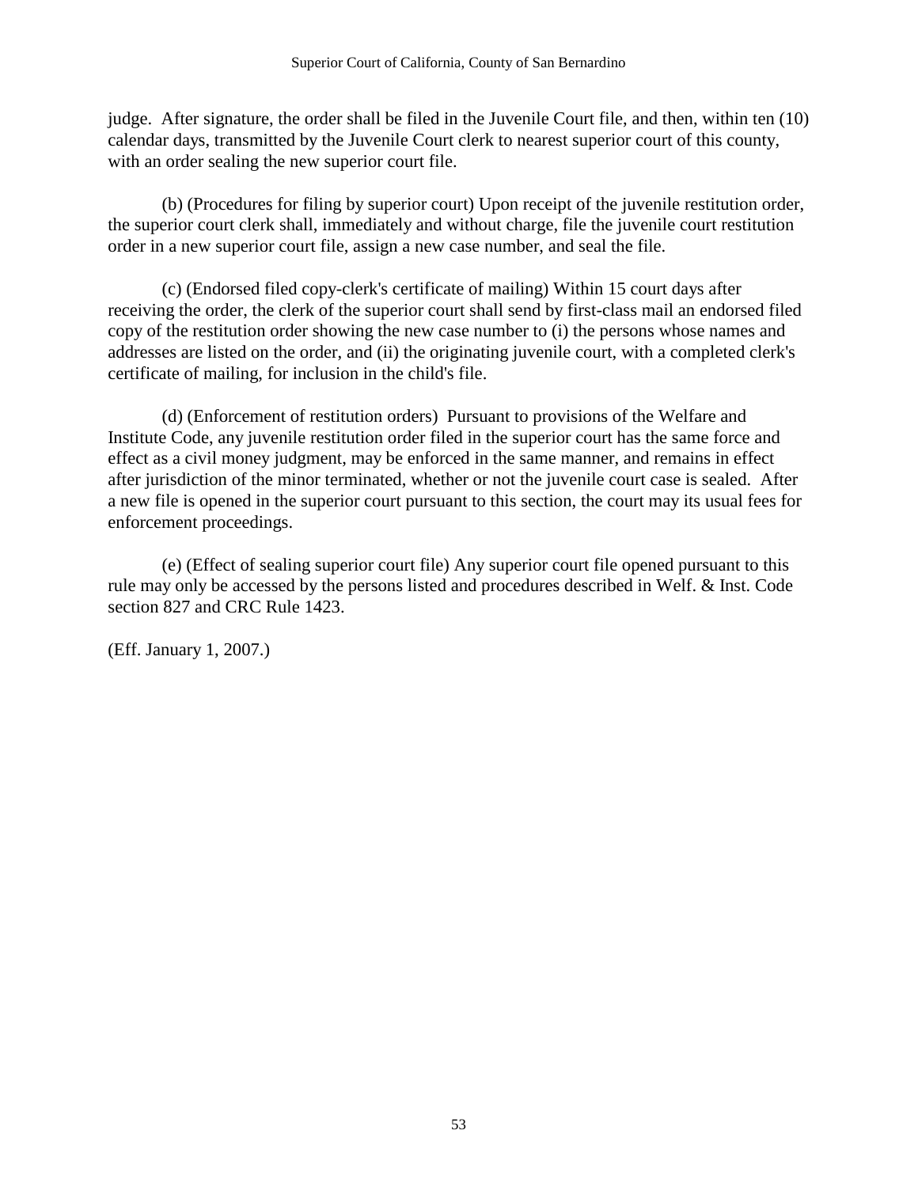judge. After signature, the order shall be filed in the Juvenile Court file, and then, within ten (10) calendar days, transmitted by the Juvenile Court clerk to nearest superior court of this county, with an order sealing the new superior court file.

(b) (Procedures for filing by superior court) Upon receipt of the juvenile restitution order, the superior court clerk shall, immediately and without charge, file the juvenile court restitution order in a new superior court file, assign a new case number, and seal the file.

(c) (Endorsed filed copy-clerk's certificate of mailing) Within 15 court days after receiving the order, the clerk of the superior court shall send by first-class mail an endorsed filed copy of the restitution order showing the new case number to (i) the persons whose names and addresses are listed on the order, and (ii) the originating juvenile court, with a completed clerk's certificate of mailing, for inclusion in the child's file.

(d) (Enforcement of restitution orders) Pursuant to provisions of the Welfare and Institute Code, any juvenile restitution order filed in the superior court has the same force and effect as a civil money judgment, may be enforced in the same manner, and remains in effect after jurisdiction of the minor terminated, whether or not the juvenile court case is sealed. After a new file is opened in the superior court pursuant to this section, the court may its usual fees for enforcement proceedings.

(e) (Effect of sealing superior court file) Any superior court file opened pursuant to this rule may only be accessed by the persons listed and procedures described in Welf. & Inst. Code section 827 and CRC Rule 1423.

(Eff. January 1, 2007.)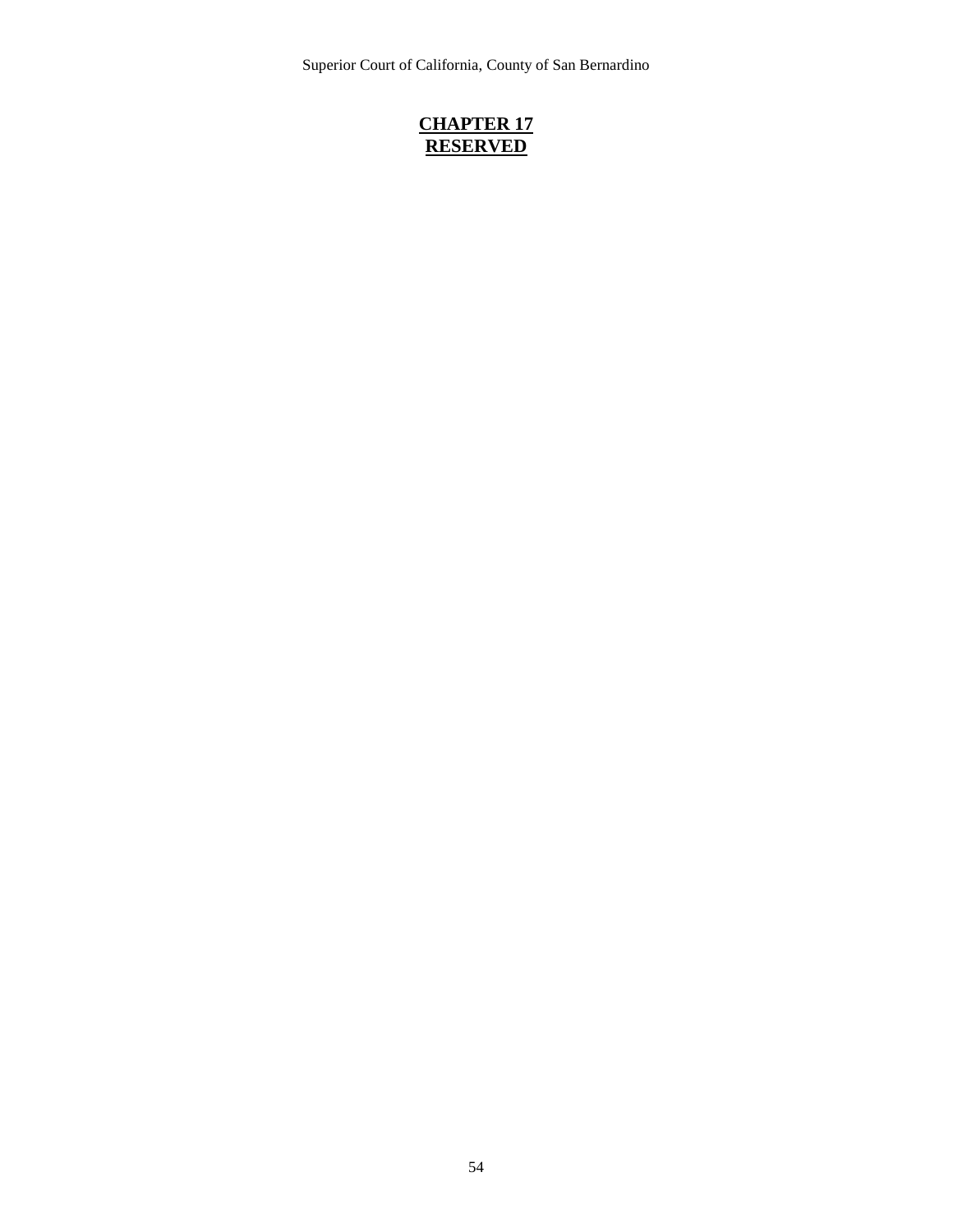# CHAPTER 17
# RESERVED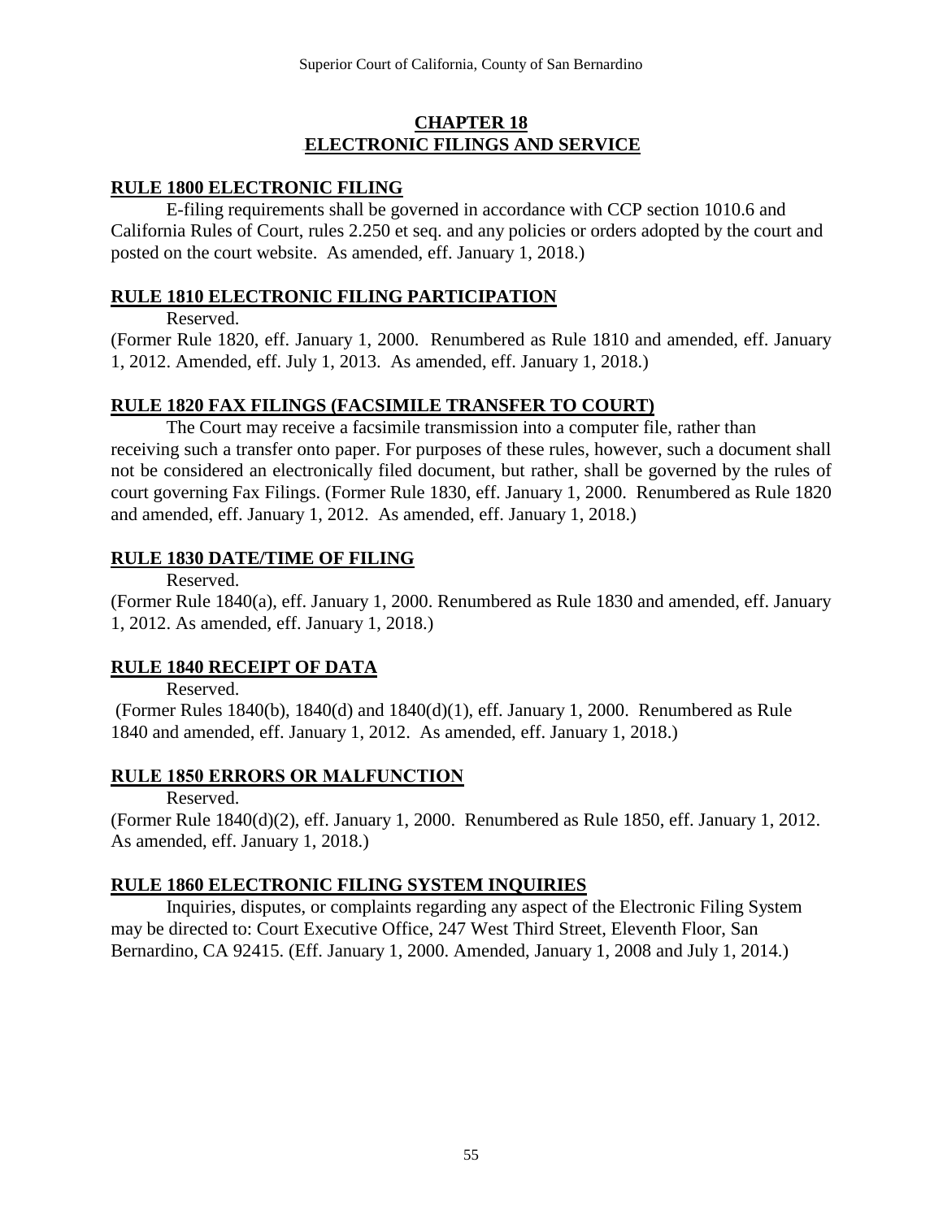# CHAPTER 18
# ELECTRONIC FILINGS AND SERVICE

## RULE 1800 ELECTRONIC FILING

E-filing requirements shall be governed in accordance with CCP section 1010.6 and California Rules of Court, rules 2.250 et seq. and any policies or orders adopted by the court and posted on the court website. As amended, eff. January 1, 2018.)

## RULE 1810 ELECTRONIC FILING PARTICIPATION

Reserved.

(Former Rule 1820, eff. January 1, 2000. Renumbered as Rule 1810 and amended, eff. January 1, 2012. Amended, eff. July 1, 2013. As amended, eff. January 1, 2018.)

## RULE 1820 FAX FILINGS (FACSIMILE TRANSFER TO COURT)

The Court may receive a facsimile transmission into a computer file, rather than receiving such a transfer onto paper. For purposes of these rules, however, such a document shall not be considered an electronically filed document, but rather, shall be governed by the rules of court governing Fax Filings. (Former Rule 1830, eff. January 1, 2000. Renumbered as Rule 1820 and amended, eff. January 1, 2012. As amended, eff. January 1, 2018.)

## RULE 1830 DATE/TIME OF FILING

Reserved.

(Former Rule 1840(a), eff. January 1, 2000. Renumbered as Rule 1830 and amended, eff. January 1, 2012. As amended, eff. January 1, 2018.)

## RULE 1840 RECEIPT OF DATA

Reserved.

(Former Rules 1840(b), 1840(d) and 1840(d)(1), eff. January 1, 2000. Renumbered as Rule 1840 and amended, eff. January 1, 2012. As amended, eff. January 1, 2018.)

## RULE 1850 ERRORS OR MALFUNCTION

Reserved.

(Former Rule 1840(d)(2), eff. January 1, 2000. Renumbered as Rule 1850, eff. January 1, 2012. As amended, eff. January 1, 2018.)

## RULE 1860 ELECTRONIC FILING SYSTEM INQUIRIES

Inquiries, disputes, or complaints regarding any aspect of the Electronic Filing System may be directed to: Court Executive Office, 247 West Third Street, Eleventh Floor, San Bernardino, CA 92415. (Eff. January 1, 2000. Amended, January 1, 2008 and July 1, 2014.)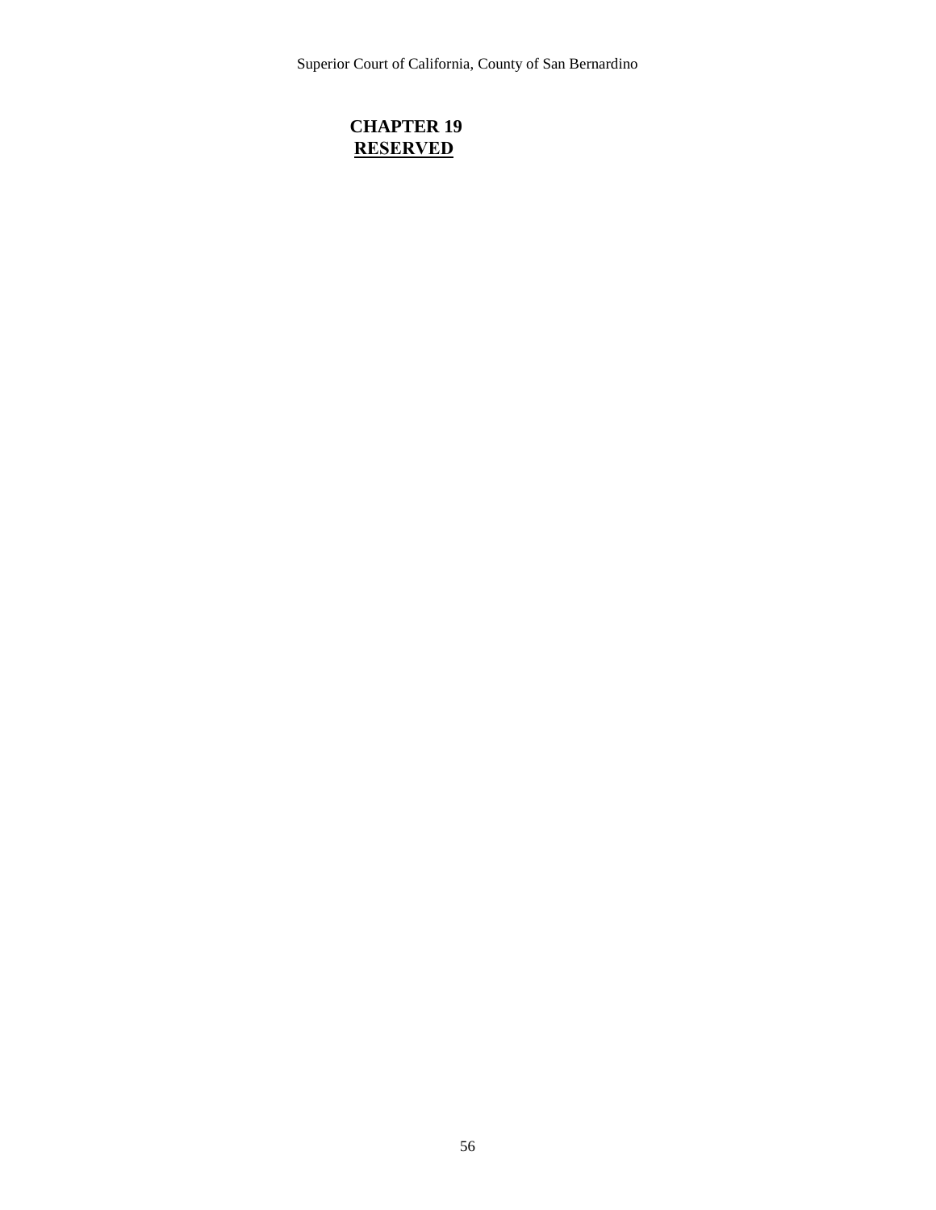# CHAPTER 19
**RESERVED**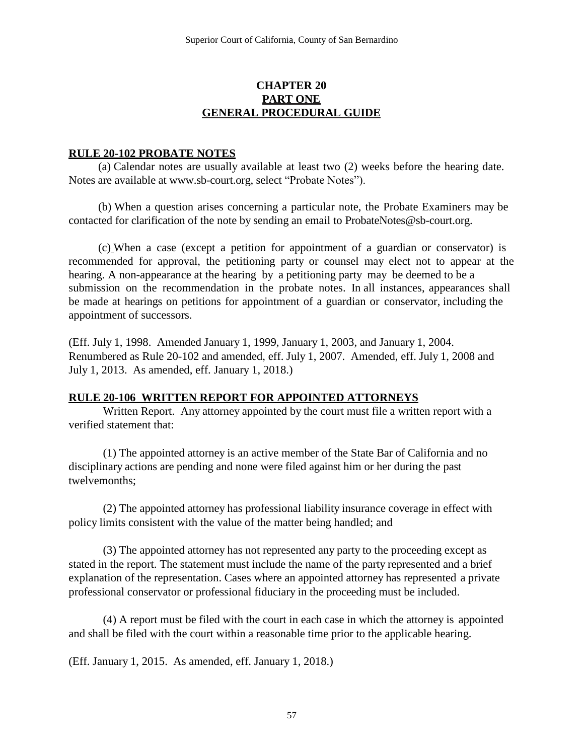# CHAPTER 20
## PART ONE
## GENERAL PROCEDURAL GUIDE

### RULE 20-102 PROBATE NOTES

(a) Calendar notes are usually available at least two (2) weeks before the hearing date. Notes are available at www.sb-court.org, select "Probate Notes").

(b) When a question arises concerning a particular note, the Probate Examiners may be contacted for clarification of the note by sending an email to ProbateNotes@sb-court.org.

(c) When a case (except a petition for appointment of a guardian or conservator) is recommended for approval, the petitioning party or counsel may elect not to appear at the hearing. A non-appearance at the hearing by a petitioning party may be deemed to be a submission on the recommendation in the probate notes. In all instances, appearances shall be made at hearings on petitions for appointment of a guardian or conservator, including the appointment of successors.

(Eff. July 1, 1998. Amended January 1, 1999, January 1, 2003, and January 1, 2004. Renumbered as Rule 20-102 and amended, eff. July 1, 2007. Amended, eff. July 1, 2008 and July 1, 2013. As amended, eff. January 1, 2018.)

### RULE 20-106 WRITTEN REPORT FOR APPOINTED ATTORNEYS

Written Report. Any attorney appointed by the court must file a written report with a verified statement that:

(1) The appointed attorney is an active member of the State Bar of California and no disciplinary actions are pending and none were filed against him or her during the past twelvemonths;

(2) The appointed attorney has professional liability insurance coverage in effect with policy limits consistent with the value of the matter being handled; and

(3) The appointed attorney has not represented any party to the proceeding except as stated in the report. The statement must include the name of the party represented and a brief explanation of the representation. Cases where an appointed attorney has represented a private professional conservator or professional fiduciary in the proceeding must be included.

(4) A report must be filed with the court in each case in which the attorney is appointed and shall be filed with the court within a reasonable time prior to the applicable hearing.

(Eff. January 1, 2015. As amended, eff. January 1, 2018.)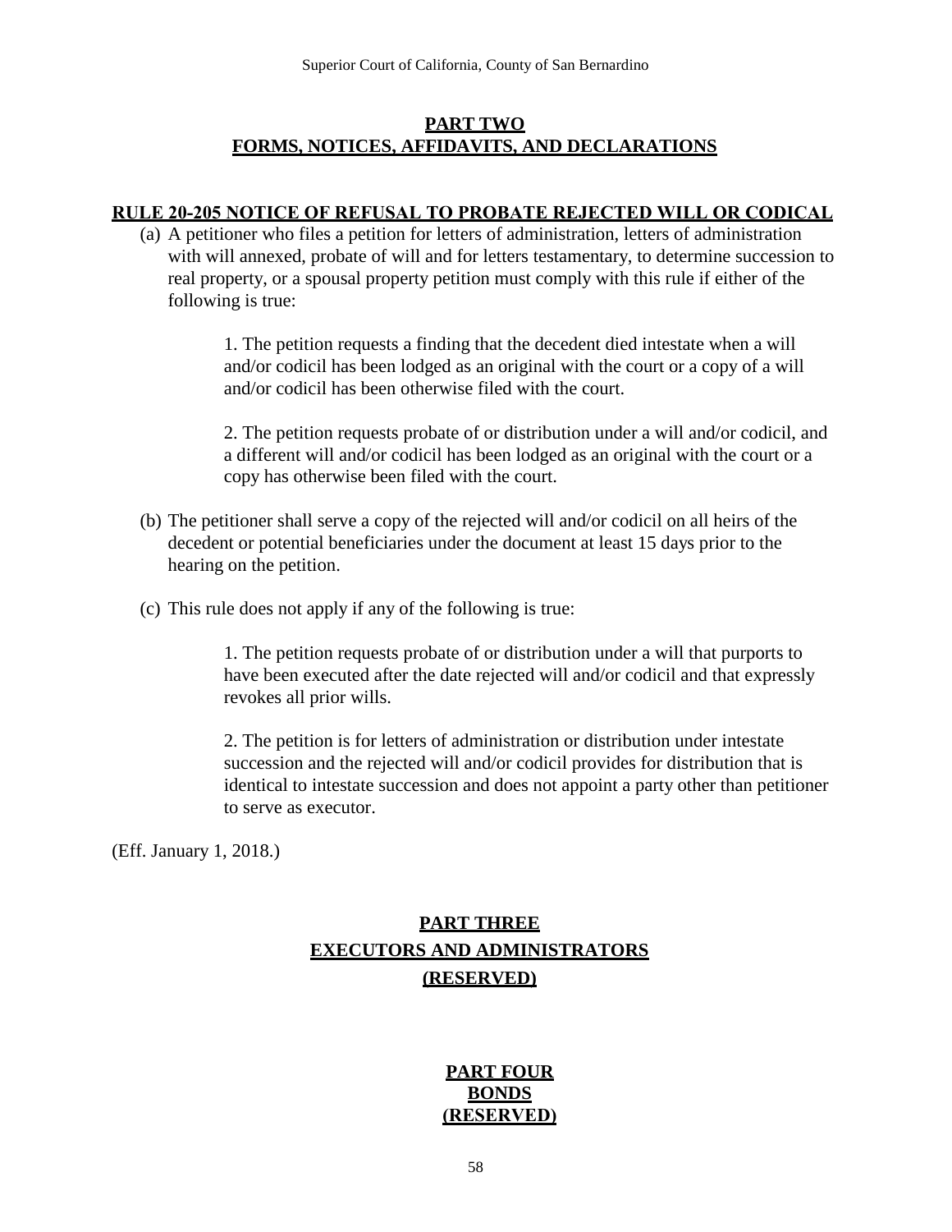## PART TWO
## FORMS, NOTICES, AFFIDAVITS, AND DECLARATIONS

### RULE 20-205 NOTICE OF REFUSAL TO PROBATE REJECTED WILL OR CODICAL

(a) A petitioner who files a petition for letters of administration, letters of administration with will annexed, probate of will and for letters testamentary, to determine succession to real property, or a spousal property petition must comply with this rule if either of the following is true:

> 1. The petition requests a finding that the decedent died intestate when a will and/or codicil has been lodged as an original with the court or a copy of a will and/or codicil has been otherwise filed with the court.
>
> 2. The petition requests probate of or distribution under a will and/or codicil, and a different will and/or codicil has been lodged as an original with the court or a copy has otherwise been filed with the court.

(b) The petitioner shall serve a copy of the rejected will and/or codicil on all heirs of the decedent or potential beneficiaries under the document at least 15 days prior to the hearing on the petition.

(c) This rule does not apply if any of the following is true:

> 1. The petition requests probate of or distribution under a will that purports to have been executed after the date rejected will and/or codicil and that expressly revokes all prior wills.
>
> 2. The petition is for letters of administration or distribution under intestate succession and the rejected will and/or codicil provides for distribution that is identical to intestate succession and does not appoint a party other than petitioner to serve as executor.

(Eff. January 1, 2018.)

## PART THREE
## EXECUTORS AND ADMINISTRATORS
## (RESERVED)

## PART FOUR
## BONDS
## (RESERVED)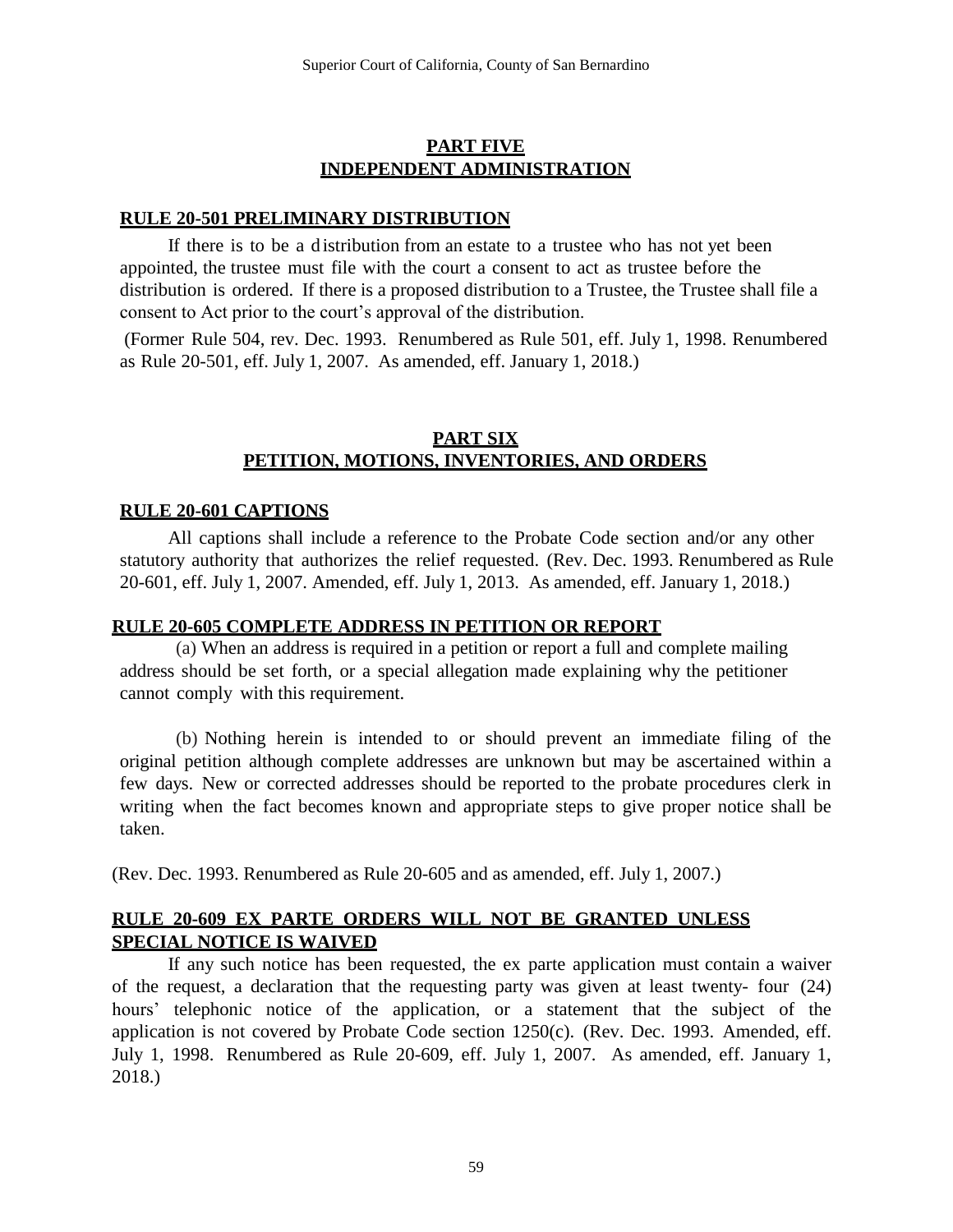## PART FIVE
## INDEPENDENT ADMINISTRATION

### RULE 20-501 PRELIMINARY DISTRIBUTION

If there is to be a distribution from an estate to a trustee who has not yet been appointed, the trustee must file with the court a consent to act as trustee before the distribution is ordered. If there is a proposed distribution to a Trustee, the Trustee shall file a consent to Act prior to the court's approval of the distribution.

(Former Rule 504, rev. Dec. 1993. Renumbered as Rule 501, eff. July 1, 1998. Renumbered as Rule 20-501, eff. July 1, 2007. As amended, eff. January 1, 2018.)

## PART SIX
## PETITION, MOTIONS, INVENTORIES, AND ORDERS

### RULE 20-601 CAPTIONS

All captions shall include a reference to the Probate Code section and/or any other statutory authority that authorizes the relief requested. (Rev. Dec. 1993. Renumbered as Rule 20-601, eff. July 1, 2007. Amended, eff. July 1, 2013. As amended, eff. January 1, 2018.)

### RULE 20-605 COMPLETE ADDRESS IN PETITION OR REPORT

(a) When an address is required in a petition or report a full and complete mailing address should be set forth, or a special allegation made explaining why the petitioner cannot comply with this requirement.

(b) Nothing herein is intended to or should prevent an immediate filing of the original petition although complete addresses are unknown but may be ascertained within a few days. New or corrected addresses should be reported to the probate procedures clerk in writing when the fact becomes known and appropriate steps to give proper notice shall be taken.

(Rev. Dec. 1993. Renumbered as Rule 20-605 and as amended, eff. July 1, 2007.)

### RULE 20-609 EX PARTE ORDERS WILL NOT BE GRANTED UNLESS SPECIAL NOTICE IS WAIVED

If any such notice has been requested, the ex parte application must contain a waiver of the request, a declaration that the requesting party was given at least twenty- four (24) hours' telephonic notice of the application, or a statement that the subject of the application is not covered by Probate Code section 1250(c). (Rev. Dec. 1993. Amended, eff. July 1, 1998. Renumbered as Rule 20-609, eff. July 1, 2007. As amended, eff. January 1, 2018.)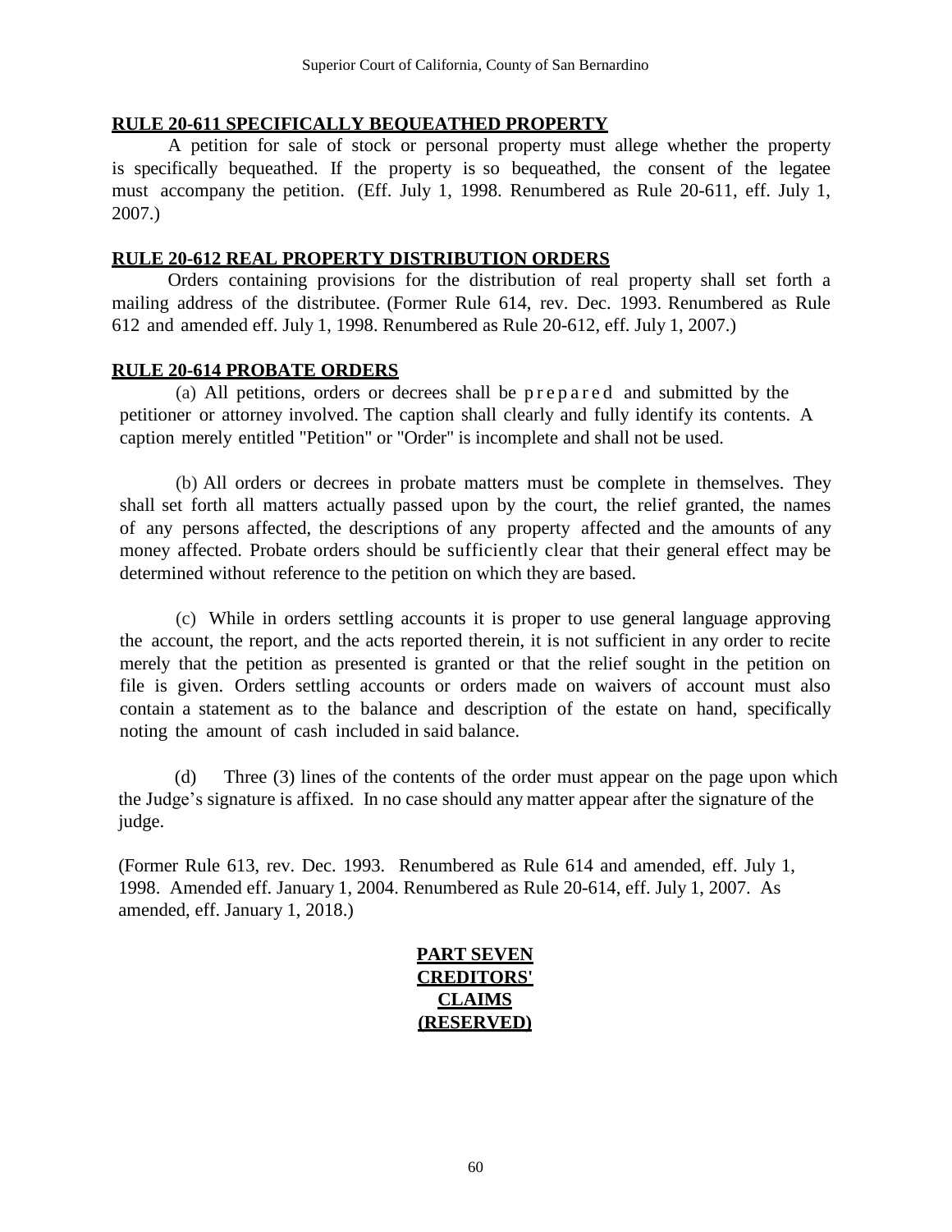## RULE 20-611 SPECIFICALLY BEQUEATHED PROPERTY

A petition for sale of stock or personal property must allege whether the property is specifically bequeathed. If the property is so bequeathed, the consent of the legatee must accompany the petition. (Eff. July 1, 1998. Renumbered as Rule 20-611, eff. July 1, 2007.)

## RULE 20-612 REAL PROPERTY DISTRIBUTION ORDERS

Orders containing provisions for the distribution of real property shall set forth a mailing address of the distributee. (Former Rule 614, rev. Dec. 1993. Renumbered as Rule 612 and amended eff. July 1, 1998. Renumbered as Rule 20-612, eff. July 1, 2007.)

## RULE 20-614 PROBATE ORDERS

(a) All petitions, orders or decrees shall be prepared and submitted by the petitioner or attorney involved. The caption shall clearly and fully identify its contents. A caption merely entitled "Petition" or "Order" is incomplete and shall not be used.

(b) All orders or decrees in probate matters must be complete in themselves. They shall set forth all matters actually passed upon by the court, the relief granted, the names of any persons affected, the descriptions of any property affected and the amounts of any money affected. Probate orders should be sufficiently clear that their general effect may be determined without reference to the petition on which they are based.

(c) While in orders settling accounts it is proper to use general language approving the account, the report, and the acts reported therein, it is not sufficient in any order to recite merely that the petition as presented is granted or that the relief sought in the petition on file is given. Orders settling accounts or orders made on waivers of account must also contain a statement as to the balance and description of the estate on hand, specifically noting the amount of cash included in said balance.

(d) Three (3) lines of the contents of the order must appear on the page upon which the Judge's signature is affixed. In no case should any matter appear after the signature of the judge.

(Former Rule 613, rev. Dec. 1993. Renumbered as Rule 614 and amended, eff. July 1, 1998. Amended eff. January 1, 2004. Renumbered as Rule 20-614, eff. July 1, 2007. As amended, eff. January 1, 2018.)

# PART SEVEN CREDITORS' CLAIMS (RESERVED)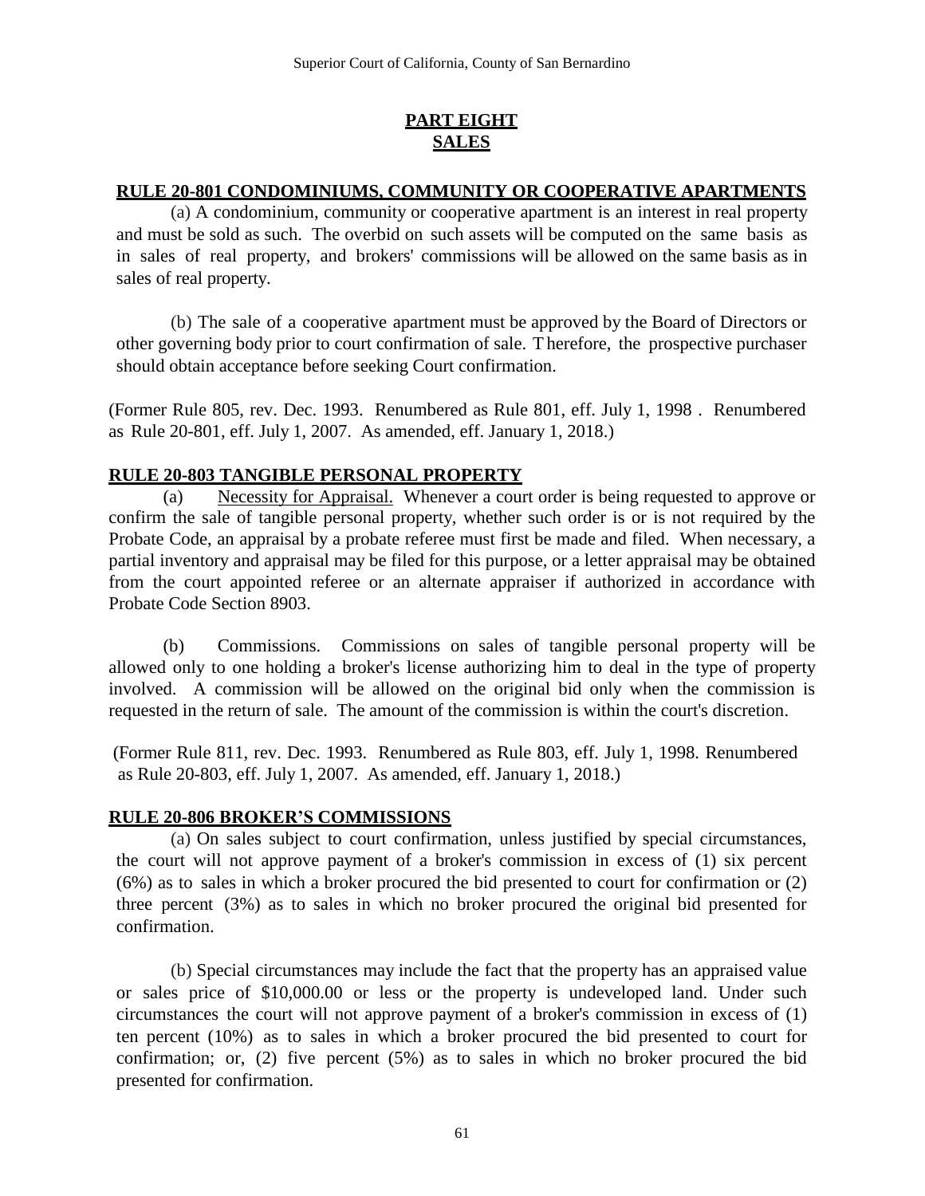# PART EIGHT
# SALES

## RULE 20-801 CONDOMINIUMS, COMMUNITY OR COOPERATIVE APARTMENTS

(a) A condominium, community or cooperative apartment is an interest in real property and must be sold as such. The overbid on such assets will be computed on the same basis as in sales of real property, and brokers' commissions will be allowed on the same basis as in sales of real property.

(b) The sale of a cooperative apartment must be approved by the Board of Directors or other governing body prior to court confirmation of sale. Therefore, the prospective purchaser should obtain acceptance before seeking Court confirmation.

(Former Rule 805, rev. Dec. 1993. Renumbered as Rule 801, eff. July 1, 1998 . Renumbered as Rule 20-801, eff. July 1, 2007. As amended, eff. January 1, 2018.)

## RULE 20-803 TANGIBLE PERSONAL PROPERTY

(a) Necessity for Appraisal. Whenever a court order is being requested to approve or confirm the sale of tangible personal property, whether such order is or is not required by the Probate Code, an appraisal by a probate referee must first be made and filed. When necessary, a partial inventory and appraisal may be filed for this purpose, or a letter appraisal may be obtained from the court appointed referee or an alternate appraiser if authorized in accordance with Probate Code Section 8903.

(b) Commissions. Commissions on sales of tangible personal property will be allowed only to one holding a broker's license authorizing him to deal in the type of property involved. A commission will be allowed on the original bid only when the commission is requested in the return of sale. The amount of the commission is within the court's discretion.

(Former Rule 811, rev. Dec. 1993. Renumbered as Rule 803, eff. July 1, 1998. Renumbered as Rule 20-803, eff. July 1, 2007. As amended, eff. January 1, 2018.)

## RULE 20-806 BROKER'S COMMISSIONS

(a) On sales subject to court confirmation, unless justified by special circumstances, the court will not approve payment of a broker's commission in excess of (1) six percent (6%) as to sales in which a broker procured the bid presented to court for confirmation or (2) three percent (3%) as to sales in which no broker procured the original bid presented for confirmation.

(b) Special circumstances may include the fact that the property has an appraised value or sales price of $10,000.00 or less or the property is undeveloped land. Under such circumstances the court will not approve payment of a broker's commission in excess of (1) ten percent (10%) as to sales in which a broker procured the bid presented to court for confirmation; or, (2) five percent (5%) as to sales in which no broker procured the bid presented for confirmation.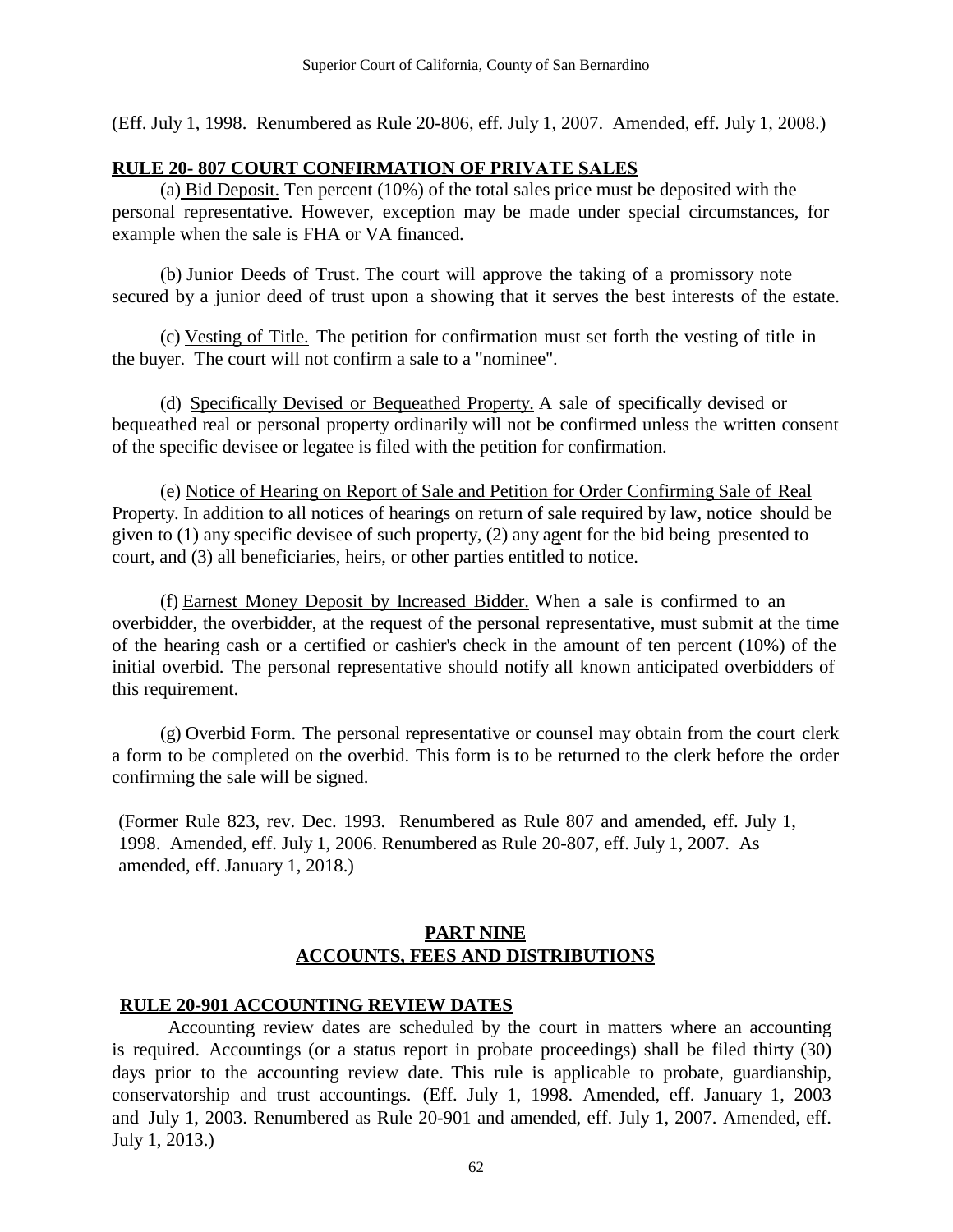(Eff. July 1, 1998. Renumbered as Rule 20-806, eff. July 1, 2007. Amended, eff. July 1, 2008.)

**RULE 20- 807 COURT CONFIRMATION OF PRIVATE SALES**

(a) Bid Deposit. Ten percent (10%) of the total sales price must be deposited with the personal representative. However, exception may be made under special circumstances, for example when the sale is FHA or VA financed.

(b) Junior Deeds of Trust. The court will approve the taking of a promissory note secured by a junior deed of trust upon a showing that it serves the best interests of the estate.

(c) Vesting of Title. The petition for confirmation must set forth the vesting of title in the buyer. The court will not confirm a sale to a "nominee".

(d) Specifically Devised or Bequeathed Property. A sale of specifically devised or bequeathed real or personal property ordinarily will not be confirmed unless the written consent of the specific devisee or legatee is filed with the petition for confirmation.

(e) Notice of Hearing on Report of Sale and Petition for Order Confirming Sale of Real Property. In addition to all notices of hearings on return of sale required by law, notice should be given to (1) any specific devisee of such property, (2) any agent for the bid being presented to court, and (3) all beneficiaries, heirs, or other parties entitled to notice.

(f) Earnest Money Deposit by Increased Bidder. When a sale is confirmed to an overbidder, the overbidder, at the request of the personal representative, must submit at the time of the hearing cash or a certified or cashier's check in the amount of ten percent (10%) of the initial overbid. The personal representative should notify all known anticipated overbidders of this requirement.

(g) Overbid Form. The personal representative or counsel may obtain from the court clerk a form to be completed on the overbid. This form is to be returned to the clerk before the order confirming the sale will be signed.

(Former Rule 823, rev. Dec. 1993. Renumbered as Rule 807 and amended, eff. July 1, 1998. Amended, eff. July 1, 2006. Renumbered as Rule 20-807, eff. July 1, 2007. As amended, eff. January 1, 2018.)

## PART NINE
## ACCOUNTS, FEES AND DISTRIBUTIONS

**RULE 20-901 ACCOUNTING REVIEW DATES**

Accounting review dates are scheduled by the court in matters where an accounting is required. Accountings (or a status report in probate proceedings) shall be filed thirty (30) days prior to the accounting review date. This rule is applicable to probate, guardianship, conservatorship and trust accountings. (Eff. July 1, 1998. Amended, eff. January 1, 2003 and July 1, 2003. Renumbered as Rule 20-901 and amended, eff. July 1, 2007. Amended, eff. July 1, 2013.)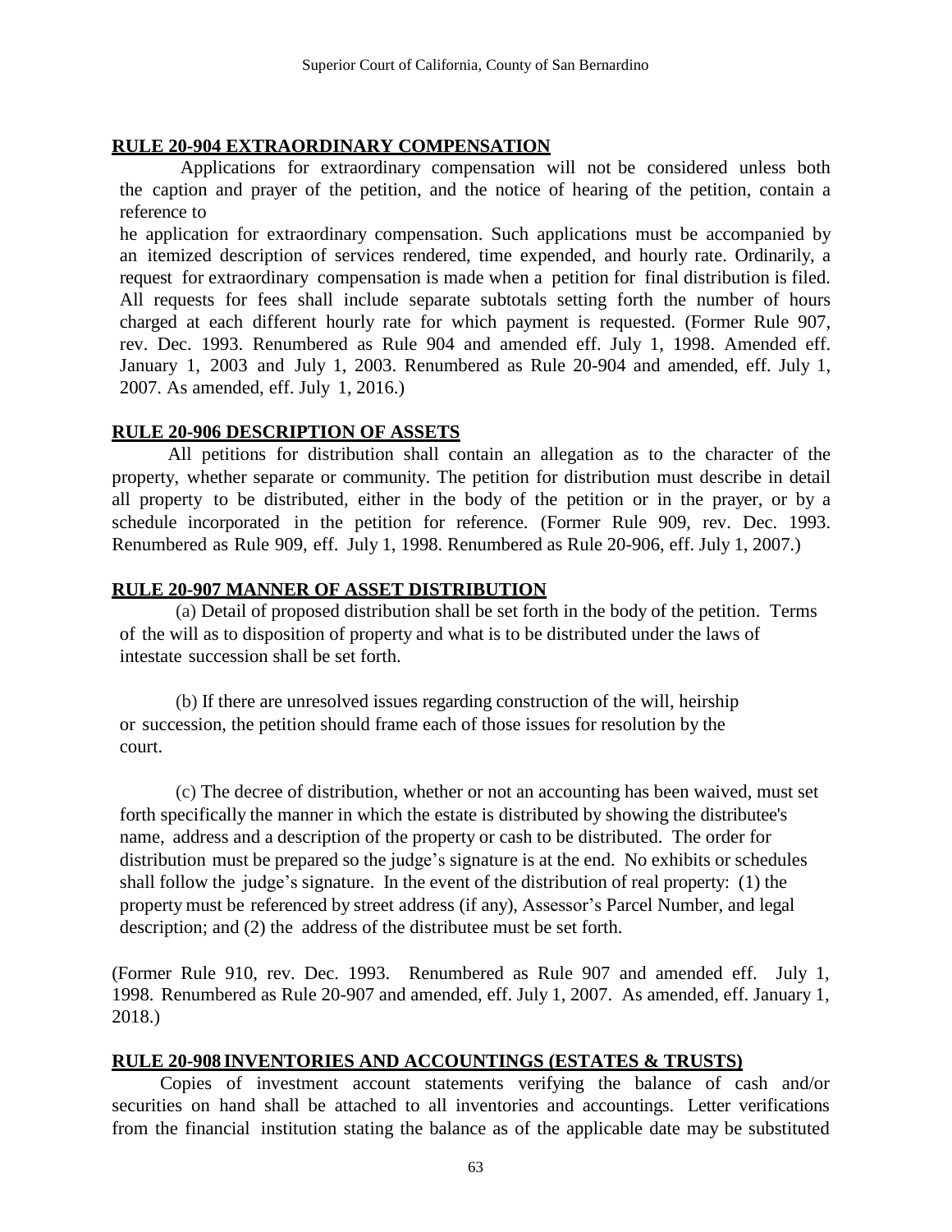## RULE 20-904 EXTRAORDINARY COMPENSATION

Applications for extraordinary compensation will not be considered unless both the caption and prayer of the petition, and the notice of hearing of the petition, contain a reference to

he application for extraordinary compensation. Such applications must be accompanied by an itemized description of services rendered, time expended, and hourly rate. Ordinarily, a request for extraordinary compensation is made when a petition for final distribution is filed. All requests for fees shall include separate subtotals setting forth the number of hours charged at each different hourly rate for which payment is requested. (Former Rule 907, rev. Dec. 1993. Renumbered as Rule 904 and amended eff. July 1, 1998. Amended eff. January 1, 2003 and July 1, 2003. Renumbered as Rule 20-904 and amended, eff. July 1, 2007. As amended, eff. July 1, 2016.)

## RULE 20-906 DESCRIPTION OF ASSETS

All petitions for distribution shall contain an allegation as to the character of the property, whether separate or community. The petition for distribution must describe in detail all property to be distributed, either in the body of the petition or in the prayer, or by a schedule incorporated in the petition for reference. (Former Rule 909, rev. Dec. 1993. Renumbered as Rule 909, eff. July 1, 1998. Renumbered as Rule 20-906, eff. July 1, 2007.)

## RULE 20-907 MANNER OF ASSET DISTRIBUTION

(a) Detail of proposed distribution shall be set forth in the body of the petition. Terms of the will as to disposition of property and what is to be distributed under the laws of intestate succession shall be set forth.

(b) If there are unresolved issues regarding construction of the will, heirship or succession, the petition should frame each of those issues for resolution by the court.

(c) The decree of distribution, whether or not an accounting has been waived, must set forth specifically the manner in which the estate is distributed by showing the distributee's name, address and a description of the property or cash to be distributed. The order for distribution must be prepared so the judge's signature is at the end. No exhibits or schedules shall follow the judge's signature. In the event of the distribution of real property: (1) the property must be referenced by street address (if any), Assessor's Parcel Number, and legal description; and (2) the address of the distributee must be set forth.

(Former Rule 910, rev. Dec. 1993. Renumbered as Rule 907 and amended eff. July 1, 1998. Renumbered as Rule 20-907 and amended, eff. July 1, 2007. As amended, eff. January 1, 2018.)

## RULE 20-908 INVENTORIES AND ACCOUNTINGS (ESTATES & TRUSTS)

Copies of investment account statements verifying the balance of cash and/or securities on hand shall be attached to all inventories and accountings. Letter verifications from the financial institution stating the balance as of the applicable date may be substituted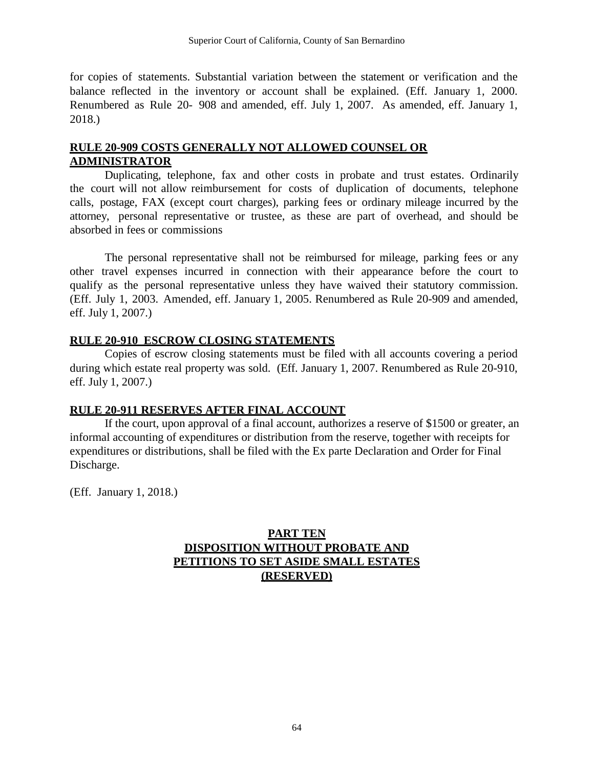for copies of statements. Substantial variation between the statement or verification and the balance reflected in the inventory or account shall be explained. (Eff. January 1, 2000. Renumbered as Rule 20- 908 and amended, eff. July 1, 2007. As amended, eff. January 1, 2018.)

**RULE 20-909 COSTS GENERALLY NOT ALLOWED COUNSEL OR ADMINISTRATOR**

Duplicating, telephone, fax and other costs in probate and trust estates. Ordinarily the court will not allow reimbursement for costs of duplication of documents, telephone calls, postage, FAX (except court charges), parking fees or ordinary mileage incurred by the attorney, personal representative or trustee, as these are part of overhead, and should be absorbed in fees or commissions

The personal representative shall not be reimbursed for mileage, parking fees or any other travel expenses incurred in connection with their appearance before the court to qualify as the personal representative unless they have waived their statutory commission. (Eff. July 1, 2003. Amended, eff. January 1, 2005. Renumbered as Rule 20-909 and amended, eff. July 1, 2007.)

**RULE 20-910 ESCROW CLOSING STATEMENTS**

Copies of escrow closing statements must be filed with all accounts covering a period during which estate real property was sold. (Eff. January 1, 2007. Renumbered as Rule 20-910, eff. July 1, 2007.)

**RULE 20-911 RESERVES AFTER FINAL ACCOUNT**

If the court, upon approval of a final account, authorizes a reserve of $1500 or greater, an informal accounting of expenditures or distribution from the reserve, together with receipts for expenditures or distributions, shall be filed with the Ex parte Declaration and Order for Final Discharge.

(Eff. January 1, 2018.)

## PART TEN
## DISPOSITION WITHOUT PROBATE AND PETITIONS TO SET ASIDE SMALL ESTATES
## (RESERVED)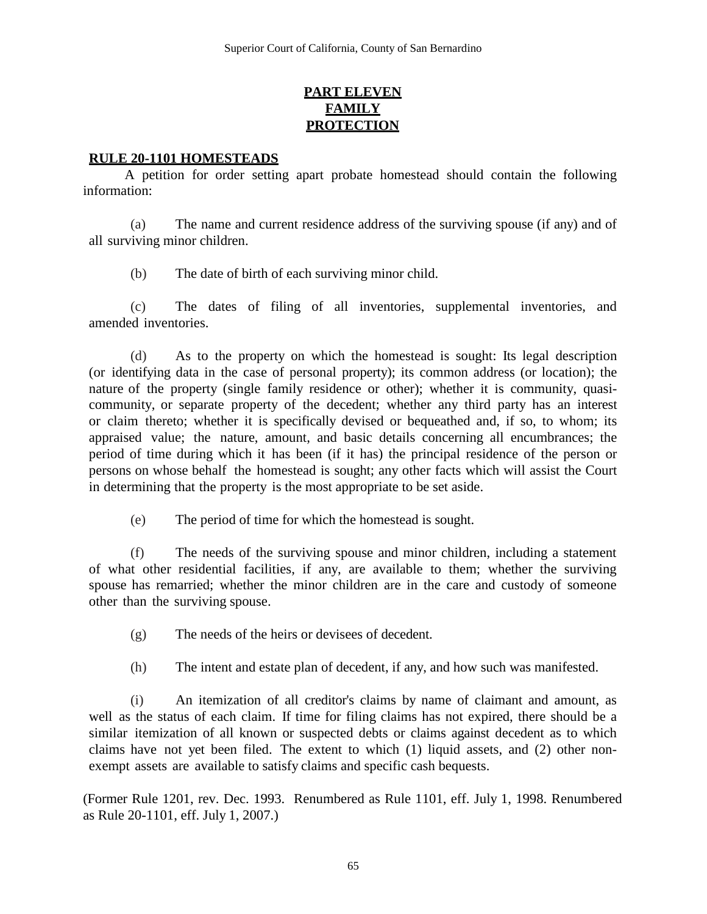# PART ELEVEN
# FAMILY
# PROTECTION

## RULE 20-1101 HOMESTEADS

A petition for order setting apart probate homestead should contain the following information:

(a) The name and current residence address of the surviving spouse (if any) and of all surviving minor children.

(b) The date of birth of each surviving minor child.

(c) The dates of filing of all inventories, supplemental inventories, and amended inventories.

(d) As to the property on which the homestead is sought: Its legal description (or identifying data in the case of personal property); its common address (or location); the nature of the property (single family residence or other); whether it is community, quasi-community, or separate property of the decedent; whether any third party has an interest or claim thereto; whether it is specifically devised or bequeathed and, if so, to whom; its appraised value; the nature, amount, and basic details concerning all encumbrances; the period of time during which it has been (if it has) the principal residence of the person or persons on whose behalf the homestead is sought; any other facts which will assist the Court in determining that the property is the most appropriate to be set aside.

(e) The period of time for which the homestead is sought.

(f) The needs of the surviving spouse and minor children, including a statement of what other residential facilities, if any, are available to them; whether the surviving spouse has remarried; whether the minor children are in the care and custody of someone other than the surviving spouse.

(g) The needs of the heirs or devisees of decedent.

(h) The intent and estate plan of decedent, if any, and how such was manifested.

(i) An itemization of all creditor's claims by name of claimant and amount, as well as the status of each claim. If time for filing claims has not expired, there should be a similar itemization of all known or suspected debts or claims against decedent as to which claims have not yet been filed. The extent to which (1) liquid assets, and (2) other non-exempt assets are available to satisfy claims and specific cash bequests.

(Former Rule 1201, rev. Dec. 1993. Renumbered as Rule 1101, eff. July 1, 1998. Renumbered as Rule 20-1101, eff. July 1, 2007.)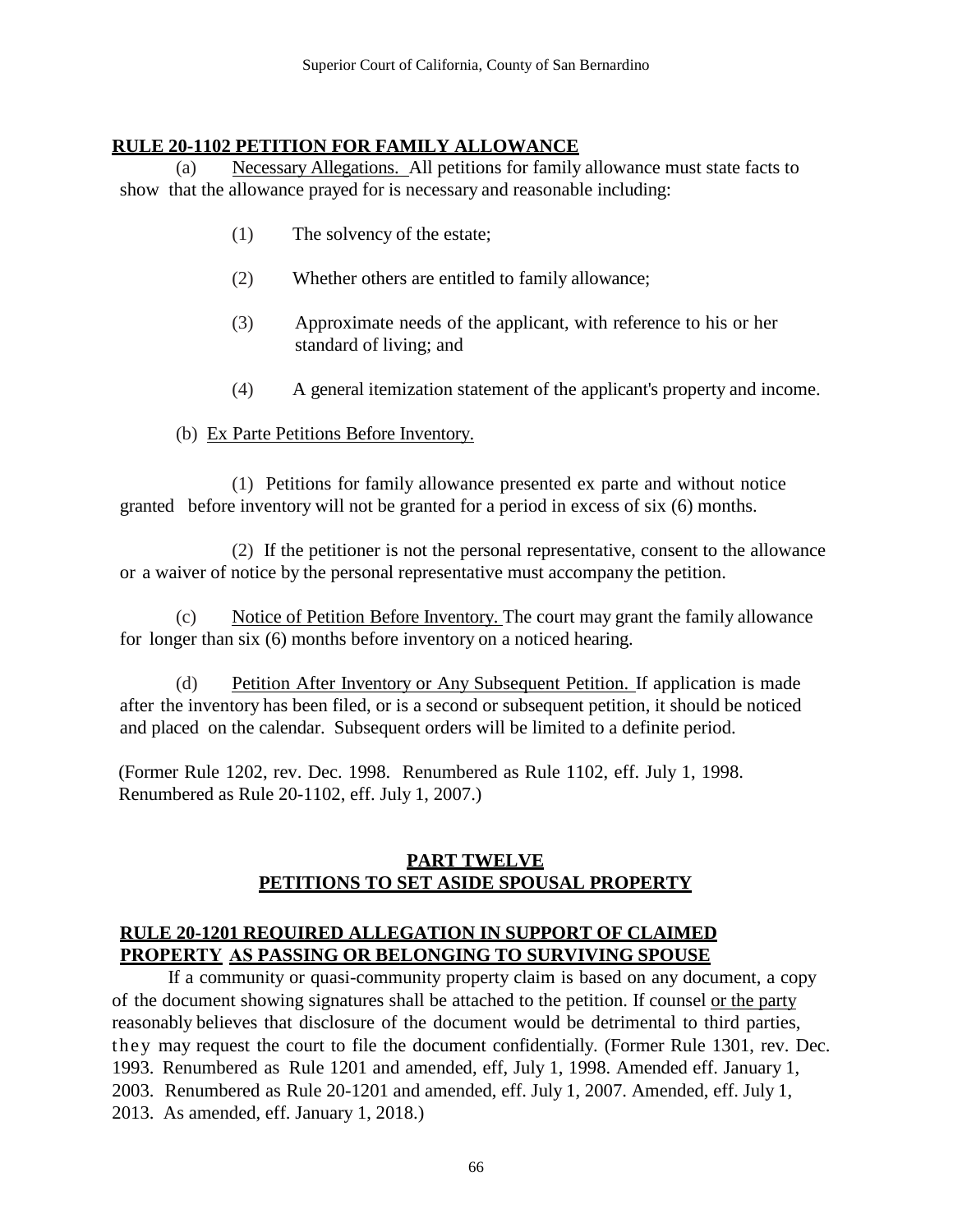## RULE 20-1102 PETITION FOR FAMILY ALLOWANCE

(a) Necessary Allegations. All petitions for family allowance must state facts to show that the allowance prayed for is necessary and reasonable including:

(1) The solvency of the estate;

(2) Whether others are entitled to family allowance;

(3) Approximate needs of the applicant, with reference to his or her standard of living; and

(4) A general itemization statement of the applicant's property and income.

(b) Ex Parte Petitions Before Inventory.

(1) Petitions for family allowance presented ex parte and without notice granted before inventory will not be granted for a period in excess of six (6) months.

(2) If the petitioner is not the personal representative, consent to the allowance or a waiver of notice by the personal representative must accompany the petition.

(c) Notice of Petition Before Inventory. The court may grant the family allowance for longer than six (6) months before inventory on a noticed hearing.

(d) Petition After Inventory or Any Subsequent Petition. If application is made after the inventory has been filed, or is a second or subsequent petition, it should be noticed and placed on the calendar. Subsequent orders will be limited to a definite period.

(Former Rule 1202, rev. Dec. 1998. Renumbered as Rule 1102, eff. July 1, 1998. Renumbered as Rule 20-1102, eff. July 1, 2007.)

## PART TWELVE
## PETITIONS TO SET ASIDE SPOUSAL PROPERTY

## RULE 20-1201 REQUIRED ALLEGATION IN SUPPORT OF CLAIMED PROPERTY AS PASSING OR BELONGING TO SURVIVING SPOUSE

If a community or quasi-community property claim is based on any document, a copy of the document showing signatures shall be attached to the petition. If counsel or the party reasonably believes that disclosure of the document would be detrimental to third parties, they may request the court to file the document confidentially. (Former Rule 1301, rev. Dec. 1993. Renumbered as Rule 1201 and amended, eff, July 1, 1998. Amended eff. January 1, 2003. Renumbered as Rule 20-1201 and amended, eff. July 1, 2007. Amended, eff. July 1, 2013. As amended, eff. January 1, 2018.)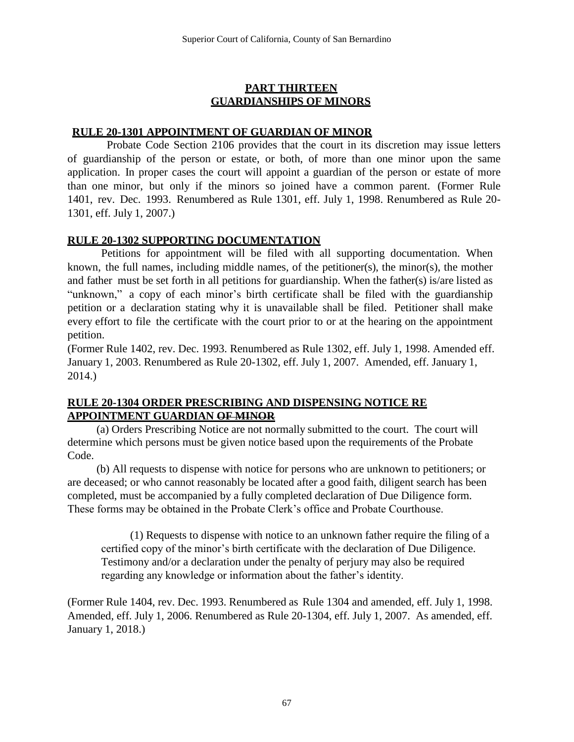## PART THIRTEEN
## GUARDIANSHIPS OF MINORS

### RULE 20-1301 APPOINTMENT OF GUARDIAN OF MINOR

Probate Code Section 2106 provides that the court in its discretion may issue letters of guardianship of the person or estate, or both, of more than one minor upon the same application. In proper cases the court will appoint a guardian of the person or estate of more than one minor, but only if the minors so joined have a common parent. (Former Rule 1401, rev. Dec. 1993. Renumbered as Rule 1301, eff. July 1, 1998. Renumbered as Rule 20-1301, eff. July 1, 2007.)

### RULE 20-1302 SUPPORTING DOCUMENTATION

Petitions for appointment will be filed with all supporting documentation. When known, the full names, including middle names, of the petitioner(s), the minor(s), the mother and father must be set forth in all petitions for guardianship. When the father(s) is/are listed as "unknown," a copy of each minor's birth certificate shall be filed with the guardianship petition or a declaration stating why it is unavailable shall be filed. Petitioner shall make every effort to file the certificate with the court prior to or at the hearing on the appointment petition.

(Former Rule 1402, rev. Dec. 1993. Renumbered as Rule 1302, eff. July 1, 1998. Amended eff. January 1, 2003. Renumbered as Rule 20-1302, eff. July 1, 2007. Amended, eff. January 1, 2014.)

### RULE 20-1304 ORDER PRESCRIBING AND DISPENSING NOTICE RE APPOINTMENT GUARDIAN ~~OF MINOR~~

(a) Orders Prescribing Notice are not normally submitted to the court. The court will determine which persons must be given notice based upon the requirements of the Probate Code.

(b) All requests to dispense with notice for persons who are unknown to petitioners; or are deceased; or who cannot reasonably be located after a good faith, diligent search has been completed, must be accompanied by a fully completed declaration of Due Diligence form. These forms may be obtained in the Probate Clerk's office and Probate Courthouse.

> (1) Requests to dispense with notice to an unknown father require the filing of a certified copy of the minor's birth certificate with the declaration of Due Diligence. Testimony and/or a declaration under the penalty of perjury may also be required regarding any knowledge or information about the father's identity.

(Former Rule 1404, rev. Dec. 1993. Renumbered as Rule 1304 and amended, eff. July 1, 1998. Amended, eff. July 1, 2006. Renumbered as Rule 20-1304, eff. July 1, 2007. As amended, eff. January 1, 2018.)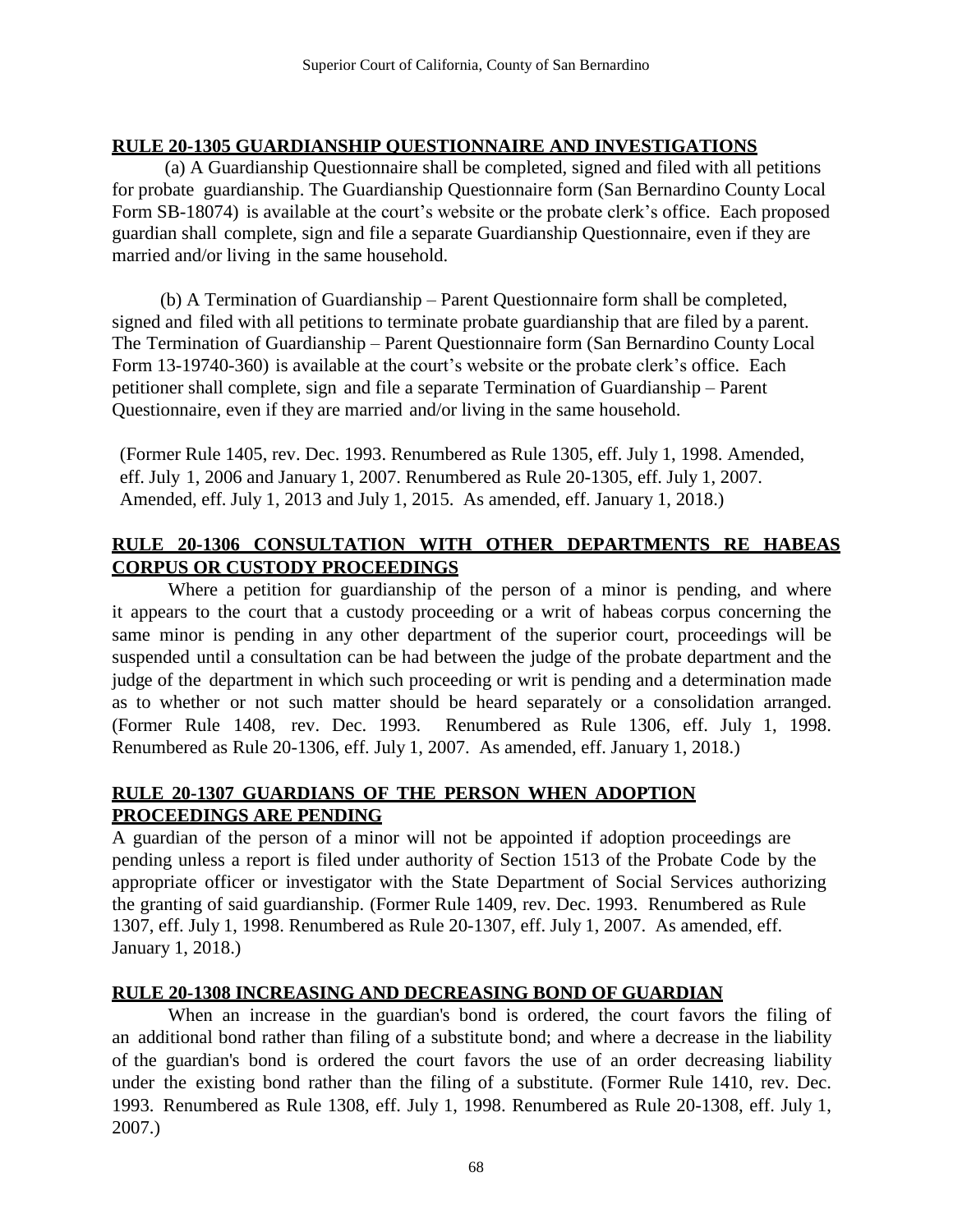## RULE 20-1305 GUARDIANSHIP QUESTIONNAIRE AND INVESTIGATIONS

(a) A Guardianship Questionnaire shall be completed, signed and filed with all petitions for probate guardianship. The Guardianship Questionnaire form (San Bernardino County Local Form SB-18074) is available at the court's website or the probate clerk's office. Each proposed guardian shall complete, sign and file a separate Guardianship Questionnaire, even if they are married and/or living in the same household.

(b) A Termination of Guardianship – Parent Questionnaire form shall be completed, signed and filed with all petitions to terminate probate guardianship that are filed by a parent. The Termination of Guardianship – Parent Questionnaire form (San Bernardino County Local Form 13-19740-360) is available at the court's website or the probate clerk's office. Each petitioner shall complete, sign and file a separate Termination of Guardianship – Parent Questionnaire, even if they are married and/or living in the same household.

(Former Rule 1405, rev. Dec. 1993. Renumbered as Rule 1305, eff. July 1, 1998. Amended, eff. July 1, 2006 and January 1, 2007. Renumbered as Rule 20-1305, eff. July 1, 2007. Amended, eff. July 1, 2013 and July 1, 2015. As amended, eff. January 1, 2018.)

## RULE 20-1306 CONSULTATION WITH OTHER DEPARTMENTS RE HABEAS CORPUS OR CUSTODY PROCEEDINGS

Where a petition for guardianship of the person of a minor is pending, and where it appears to the court that a custody proceeding or a writ of habeas corpus concerning the same minor is pending in any other department of the superior court, proceedings will be suspended until a consultation can be had between the judge of the probate department and the judge of the department in which such proceeding or writ is pending and a determination made as to whether or not such matter should be heard separately or a consolidation arranged. (Former Rule 1408, rev. Dec. 1993. Renumbered as Rule 1306, eff. July 1, 1998. Renumbered as Rule 20-1306, eff. July 1, 2007. As amended, eff. January 1, 2018.)

## RULE 20-1307 GUARDIANS OF THE PERSON WHEN ADOPTION PROCEEDINGS ARE PENDING

A guardian of the person of a minor will not be appointed if adoption proceedings are pending unless a report is filed under authority of Section 1513 of the Probate Code by the appropriate officer or investigator with the State Department of Social Services authorizing the granting of said guardianship. (Former Rule 1409, rev. Dec. 1993. Renumbered as Rule 1307, eff. July 1, 1998. Renumbered as Rule 20-1307, eff. July 1, 2007. As amended, eff. January 1, 2018.)

## RULE 20-1308 INCREASING AND DECREASING BOND OF GUARDIAN

When an increase in the guardian's bond is ordered, the court favors the filing of an additional bond rather than filing of a substitute bond; and where a decrease in the liability of the guardian's bond is ordered the court favors the use of an order decreasing liability under the existing bond rather than the filing of a substitute. (Former Rule 1410, rev. Dec. 1993. Renumbered as Rule 1308, eff. July 1, 1998. Renumbered as Rule 20-1308, eff. July 1, 2007.)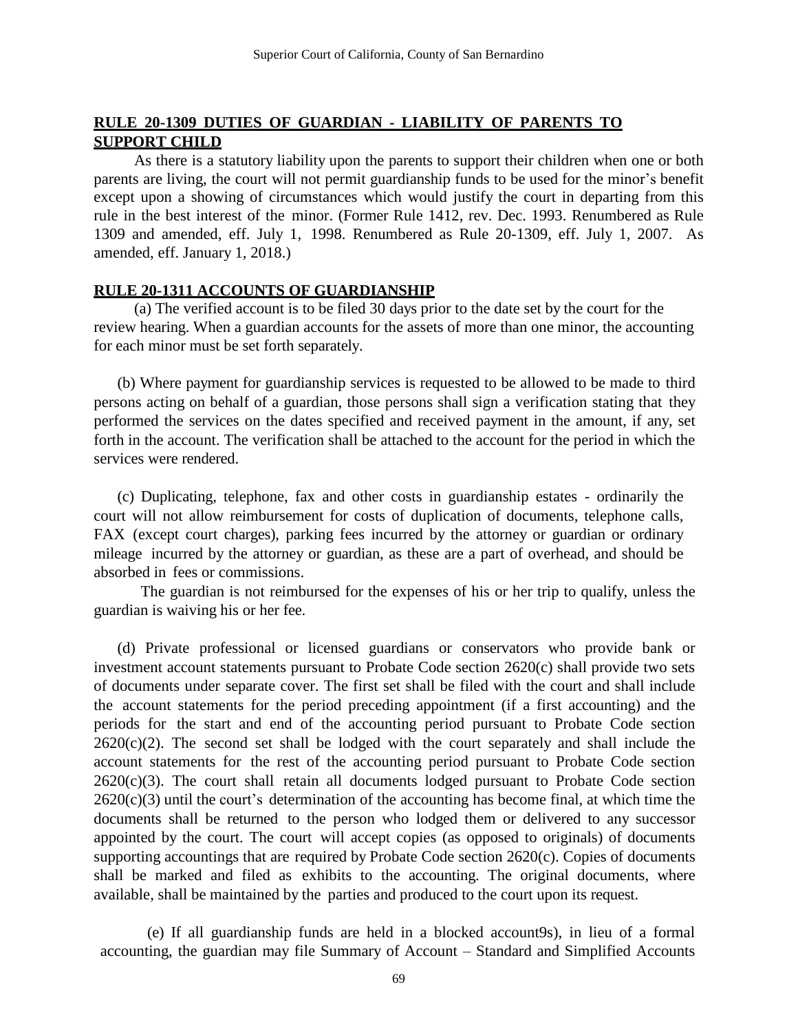## RULE 20-1309 DUTIES OF GUARDIAN - LIABILITY OF PARENTS TO SUPPORT CHILD

As there is a statutory liability upon the parents to support their children when one or both parents are living, the court will not permit guardianship funds to be used for the minor's benefit except upon a showing of circumstances which would justify the court in departing from this rule in the best interest of the minor. (Former Rule 1412, rev. Dec. 1993. Renumbered as Rule 1309 and amended, eff. July 1, 1998. Renumbered as Rule 20-1309, eff. July 1, 2007. As amended, eff. January 1, 2018.)

## RULE 20-1311 ACCOUNTS OF GUARDIANSHIP

(a) The verified account is to be filed 30 days prior to the date set by the court for the review hearing. When a guardian accounts for the assets of more than one minor, the accounting for each minor must be set forth separately.

(b) Where payment for guardianship services is requested to be allowed to be made to third persons acting on behalf of a guardian, those persons shall sign a verification stating that they performed the services on the dates specified and received payment in the amount, if any, set forth in the account. The verification shall be attached to the account for the period in which the services were rendered.

(c) Duplicating, telephone, fax and other costs in guardianship estates - ordinarily the court will not allow reimbursement for costs of duplication of documents, telephone calls, FAX (except court charges), parking fees incurred by the attorney or guardian or ordinary mileage incurred by the attorney or guardian, as these are a part of overhead, and should be absorbed in fees or commissions.

The guardian is not reimbursed for the expenses of his or her trip to qualify, unless the guardian is waiving his or her fee.

(d) Private professional or licensed guardians or conservators who provide bank or investment account statements pursuant to Probate Code section 2620(c) shall provide two sets of documents under separate cover. The first set shall be filed with the court and shall include the account statements for the period preceding appointment (if a first accounting) and the periods for the start and end of the accounting period pursuant to Probate Code section 2620(c)(2). The second set shall be lodged with the court separately and shall include the account statements for the rest of the accounting period pursuant to Probate Code section 2620(c)(3). The court shall retain all documents lodged pursuant to Probate Code section 2620(c)(3) until the court's determination of the accounting has become final, at which time the documents shall be returned to the person who lodged them or delivered to any successor appointed by the court. The court will accept copies (as opposed to originals) of documents supporting accountings that are required by Probate Code section 2620(c). Copies of documents shall be marked and filed as exhibits to the accounting. The original documents, where available, shall be maintained by the parties and produced to the court upon its request.

(e) If all guardianship funds are held in a blocked account9s), in lieu of a formal accounting, the guardian may file Summary of Account – Standard and Simplified Accounts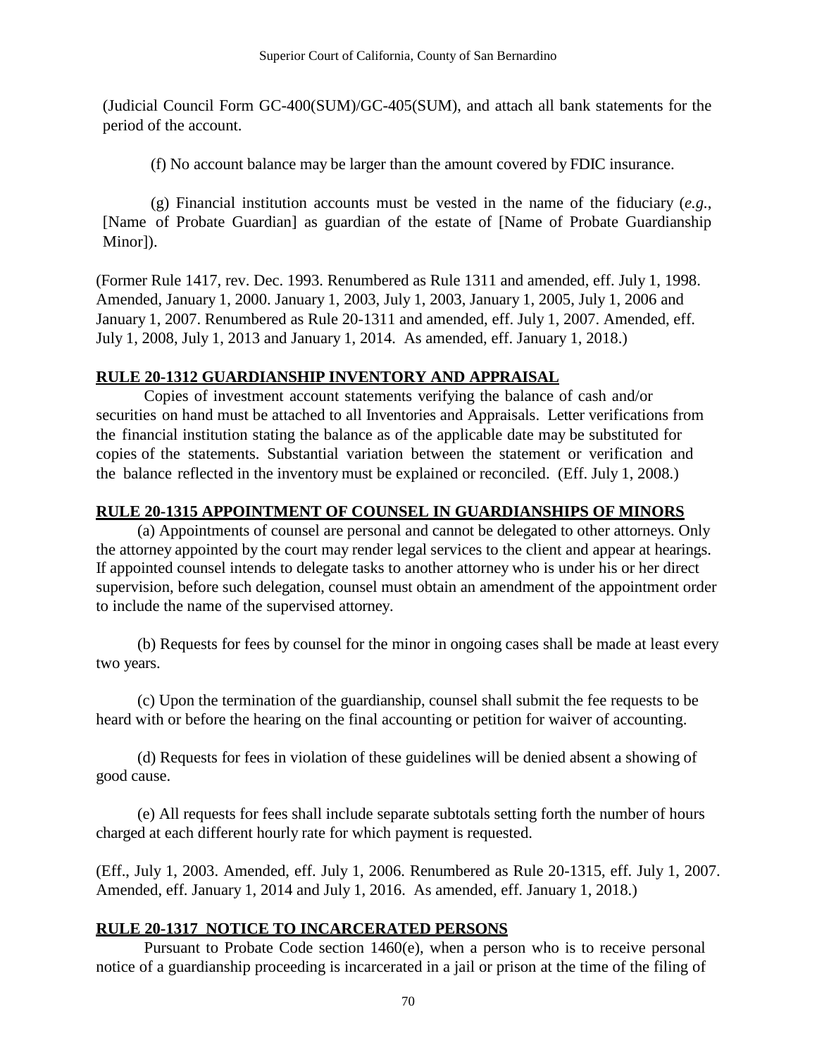(Judicial Council Form GC-400(SUM)/GC-405(SUM), and attach all bank statements for the period of the account.

(f) No account balance may be larger than the amount covered by FDIC insurance.

(g) Financial institution accounts must be vested in the name of the fiduciary (*e.g.*, [Name of Probate Guardian] as guardian of the estate of [Name of Probate Guardianship Minor]).

(Former Rule 1417, rev. Dec. 1993. Renumbered as Rule 1311 and amended, eff. July 1, 1998. Amended, January 1, 2000. January 1, 2003, July 1, 2003, January 1, 2005, July 1, 2006 and January 1, 2007. Renumbered as Rule 20-1311 and amended, eff. July 1, 2007. Amended, eff. July 1, 2008, July 1, 2013 and January 1, 2014. As amended, eff. January 1, 2018.)

## RULE 20-1312 GUARDIANSHIP INVENTORY AND APPRAISAL

Copies of investment account statements verifying the balance of cash and/or securities on hand must be attached to all Inventories and Appraisals. Letter verifications from the financial institution stating the balance as of the applicable date may be substituted for copies of the statements. Substantial variation between the statement or verification and the balance reflected in the inventory must be explained or reconciled. (Eff. July 1, 2008.)

## RULE 20-1315 APPOINTMENT OF COUNSEL IN GUARDIANSHIPS OF MINORS

(a) Appointments of counsel are personal and cannot be delegated to other attorneys. Only the attorney appointed by the court may render legal services to the client and appear at hearings. If appointed counsel intends to delegate tasks to another attorney who is under his or her direct supervision, before such delegation, counsel must obtain an amendment of the appointment order to include the name of the supervised attorney.

(b) Requests for fees by counsel for the minor in ongoing cases shall be made at least every two years.

(c) Upon the termination of the guardianship, counsel shall submit the fee requests to be heard with or before the hearing on the final accounting or petition for waiver of accounting.

(d) Requests for fees in violation of these guidelines will be denied absent a showing of good cause.

(e) All requests for fees shall include separate subtotals setting forth the number of hours charged at each different hourly rate for which payment is requested.

(Eff., July 1, 2003. Amended, eff. July 1, 2006. Renumbered as Rule 20-1315, eff. July 1, 2007. Amended, eff. January 1, 2014 and July 1, 2016. As amended, eff. January 1, 2018.)

## RULE 20-1317 NOTICE TO INCARCERATED PERSONS

Pursuant to Probate Code section 1460(e), when a person who is to receive personal notice of a guardianship proceeding is incarcerated in a jail or prison at the time of the filing of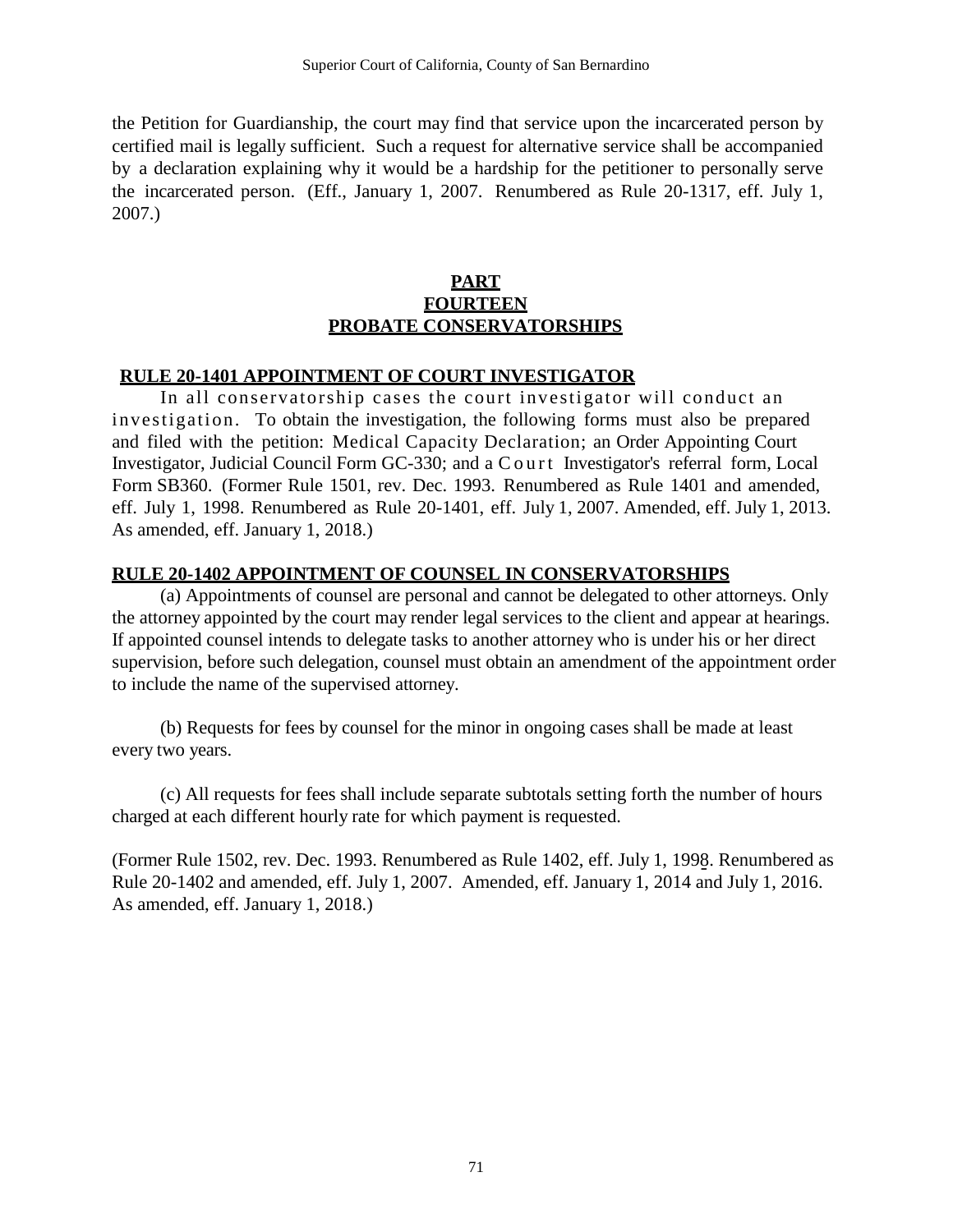the Petition for Guardianship, the court may find that service upon the incarcerated person by certified mail is legally sufficient. Such a request for alternative service shall be accompanied by a declaration explaining why it would be a hardship for the petitioner to personally serve the incarcerated person. (Eff., January 1, 2007. Renumbered as Rule 20-1317, eff. July 1, 2007.)

## PART FOURTEEN PROBATE CONSERVATORSHIPS

### RULE 20-1401 APPOINTMENT OF COURT INVESTIGATOR

In all conservatorship cases the court investigator will conduct an investigation. To obtain the investigation, the following forms must also be prepared and filed with the petition: Medical Capacity Declaration; an Order Appointing Court Investigator, Judicial Council Form GC-330; and a Court Investigator's referral form, Local Form SB360. (Former Rule 1501, rev. Dec. 1993. Renumbered as Rule 1401 and amended, eff. July 1, 1998. Renumbered as Rule 20-1401, eff. July 1, 2007. Amended, eff. July 1, 2013. As amended, eff. January 1, 2018.)

### RULE 20-1402 APPOINTMENT OF COUNSEL IN CONSERVATORSHIPS

(a) Appointments of counsel are personal and cannot be delegated to other attorneys. Only the attorney appointed by the court may render legal services to the client and appear at hearings. If appointed counsel intends to delegate tasks to another attorney who is under his or her direct supervision, before such delegation, counsel must obtain an amendment of the appointment order to include the name of the supervised attorney.

(b) Requests for fees by counsel for the minor in ongoing cases shall be made at least every two years.

(c) All requests for fees shall include separate subtotals setting forth the number of hours charged at each different hourly rate for which payment is requested.

(Former Rule 1502, rev. Dec. 1993. Renumbered as Rule 1402, eff. July 1, 1998. Renumbered as Rule 20-1402 and amended, eff. July 1, 2007. Amended, eff. January 1, 2014 and July 1, 2016. As amended, eff. January 1, 2018.)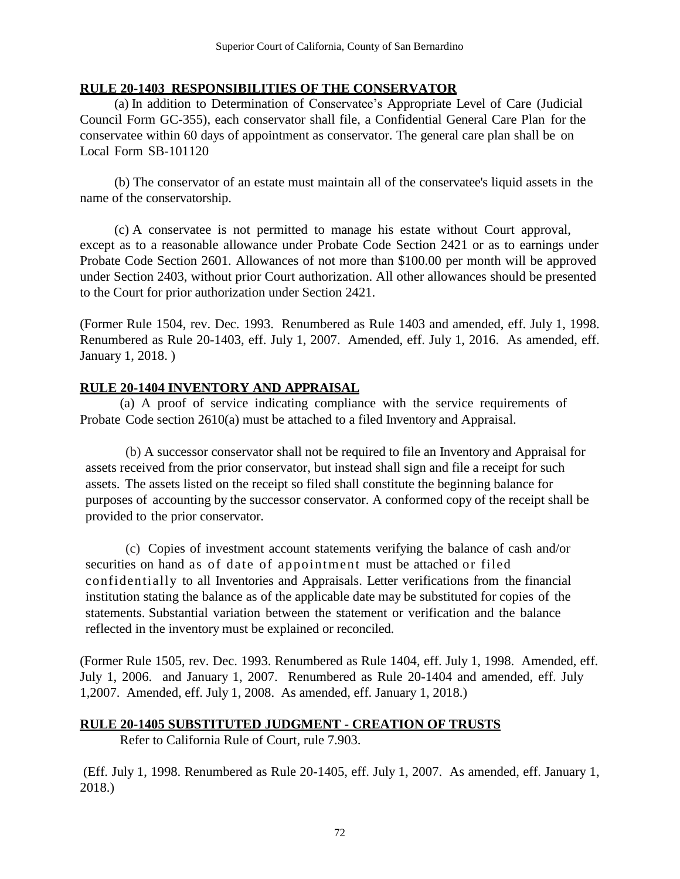## RULE 20-1403 RESPONSIBILITIES OF THE CONSERVATOR

(a) In addition to Determination of Conservatee's Appropriate Level of Care (Judicial Council Form GC-355), each conservator shall file, a Confidential General Care Plan for the conservatee within 60 days of appointment as conservator. The general care plan shall be on Local Form SB-101120

(b) The conservator of an estate must maintain all of the conservatee's liquid assets in the name of the conservatorship.

(c) A conservatee is not permitted to manage his estate without Court approval, except as to a reasonable allowance under Probate Code Section 2421 or as to earnings under Probate Code Section 2601. Allowances of not more than $100.00 per month will be approved under Section 2403, without prior Court authorization. All other allowances should be presented to the Court for prior authorization under Section 2421.

(Former Rule 1504, rev. Dec. 1993. Renumbered as Rule 1403 and amended, eff. July 1, 1998. Renumbered as Rule 20-1403, eff. July 1, 2007. Amended, eff. July 1, 2016. As amended, eff. January 1, 2018. )

## RULE 20-1404 INVENTORY AND APPRAISAL

(a) A proof of service indicating compliance with the service requirements of Probate Code section 2610(a) must be attached to a filed Inventory and Appraisal.

(b) A successor conservator shall not be required to file an Inventory and Appraisal for assets received from the prior conservator, but instead shall sign and file a receipt for such assets. The assets listed on the receipt so filed shall constitute the beginning balance for purposes of accounting by the successor conservator. A conformed copy of the receipt shall be provided to the prior conservator.

(c) Copies of investment account statements verifying the balance of cash and/or securities on hand as of date of appointment must be attached or filed confidentially to all Inventories and Appraisals. Letter verifications from the financial institution stating the balance as of the applicable date may be substituted for copies of the statements. Substantial variation between the statement or verification and the balance reflected in the inventory must be explained or reconciled.

(Former Rule 1505, rev. Dec. 1993. Renumbered as Rule 1404, eff. July 1, 1998. Amended, eff. July 1, 2006. and January 1, 2007. Renumbered as Rule 20-1404 and amended, eff. July 1,2007. Amended, eff. July 1, 2008. As amended, eff. January 1, 2018.)

## RULE 20-1405 SUBSTITUTED JUDGMENT - CREATION OF TRUSTS

Refer to California Rule of Court, rule 7.903.

(Eff. July 1, 1998. Renumbered as Rule 20-1405, eff. July 1, 2007. As amended, eff. January 1, 2018.)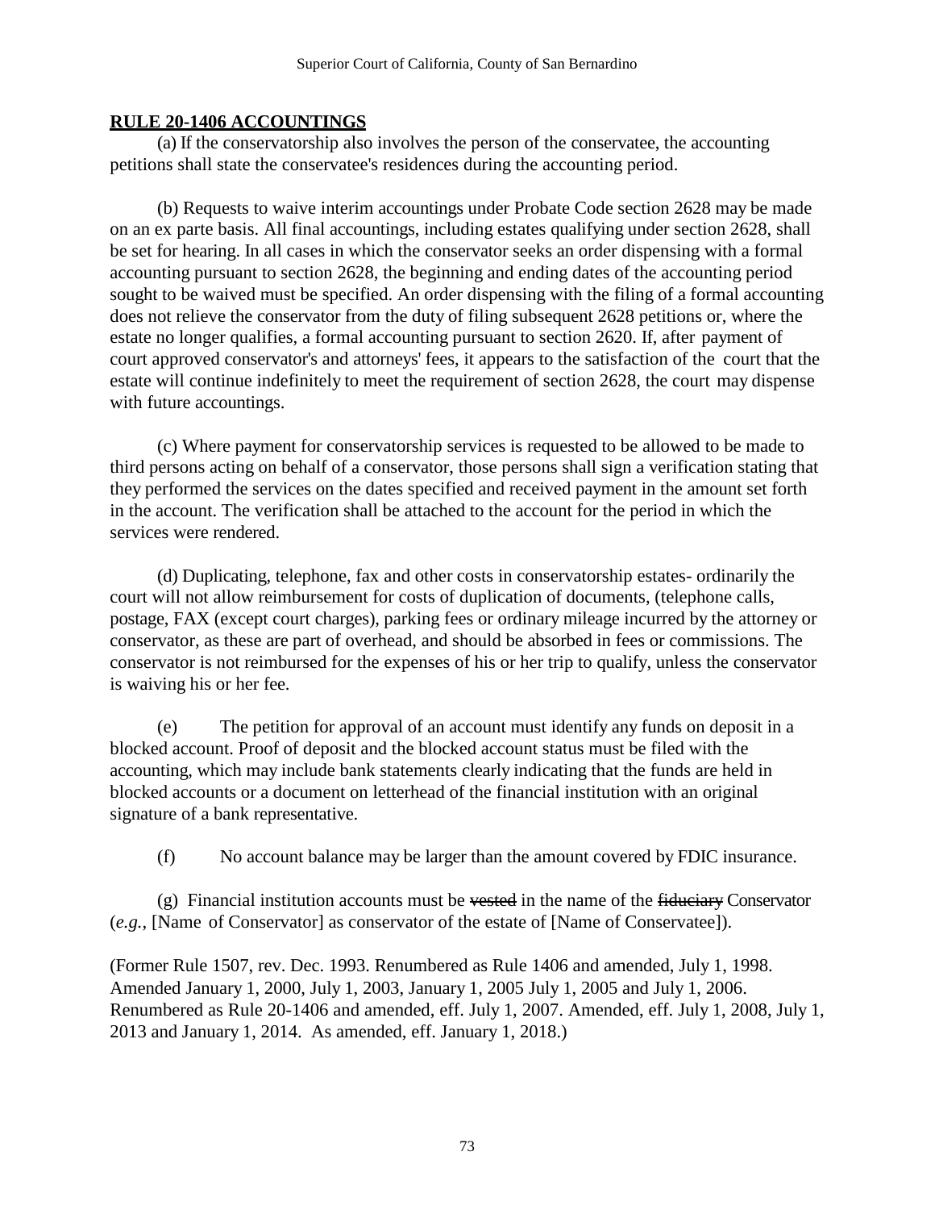**RULE 20-1406 ACCOUNTINGS**

(a) If the conservatorship also involves the person of the conservatee, the accounting petitions shall state the conservatee's residences during the accounting period.

(b) Requests to waive interim accountings under Probate Code section 2628 may be made on an ex parte basis. All final accountings, including estates qualifying under section 2628, shall be set for hearing. In all cases in which the conservator seeks an order dispensing with a formal accounting pursuant to section 2628, the beginning and ending dates of the accounting period sought to be waived must be specified. An order dispensing with the filing of a formal accounting does not relieve the conservator from the duty of filing subsequent 2628 petitions or, where the estate no longer qualifies, a formal accounting pursuant to section 2620. If, after payment of court approved conservator's and attorneys' fees, it appears to the satisfaction of the court that the estate will continue indefinitely to meet the requirement of section 2628, the court may dispense with future accountings.

(c) Where payment for conservatorship services is requested to be allowed to be made to third persons acting on behalf of a conservator, those persons shall sign a verification stating that they performed the services on the dates specified and received payment in the amount set forth in the account. The verification shall be attached to the account for the period in which the services were rendered.

(d) Duplicating, telephone, fax and other costs in conservatorship estates- ordinarily the court will not allow reimbursement for costs of duplication of documents, (telephone calls, postage, FAX (except court charges), parking fees or ordinary mileage incurred by the attorney or conservator, as these are part of overhead, and should be absorbed in fees or commissions. The conservator is not reimbursed for the expenses of his or her trip to qualify, unless the conservator is waiving his or her fee.

(e) The petition for approval of an account must identify any funds on deposit in a blocked account. Proof of deposit and the blocked account status must be filed with the accounting, which may include bank statements clearly indicating that the funds are held in blocked accounts or a document on letterhead of the financial institution with an original signature of a bank representative.

(f) No account balance may be larger than the amount covered by FDIC insurance.

(g) Financial institution accounts must be ~~vested~~ in the name of the ~~fiduciary~~ Conservator (*e.g.*, [Name of Conservator] as conservator of the estate of [Name of Conservatee]).

(Former Rule 1507, rev. Dec. 1993. Renumbered as Rule 1406 and amended, July 1, 1998. Amended January 1, 2000, July 1, 2003, January 1, 2005 July 1, 2005 and July 1, 2006. Renumbered as Rule 20-1406 and amended, eff. July 1, 2007. Amended, eff. July 1, 2008, July 1, 2013 and January 1, 2014. As amended, eff. January 1, 2018.)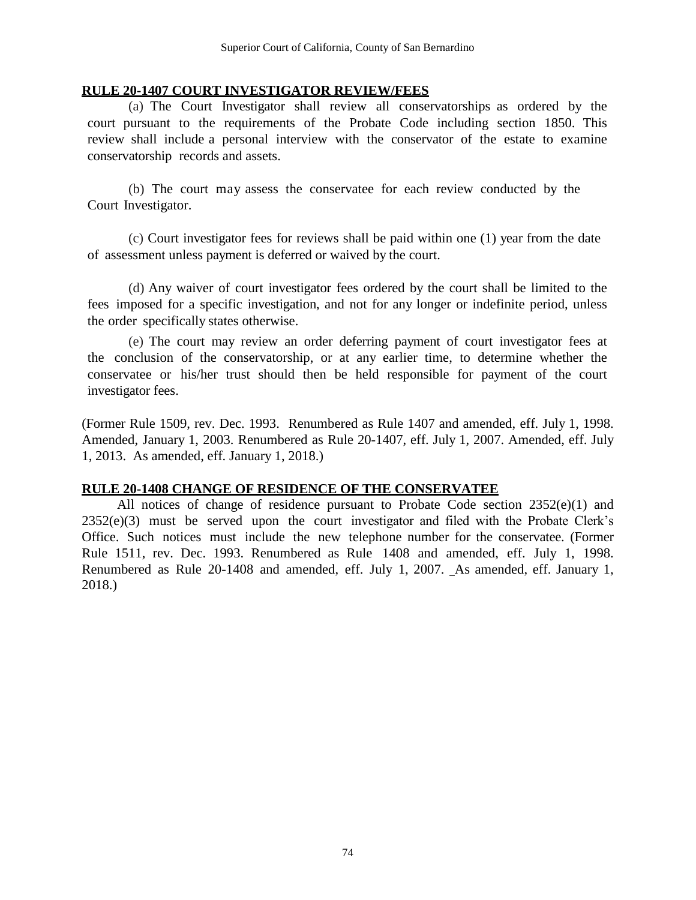**RULE 20-1407 COURT INVESTIGATOR REVIEW/FEES**

(a) The Court Investigator shall review all conservatorships as ordered by the court pursuant to the requirements of the Probate Code including section 1850. This review shall include a personal interview with the conservator of the estate to examine conservatorship records and assets.

(b) The court may assess the conservatee for each review conducted by the Court Investigator.

(c) Court investigator fees for reviews shall be paid within one (1) year from the date of assessment unless payment is deferred or waived by the court.

(d) Any waiver of court investigator fees ordered by the court shall be limited to the fees imposed for a specific investigation, and not for any longer or indefinite period, unless the order specifically states otherwise.

(e) The court may review an order deferring payment of court investigator fees at the conclusion of the conservatorship, or at any earlier time, to determine whether the conservatee or his/her trust should then be held responsible for payment of the court investigator fees.

(Former Rule 1509, rev. Dec. 1993. Renumbered as Rule 1407 and amended, eff. July 1, 1998. Amended, January 1, 2003. Renumbered as Rule 20-1407, eff. July 1, 2007. Amended, eff. July 1, 2013. As amended, eff. January 1, 2018.)

**RULE 20-1408 CHANGE OF RESIDENCE OF THE CONSERVATEE**

All notices of change of residence pursuant to Probate Code section 2352(e)(1) and 2352(e)(3) must be served upon the court investigator and filed with the Probate Clerk's Office. Such notices must include the new telephone number for the conservatee. (Former Rule 1511, rev. Dec. 1993. Renumbered as Rule 1408 and amended, eff. July 1, 1998. Renumbered as Rule 20-1408 and amended, eff. July 1, 2007. As amended, eff. January 1, 2018.)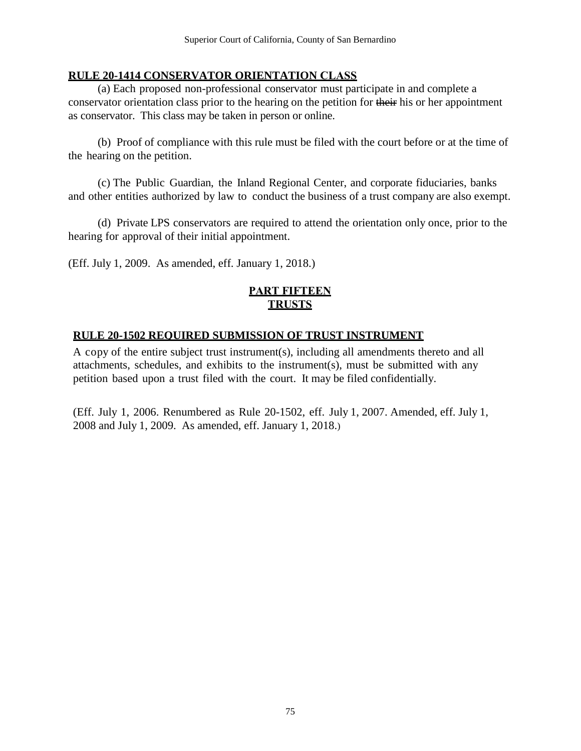## RULE 20-1414 CONSERVATOR ORIENTATION CLASS

(a) Each proposed non-professional conservator must participate in and complete a conservator orientation class prior to the hearing on the petition for ~~their~~ his or her appointment as conservator. This class may be taken in person or online.

(b) Proof of compliance with this rule must be filed with the court before or at the time of the hearing on the petition.

(c) The Public Guardian, the Inland Regional Center, and corporate fiduciaries, banks and other entities authorized by law to conduct the business of a trust company are also exempt.

(d) Private LPS conservators are required to attend the orientation only once, prior to the hearing for approval of their initial appointment.

(Eff. July 1, 2009. As amended, eff. January 1, 2018.)

# PART FIFTEEN
# TRUSTS

## RULE 20-1502 REQUIRED SUBMISSION OF TRUST INSTRUMENT

A copy of the entire subject trust instrument(s), including all amendments thereto and all attachments, schedules, and exhibits to the instrument(s), must be submitted with any petition based upon a trust filed with the court. It may be filed confidentially.

(Eff. July 1, 2006. Renumbered as Rule 20-1502, eff. July 1, 2007. Amended, eff. July 1, 2008 and July 1, 2009. As amended, eff. January 1, 2018.)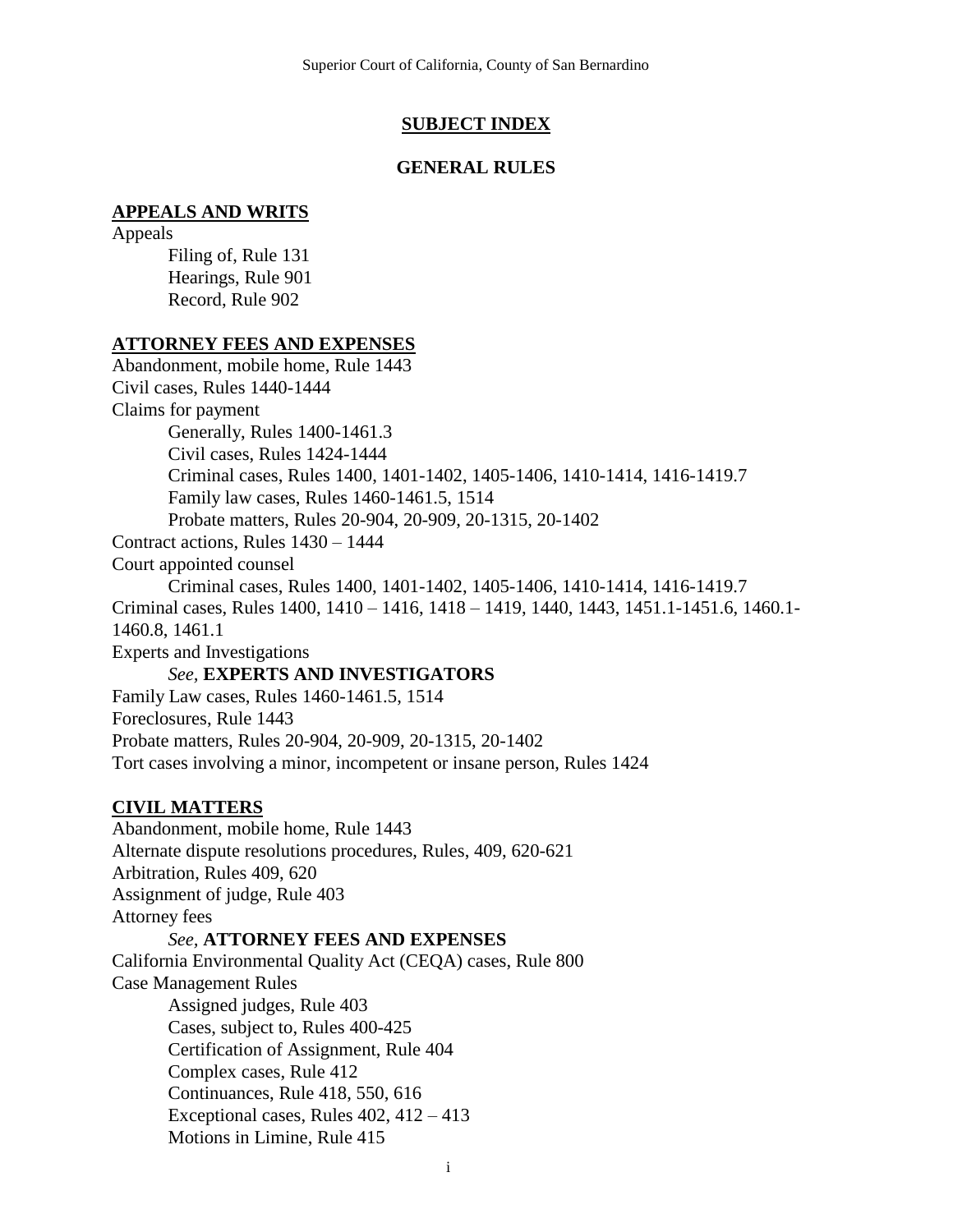## SUBJECT INDEX

### GENERAL RULES

**APPEALS AND WRITS**

Appeals
- Filing of, Rule 131
- Hearings, Rule 901
- Record, Rule 902

**ATTORNEY FEES AND EXPENSES**

Abandonment, mobile home, Rule 1443
Civil cases, Rules 1440-1444
Claims for payment
- Generally, Rules 1400-1461.3
- Civil cases, Rules 1424-1444
- Criminal cases, Rules 1400, 1401-1402, 1405-1406, 1410-1414, 1416-1419.7
- Family law cases, Rules 1460-1461.5, 1514
- Probate matters, Rules 20-904, 20-909, 20-1315, 20-1402

Contract actions, Rules 1430 – 1444
Court appointed counsel
- Criminal cases, Rules 1400, 1401-1402, 1405-1406, 1410-1414, 1416-1419.7

Criminal cases, Rules 1400, 1410 – 1416, 1418 – 1419, 1440, 1443, 1451.1-1451.6, 1460.1-1460.8, 1461.1
Experts and Investigations
- *See,* **EXPERTS AND INVESTIGATORS**

Family Law cases, Rules 1460-1461.5, 1514
Foreclosures, Rule 1443
Probate matters, Rules 20-904, 20-909, 20-1315, 20-1402
Tort cases involving a minor, incompetent or insane person, Rules 1424

**CIVIL MATTERS**

Abandonment, mobile home, Rule 1443
Alternate dispute resolutions procedures, Rules, 409, 620-621
Arbitration, Rules 409, 620
Assignment of judge, Rule 403
Attorney fees
- *See,* **ATTORNEY FEES AND EXPENSES**

California Environmental Quality Act (CEQA) cases, Rule 800
Case Management Rules
- Assigned judges, Rule 403
- Cases, subject to, Rules 400-425
- Certification of Assignment, Rule 404
- Complex cases, Rule 412
- Continuances, Rule 418, 550, 616
- Exceptional cases, Rules 402, 412 – 413
- Motions in Limine, Rule 415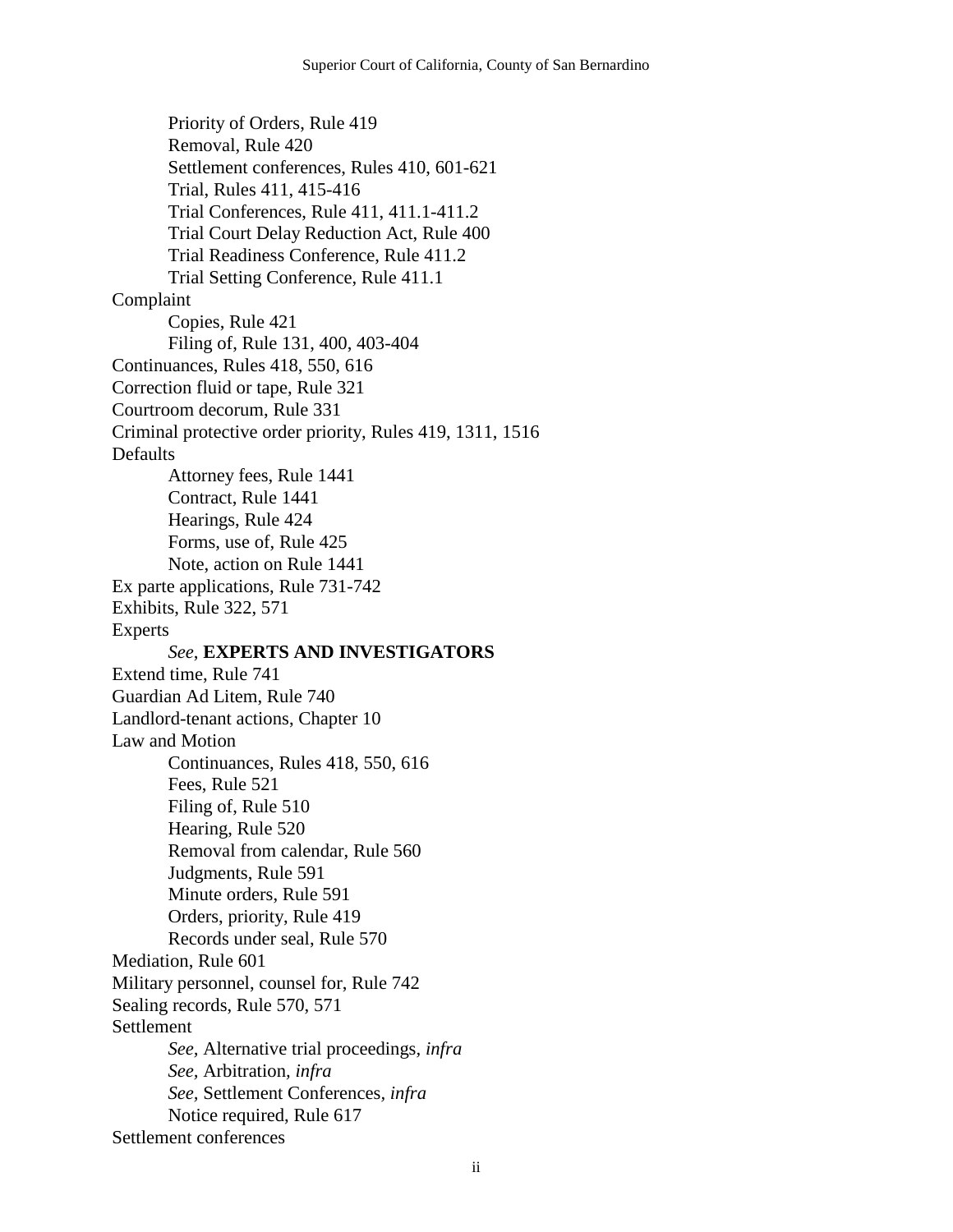Priority of Orders, Rule 419
  Removal, Rule 420
  Settlement conferences, Rules 410, 601-621
  Trial, Rules 411, 415-416
  Trial Conferences, Rule 411, 411.1-411.2
  Trial Court Delay Reduction Act, Rule 400
  Trial Readiness Conference, Rule 411.2
  Trial Setting Conference, Rule 411.1

Complaint
  Copies, Rule 421
  Filing of, Rule 131, 400, 403-404

Continuances, Rules 418, 550, 616

Correction fluid or tape, Rule 321

Courtroom decorum, Rule 331

Criminal protective order priority, Rules 419, 1311, 1516

Defaults
  Attorney fees, Rule 1441
  Contract, Rule 1441
  Hearings, Rule 424
  Forms, use of, Rule 425
  Note, action on Rule 1441

Ex parte applications, Rule 731-742

Exhibits, Rule 322, 571

Experts
  *See*, **EXPERTS AND INVESTIGATORS**

Extend time, Rule 741

Guardian Ad Litem, Rule 740

Landlord-tenant actions, Chapter 10

Law and Motion
  Continuances, Rules 418, 550, 616
  Fees, Rule 521
  Filing of, Rule 510
  Hearing, Rule 520
  Removal from calendar, Rule 560
  Judgments, Rule 591
  Minute orders, Rule 591
  Orders, priority, Rule 419
  Records under seal, Rule 570

Mediation, Rule 601

Military personnel, counsel for, Rule 742

Sealing records, Rule 570, 571

Settlement
  *See,* Alternative trial proceedings, *infra*
  *See,* Arbitration, *infra*
  *See,* Settlement Conferences, *infra*
  Notice required, Rule 617

Settlement conferences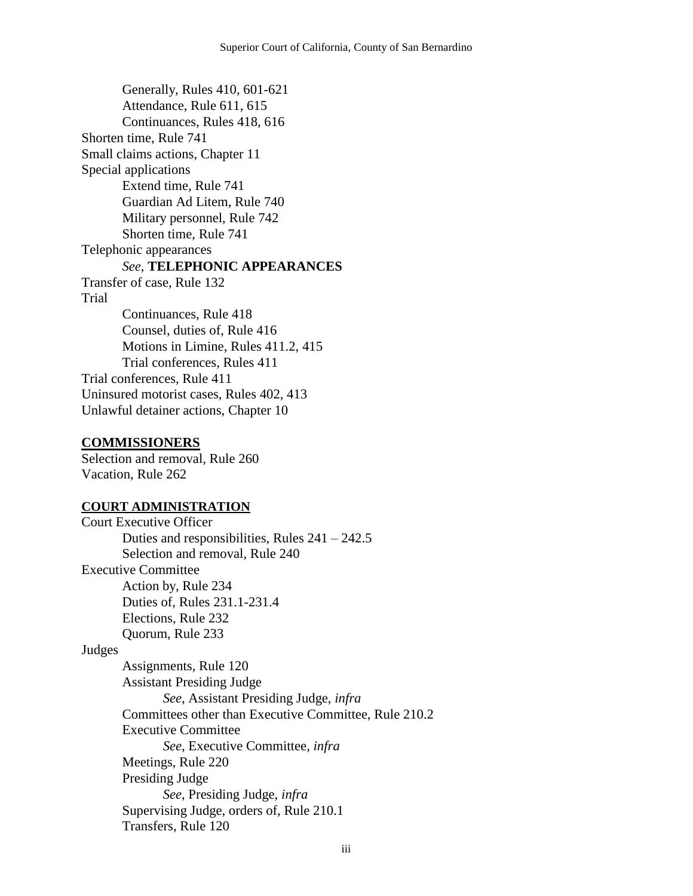Generally, Rules 410, 601-621
Attendance, Rule 611, 615
Continuances, Rules 418, 616

Shorten time, Rule 741
Small claims actions, Chapter 11
Special applications
Extend time, Rule 741
Guardian Ad Litem, Rule 740
Military personnel, Rule 742
Shorten time, Rule 741

Telephonic appearances
*See,* **TELEPHONIC APPEARANCES**

Transfer of case, Rule 132
Trial
Continuances, Rule 418
Counsel, duties of, Rule 416
Motions in Limine, Rules 411.2, 415
Trial conferences, Rules 411

Trial conferences, Rule 411
Uninsured motorist cases, Rules 402, 413
Unlawful detainer actions, Chapter 10

**COMMISSIONERS**

Selection and removal, Rule 260
Vacation, Rule 262

**COURT ADMINISTRATION**

Court Executive Officer
Duties and responsibilities, Rules 241 – 242.5
Selection and removal, Rule 240

Executive Committee
Action by, Rule 234
Duties of, Rules 231.1-231.4
Elections, Rule 232
Quorum, Rule 233

Judges
Assignments, Rule 120
Assistant Presiding Judge
*See*, Assistant Presiding Judge, *infra*
Committees other than Executive Committee, Rule 210.2
Executive Committee
*See*, Executive Committee, *infra*
Meetings, Rule 220
Presiding Judge
*See*, Presiding Judge, *infra*
Supervising Judge, orders of, Rule 210.1
Transfers, Rule 120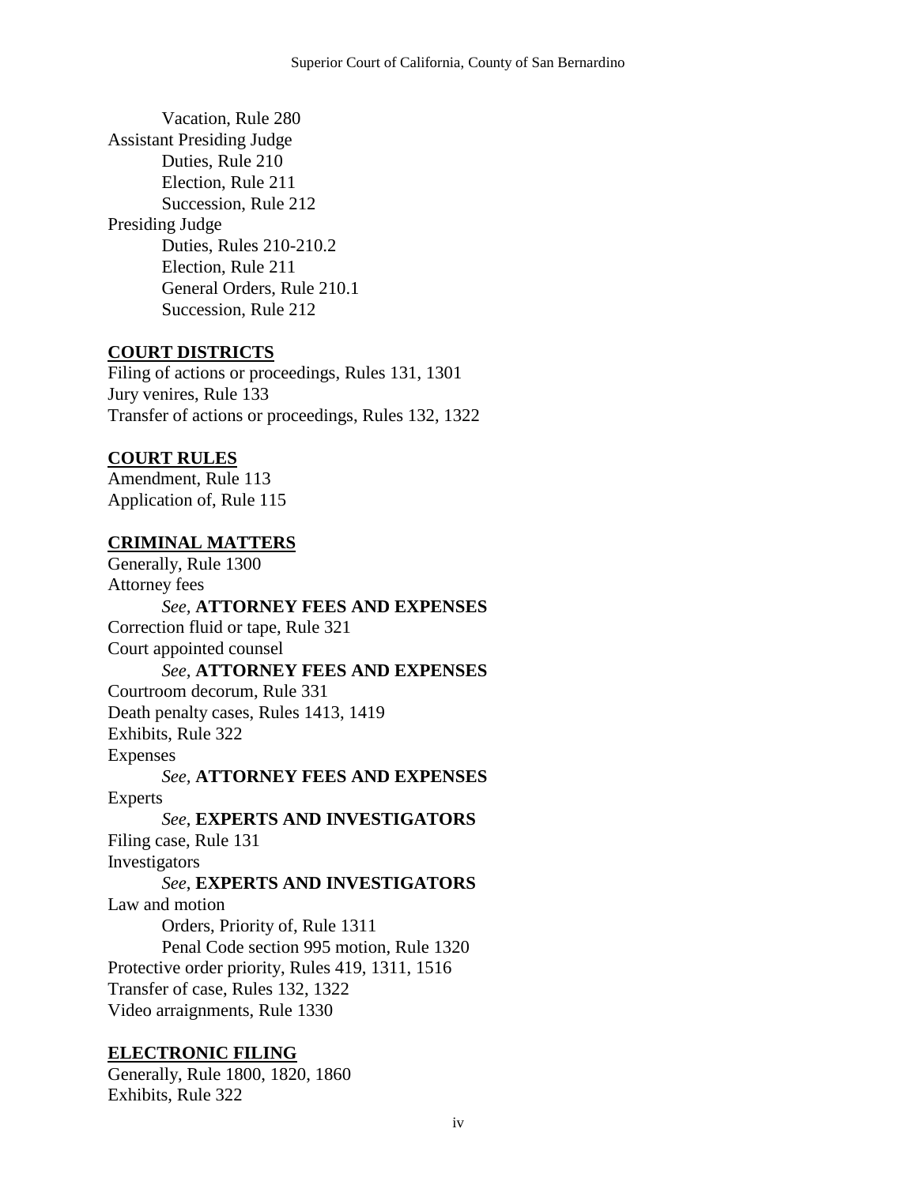Vacation, Rule 280

Assistant Presiding Judge

Duties, Rule 210

Election, Rule 211

Succession, Rule 212

Presiding Judge

Duties, Rules 210-210.2

Election, Rule 211

General Orders, Rule 210.1

Succession, Rule 212

**COURT DISTRICTS**

Filing of actions or proceedings, Rules 131, 1301

Jury venires, Rule 133

Transfer of actions or proceedings, Rules 132, 1322

**COURT RULES**

Amendment, Rule 113

Application of, Rule 115

**CRIMINAL MATTERS**

Generally, Rule 1300

Attorney fees

*See,* **ATTORNEY FEES AND EXPENSES**

Correction fluid or tape, Rule 321

Court appointed counsel

*See,* **ATTORNEY FEES AND EXPENSES**

Courtroom decorum, Rule 331

Death penalty cases, Rules 1413, 1419

Exhibits, Rule 322

Expenses

*See,* **ATTORNEY FEES AND EXPENSES**

Experts

*See,* **EXPERTS AND INVESTIGATORS**

Filing case, Rule 131

Investigators

*See,* **EXPERTS AND INVESTIGATORS**

Law and motion

Orders, Priority of, Rule 1311

Penal Code section 995 motion, Rule 1320

Protective order priority, Rules 419, 1311, 1516

Transfer of case, Rules 132, 1322

Video arraignments, Rule 1330

**ELECTRONIC FILING**

Generally, Rule 1800, 1820, 1860

Exhibits, Rule 322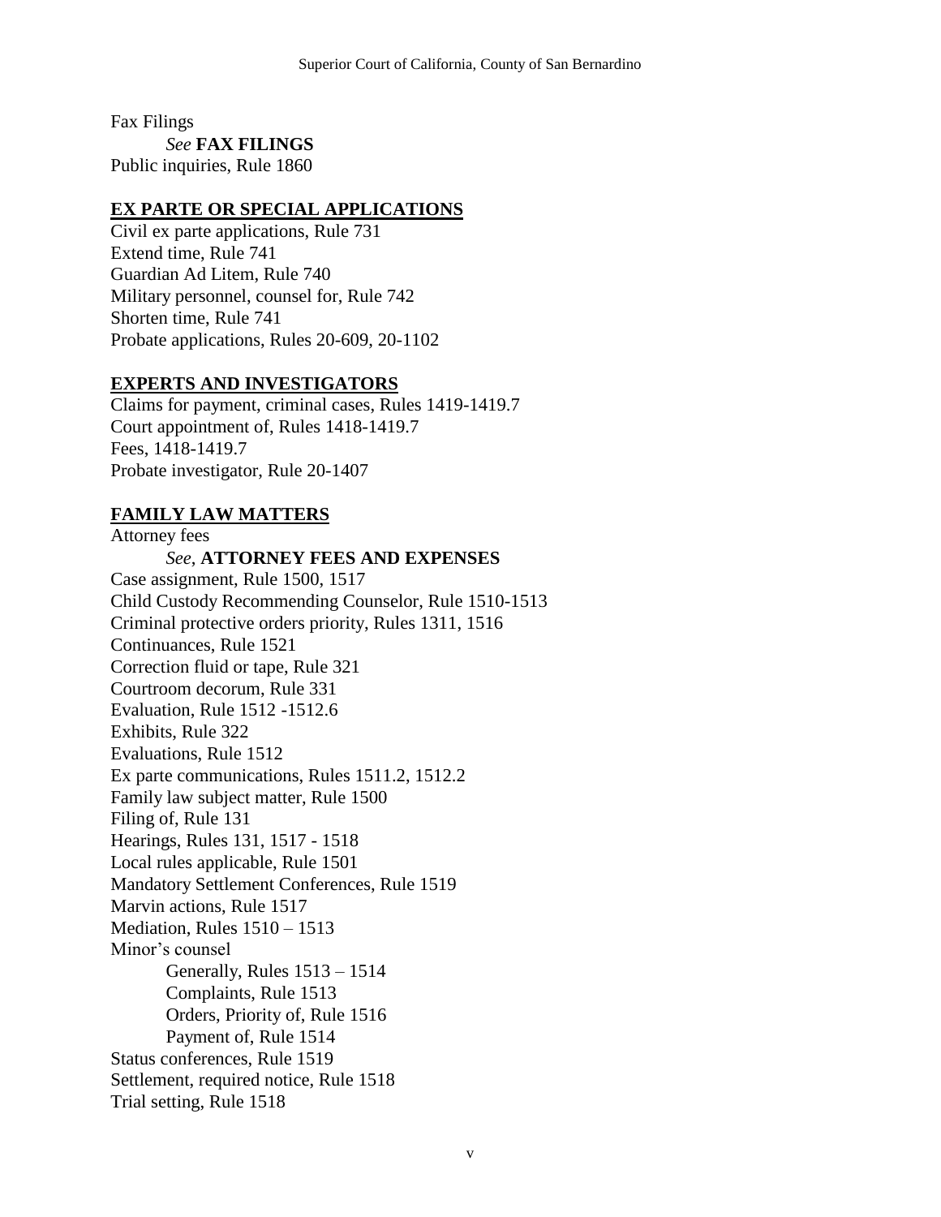Fax Filings

*See* **FAX FILINGS**

Public inquiries, Rule 1860

## EX PARTE OR SPECIAL APPLICATIONS

Civil ex parte applications, Rule 731
Extend time, Rule 741
Guardian Ad Litem, Rule 740
Military personnel, counsel for, Rule 742
Shorten time, Rule 741
Probate applications, Rules 20-609, 20-1102

## EXPERTS AND INVESTIGATORS

Claims for payment, criminal cases, Rules 1419-1419.7
Court appointment of, Rules 1418-1419.7
Fees, 1418-1419.7
Probate investigator, Rule 20-1407

## FAMILY LAW MATTERS

Attorney fees

*See*, **ATTORNEY FEES AND EXPENSES**

Case assignment, Rule 1500, 1517
Child Custody Recommending Counselor, Rule 1510-1513
Criminal protective orders priority, Rules 1311, 1516
Continuances, Rule 1521
Correction fluid or tape, Rule 321
Courtroom decorum, Rule 331
Evaluation, Rule 1512 -1512.6
Exhibits, Rule 322
Evaluations, Rule 1512
Ex parte communications, Rules 1511.2, 1512.2
Family law subject matter, Rule 1500
Filing of, Rule 131
Hearings, Rules 131, 1517 - 1518
Local rules applicable, Rule 1501
Mandatory Settlement Conferences, Rule 1519
Marvin actions, Rule 1517
Mediation, Rules 1510 – 1513
Minor's counsel

Generally, Rules 1513 – 1514
Complaints, Rule 1513
Orders, Priority of, Rule 1516
Payment of, Rule 1514

Status conferences, Rule 1519
Settlement, required notice, Rule 1518
Trial setting, Rule 1518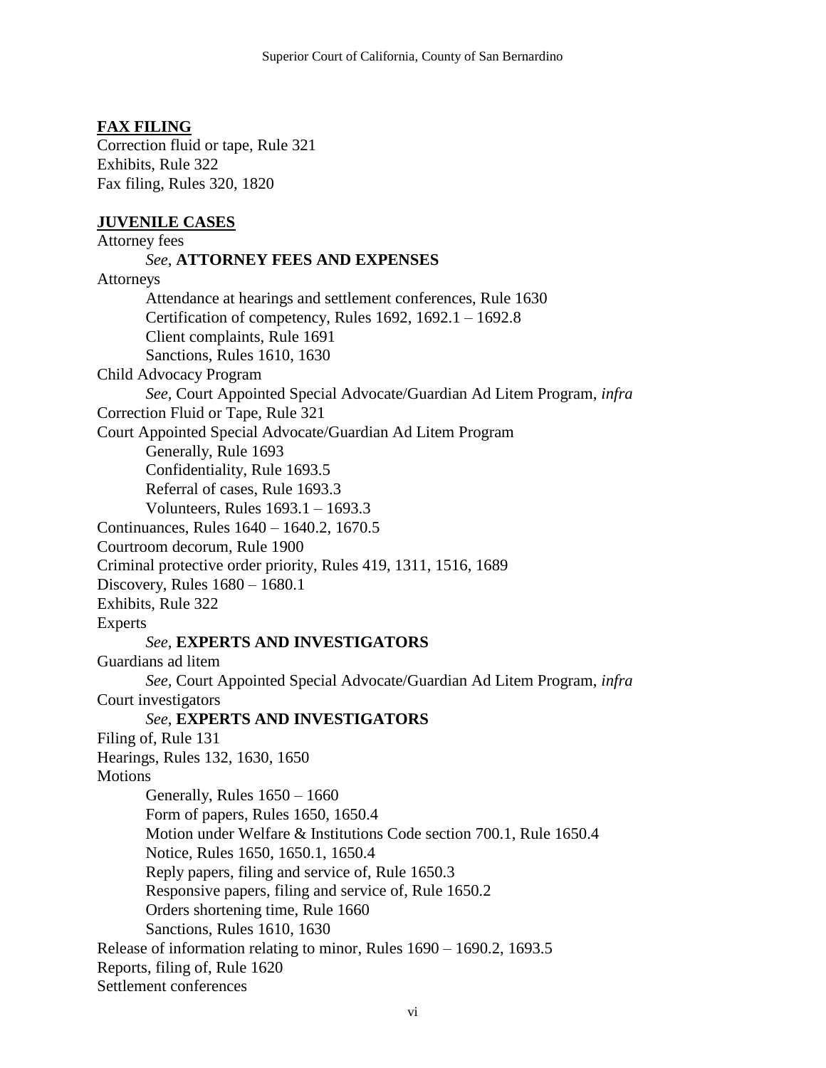**FAX FILING**

Correction fluid or tape, Rule 321
Exhibits, Rule 322
Fax filing, Rules 320, 1820

**JUVENILE CASES**

Attorney fees
&nbsp;&nbsp;&nbsp;&nbsp;&nbsp;&nbsp;&nbsp;&nbsp;*See,* **ATTORNEY FEES AND EXPENSES**
Attorneys
&nbsp;&nbsp;&nbsp;&nbsp;&nbsp;&nbsp;&nbsp;&nbsp;Attendance at hearings and settlement conferences, Rule 1630
&nbsp;&nbsp;&nbsp;&nbsp;&nbsp;&nbsp;&nbsp;&nbsp;Certification of competency, Rules 1692, 1692.1 – 1692.8
&nbsp;&nbsp;&nbsp;&nbsp;&nbsp;&nbsp;&nbsp;&nbsp;Client complaints, Rule 1691
&nbsp;&nbsp;&nbsp;&nbsp;&nbsp;&nbsp;&nbsp;&nbsp;Sanctions, Rules 1610, 1630
Child Advocacy Program
&nbsp;&nbsp;&nbsp;&nbsp;&nbsp;&nbsp;&nbsp;&nbsp;*See,* Court Appointed Special Advocate/Guardian Ad Litem Program, *infra*
Correction Fluid or Tape, Rule 321
Court Appointed Special Advocate/Guardian Ad Litem Program
&nbsp;&nbsp;&nbsp;&nbsp;&nbsp;&nbsp;&nbsp;&nbsp;Generally, Rule 1693
&nbsp;&nbsp;&nbsp;&nbsp;&nbsp;&nbsp;&nbsp;&nbsp;Confidentiality, Rule 1693.5
&nbsp;&nbsp;&nbsp;&nbsp;&nbsp;&nbsp;&nbsp;&nbsp;Referral of cases, Rule 1693.3
&nbsp;&nbsp;&nbsp;&nbsp;&nbsp;&nbsp;&nbsp;&nbsp;Volunteers, Rules 1693.1 – 1693.3
Continuances, Rules 1640 – 1640.2, 1670.5
Courtroom decorum, Rule 1900
Criminal protective order priority, Rules 419, 1311, 1516, 1689
Discovery, Rules 1680 – 1680.1
Exhibits, Rule 322
Experts
&nbsp;&nbsp;&nbsp;&nbsp;&nbsp;&nbsp;&nbsp;&nbsp;*See,* **EXPERTS AND INVESTIGATORS**
Guardians ad litem
&nbsp;&nbsp;&nbsp;&nbsp;&nbsp;&nbsp;&nbsp;&nbsp;*See,* Court Appointed Special Advocate/Guardian Ad Litem Program, *infra*
Court investigators
&nbsp;&nbsp;&nbsp;&nbsp;&nbsp;&nbsp;&nbsp;&nbsp;*See,* **EXPERTS AND INVESTIGATORS**
Filing of, Rule 131
Hearings, Rules 132, 1630, 1650
Motions
&nbsp;&nbsp;&nbsp;&nbsp;&nbsp;&nbsp;&nbsp;&nbsp;Generally, Rules 1650 – 1660
&nbsp;&nbsp;&nbsp;&nbsp;&nbsp;&nbsp;&nbsp;&nbsp;Form of papers, Rules 1650, 1650.4
&nbsp;&nbsp;&nbsp;&nbsp;&nbsp;&nbsp;&nbsp;&nbsp;Motion under Welfare & Institutions Code section 700.1, Rule 1650.4
&nbsp;&nbsp;&nbsp;&nbsp;&nbsp;&nbsp;&nbsp;&nbsp;Notice, Rules 1650, 1650.1, 1650.4
&nbsp;&nbsp;&nbsp;&nbsp;&nbsp;&nbsp;&nbsp;&nbsp;Reply papers, filing and service of, Rule 1650.3
&nbsp;&nbsp;&nbsp;&nbsp;&nbsp;&nbsp;&nbsp;&nbsp;Responsive papers, filing and service of, Rule 1650.2
&nbsp;&nbsp;&nbsp;&nbsp;&nbsp;&nbsp;&nbsp;&nbsp;Orders shortening time, Rule 1660
&nbsp;&nbsp;&nbsp;&nbsp;&nbsp;&nbsp;&nbsp;&nbsp;Sanctions, Rules 1610, 1630
Release of information relating to minor, Rules 1690 – 1690.2, 1693.5
Reports, filing of, Rule 1620
Settlement conferences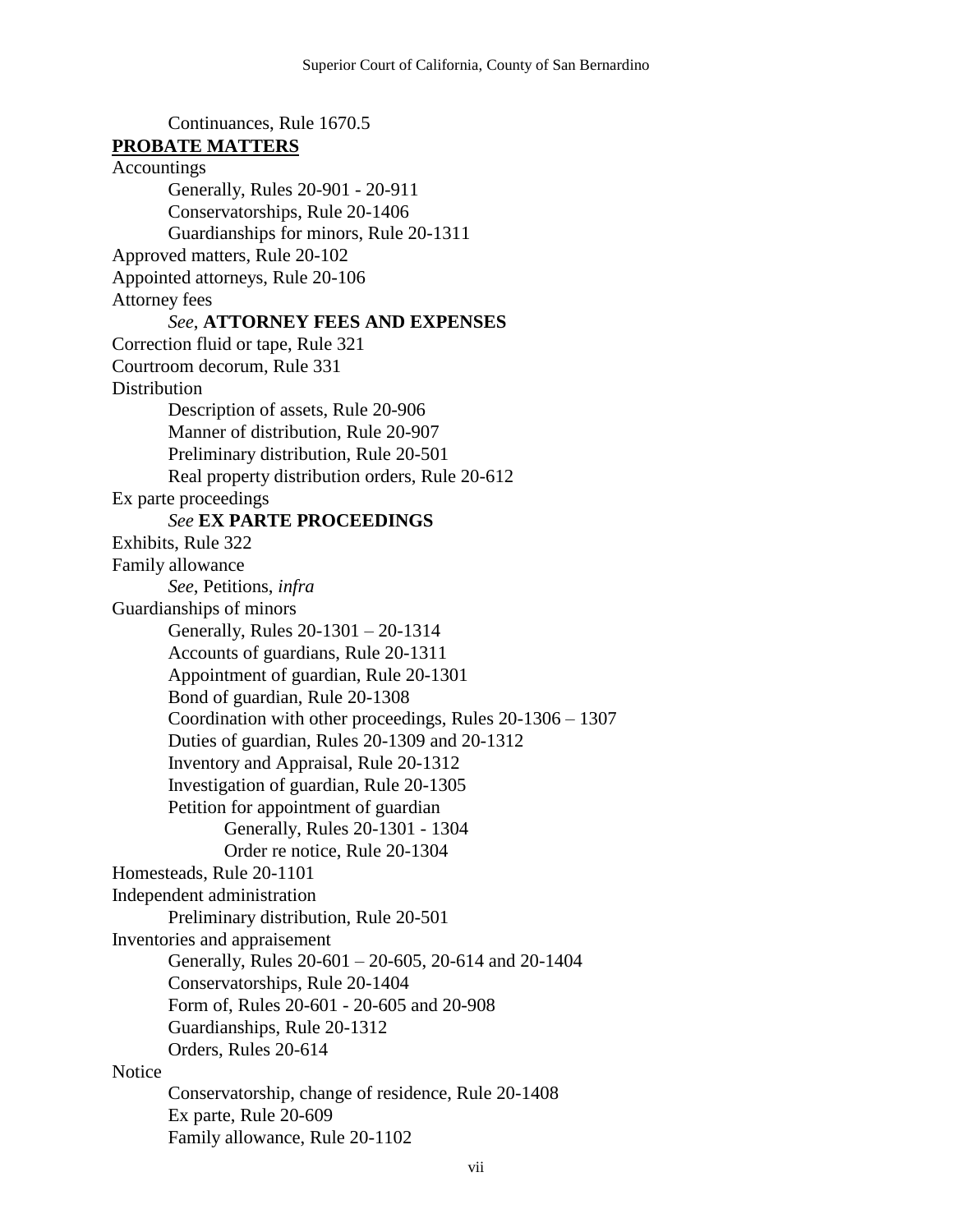Continuances, Rule 1670.5

**PROBATE MATTERS**

Accountings

Generally, Rules 20-901 - 20-911

Conservatorships, Rule 20-1406

Guardianships for minors, Rule 20-1311

Approved matters, Rule 20-102

Appointed attorneys, Rule 20-106

Attorney fees

*See*, **ATTORNEY FEES AND EXPENSES**

Correction fluid or tape, Rule 321

Courtroom decorum, Rule 331

Distribution

Description of assets, Rule 20-906

Manner of distribution, Rule 20-907

Preliminary distribution, Rule 20-501

Real property distribution orders, Rule 20-612

Ex parte proceedings

*See* **EX PARTE PROCEEDINGS**

Exhibits, Rule 322

Family allowance

*See*, Petitions, *infra*

Guardianships of minors

Generally, Rules 20-1301 – 20-1314

Accounts of guardians, Rule 20-1311

Appointment of guardian, Rule 20-1301

Bond of guardian, Rule 20-1308

Coordination with other proceedings, Rules 20-1306 – 1307

Duties of guardian, Rules 20-1309 and 20-1312

Inventory and Appraisal, Rule 20-1312

Investigation of guardian, Rule 20-1305

Petition for appointment of guardian

Generally, Rules 20-1301 - 1304

Order re notice, Rule 20-1304

Homesteads, Rule 20-1101

Independent administration

Preliminary distribution, Rule 20-501

Inventories and appraisement

Generally, Rules 20-601 – 20-605, 20-614 and 20-1404

Conservatorships, Rule 20-1404

Form of, Rules 20-601 - 20-605 and 20-908

Guardianships, Rule 20-1312

Orders, Rules 20-614

Notice

Conservatorship, change of residence, Rule 20-1408

Ex parte, Rule 20-609

Family allowance, Rule 20-1102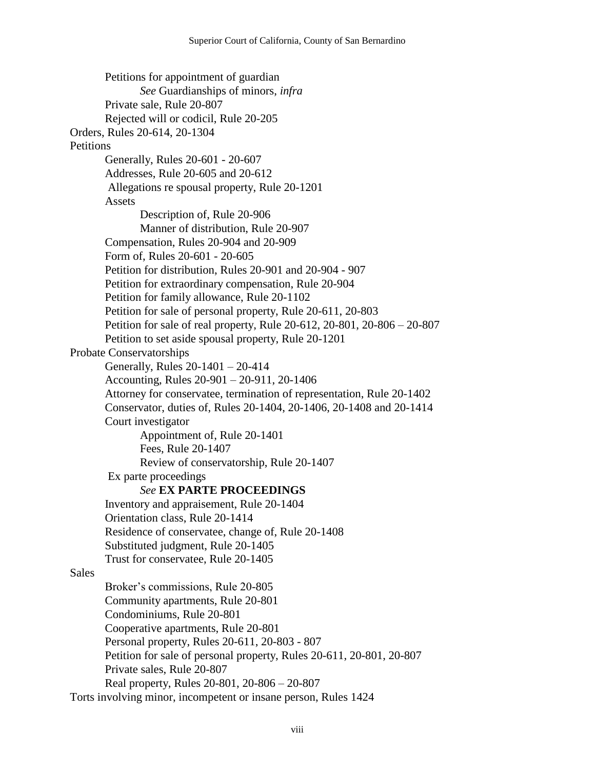Petitions for appointment of guardian
    *See* Guardianships of minors, *infra*
  Private sale, Rule 20-807
  Rejected will or codicil, Rule 20-205

Orders, Rules 20-614, 20-1304

Petitions
  Generally, Rules 20-601 - 20-607
  Addresses, Rule 20-605 and 20-612
  Allegations re spousal property, Rule 20-1201
  Assets
    Description of, Rule 20-906
    Manner of distribution, Rule 20-907
  Compensation, Rules 20-904 and 20-909
  Form of, Rules 20-601 - 20-605
  Petition for distribution, Rules 20-901 and 20-904 - 907
  Petition for extraordinary compensation, Rule 20-904
  Petition for family allowance, Rule 20-1102
  Petition for sale of personal property, Rule 20-611, 20-803
  Petition for sale of real property, Rule 20-612, 20-801, 20-806 – 20-807
  Petition to set aside spousal property, Rule 20-1201

Probate Conservatorships
  Generally, Rules 20-1401 – 20-414
  Accounting, Rules 20-901 – 20-911, 20-1406
  Attorney for conservatee, termination of representation, Rule 20-1402
  Conservator, duties of, Rules 20-1404, 20-1406, 20-1408 and 20-1414
  Court investigator
    Appointment of, Rule 20-1401
    Fees, Rule 20-1407
    Review of conservatorship, Rule 20-1407
  Ex parte proceedings
    *See* **EX PARTE PROCEEDINGS**
  Inventory and appraisement, Rule 20-1404
  Orientation class, Rule 20-1414
  Residence of conservatee, change of, Rule 20-1408
  Substituted judgment, Rule 20-1405
  Trust for conservatee, Rule 20-1405

Sales
  Broker's commissions, Rule 20-805
  Community apartments, Rule 20-801
  Condominiums, Rule 20-801
  Cooperative apartments, Rule 20-801
  Personal property, Rules 20-611, 20-803 - 807
  Petition for sale of personal property, Rules 20-611, 20-801, 20-807
  Private sales, Rule 20-807
  Real property, Rules 20-801, 20-806 – 20-807

Torts involving minor, incompetent or insane person, Rules 1424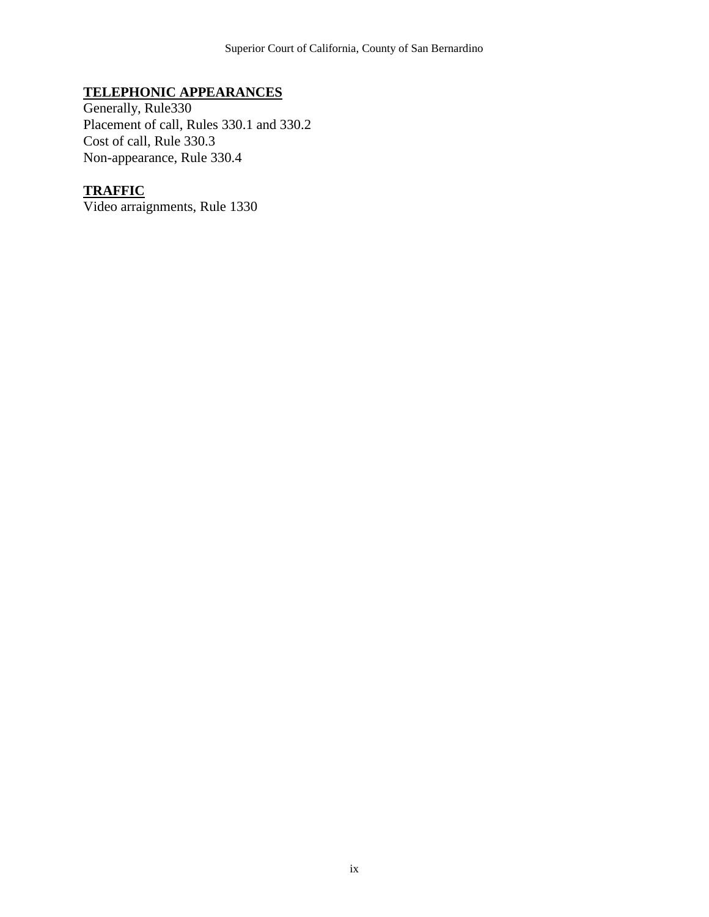**<u>TELEPHONIC APPEARANCES</u>**

Generally, Rule330
Placement of call, Rules 330.1 and 330.2
Cost of call, Rule 330.3
Non-appearance, Rule 330.4

**<u>TRAFFIC</u>**

Video arraignments, Rule 1330